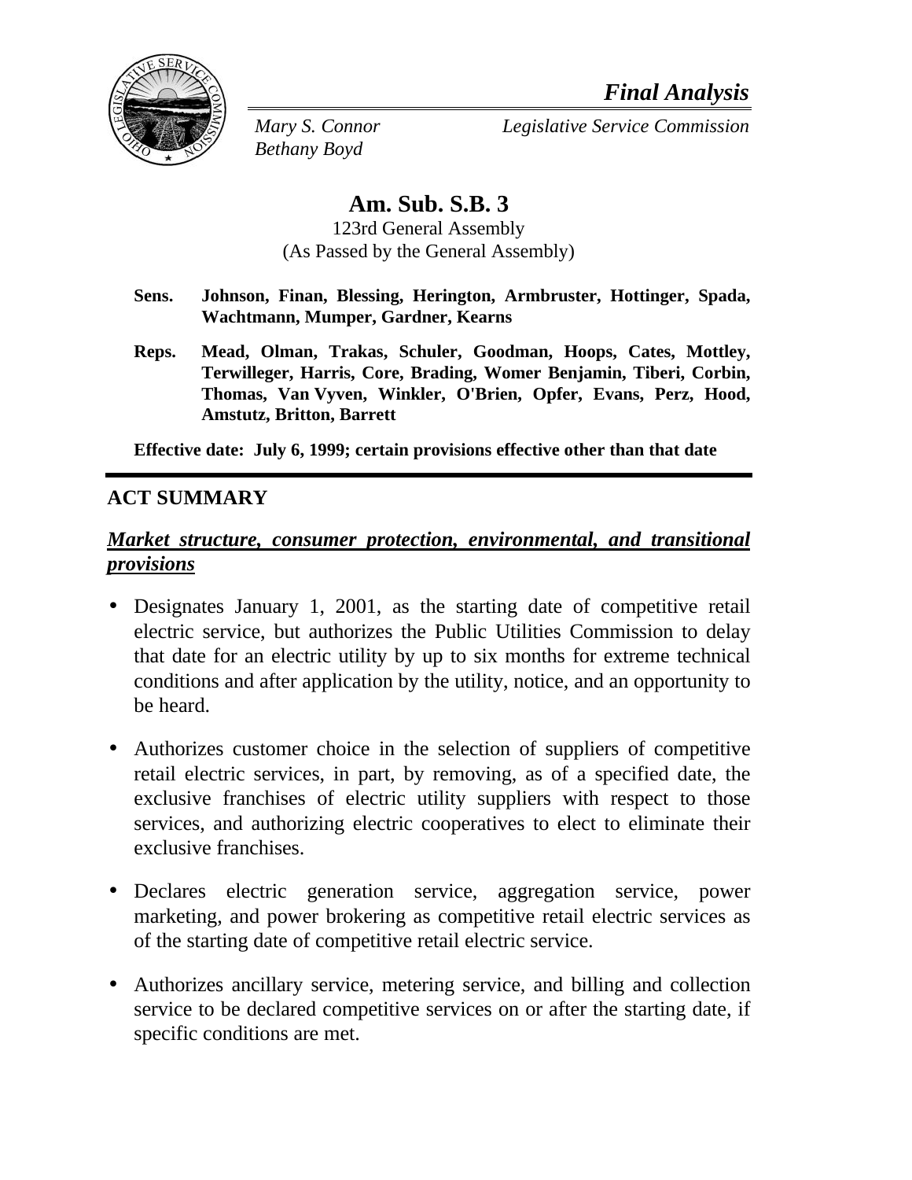*Final Analysis*

*Mary S. Connor* *Legislative Service Commission*
*Bethany Boyd*

# Am. Sub. S.B. 3

123rd General Assembly
(As Passed by the General Assembly)

**Sens.** **Johnson, Finan, Blessing, Herington, Armbruster, Hottinger, Spada, Wachtmann, Mumper, Gardner, Kearns**

**Reps.** **Mead, Olman, Trakas, Schuler, Goodman, Hoops, Cates, Mottley, Terwilleger, Harris, Core, Brading, Womer Benjamin, Tiberi, Corbin, Thomas, Van Vyven, Winkler, O'Brien, Opfer, Evans, Perz, Hood, Amstutz, Britton, Barrett**

**Effective date: July 6, 1999; certain provisions effective other than that date**

## ACT SUMMARY

***Market structure, consumer protection, environmental, and transitional provisions***

- Designates January 1, 2001, as the starting date of competitive retail electric service, but authorizes the Public Utilities Commission to delay that date for an electric utility by up to six months for extreme technical conditions and after application by the utility, notice, and an opportunity to be heard.

- Authorizes customer choice in the selection of suppliers of competitive retail electric services, in part, by removing, as of a specified date, the exclusive franchises of electric utility suppliers with respect to those services, and authorizing electric cooperatives to elect to eliminate their exclusive franchises.

- Declares electric generation service, aggregation service, power marketing, and power brokering as competitive retail electric services as of the starting date of competitive retail electric service.

- Authorizes ancillary service, metering service, and billing and collection service to be declared competitive services on or after the starting date, if specific conditions are met.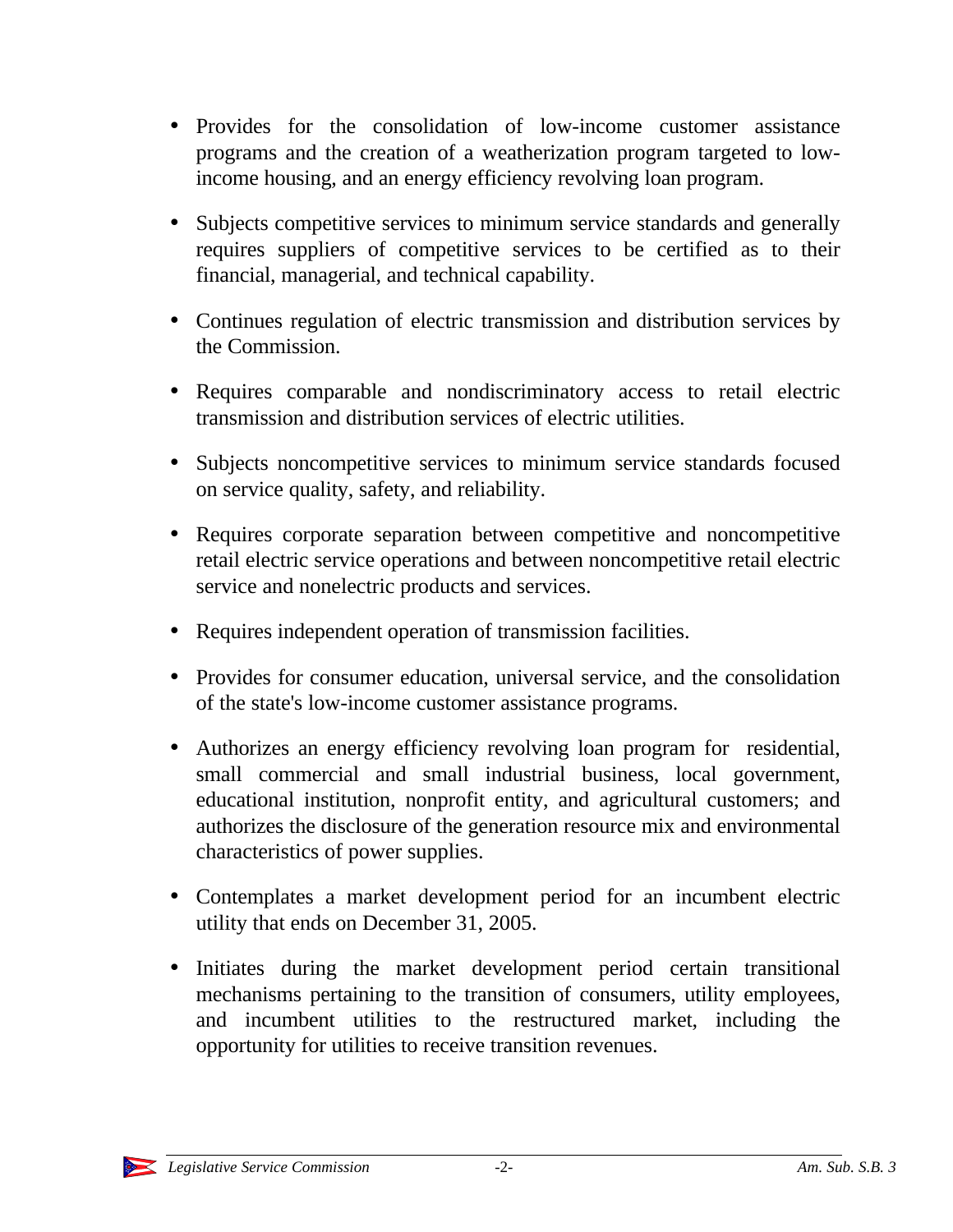- Provides for the consolidation of low-income customer assistance programs and the creation of a weatherization program targeted to low-income housing, and an energy efficiency revolving loan program.

- Subjects competitive services to minimum service standards and generally requires suppliers of competitive services to be certified as to their financial, managerial, and technical capability.

- Continues regulation of electric transmission and distribution services by the Commission.

- Requires comparable and nondiscriminatory access to retail electric transmission and distribution services of electric utilities.

- Subjects noncompetitive services to minimum service standards focused on service quality, safety, and reliability.

- Requires corporate separation between competitive and noncompetitive retail electric service operations and between noncompetitive retail electric service and nonelectric products and services.

- Requires independent operation of transmission facilities.

- Provides for consumer education, universal service, and the consolidation of the state's low-income customer assistance programs.

- Authorizes an energy efficiency revolving loan program for residential, small commercial and small industrial business, local government, educational institution, nonprofit entity, and agricultural customers; and authorizes the disclosure of the generation resource mix and environmental characteristics of power supplies.

- Contemplates a market development period for an incumbent electric utility that ends on December 31, 2005.

- Initiates during the market development period certain transitional mechanisms pertaining to the transition of consumers, utility employees, and incumbent utilities to the restructured market, including the opportunity for utilities to receive transition revenues.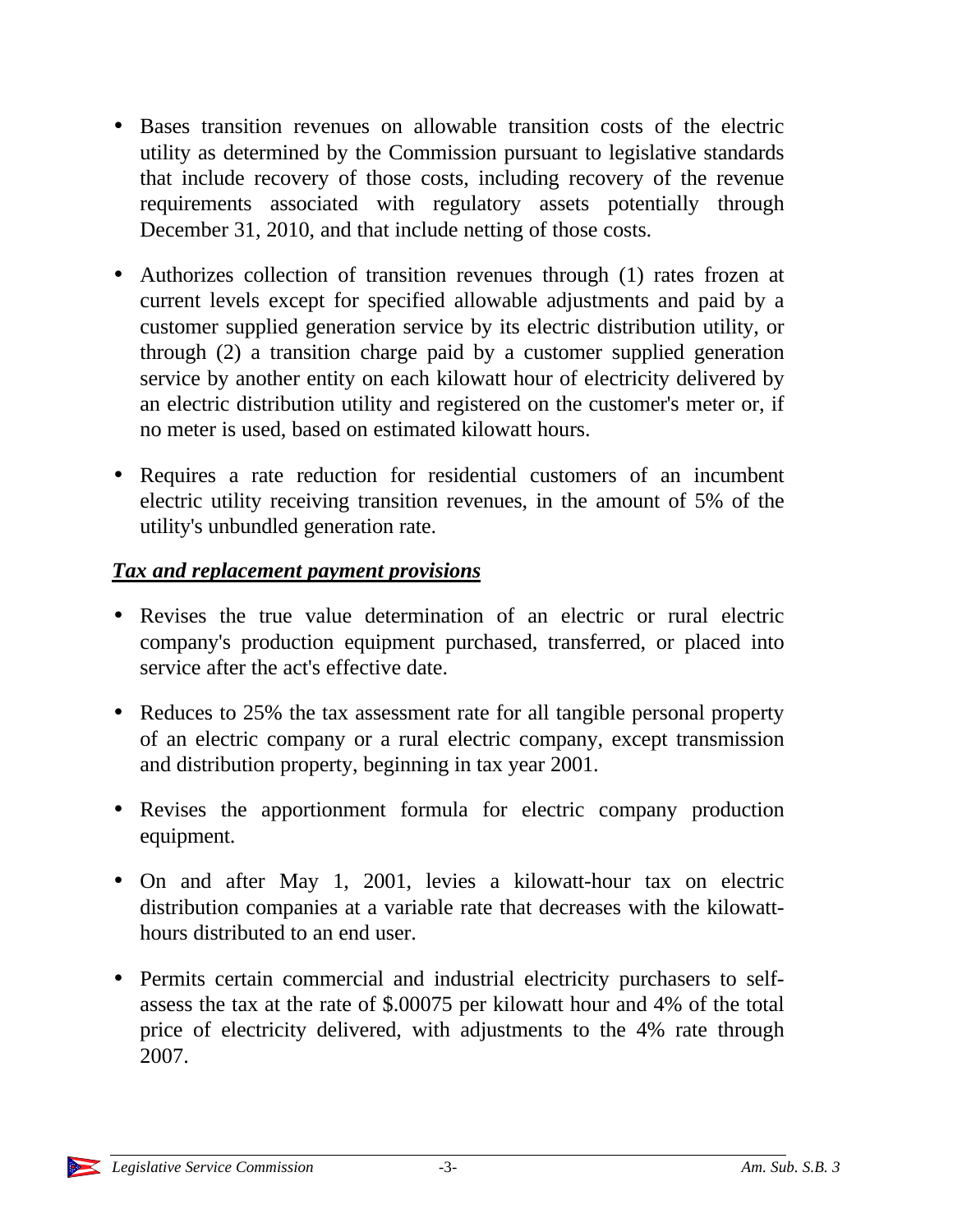- Bases transition revenues on allowable transition costs of the electric utility as determined by the Commission pursuant to legislative standards that include recovery of those costs, including recovery of the revenue requirements associated with regulatory assets potentially through December 31, 2010, and that include netting of those costs.

- Authorizes collection of transition revenues through (1) rates frozen at current levels except for specified allowable adjustments and paid by a customer supplied generation service by its electric distribution utility, or through (2) a transition charge paid by a customer supplied generation service by another entity on each kilowatt hour of electricity delivered by an electric distribution utility and registered on the customer's meter or, if no meter is used, based on estimated kilowatt hours.

- Requires a rate reduction for residential customers of an incumbent electric utility receiving transition revenues, in the amount of 5% of the utility's unbundled generation rate.

***Tax and replacement payment provisions***

- Revises the true value determination of an electric or rural electric company's production equipment purchased, transferred, or placed into service after the act's effective date.

- Reduces to 25% the tax assessment rate for all tangible personal property of an electric company or a rural electric company, except transmission and distribution property, beginning in tax year 2001.

- Revises the apportionment formula for electric company production equipment.

- On and after May 1, 2001, levies a kilowatt-hour tax on electric distribution companies at a variable rate that decreases with the kilowatt-hours distributed to an end user.

- Permits certain commercial and industrial electricity purchasers to self-assess the tax at the rate of $.00075 per kilowatt hour and 4% of the total price of electricity delivered, with adjustments to the 4% rate through 2007.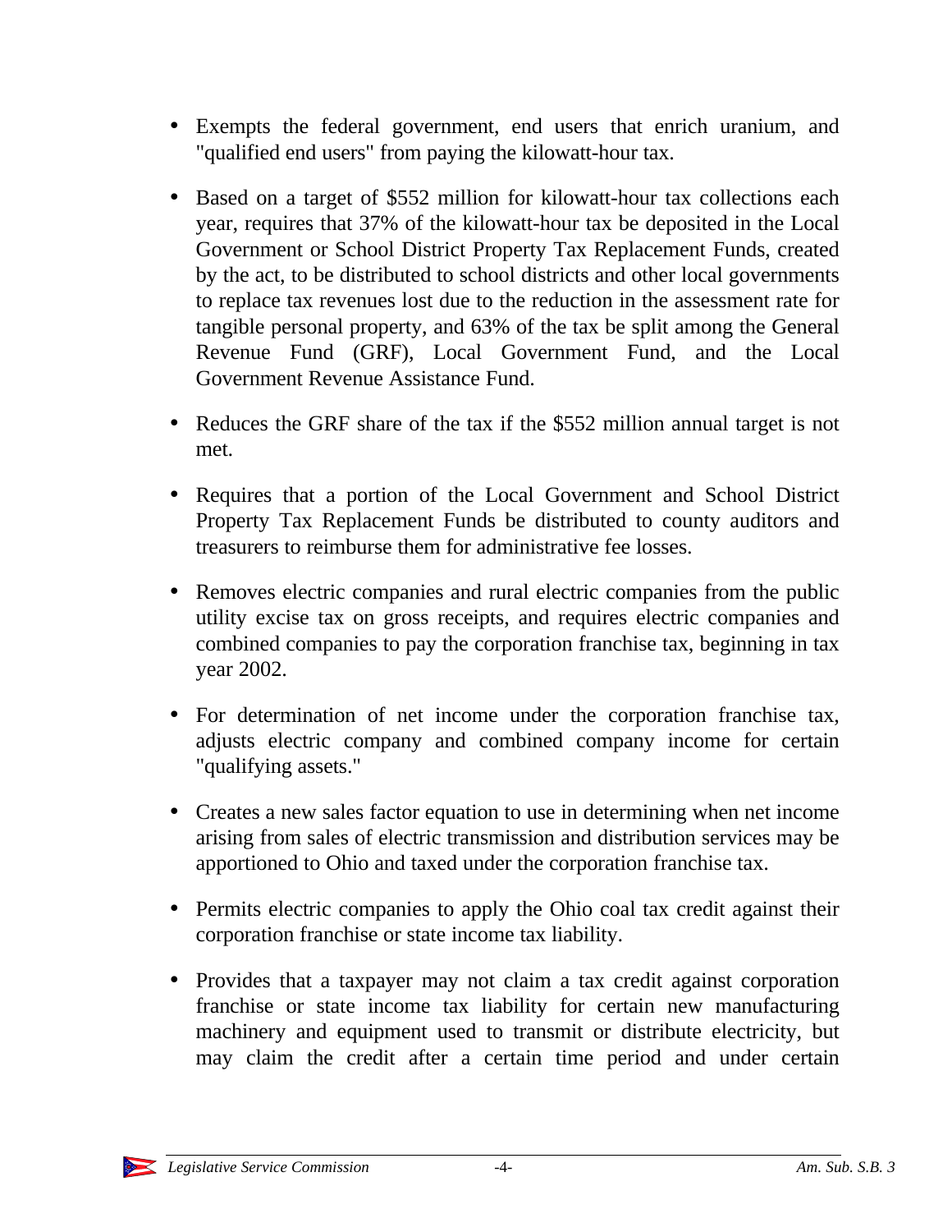- Exempts the federal government, end users that enrich uranium, and "qualified end users" from paying the kilowatt-hour tax.

- Based on a target of $552 million for kilowatt-hour tax collections each year, requires that 37% of the kilowatt-hour tax be deposited in the Local Government or School District Property Tax Replacement Funds, created by the act, to be distributed to school districts and other local governments to replace tax revenues lost due to the reduction in the assessment rate for tangible personal property, and 63% of the tax be split among the General Revenue Fund (GRF), Local Government Fund, and the Local Government Revenue Assistance Fund.

- Reduces the GRF share of the tax if the $552 million annual target is not met.

- Requires that a portion of the Local Government and School District Property Tax Replacement Funds be distributed to county auditors and treasurers to reimburse them for administrative fee losses.

- Removes electric companies and rural electric companies from the public utility excise tax on gross receipts, and requires electric companies and combined companies to pay the corporation franchise tax, beginning in tax year 2002.

- For determination of net income under the corporation franchise tax, adjusts electric company and combined company income for certain "qualifying assets."

- Creates a new sales factor equation to use in determining when net income arising from sales of electric transmission and distribution services may be apportioned to Ohio and taxed under the corporation franchise tax.

- Permits electric companies to apply the Ohio coal tax credit against their corporation franchise or state income tax liability.

- Provides that a taxpayer may not claim a tax credit against corporation franchise or state income tax liability for certain new manufacturing machinery and equipment used to transmit or distribute electricity, but may claim the credit after a certain time period and under certain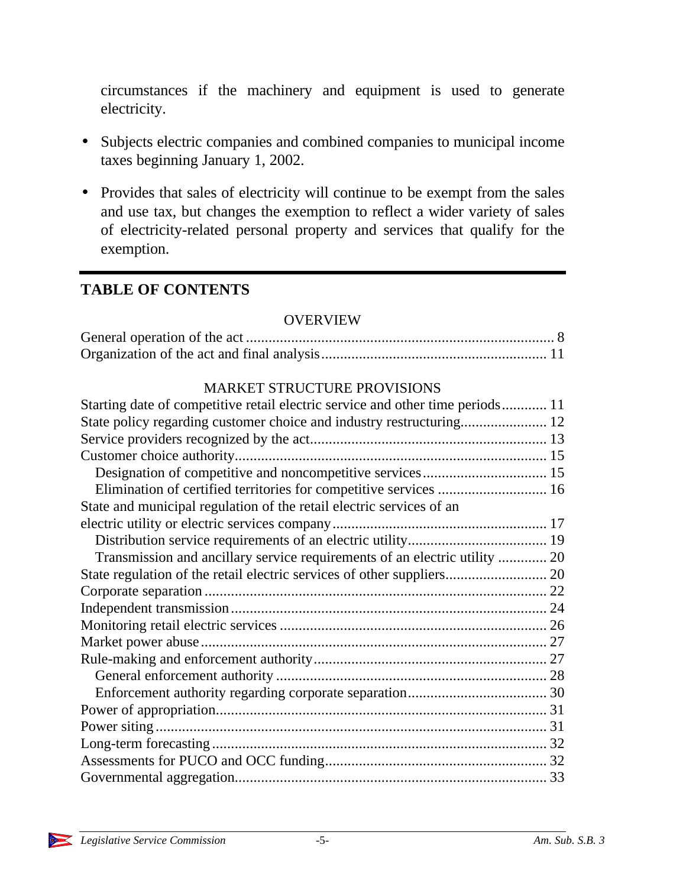circumstances if the machinery and equipment is used to generate electricity.

- Subjects electric companies and combined companies to municipal income taxes beginning January 1, 2002.

- Provides that sales of electricity will continue to be exempt from the sales and use tax, but changes the exemption to reflect a wider variety of sales of electricity-related personal property and services that qualify for the exemption.

---

## TABLE OF CONTENTS

### OVERVIEW

General operation of the act ........................................................................ 8
Organization of the act and final analysis................................................. 11

### MARKET STRUCTURE PROVISIONS

Starting date of competitive retail electric service and other time periods............ 11
State policy regarding customer choice and industry restructuring...................... 12
Service providers recognized by the act.............................................................. 13
Customer choice authority................................................................................. 15
    Designation of competitive and noncompetitive services................................ 15
    Elimination of certified territories for competitive services ............................ 16
State and municipal regulation of the retail electric services of an electric utility or electric services company........................................................ 17
    Distribution service requirements of an electric utility.................................... 19
    Transmission and ancillary service requirements of an electric utility ............ 20
State regulation of the retail electric services of other suppliers.......................... 20
Corporate separation ......................................................................................... 22
Independent transmission.................................................................................. 24
Monitoring retail electric services ..................................................................... 26
Market power abuse.......................................................................................... 27
Rule-making and enforcement authority............................................................ 27
    General enforcement authority ...................................................................... 28
    Enforcement authority regarding corporate separation.................................... 30
Power of appropriation...................................................................................... 31
Power siting...................................................................................................... 31
Long-term forecasting....................................................................................... 32
Assessments for PUCO and OCC funding.......................................................... 32
Governmental aggregation................................................................................. 33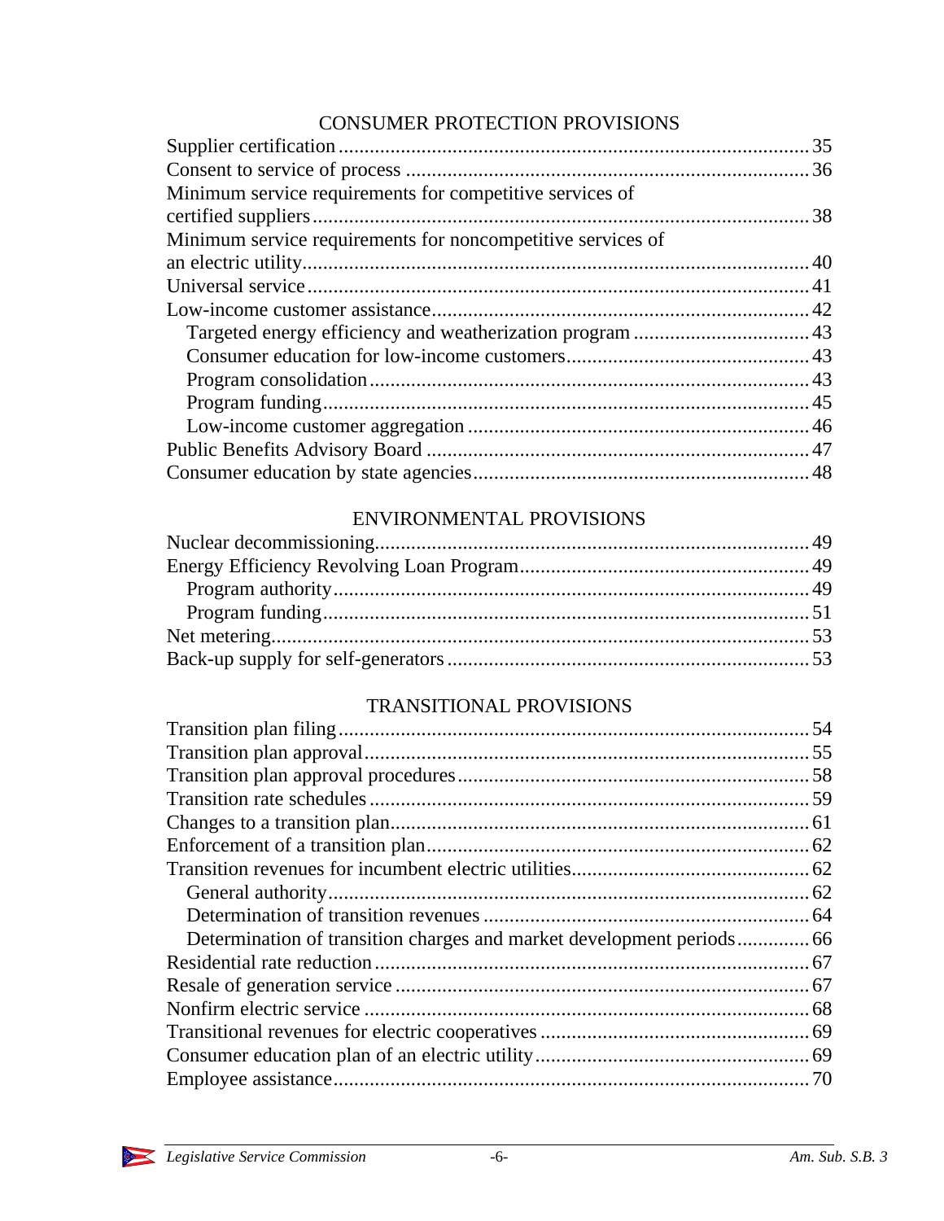## CONSUMER PROTECTION PROVISIONS

Supplier certification ........................................................................................ 35
Consent to service of process ........................................................................... 36
Minimum service requirements for competitive services of certified suppliers ............................................................................................. 38
Minimum service requirements for noncompetitive services of an electric utility ............................................................................................... 40
Universal service .............................................................................................. 41
Low-income customer assistance ..................................................................... 42
  Targeted energy efficiency and weatherization program ................................ 43
  Consumer education for low-income customers ............................................. 43
  Program consolidation .................................................................................. 43
  Program funding ........................................................................................... 45
  Low-income customer aggregation ................................................................ 46
Public Benefits Advisory Board ........................................................................ 47
Consumer education by state agencies ............................................................... 48

## ENVIRONMENTAL PROVISIONS

Nuclear decommissioning ................................................................................. 49
Energy Efficiency Revolving Loan Program ...................................................... 49
  Program authority ......................................................................................... 49
  Program funding ........................................................................................... 51
Net metering ..................................................................................................... 53
Back-up supply for self-generators ................................................................... 53

## TRANSITIONAL PROVISIONS

Transition plan filing ........................................................................................ 54
Transition plan approval ................................................................................... 55
Transition plan approval procedures ................................................................. 58
Transition rate schedules .................................................................................. 59
Changes to a transition plan .............................................................................. 61
Enforcement of a transition plan ....................................................................... 62
Transition revenues for incumbent electric utilities ............................................ 62
  General authority .......................................................................................... 62
  Determination of transition revenues ............................................................. 64
  Determination of transition charges and market development periods ............ 66
Residential rate reduction .................................................................................. 67
Resale of generation service .............................................................................. 67
Nonfirm electric service .................................................................................... 68
Transitional revenues for electric cooperatives .................................................. 69
Consumer education plan of an electric utility .................................................... 69
Employee assistance .......................................................................................... 70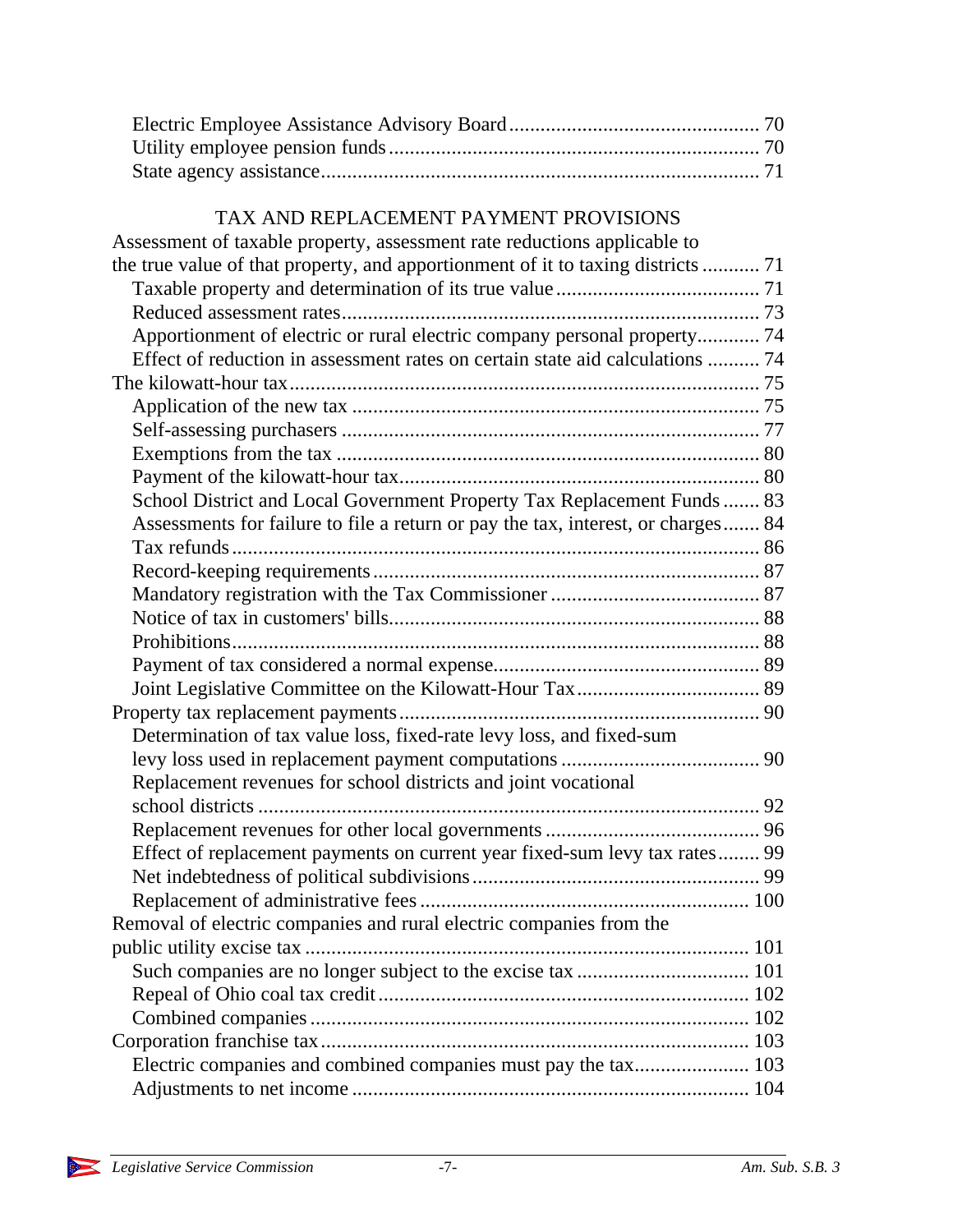Electric Employee Assistance Advisory Board ............ 70
Utility employee pension funds ............ 70
State agency assistance ............ 71

## TAX AND REPLACEMENT PAYMENT PROVISIONS

Assessment of taxable property, assessment rate reductions applicable to the true value of that property, and apportionment of it to taxing districts ............ 71

- Taxable property and determination of its true value ............ 71
- Reduced assessment rates ............ 73
- Apportionment of electric or rural electric company personal property ............ 74
- Effect of reduction in assessment rates on certain state aid calculations ............ 74

The kilowatt-hour tax ............ 75

- Application of the new tax ............ 75
- Self-assessing purchasers ............ 77
- Exemptions from the tax ............ 80
- Payment of the kilowatt-hour tax ............ 80
- School District and Local Government Property Tax Replacement Funds ............ 83
- Assessments for failure to file a return or pay the tax, interest, or charges ............ 84
- Tax refunds ............ 86
- Record-keeping requirements ............ 87
- Mandatory registration with the Tax Commissioner ............ 87
- Notice of tax in customers' bills ............ 88
- Prohibitions ............ 88
- Payment of tax considered a normal expense ............ 89
- Joint Legislative Committee on the Kilowatt-Hour Tax ............ 89

Property tax replacement payments ............ 90

- Determination of tax value loss, fixed-rate levy loss, and fixed-sum levy loss used in replacement payment computations ............ 90
- Replacement revenues for school districts and joint vocational school districts ............ 92
- Replacement revenues for other local governments ............ 96
- Effect of replacement payments on current year fixed-sum levy tax rates ............ 99
- Net indebtedness of political subdivisions ............ 99
- Replacement of administrative fees ............ 100

Removal of electric companies and rural electric companies from the public utility excise tax ............ 101

- Such companies are no longer subject to the excise tax ............ 101
- Repeal of Ohio coal tax credit ............ 102
- Combined companies ............ 102

Corporation franchise tax ............ 103

- Electric companies and combined companies must pay the tax ............ 103
- Adjustments to net income ............ 104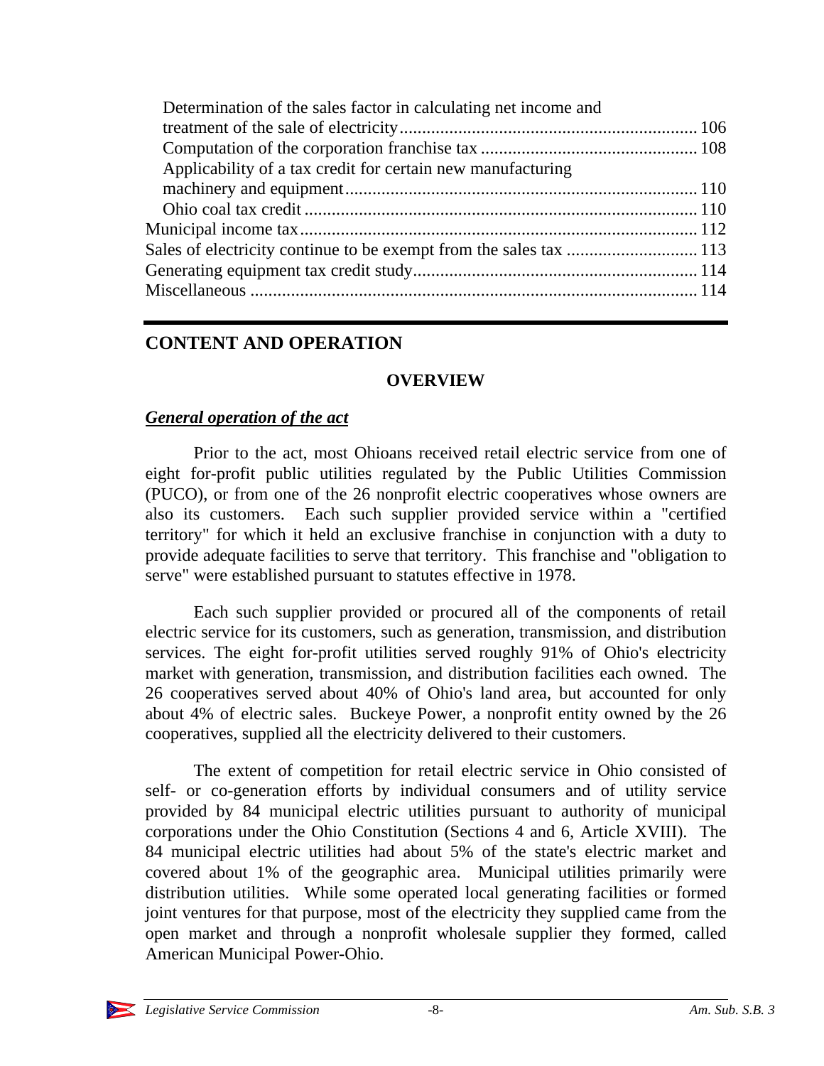Determination of the sales factor in calculating net income and treatment of the sale of electricity ... 106
Computation of the corporation franchise tax ... 108
Applicability of a tax credit for certain new manufacturing machinery and equipment ... 110
Ohio coal tax credit ... 110
Municipal income tax ... 112
Sales of electricity continue to be exempt from the sales tax ... 113
Generating equipment tax credit study ... 114
Miscellaneous ... 114

---

## CONTENT AND OPERATION

### OVERVIEW

***General operation of the act***

Prior to the act, most Ohioans received retail electric service from one of eight for-profit public utilities regulated by the Public Utilities Commission (PUCO), or from one of the 26 nonprofit electric cooperatives whose owners are also its customers. Each such supplier provided service within a "certified territory" for which it held an exclusive franchise in conjunction with a duty to provide adequate facilities to serve that territory. This franchise and "obligation to serve" were established pursuant to statutes effective in 1978.

Each such supplier provided or procured all of the components of retail electric service for its customers, such as generation, transmission, and distribution services. The eight for-profit utilities served roughly 91% of Ohio's electricity market with generation, transmission, and distribution facilities each owned. The 26 cooperatives served about 40% of Ohio's land area, but accounted for only about 4% of electric sales. Buckeye Power, a nonprofit entity owned by the 26 cooperatives, supplied all the electricity delivered to their customers.

The extent of competition for retail electric service in Ohio consisted of self- or co-generation efforts by individual consumers and of utility service provided by 84 municipal electric utilities pursuant to authority of municipal corporations under the Ohio Constitution (Sections 4 and 6, Article XVIII). The 84 municipal electric utilities had about 5% of the state's electric market and covered about 1% of the geographic area. Municipal utilities primarily were distribution utilities. While some operated local generating facilities or formed joint ventures for that purpose, most of the electricity they supplied came from the open market and through a nonprofit wholesale supplier they formed, called American Municipal Power-Ohio.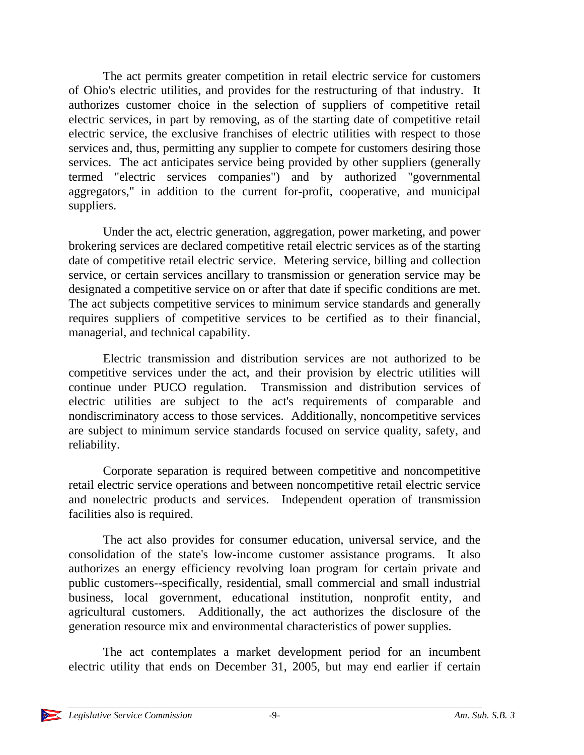The act permits greater competition in retail electric service for customers of Ohio's electric utilities, and provides for the restructuring of that industry. It authorizes customer choice in the selection of suppliers of competitive retail electric services, in part by removing, as of the starting date of competitive retail electric service, the exclusive franchises of electric utilities with respect to those services and, thus, permitting any supplier to compete for customers desiring those services. The act anticipates service being provided by other suppliers (generally termed "electric services companies") and by authorized "governmental aggregators," in addition to the current for-profit, cooperative, and municipal suppliers.

Under the act, electric generation, aggregation, power marketing, and power brokering services are declared competitive retail electric services as of the starting date of competitive retail electric service. Metering service, billing and collection service, or certain services ancillary to transmission or generation service may be designated a competitive service on or after that date if specific conditions are met. The act subjects competitive services to minimum service standards and generally requires suppliers of competitive services to be certified as to their financial, managerial, and technical capability.

Electric transmission and distribution services are not authorized to be competitive services under the act, and their provision by electric utilities will continue under PUCO regulation. Transmission and distribution services of electric utilities are subject to the act's requirements of comparable and nondiscriminatory access to those services. Additionally, noncompetitive services are subject to minimum service standards focused on service quality, safety, and reliability.

Corporate separation is required between competitive and noncompetitive retail electric service operations and between noncompetitive retail electric service and nonelectric products and services. Independent operation of transmission facilities also is required.

The act also provides for consumer education, universal service, and the consolidation of the state's low-income customer assistance programs. It also authorizes an energy efficiency revolving loan program for certain private and public customers--specifically, residential, small commercial and small industrial business, local government, educational institution, nonprofit entity, and agricultural customers. Additionally, the act authorizes the disclosure of the generation resource mix and environmental characteristics of power supplies.

The act contemplates a market development period for an incumbent electric utility that ends on December 31, 2005, but may end earlier if certain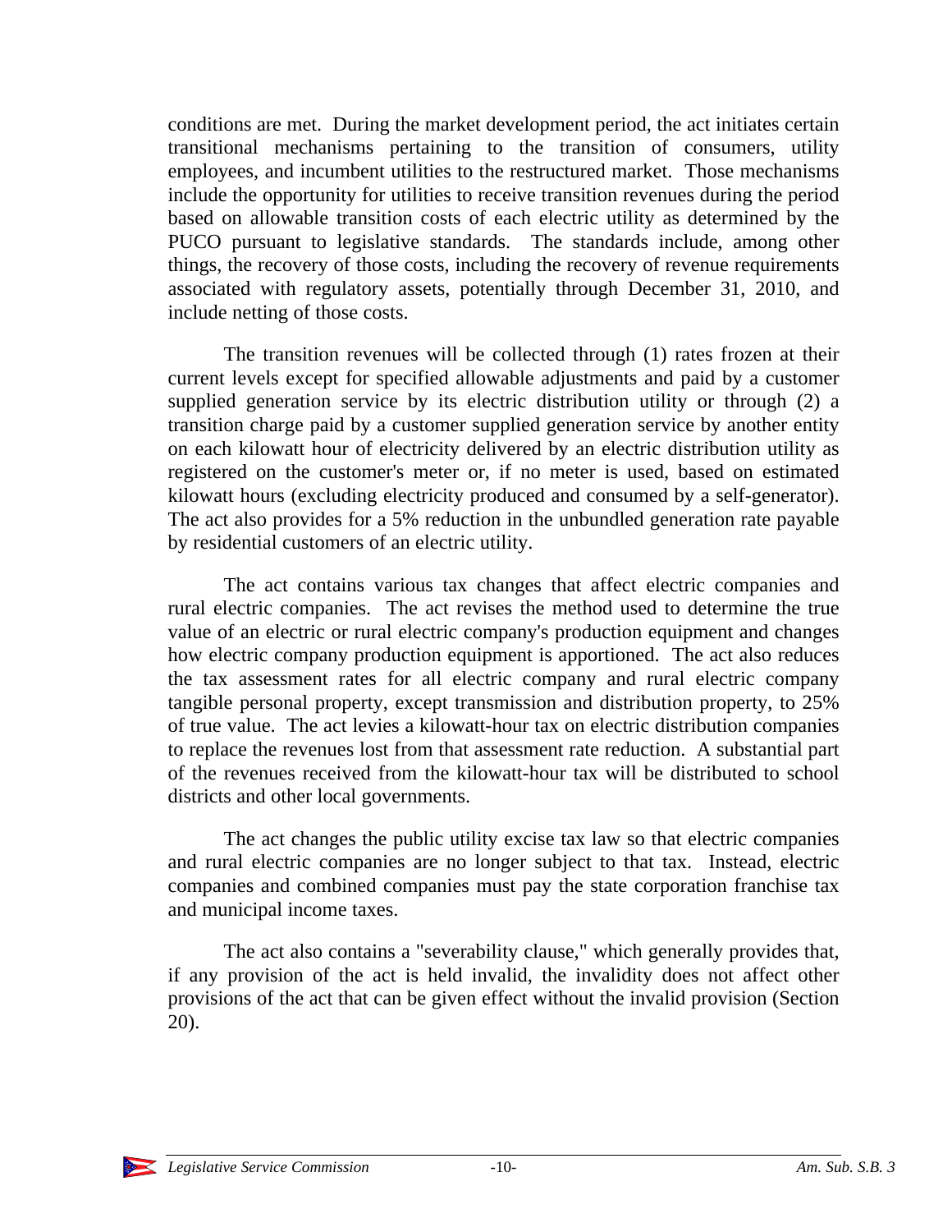conditions are met. During the market development period, the act initiates certain transitional mechanisms pertaining to the transition of consumers, utility employees, and incumbent utilities to the restructured market. Those mechanisms include the opportunity for utilities to receive transition revenues during the period based on allowable transition costs of each electric utility as determined by the PUCO pursuant to legislative standards. The standards include, among other things, the recovery of those costs, including the recovery of revenue requirements associated with regulatory assets, potentially through December 31, 2010, and include netting of those costs.

The transition revenues will be collected through (1) rates frozen at their current levels except for specified allowable adjustments and paid by a customer supplied generation service by its electric distribution utility or through (2) a transition charge paid by a customer supplied generation service by another entity on each kilowatt hour of electricity delivered by an electric distribution utility as registered on the customer's meter or, if no meter is used, based on estimated kilowatt hours (excluding electricity produced and consumed by a self-generator). The act also provides for a 5% reduction in the unbundled generation rate payable by residential customers of an electric utility.

The act contains various tax changes that affect electric companies and rural electric companies. The act revises the method used to determine the true value of an electric or rural electric company's production equipment and changes how electric company production equipment is apportioned. The act also reduces the tax assessment rates for all electric company and rural electric company tangible personal property, except transmission and distribution property, to 25% of true value. The act levies a kilowatt-hour tax on electric distribution companies to replace the revenues lost from that assessment rate reduction. A substantial part of the revenues received from the kilowatt-hour tax will be distributed to school districts and other local governments.

The act changes the public utility excise tax law so that electric companies and rural electric companies are no longer subject to that tax. Instead, electric companies and combined companies must pay the state corporation franchise tax and municipal income taxes.

The act also contains a "severability clause," which generally provides that, if any provision of the act is held invalid, the invalidity does not affect other provisions of the act that can be given effect without the invalid provision (Section 20).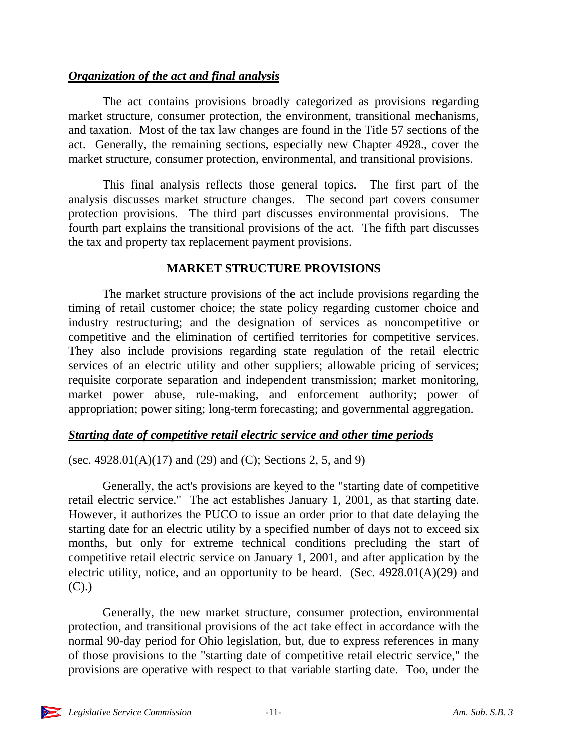***Organization of the act and final analysis***

The act contains provisions broadly categorized as provisions regarding market structure, consumer protection, the environment, transitional mechanisms, and taxation. Most of the tax law changes are found in the Title 57 sections of the act. Generally, the remaining sections, especially new Chapter 4928., cover the market structure, consumer protection, environmental, and transitional provisions.

This final analysis reflects those general topics. The first part of the analysis discusses market structure changes. The second part covers consumer protection provisions. The third part discusses environmental provisions. The fourth part explains the transitional provisions of the act. The fifth part discusses the tax and property tax replacement payment provisions.

## MARKET STRUCTURE PROVISIONS

The market structure provisions of the act include provisions regarding the timing of retail customer choice; the state policy regarding customer choice and industry restructuring; and the designation of services as noncompetitive or competitive and the elimination of certified territories for competitive services. They also include provisions regarding state regulation of the retail electric services of an electric utility and other suppliers; allowable pricing of services; requisite corporate separation and independent transmission; market monitoring, market power abuse, rule-making, and enforcement authority; power of appropriation; power siting; long-term forecasting; and governmental aggregation.

***Starting date of competitive retail electric service and other time periods***

(sec. 4928.01(A)(17) and (29) and (C); Sections 2, 5, and 9)

Generally, the act's provisions are keyed to the "starting date of competitive retail electric service." The act establishes January 1, 2001, as that starting date. However, it authorizes the PUCO to issue an order prior to that date delaying the starting date for an electric utility by a specified number of days not to exceed six months, but only for extreme technical conditions precluding the start of competitive retail electric service on January 1, 2001, and after application by the electric utility, notice, and an opportunity to be heard. (Sec. 4928.01(A)(29) and (C).)

Generally, the new market structure, consumer protection, environmental protection, and transitional provisions of the act take effect in accordance with the normal 90-day period for Ohio legislation, but, due to express references in many of those provisions to the "starting date of competitive retail electric service," the provisions are operative with respect to that variable starting date. Too, under the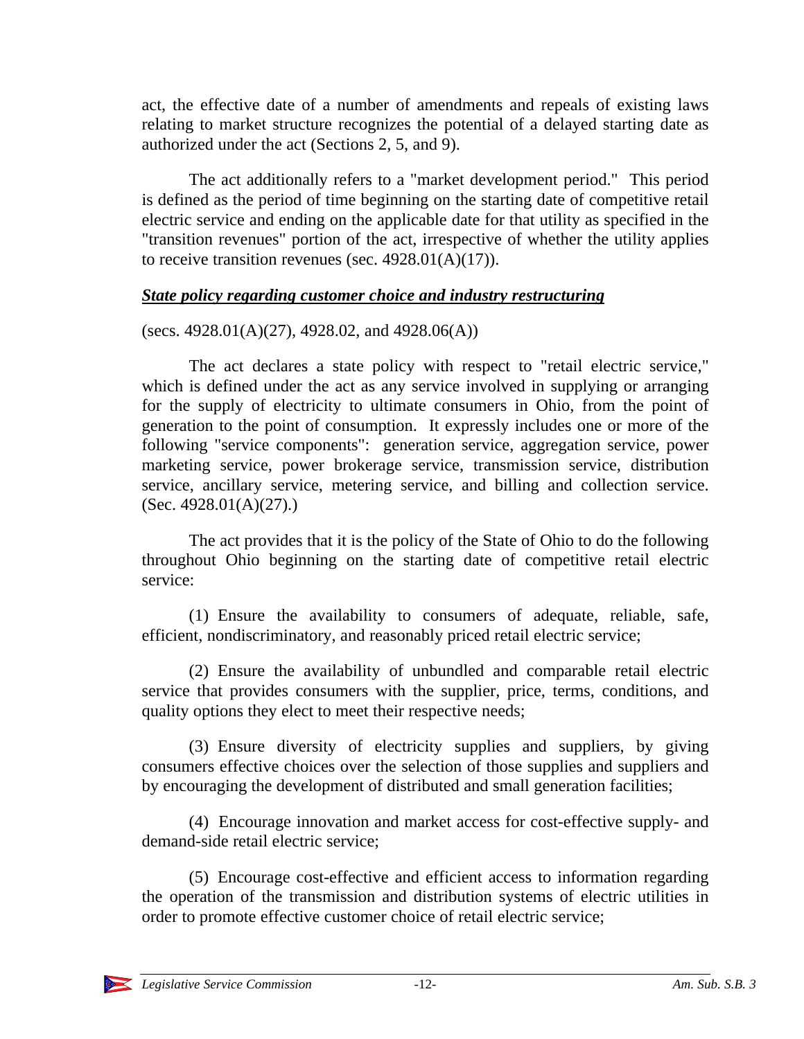act, the effective date of a number of amendments and repeals of existing laws relating to market structure recognizes the potential of a delayed starting date as authorized under the act (Sections 2, 5, and 9).

The act additionally refers to a "market development period." This period is defined as the period of time beginning on the starting date of competitive retail electric service and ending on the applicable date for that utility as specified in the "transition revenues" portion of the act, irrespective of whether the utility applies to receive transition revenues (sec. 4928.01(A)(17)).

### ***State policy regarding customer choice and industry restructuring***

(secs. 4928.01(A)(27), 4928.02, and 4928.06(A))

The act declares a state policy with respect to "retail electric service," which is defined under the act as any service involved in supplying or arranging for the supply of electricity to ultimate consumers in Ohio, from the point of generation to the point of consumption. It expressly includes one or more of the following "service components": generation service, aggregation service, power marketing service, power brokerage service, transmission service, distribution service, ancillary service, metering service, and billing and collection service. (Sec. 4928.01(A)(27).)

The act provides that it is the policy of the State of Ohio to do the following throughout Ohio beginning on the starting date of competitive retail electric service:

(1) Ensure the availability to consumers of adequate, reliable, safe, efficient, nondiscriminatory, and reasonably priced retail electric service;

(2) Ensure the availability of unbundled and comparable retail electric service that provides consumers with the supplier, price, terms, conditions, and quality options they elect to meet their respective needs;

(3) Ensure diversity of electricity supplies and suppliers, by giving consumers effective choices over the selection of those supplies and suppliers and by encouraging the development of distributed and small generation facilities;

(4) Encourage innovation and market access for cost-effective supply- and demand-side retail electric service;

(5) Encourage cost-effective and efficient access to information regarding the operation of the transmission and distribution systems of electric utilities in order to promote effective customer choice of retail electric service;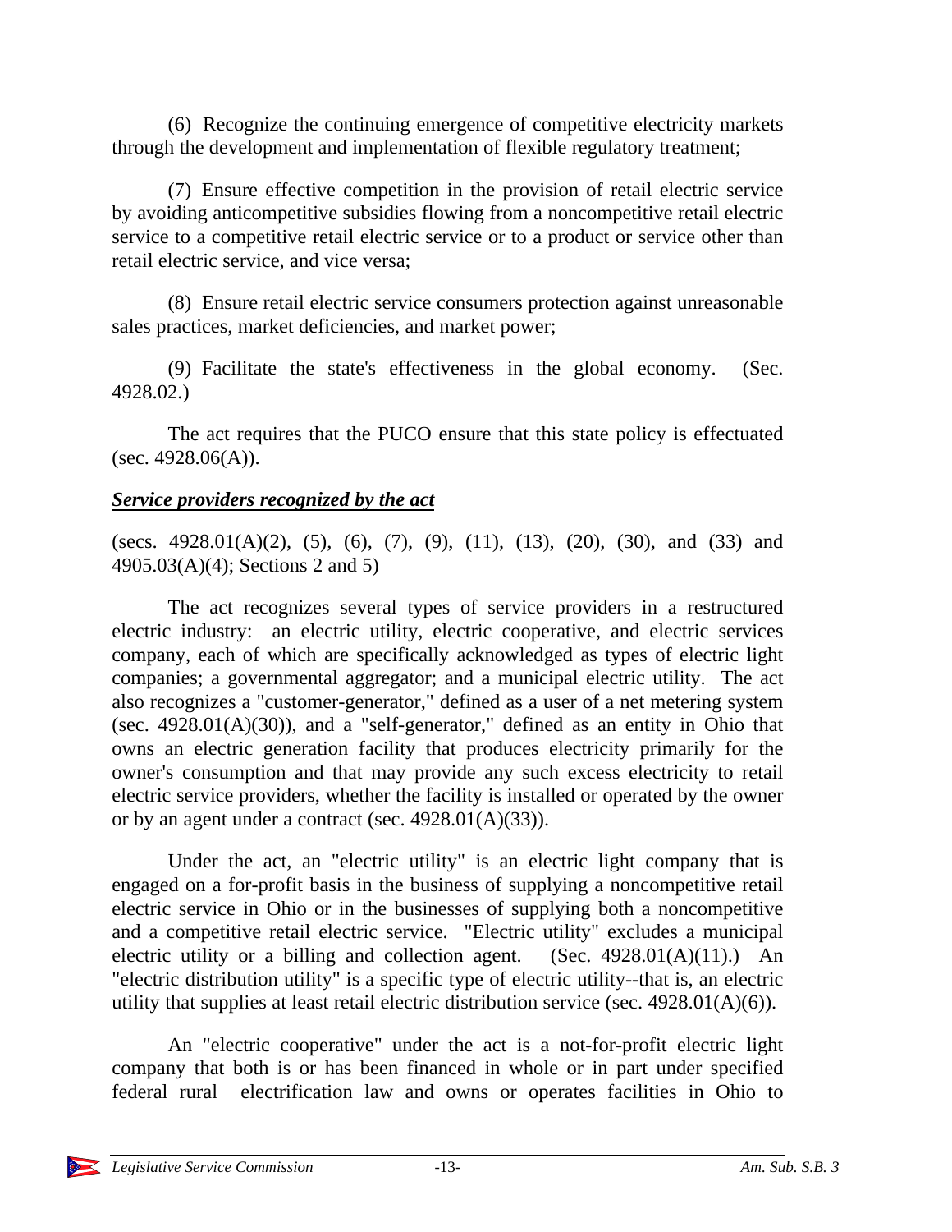(6) Recognize the continuing emergence of competitive electricity markets through the development and implementation of flexible regulatory treatment;

(7) Ensure effective competition in the provision of retail electric service by avoiding anticompetitive subsidies flowing from a noncompetitive retail electric service to a competitive retail electric service or to a product or service other than retail electric service, and vice versa;

(8) Ensure retail electric service consumers protection against unreasonable sales practices, market deficiencies, and market power;

(9) Facilitate the state's effectiveness in the global economy. (Sec. 4928.02.)

The act requires that the PUCO ensure that this state policy is effectuated (sec. 4928.06(A)).

***Service providers recognized by the act***

(secs. 4928.01(A)(2), (5), (6), (7), (9), (11), (13), (20), (30), and (33) and 4905.03(A)(4); Sections 2 and 5)

The act recognizes several types of service providers in a restructured electric industry: an electric utility, electric cooperative, and electric services company, each of which are specifically acknowledged as types of electric light companies; a governmental aggregator; and a municipal electric utility. The act also recognizes a "customer-generator," defined as a user of a net metering system (sec. 4928.01(A)(30)), and a "self-generator," defined as an entity in Ohio that owns an electric generation facility that produces electricity primarily for the owner's consumption and that may provide any such excess electricity to retail electric service providers, whether the facility is installed or operated by the owner or by an agent under a contract (sec. 4928.01(A)(33)).

Under the act, an "electric utility" is an electric light company that is engaged on a for-profit basis in the business of supplying a noncompetitive retail electric service in Ohio or in the businesses of supplying both a noncompetitive and a competitive retail electric service. "Electric utility" excludes a municipal electric utility or a billing and collection agent. (Sec. 4928.01(A)(11).) An "electric distribution utility" is a specific type of electric utility--that is, an electric utility that supplies at least retail electric distribution service (sec. 4928.01(A)(6)).

An "electric cooperative" under the act is a not-for-profit electric light company that both is or has been financed in whole or in part under specified federal rural electrification law and owns or operates facilities in Ohio to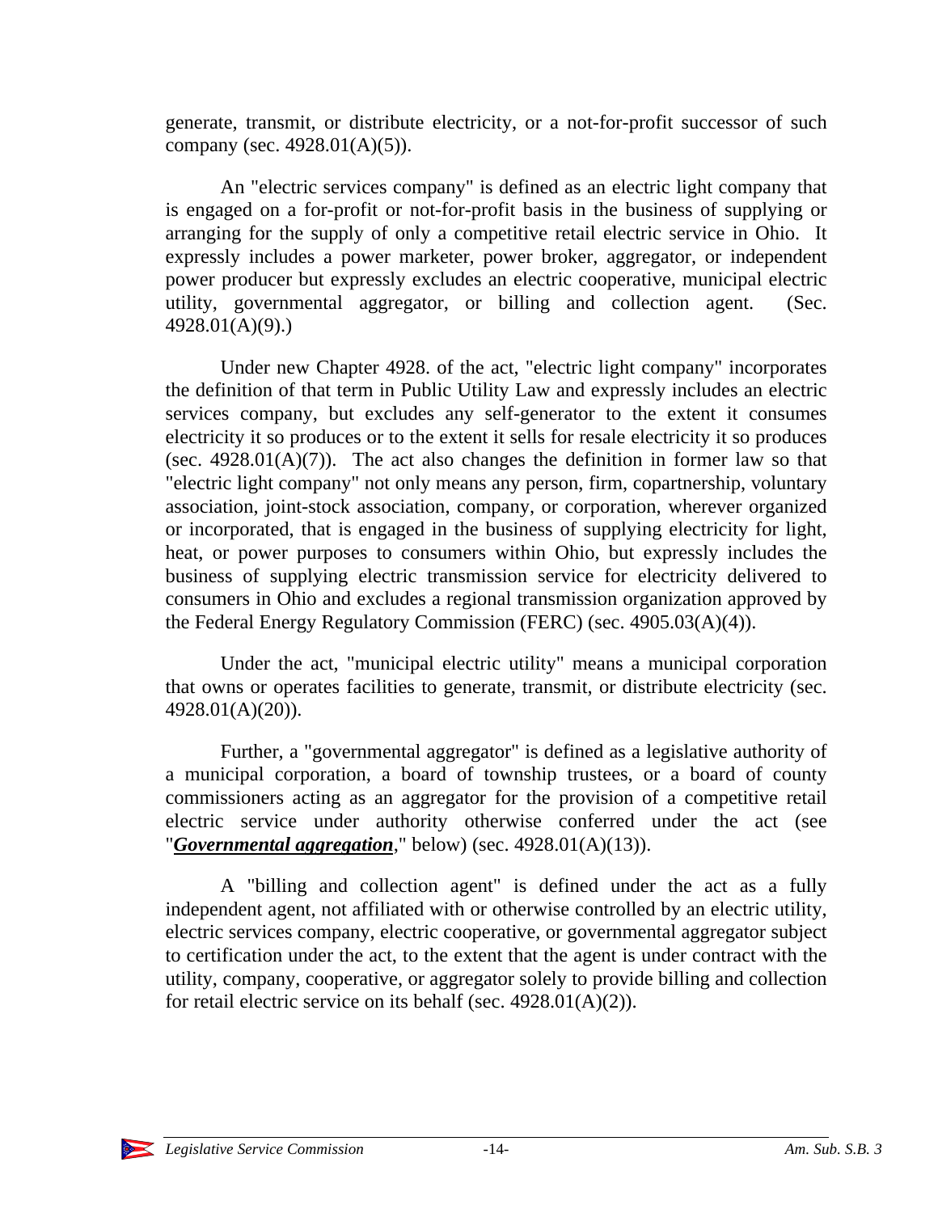generate, transmit, or distribute electricity, or a not-for-profit successor of such company (sec. 4928.01(A)(5)).

An "electric services company" is defined as an electric light company that is engaged on a for-profit or not-for-profit basis in the business of supplying or arranging for the supply of only a competitive retail electric service in Ohio. It expressly includes a power marketer, power broker, aggregator, or independent power producer but expressly excludes an electric cooperative, municipal electric utility, governmental aggregator, or billing and collection agent. (Sec. 4928.01(A)(9).)

Under new Chapter 4928. of the act, "electric light company" incorporates the definition of that term in Public Utility Law and expressly includes an electric services company, but excludes any self-generator to the extent it consumes electricity it so produces or to the extent it sells for resale electricity it so produces (sec. 4928.01(A)(7)). The act also changes the definition in former law so that "electric light company" not only means any person, firm, copartnership, voluntary association, joint-stock association, company, or corporation, wherever organized or incorporated, that is engaged in the business of supplying electricity for light, heat, or power purposes to consumers within Ohio, but expressly includes the business of supplying electric transmission service for electricity delivered to consumers in Ohio and excludes a regional transmission organization approved by the Federal Energy Regulatory Commission (FERC) (sec. 4905.03(A)(4)).

Under the act, "municipal electric utility" means a municipal corporation that owns or operates facilities to generate, transmit, or distribute electricity (sec. 4928.01(A)(20)).

Further, a "governmental aggregator" is defined as a legislative authority of a municipal corporation, a board of township trustees, or a board of county commissioners acting as an aggregator for the provision of a competitive retail electric service under authority otherwise conferred under the act (see "***Governmental aggregation***," below) (sec. 4928.01(A)(13)).

A "billing and collection agent" is defined under the act as a fully independent agent, not affiliated with or otherwise controlled by an electric utility, electric services company, electric cooperative, or governmental aggregator subject to certification under the act, to the extent that the agent is under contract with the utility, company, cooperative, or aggregator solely to provide billing and collection for retail electric service on its behalf (sec. 4928.01(A)(2)).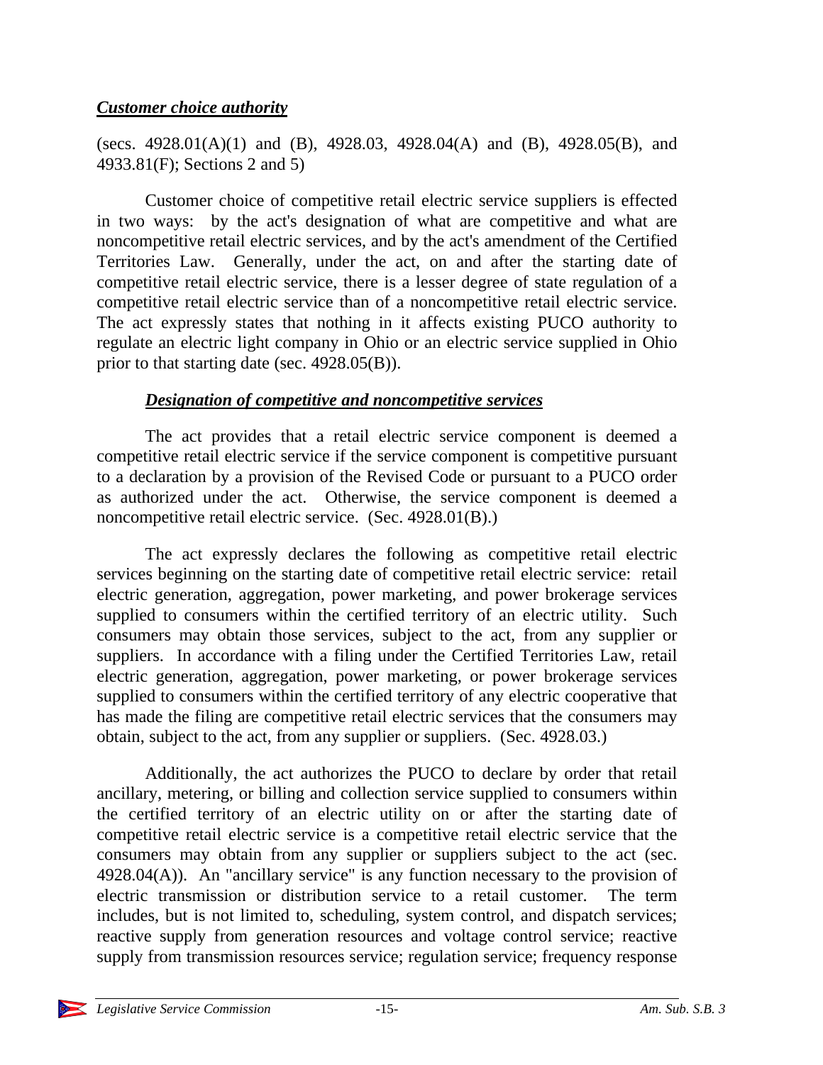***Customer choice authority***

(secs. 4928.01(A)(1) and (B), 4928.03, 4928.04(A) and (B), 4928.05(B), and 4933.81(F); Sections 2 and 5)

Customer choice of competitive retail electric service suppliers is effected in two ways: by the act's designation of what are competitive and what are noncompetitive retail electric services, and by the act's amendment of the Certified Territories Law. Generally, under the act, on and after the starting date of competitive retail electric service, there is a lesser degree of state regulation of a competitive retail electric service than of a noncompetitive retail electric service. The act expressly states that nothing in it affects existing PUCO authority to regulate an electric light company in Ohio or an electric service supplied in Ohio prior to that starting date (sec. 4928.05(B)).

***Designation of competitive and noncompetitive services***

The act provides that a retail electric service component is deemed a competitive retail electric service if the service component is competitive pursuant to a declaration by a provision of the Revised Code or pursuant to a PUCO order as authorized under the act. Otherwise, the service component is deemed a noncompetitive retail electric service. (Sec. 4928.01(B).)

The act expressly declares the following as competitive retail electric services beginning on the starting date of competitive retail electric service: retail electric generation, aggregation, power marketing, and power brokerage services supplied to consumers within the certified territory of an electric utility. Such consumers may obtain those services, subject to the act, from any supplier or suppliers. In accordance with a filing under the Certified Territories Law, retail electric generation, aggregation, power marketing, or power brokerage services supplied to consumers within the certified territory of any electric cooperative that has made the filing are competitive retail electric services that the consumers may obtain, subject to the act, from any supplier or suppliers. (Sec. 4928.03.)

Additionally, the act authorizes the PUCO to declare by order that retail ancillary, metering, or billing and collection service supplied to consumers within the certified territory of an electric utility on or after the starting date of competitive retail electric service is a competitive retail electric service that the consumers may obtain from any supplier or suppliers subject to the act (sec. 4928.04(A)). An "ancillary service" is any function necessary to the provision of electric transmission or distribution service to a retail customer. The term includes, but is not limited to, scheduling, system control, and dispatch services; reactive supply from generation resources and voltage control service; reactive supply from transmission resources service; regulation service; frequency response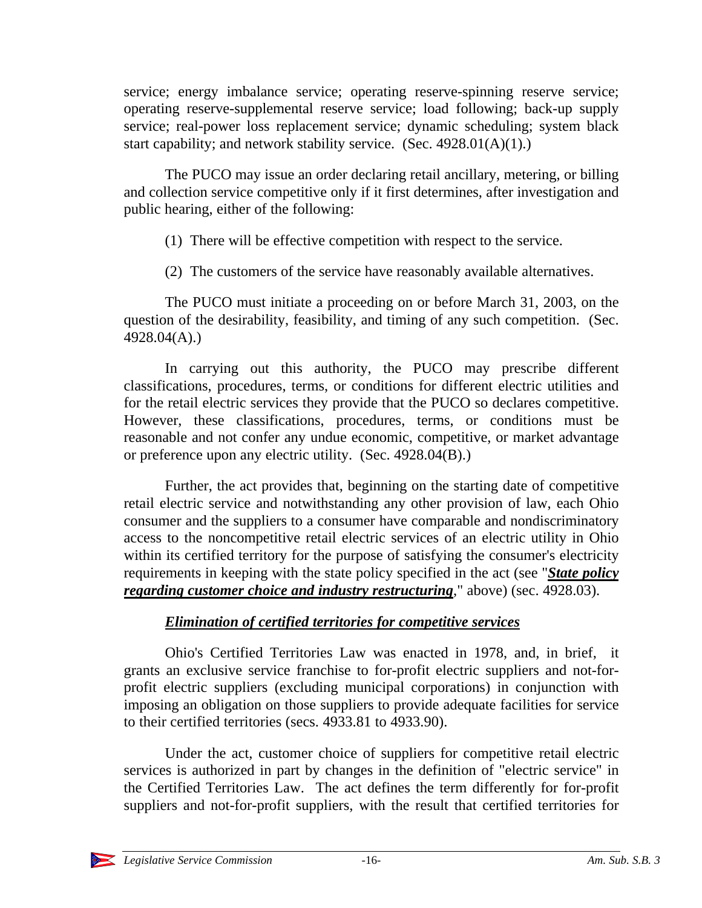service; energy imbalance service; operating reserve-spinning reserve service; operating reserve-supplemental reserve service; load following; back-up supply service; real-power loss replacement service; dynamic scheduling; system black start capability; and network stability service. (Sec. 4928.01(A)(1).)

The PUCO may issue an order declaring retail ancillary, metering, or billing and collection service competitive only if it first determines, after investigation and public hearing, either of the following:

(1) There will be effective competition with respect to the service.

(2) The customers of the service have reasonably available alternatives.

The PUCO must initiate a proceeding on or before March 31, 2003, on the question of the desirability, feasibility, and timing of any such competition. (Sec. 4928.04(A).)

In carrying out this authority, the PUCO may prescribe different classifications, procedures, terms, or conditions for different electric utilities and for the retail electric services they provide that the PUCO so declares competitive. However, these classifications, procedures, terms, or conditions must be reasonable and not confer any undue economic, competitive, or market advantage or preference upon any electric utility. (Sec. 4928.04(B).)

Further, the act provides that, beginning on the starting date of competitive retail electric service and notwithstanding any other provision of law, each Ohio consumer and the suppliers to a consumer have comparable and nondiscriminatory access to the noncompetitive retail electric services of an electric utility in Ohio within its certified territory for the purpose of satisfying the consumer's electricity requirements in keeping with the state policy specified in the act (see "***State policy regarding customer choice and industry restructuring***," above) (sec. 4928.03).

### *Elimination of certified territories for competitive services*

Ohio's Certified Territories Law was enacted in 1978, and, in brief, it grants an exclusive service franchise to for-profit electric suppliers and not-for-profit electric suppliers (excluding municipal corporations) in conjunction with imposing an obligation on those suppliers to provide adequate facilities for service to their certified territories (secs. 4933.81 to 4933.90).

Under the act, customer choice of suppliers for competitive retail electric services is authorized in part by changes in the definition of "electric service" in the Certified Territories Law. The act defines the term differently for for-profit suppliers and not-for-profit suppliers, with the result that certified territories for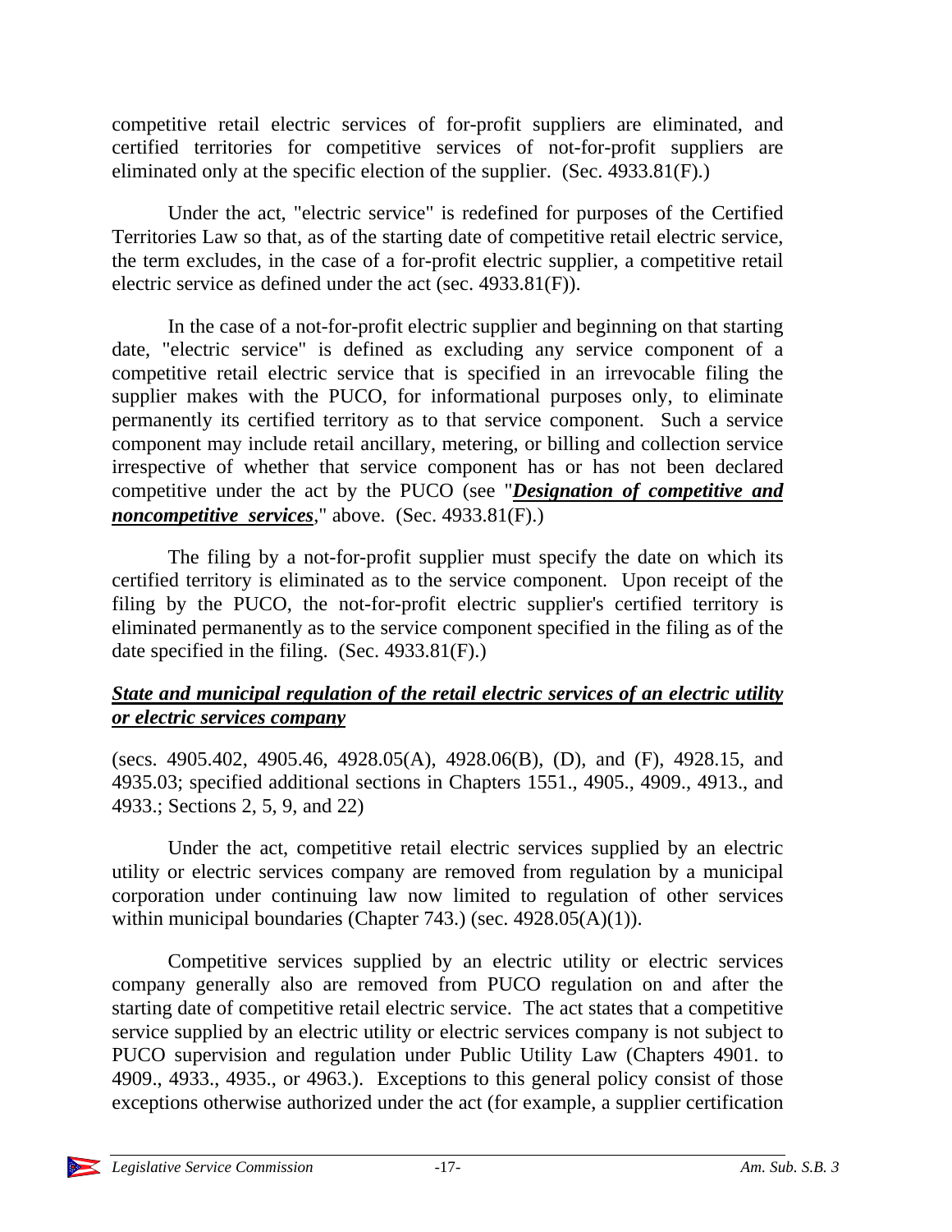competitive retail electric services of for-profit suppliers are eliminated, and certified territories for competitive services of not-for-profit suppliers are eliminated only at the specific election of the supplier. (Sec. 4933.81(F).)

Under the act, "electric service" is redefined for purposes of the Certified Territories Law so that, as of the starting date of competitive retail electric service, the term excludes, in the case of a for-profit electric supplier, a competitive retail electric service as defined under the act (sec. 4933.81(F)).

In the case of a not-for-profit electric supplier and beginning on that starting date, "electric service" is defined as excluding any service component of a competitive retail electric service that is specified in an irrevocable filing the supplier makes with the PUCO, for informational purposes only, to eliminate permanently its certified territory as to that service component. Such a service component may include retail ancillary, metering, or billing and collection service irrespective of whether that service component has or has not been declared competitive under the act by the PUCO (see "***Designation of competitive and noncompetitive services***," above. (Sec. 4933.81(F).)

The filing by a not-for-profit supplier must specify the date on which its certified territory is eliminated as to the service component. Upon receipt of the filing by the PUCO, the not-for-profit electric supplier's certified territory is eliminated permanently as to the service component specified in the filing as of the date specified in the filing. (Sec. 4933.81(F).)

***State and municipal regulation of the retail electric services of an electric utility or electric services company***

(secs. 4905.402, 4905.46, 4928.05(A), 4928.06(B), (D), and (F), 4928.15, and 4935.03; specified additional sections in Chapters 1551., 4905., 4909., 4913., and 4933.; Sections 2, 5, 9, and 22)

Under the act, competitive retail electric services supplied by an electric utility or electric services company are removed from regulation by a municipal corporation under continuing law now limited to regulation of other services within municipal boundaries (Chapter 743.) (sec. 4928.05(A)(1)).

Competitive services supplied by an electric utility or electric services company generally also are removed from PUCO regulation on and after the starting date of competitive retail electric service. The act states that a competitive service supplied by an electric utility or electric services company is not subject to PUCO supervision and regulation under Public Utility Law (Chapters 4901. to 4909., 4933., 4935., or 4963.). Exceptions to this general policy consist of those exceptions otherwise authorized under the act (for example, a supplier certification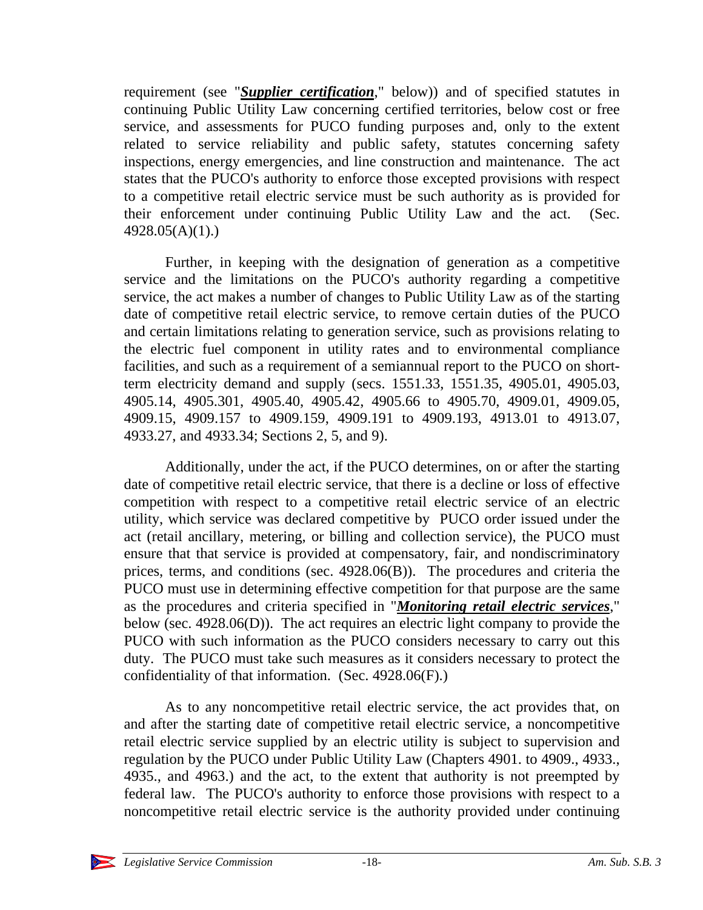requirement (see "***Supplier certification***," below)) and of specified statutes in continuing Public Utility Law concerning certified territories, below cost or free service, and assessments for PUCO funding purposes and, only to the extent related to service reliability and public safety, statutes concerning safety inspections, energy emergencies, and line construction and maintenance. The act states that the PUCO's authority to enforce those excepted provisions with respect to a competitive retail electric service must be such authority as is provided for their enforcement under continuing Public Utility Law and the act. (Sec. 4928.05(A)(1).)

Further, in keeping with the designation of generation as a competitive service and the limitations on the PUCO's authority regarding a competitive service, the act makes a number of changes to Public Utility Law as of the starting date of competitive retail electric service, to remove certain duties of the PUCO and certain limitations relating to generation service, such as provisions relating to the electric fuel component in utility rates and to environmental compliance facilities, and such as a requirement of a semiannual report to the PUCO on short-term electricity demand and supply (secs. 1551.33, 1551.35, 4905.01, 4905.03, 4905.14, 4905.301, 4905.40, 4905.42, 4905.66 to 4905.70, 4909.01, 4909.05, 4909.15, 4909.157 to 4909.159, 4909.191 to 4909.193, 4913.01 to 4913.07, 4933.27, and 4933.34; Sections 2, 5, and 9).

Additionally, under the act, if the PUCO determines, on or after the starting date of competitive retail electric service, that there is a decline or loss of effective competition with respect to a competitive retail electric service of an electric utility, which service was declared competitive by PUCO order issued under the act (retail ancillary, metering, or billing and collection service), the PUCO must ensure that that service is provided at compensatory, fair, and nondiscriminatory prices, terms, and conditions (sec. 4928.06(B)). The procedures and criteria the PUCO must use in determining effective competition for that purpose are the same as the procedures and criteria specified in "***Monitoring retail electric services***," below (sec. 4928.06(D)). The act requires an electric light company to provide the PUCO with such information as the PUCO considers necessary to carry out this duty. The PUCO must take such measures as it considers necessary to protect the confidentiality of that information. (Sec. 4928.06(F).)

As to any noncompetitive retail electric service, the act provides that, on and after the starting date of competitive retail electric service, a noncompetitive retail electric service supplied by an electric utility is subject to supervision and regulation by the PUCO under Public Utility Law (Chapters 4901. to 4909., 4933., 4935., and 4963.) and the act, to the extent that authority is not preempted by federal law. The PUCO's authority to enforce those provisions with respect to a noncompetitive retail electric service is the authority provided under continuing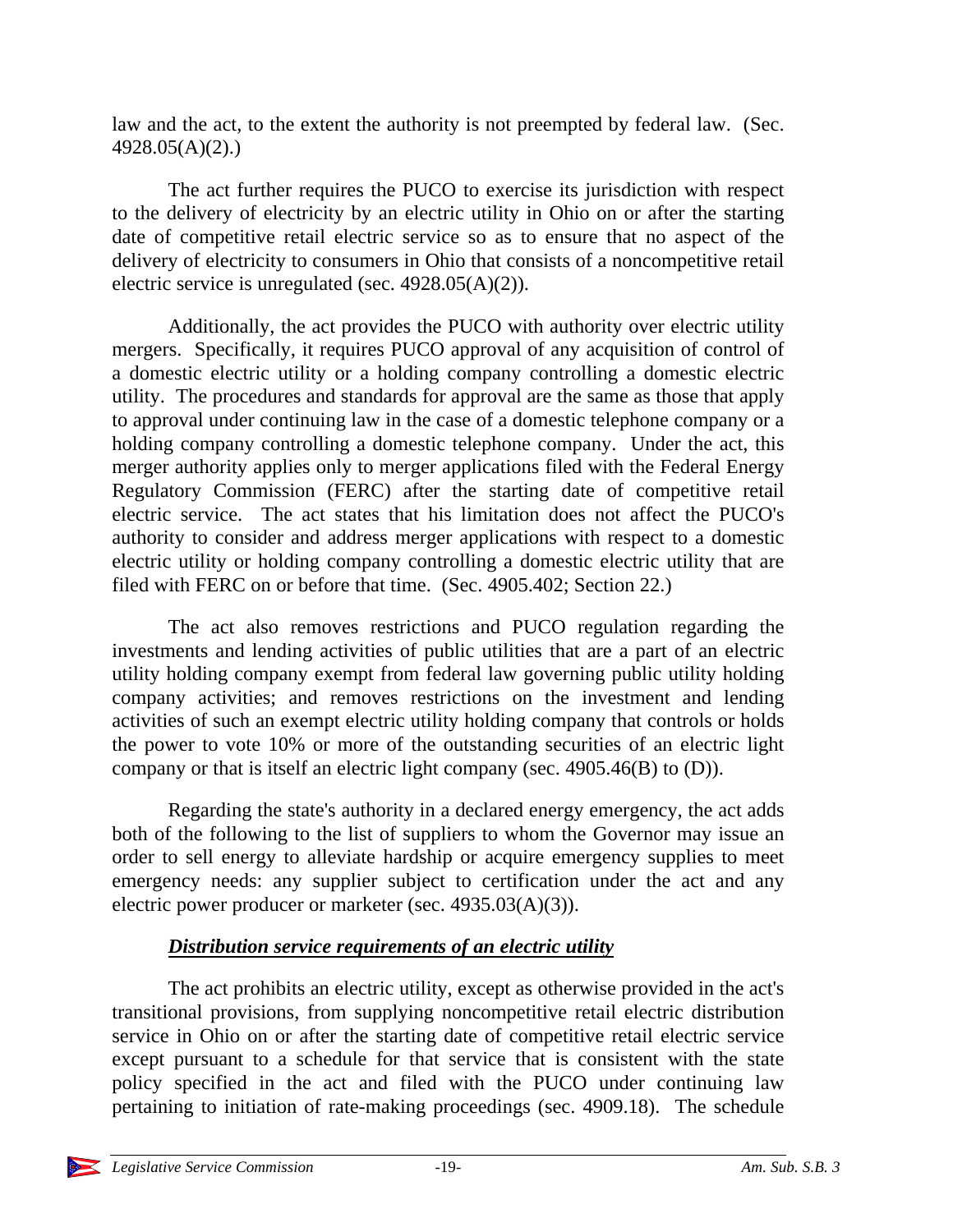law and the act, to the extent the authority is not preempted by federal law. (Sec. 4928.05(A)(2).)

The act further requires the PUCO to exercise its jurisdiction with respect to the delivery of electricity by an electric utility in Ohio on or after the starting date of competitive retail electric service so as to ensure that no aspect of the delivery of electricity to consumers in Ohio that consists of a noncompetitive retail electric service is unregulated (sec. 4928.05(A)(2)).

Additionally, the act provides the PUCO with authority over electric utility mergers. Specifically, it requires PUCO approval of any acquisition of control of a domestic electric utility or a holding company controlling a domestic electric utility. The procedures and standards for approval are the same as those that apply to approval under continuing law in the case of a domestic telephone company or a holding company controlling a domestic telephone company. Under the act, this merger authority applies only to merger applications filed with the Federal Energy Regulatory Commission (FERC) after the starting date of competitive retail electric service. The act states that his limitation does not affect the PUCO's authority to consider and address merger applications with respect to a domestic electric utility or holding company controlling a domestic electric utility that are filed with FERC on or before that time. (Sec. 4905.402; Section 22.)

The act also removes restrictions and PUCO regulation regarding the investments and lending activities of public utilities that are a part of an electric utility holding company exempt from federal law governing public utility holding company activities; and removes restrictions on the investment and lending activities of such an exempt electric utility holding company that controls or holds the power to vote 10% or more of the outstanding securities of an electric light company or that is itself an electric light company (sec. 4905.46(B) to (D)).

Regarding the state's authority in a declared energy emergency, the act adds both of the following to the list of suppliers to whom the Governor may issue an order to sell energy to alleviate hardship or acquire emergency supplies to meet emergency needs: any supplier subject to certification under the act and any electric power producer or marketer (sec. 4935.03(A)(3)).

***Distribution service requirements of an electric utility***

The act prohibits an electric utility, except as otherwise provided in the act's transitional provisions, from supplying noncompetitive retail electric distribution service in Ohio on or after the starting date of competitive retail electric service except pursuant to a schedule for that service that is consistent with the state policy specified in the act and filed with the PUCO under continuing law pertaining to initiation of rate-making proceedings (sec. 4909.18). The schedule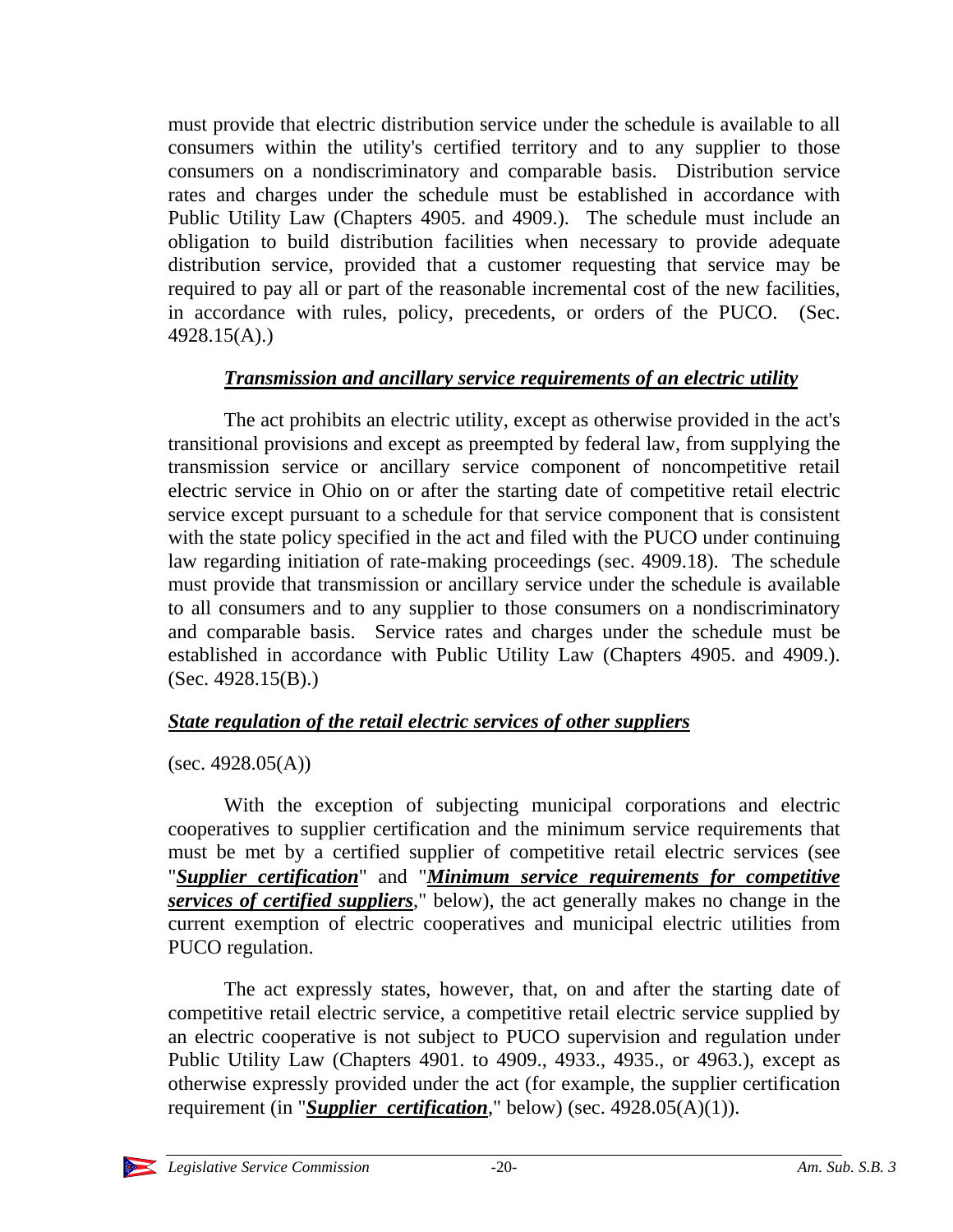must provide that electric distribution service under the schedule is available to all consumers within the utility's certified territory and to any supplier to those consumers on a nondiscriminatory and comparable basis. Distribution service rates and charges under the schedule must be established in accordance with Public Utility Law (Chapters 4905. and 4909.). The schedule must include an obligation to build distribution facilities when necessary to provide adequate distribution service, provided that a customer requesting that service may be required to pay all or part of the reasonable incremental cost of the new facilities, in accordance with rules, policy, precedents, or orders of the PUCO. (Sec. 4928.15(A).)

***Transmission and ancillary service requirements of an electric utility***

The act prohibits an electric utility, except as otherwise provided in the act's transitional provisions and except as preempted by federal law, from supplying the transmission service or ancillary service component of noncompetitive retail electric service in Ohio on or after the starting date of competitive retail electric service except pursuant to a schedule for that service component that is consistent with the state policy specified in the act and filed with the PUCO under continuing law regarding initiation of rate-making proceedings (sec. 4909.18). The schedule must provide that transmission or ancillary service under the schedule is available to all consumers and to any supplier to those consumers on a nondiscriminatory and comparable basis. Service rates and charges under the schedule must be established in accordance with Public Utility Law (Chapters 4905. and 4909.). (Sec. 4928.15(B).)

***State regulation of the retail electric services of other suppliers***

(sec. 4928.05(A))

With the exception of subjecting municipal corporations and electric cooperatives to supplier certification and the minimum service requirements that must be met by a certified supplier of competitive retail electric services (see "***Supplier certification***" and "***Minimum service requirements for competitive services of certified suppliers***," below), the act generally makes no change in the current exemption of electric cooperatives and municipal electric utilities from PUCO regulation.

The act expressly states, however, that, on and after the starting date of competitive retail electric service, a competitive retail electric service supplied by an electric cooperative is not subject to PUCO supervision and regulation under Public Utility Law (Chapters 4901. to 4909., 4933., 4935., or 4963.), except as otherwise expressly provided under the act (for example, the supplier certification requirement (in "***Supplier certification***," below) (sec. 4928.05(A)(1)).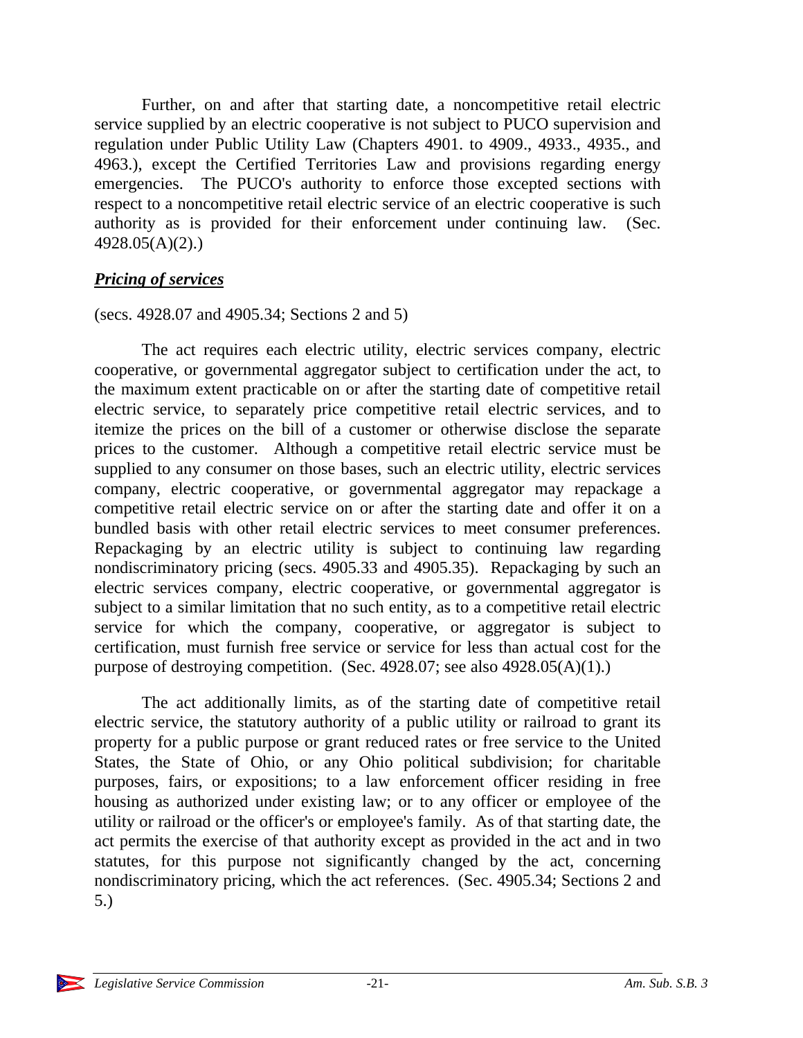Further, on and after that starting date, a noncompetitive retail electric service supplied by an electric cooperative is not subject to PUCO supervision and regulation under Public Utility Law (Chapters 4901. to 4909., 4933., 4935., and 4963.), except the Certified Territories Law and provisions regarding energy emergencies. The PUCO's authority to enforce those excepted sections with respect to a noncompetitive retail electric service of an electric cooperative is such authority as is provided for their enforcement under continuing law. (Sec. 4928.05(A)(2).)

### ***Pricing of services***

(secs. 4928.07 and 4905.34; Sections 2 and 5)

The act requires each electric utility, electric services company, electric cooperative, or governmental aggregator subject to certification under the act, to the maximum extent practicable on or after the starting date of competitive retail electric service, to separately price competitive retail electric services, and to itemize the prices on the bill of a customer or otherwise disclose the separate prices to the customer. Although a competitive retail electric service must be supplied to any consumer on those bases, such an electric utility, electric services company, electric cooperative, or governmental aggregator may repackage a competitive retail electric service on or after the starting date and offer it on a bundled basis with other retail electric services to meet consumer preferences. Repackaging by an electric utility is subject to continuing law regarding nondiscriminatory pricing (secs. 4905.33 and 4905.35). Repackaging by such an electric services company, electric cooperative, or governmental aggregator is subject to a similar limitation that no such entity, as to a competitive retail electric service for which the company, cooperative, or aggregator is subject to certification, must furnish free service or service for less than actual cost for the purpose of destroying competition. (Sec. 4928.07; see also 4928.05(A)(1).)

The act additionally limits, as of the starting date of competitive retail electric service, the statutory authority of a public utility or railroad to grant its property for a public purpose or grant reduced rates or free service to the United States, the State of Ohio, or any Ohio political subdivision; for charitable purposes, fairs, or expositions; to a law enforcement officer residing in free housing as authorized under existing law; or to any officer or employee of the utility or railroad or the officer's or employee's family. As of that starting date, the act permits the exercise of that authority except as provided in the act and in two statutes, for this purpose not significantly changed by the act, concerning nondiscriminatory pricing, which the act references. (Sec. 4905.34; Sections 2 and 5.)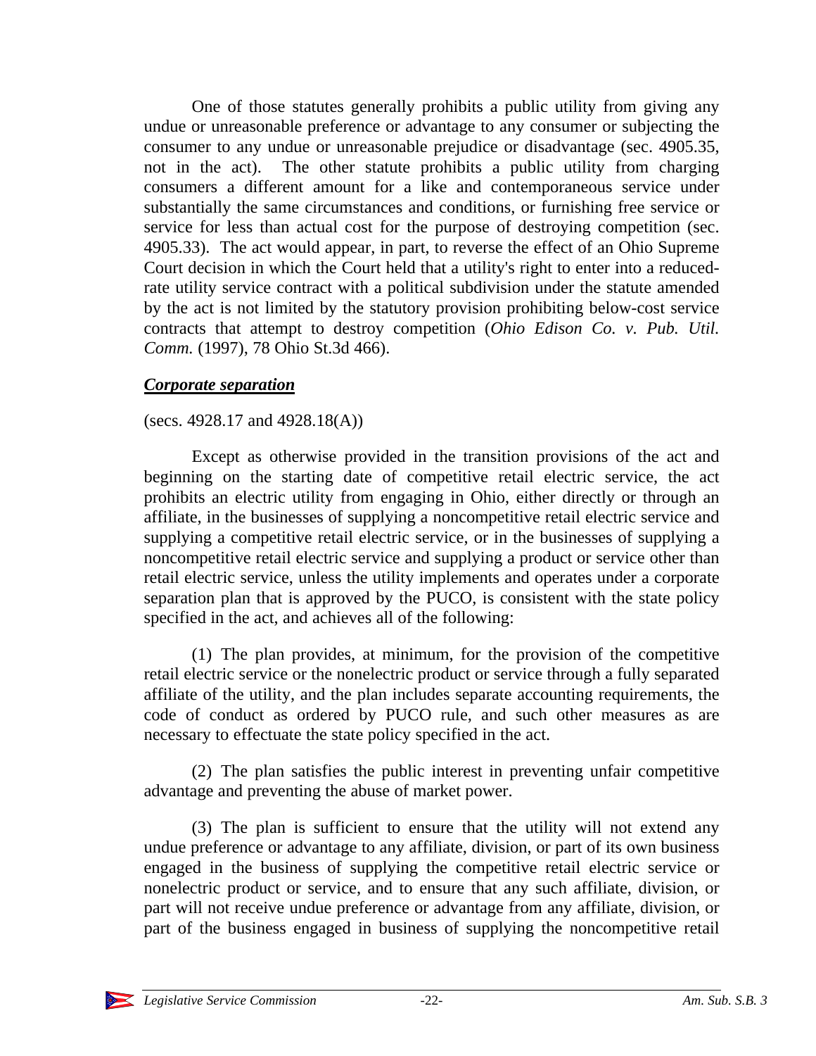One of those statutes generally prohibits a public utility from giving any undue or unreasonable preference or advantage to any consumer or subjecting the consumer to any undue or unreasonable prejudice or disadvantage (sec. 4905.35, not in the act). The other statute prohibits a public utility from charging consumers a different amount for a like and contemporaneous service under substantially the same circumstances and conditions, or furnishing free service or service for less than actual cost for the purpose of destroying competition (sec. 4905.33). The act would appear, in part, to reverse the effect of an Ohio Supreme Court decision in which the Court held that a utility's right to enter into a reduced-rate utility service contract with a political subdivision under the statute amended by the act is not limited by the statutory provision prohibiting below-cost service contracts that attempt to destroy competition (*Ohio Edison Co. v. Pub. Util. Comm.* (1997), 78 Ohio St.3d 466).

***Corporate separation***

(secs. 4928.17 and 4928.18(A))

Except as otherwise provided in the transition provisions of the act and beginning on the starting date of competitive retail electric service, the act prohibits an electric utility from engaging in Ohio, either directly or through an affiliate, in the businesses of supplying a noncompetitive retail electric service and supplying a competitive retail electric service, or in the businesses of supplying a noncompetitive retail electric service and supplying a product or service other than retail electric service, unless the utility implements and operates under a corporate separation plan that is approved by the PUCO, is consistent with the state policy specified in the act, and achieves all of the following:

(1) The plan provides, at minimum, for the provision of the competitive retail electric service or the nonelectric product or service through a fully separated affiliate of the utility, and the plan includes separate accounting requirements, the code of conduct as ordered by PUCO rule, and such other measures as are necessary to effectuate the state policy specified in the act.

(2) The plan satisfies the public interest in preventing unfair competitive advantage and preventing the abuse of market power.

(3) The plan is sufficient to ensure that the utility will not extend any undue preference or advantage to any affiliate, division, or part of its own business engaged in the business of supplying the competitive retail electric service or nonelectric product or service, and to ensure that any such affiliate, division, or part will not receive undue preference or advantage from any affiliate, division, or part of the business engaged in business of supplying the noncompetitive retail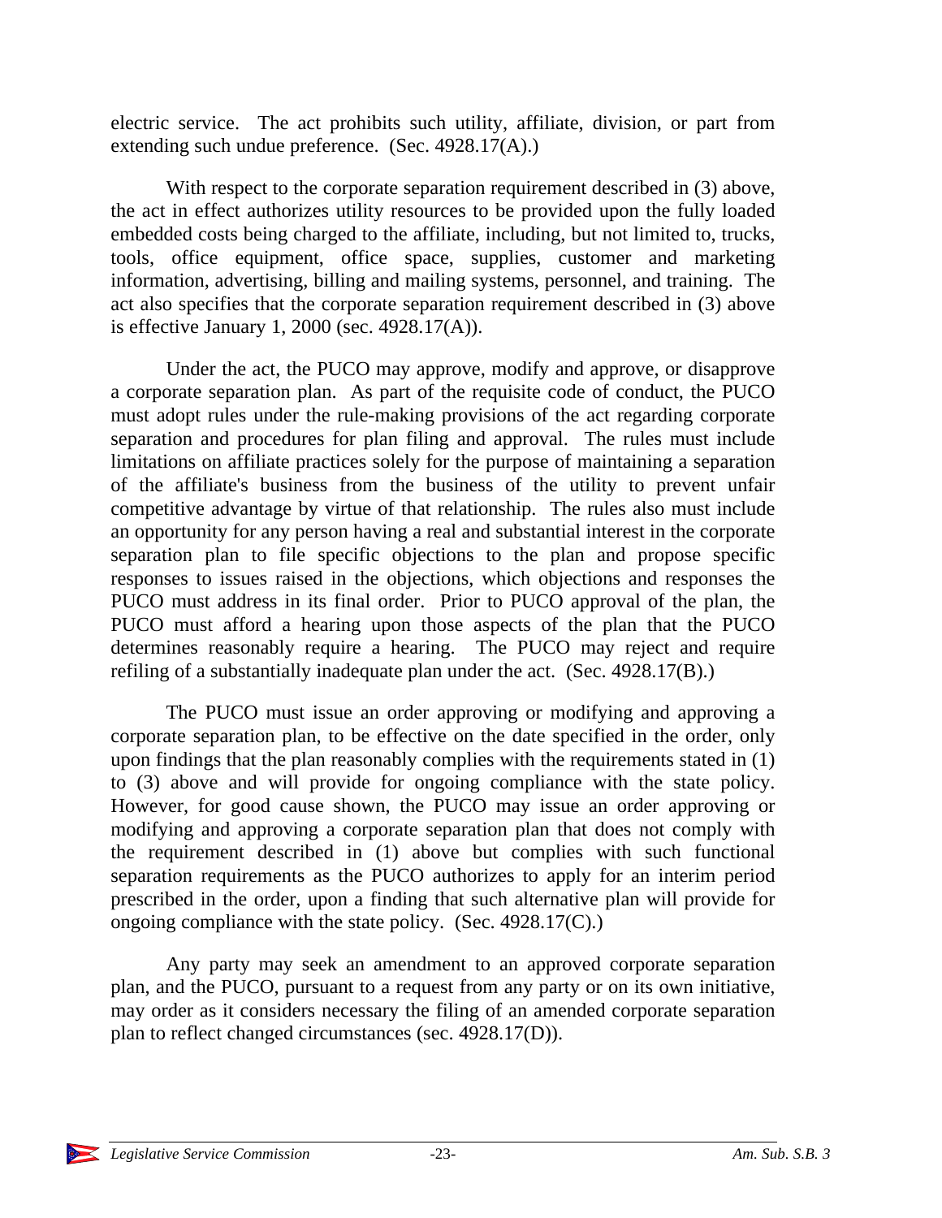electric service. The act prohibits such utility, affiliate, division, or part from extending such undue preference. (Sec. 4928.17(A).)

With respect to the corporate separation requirement described in (3) above, the act in effect authorizes utility resources to be provided upon the fully loaded embedded costs being charged to the affiliate, including, but not limited to, trucks, tools, office equipment, office space, supplies, customer and marketing information, advertising, billing and mailing systems, personnel, and training. The act also specifies that the corporate separation requirement described in (3) above is effective January 1, 2000 (sec. 4928.17(A)).

Under the act, the PUCO may approve, modify and approve, or disapprove a corporate separation plan. As part of the requisite code of conduct, the PUCO must adopt rules under the rule-making provisions of the act regarding corporate separation and procedures for plan filing and approval. The rules must include limitations on affiliate practices solely for the purpose of maintaining a separation of the affiliate's business from the business of the utility to prevent unfair competitive advantage by virtue of that relationship. The rules also must include an opportunity for any person having a real and substantial interest in the corporate separation plan to file specific objections to the plan and propose specific responses to issues raised in the objections, which objections and responses the PUCO must address in its final order. Prior to PUCO approval of the plan, the PUCO must afford a hearing upon those aspects of the plan that the PUCO determines reasonably require a hearing. The PUCO may reject and require refiling of a substantially inadequate plan under the act. (Sec. 4928.17(B).)

The PUCO must issue an order approving or modifying and approving a corporate separation plan, to be effective on the date specified in the order, only upon findings that the plan reasonably complies with the requirements stated in (1) to (3) above and will provide for ongoing compliance with the state policy. However, for good cause shown, the PUCO may issue an order approving or modifying and approving a corporate separation plan that does not comply with the requirement described in (1) above but complies with such functional separation requirements as the PUCO authorizes to apply for an interim period prescribed in the order, upon a finding that such alternative plan will provide for ongoing compliance with the state policy. (Sec. 4928.17(C).)

Any party may seek an amendment to an approved corporate separation plan, and the PUCO, pursuant to a request from any party or on its own initiative, may order as it considers necessary the filing of an amended corporate separation plan to reflect changed circumstances (sec. 4928.17(D)).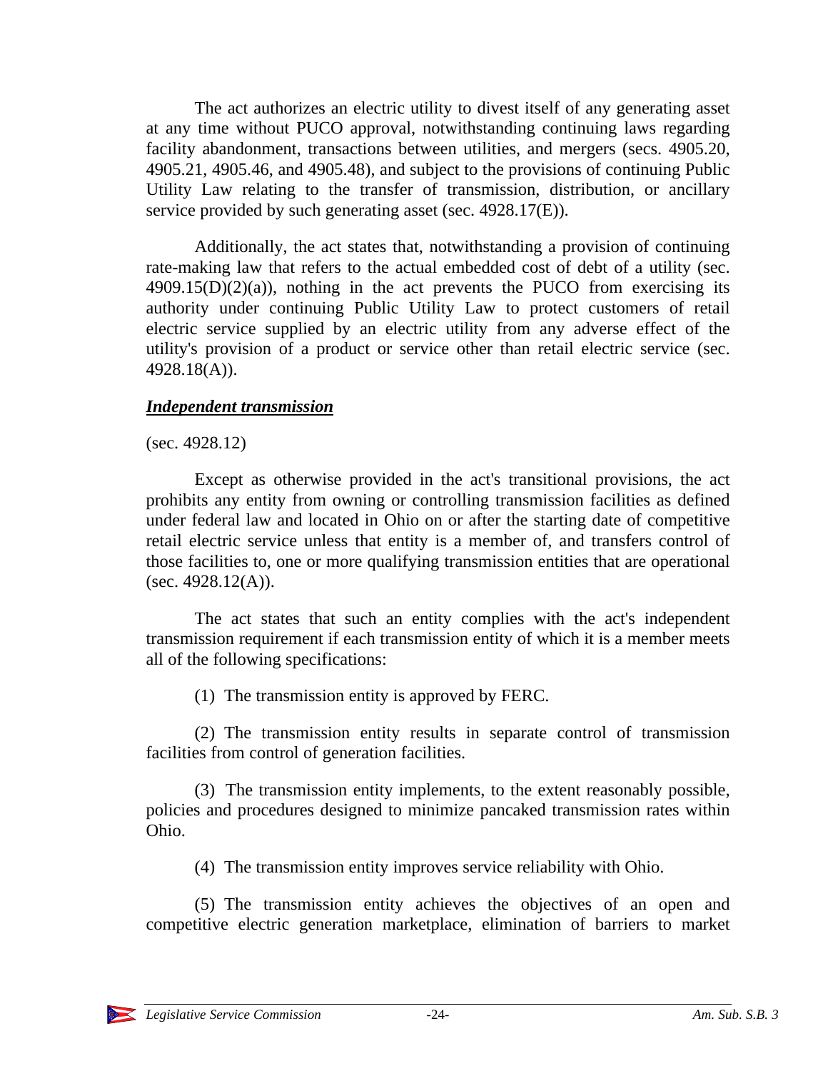The act authorizes an electric utility to divest itself of any generating asset at any time without PUCO approval, notwithstanding continuing laws regarding facility abandonment, transactions between utilities, and mergers (secs. 4905.20, 4905.21, 4905.46, and 4905.48), and subject to the provisions of continuing Public Utility Law relating to the transfer of transmission, distribution, or ancillary service provided by such generating asset (sec. 4928.17(E)).

Additionally, the act states that, notwithstanding a provision of continuing rate-making law that refers to the actual embedded cost of debt of a utility (sec. 4909.15(D)(2)(a)), nothing in the act prevents the PUCO from exercising its authority under continuing Public Utility Law to protect customers of retail electric service supplied by an electric utility from any adverse effect of the utility's provision of a product or service other than retail electric service (sec. 4928.18(A)).

***Independent transmission***

(sec. 4928.12)

Except as otherwise provided in the act's transitional provisions, the act prohibits any entity from owning or controlling transmission facilities as defined under federal law and located in Ohio on or after the starting date of competitive retail electric service unless that entity is a member of, and transfers control of those facilities to, one or more qualifying transmission entities that are operational (sec. 4928.12(A)).

The act states that such an entity complies with the act's independent transmission requirement if each transmission entity of which it is a member meets all of the following specifications:

(1) The transmission entity is approved by FERC.

(2) The transmission entity results in separate control of transmission facilities from control of generation facilities.

(3) The transmission entity implements, to the extent reasonably possible, policies and procedures designed to minimize pancaked transmission rates within Ohio.

(4) The transmission entity improves service reliability with Ohio.

(5) The transmission entity achieves the objectives of an open and competitive electric generation marketplace, elimination of barriers to market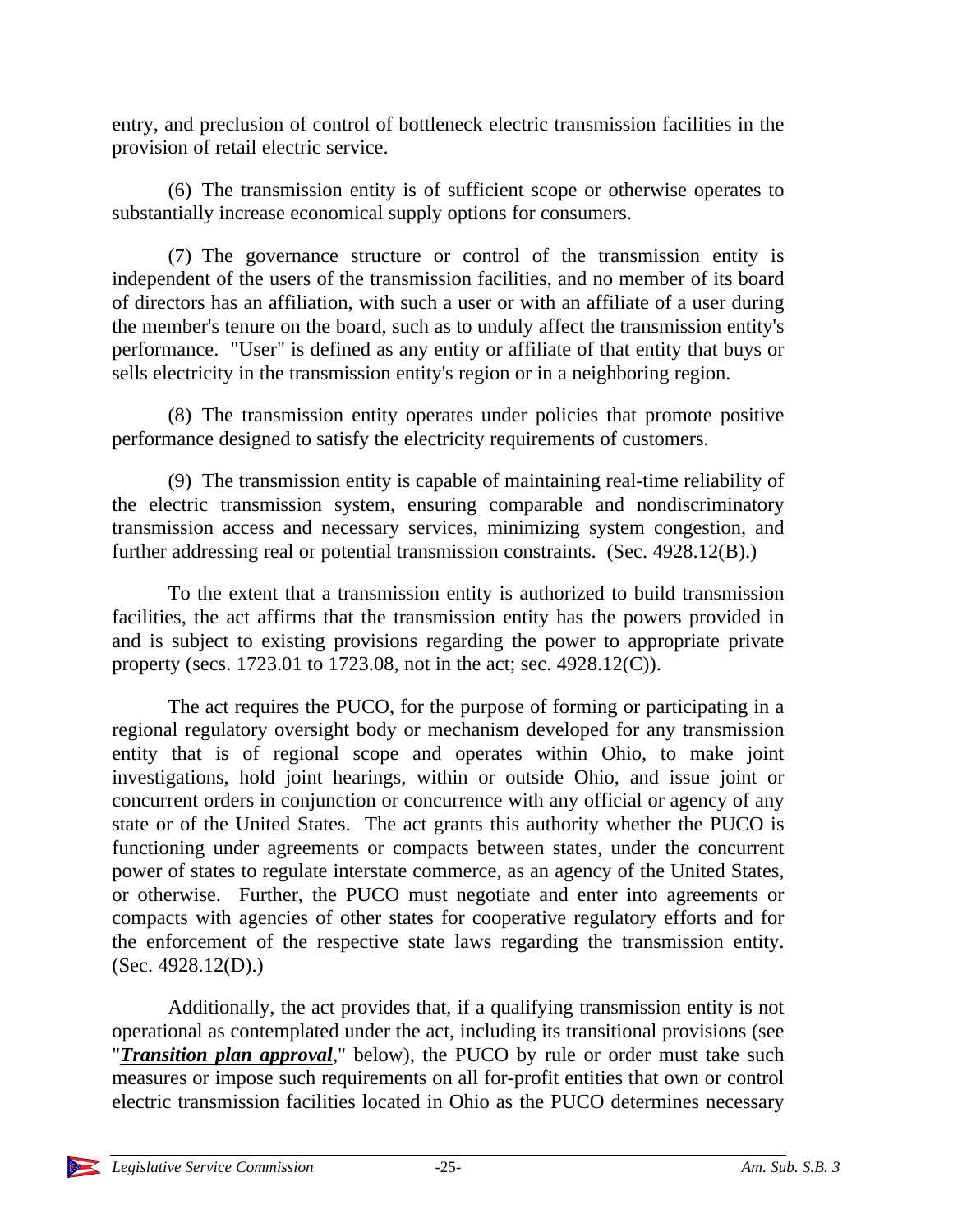entry, and preclusion of control of bottleneck electric transmission facilities in the provision of retail electric service.

(6) The transmission entity is of sufficient scope or otherwise operates to substantially increase economical supply options for consumers.

(7) The governance structure or control of the transmission entity is independent of the users of the transmission facilities, and no member of its board of directors has an affiliation, with such a user or with an affiliate of a user during the member's tenure on the board, such as to unduly affect the transmission entity's performance. "User" is defined as any entity or affiliate of that entity that buys or sells electricity in the transmission entity's region or in a neighboring region.

(8) The transmission entity operates under policies that promote positive performance designed to satisfy the electricity requirements of customers.

(9) The transmission entity is capable of maintaining real-time reliability of the electric transmission system, ensuring comparable and nondiscriminatory transmission access and necessary services, minimizing system congestion, and further addressing real or potential transmission constraints. (Sec. 4928.12(B).)

To the extent that a transmission entity is authorized to build transmission facilities, the act affirms that the transmission entity has the powers provided in and is subject to existing provisions regarding the power to appropriate private property (secs. 1723.01 to 1723.08, not in the act; sec. 4928.12(C)).

The act requires the PUCO, for the purpose of forming or participating in a regional regulatory oversight body or mechanism developed for any transmission entity that is of regional scope and operates within Ohio, to make joint investigations, hold joint hearings, within or outside Ohio, and issue joint or concurrent orders in conjunction or concurrence with any official or agency of any state or of the United States. The act grants this authority whether the PUCO is functioning under agreements or compacts between states, under the concurrent power of states to regulate interstate commerce, as an agency of the United States, or otherwise. Further, the PUCO must negotiate and enter into agreements or compacts with agencies of other states for cooperative regulatory efforts and for the enforcement of the respective state laws regarding the transmission entity. (Sec. 4928.12(D).)

Additionally, the act provides that, if a qualifying transmission entity is not operational as contemplated under the act, including its transitional provisions (see "***Transition plan approval***," below), the PUCO by rule or order must take such measures or impose such requirements on all for-profit entities that own or control electric transmission facilities located in Ohio as the PUCO determines necessary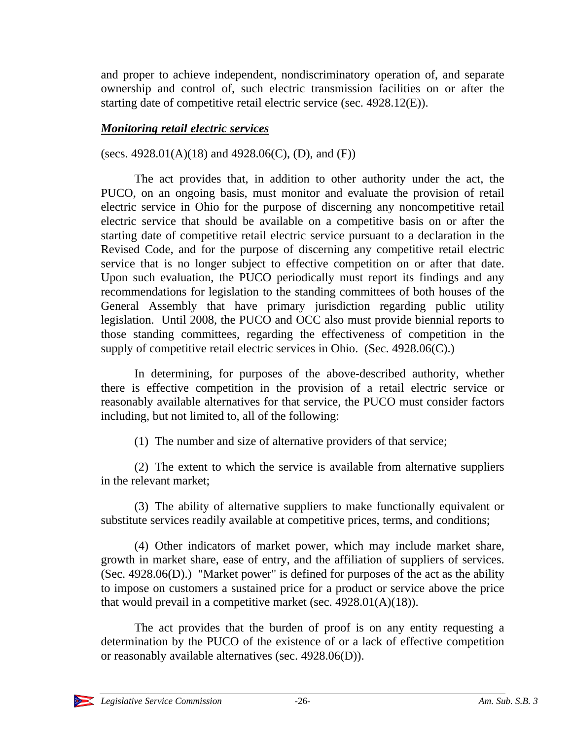and proper to achieve independent, nondiscriminatory operation of, and separate ownership and control of, such electric transmission facilities on or after the starting date of competitive retail electric service (sec. 4928.12(E)).

***Monitoring retail electric services***

(secs. 4928.01(A)(18) and 4928.06(C), (D), and (F))

The act provides that, in addition to other authority under the act, the PUCO, on an ongoing basis, must monitor and evaluate the provision of retail electric service in Ohio for the purpose of discerning any noncompetitive retail electric service that should be available on a competitive basis on or after the starting date of competitive retail electric service pursuant to a declaration in the Revised Code, and for the purpose of discerning any competitive retail electric service that is no longer subject to effective competition on or after that date. Upon such evaluation, the PUCO periodically must report its findings and any recommendations for legislation to the standing committees of both houses of the General Assembly that have primary jurisdiction regarding public utility legislation. Until 2008, the PUCO and OCC also must provide biennial reports to those standing committees, regarding the effectiveness of competition in the supply of competitive retail electric services in Ohio. (Sec. 4928.06(C).)

In determining, for purposes of the above-described authority, whether there is effective competition in the provision of a retail electric service or reasonably available alternatives for that service, the PUCO must consider factors including, but not limited to, all of the following:

(1) The number and size of alternative providers of that service;

(2) The extent to which the service is available from alternative suppliers in the relevant market;

(3) The ability of alternative suppliers to make functionally equivalent or substitute services readily available at competitive prices, terms, and conditions;

(4) Other indicators of market power, which may include market share, growth in market share, ease of entry, and the affiliation of suppliers of services. (Sec. 4928.06(D).) "Market power" is defined for purposes of the act as the ability to impose on customers a sustained price for a product or service above the price that would prevail in a competitive market (sec. 4928.01(A)(18)).

The act provides that the burden of proof is on any entity requesting a determination by the PUCO of the existence of or a lack of effective competition or reasonably available alternatives (sec. 4928.06(D)).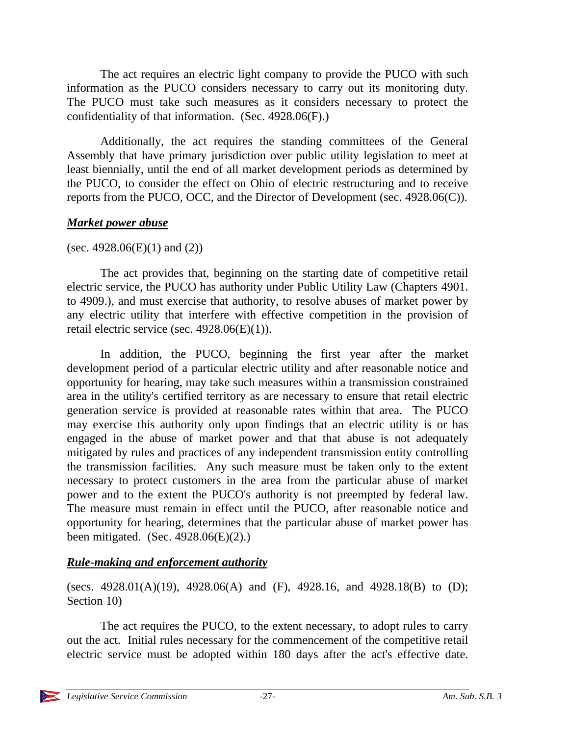The act requires an electric light company to provide the PUCO with such information as the PUCO considers necessary to carry out its monitoring duty. The PUCO must take such measures as it considers necessary to protect the confidentiality of that information. (Sec. 4928.06(F).)

Additionally, the act requires the standing committees of the General Assembly that have primary jurisdiction over public utility legislation to meet at least biennially, until the end of all market development periods as determined by the PUCO, to consider the effect on Ohio of electric restructuring and to receive reports from the PUCO, OCC, and the Director of Development (sec. 4928.06(C)).

### ***Market power abuse***

(sec. 4928.06(E)(1) and (2))

The act provides that, beginning on the starting date of competitive retail electric service, the PUCO has authority under Public Utility Law (Chapters 4901. to 4909.), and must exercise that authority, to resolve abuses of market power by any electric utility that interfere with effective competition in the provision of retail electric service (sec. 4928.06(E)(1)).

In addition, the PUCO, beginning the first year after the market development period of a particular electric utility and after reasonable notice and opportunity for hearing, may take such measures within a transmission constrained area in the utility's certified territory as are necessary to ensure that retail electric generation service is provided at reasonable rates within that area. The PUCO may exercise this authority only upon findings that an electric utility is or has engaged in the abuse of market power and that that abuse is not adequately mitigated by rules and practices of any independent transmission entity controlling the transmission facilities. Any such measure must be taken only to the extent necessary to protect customers in the area from the particular abuse of market power and to the extent the PUCO's authority is not preempted by federal law. The measure must remain in effect until the PUCO, after reasonable notice and opportunity for hearing, determines that the particular abuse of market power has been mitigated. (Sec. 4928.06(E)(2).)

### ***Rule-making and enforcement authority***

(secs. 4928.01(A)(19), 4928.06(A) and (F), 4928.16, and 4928.18(B) to (D); Section 10)

The act requires the PUCO, to the extent necessary, to adopt rules to carry out the act. Initial rules necessary for the commencement of the competitive retail electric service must be adopted within 180 days after the act's effective date.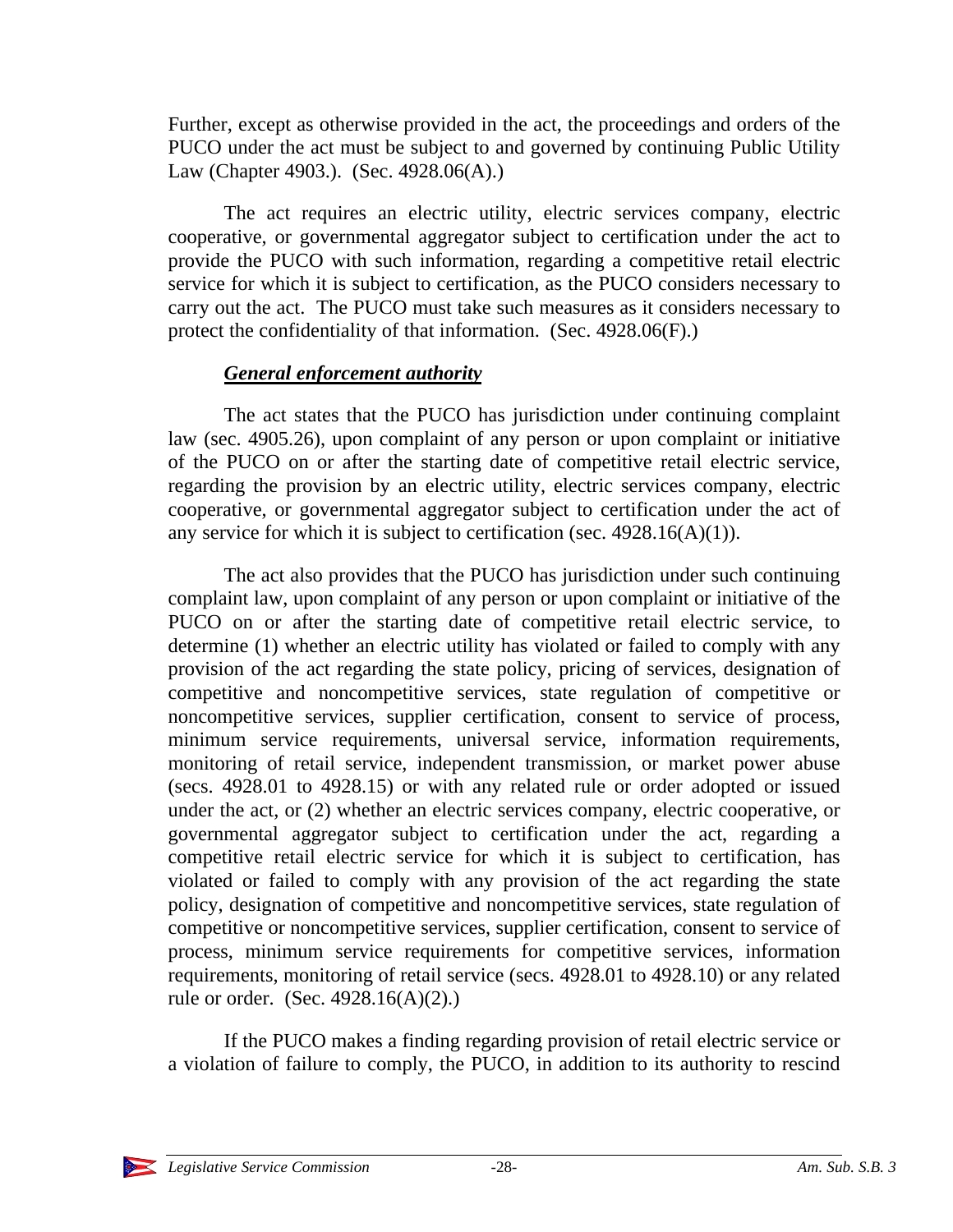Further, except as otherwise provided in the act, the proceedings and orders of the PUCO under the act must be subject to and governed by continuing Public Utility Law (Chapter 4903.). (Sec. 4928.06(A).)

The act requires an electric utility, electric services company, electric cooperative, or governmental aggregator subject to certification under the act to provide the PUCO with such information, regarding a competitive retail electric service for which it is subject to certification, as the PUCO considers necessary to carry out the act. The PUCO must take such measures as it considers necessary to protect the confidentiality of that information. (Sec. 4928.06(F).)

***General enforcement authority***

The act states that the PUCO has jurisdiction under continuing complaint law (sec. 4905.26), upon complaint of any person or upon complaint or initiative of the PUCO on or after the starting date of competitive retail electric service, regarding the provision by an electric utility, electric services company, electric cooperative, or governmental aggregator subject to certification under the act of any service for which it is subject to certification (sec. 4928.16(A)(1)).

The act also provides that the PUCO has jurisdiction under such continuing complaint law, upon complaint of any person or upon complaint or initiative of the PUCO on or after the starting date of competitive retail electric service, to determine (1) whether an electric utility has violated or failed to comply with any provision of the act regarding the state policy, pricing of services, designation of competitive and noncompetitive services, state regulation of competitive or noncompetitive services, supplier certification, consent to service of process, minimum service requirements, universal service, information requirements, monitoring of retail service, independent transmission, or market power abuse (secs. 4928.01 to 4928.15) or with any related rule or order adopted or issued under the act, or (2) whether an electric services company, electric cooperative, or governmental aggregator subject to certification under the act, regarding a competitive retail electric service for which it is subject to certification, has violated or failed to comply with any provision of the act regarding the state policy, designation of competitive and noncompetitive services, state regulation of competitive or noncompetitive services, supplier certification, consent to service of process, minimum service requirements for competitive services, information requirements, monitoring of retail service (secs. 4928.01 to 4928.10) or any related rule or order. (Sec. 4928.16(A)(2).)

If the PUCO makes a finding regarding provision of retail electric service or a violation of failure to comply, the PUCO, in addition to its authority to rescind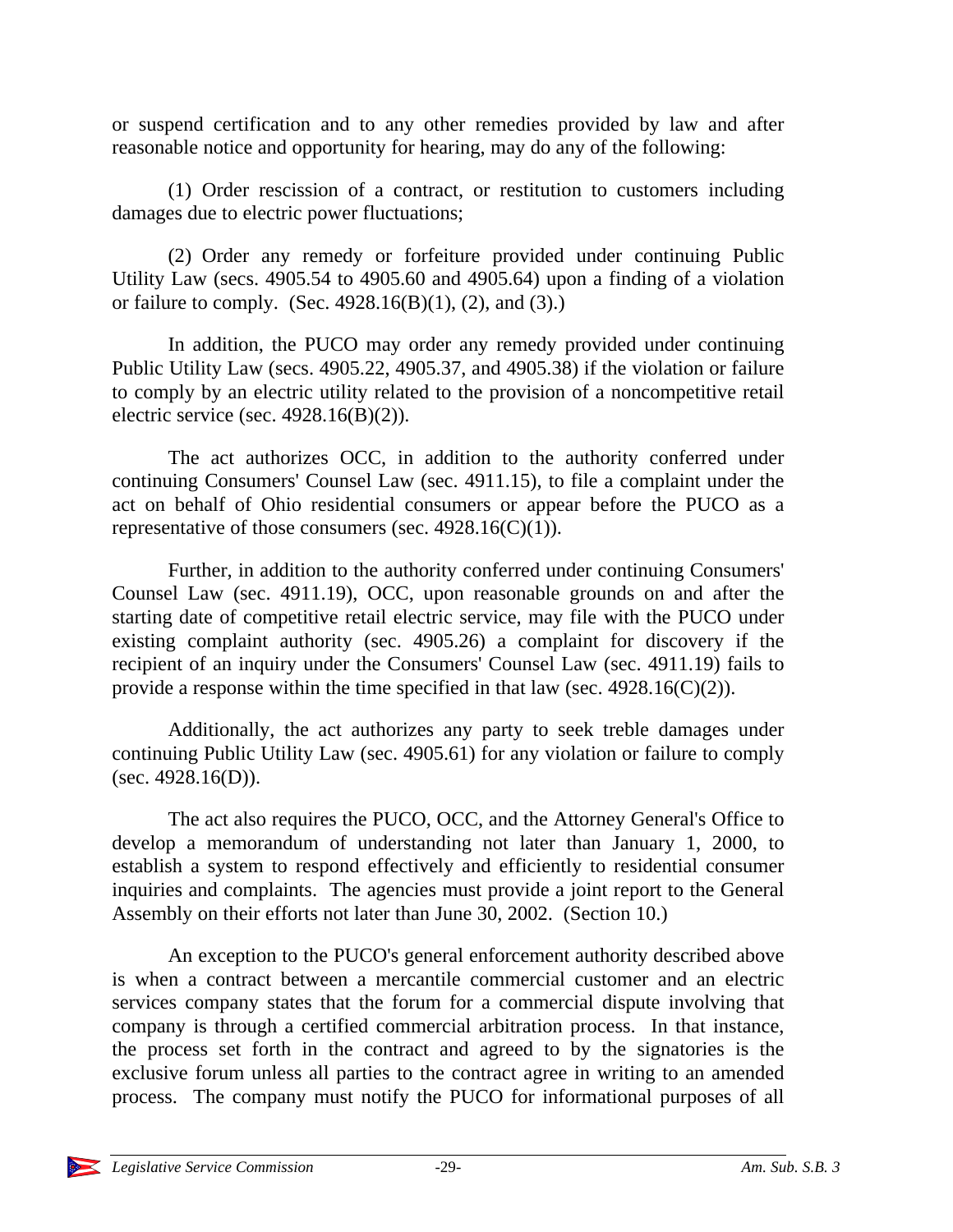or suspend certification and to any other remedies provided by law and after reasonable notice and opportunity for hearing, may do any of the following:

(1) Order rescission of a contract, or restitution to customers including damages due to electric power fluctuations;

(2) Order any remedy or forfeiture provided under continuing Public Utility Law (secs. 4905.54 to 4905.60 and 4905.64) upon a finding of a violation or failure to comply. (Sec. 4928.16(B)(1), (2), and (3).)

In addition, the PUCO may order any remedy provided under continuing Public Utility Law (secs. 4905.22, 4905.37, and 4905.38) if the violation or failure to comply by an electric utility related to the provision of a noncompetitive retail electric service (sec. 4928.16(B)(2)).

The act authorizes OCC, in addition to the authority conferred under continuing Consumers' Counsel Law (sec. 4911.15), to file a complaint under the act on behalf of Ohio residential consumers or appear before the PUCO as a representative of those consumers (sec. 4928.16(C)(1)).

Further, in addition to the authority conferred under continuing Consumers' Counsel Law (sec. 4911.19), OCC, upon reasonable grounds on and after the starting date of competitive retail electric service, may file with the PUCO under existing complaint authority (sec. 4905.26) a complaint for discovery if the recipient of an inquiry under the Consumers' Counsel Law (sec. 4911.19) fails to provide a response within the time specified in that law (sec. 4928.16(C)(2)).

Additionally, the act authorizes any party to seek treble damages under continuing Public Utility Law (sec. 4905.61) for any violation or failure to comply (sec. 4928.16(D)).

The act also requires the PUCO, OCC, and the Attorney General's Office to develop a memorandum of understanding not later than January 1, 2000, to establish a system to respond effectively and efficiently to residential consumer inquiries and complaints. The agencies must provide a joint report to the General Assembly on their efforts not later than June 30, 2002. (Section 10.)

An exception to the PUCO's general enforcement authority described above is when a contract between a mercantile commercial customer and an electric services company states that the forum for a commercial dispute involving that company is through a certified commercial arbitration process. In that instance, the process set forth in the contract and agreed to by the signatories is the exclusive forum unless all parties to the contract agree in writing to an amended process. The company must notify the PUCO for informational purposes of all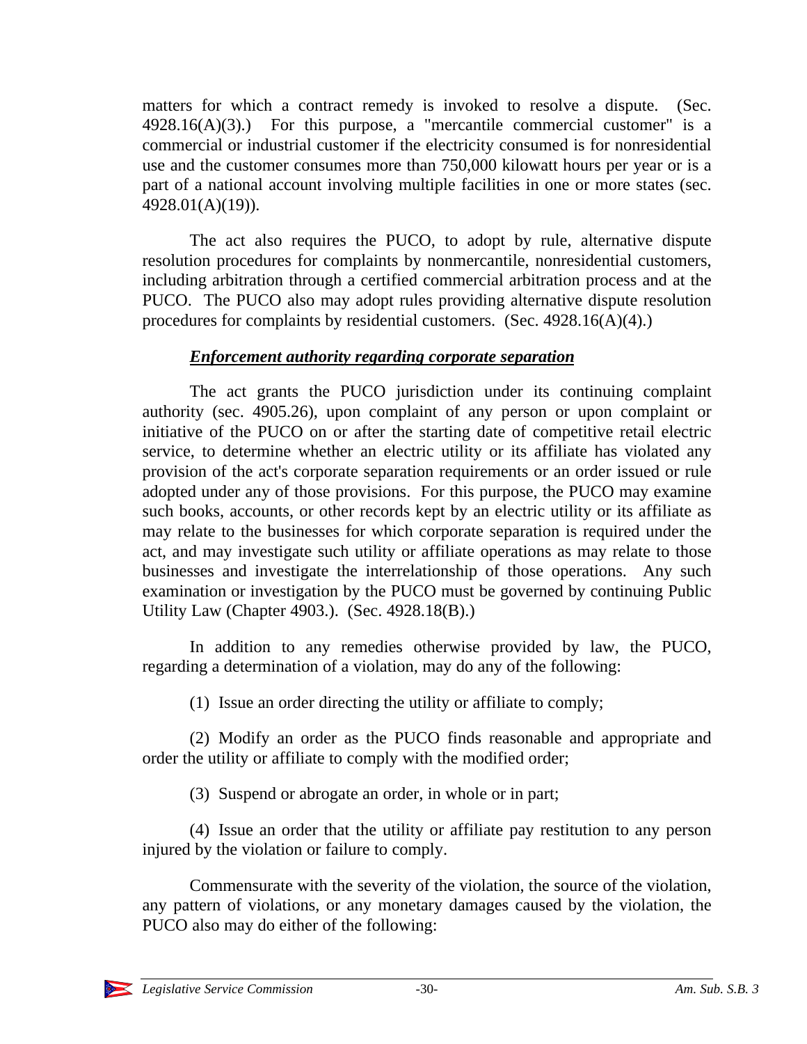matters for which a contract remedy is invoked to resolve a dispute. (Sec. 4928.16(A)(3).) For this purpose, a "mercantile commercial customer" is a commercial or industrial customer if the electricity consumed is for nonresidential use and the customer consumes more than 750,000 kilowatt hours per year or is a part of a national account involving multiple facilities in one or more states (sec. 4928.01(A)(19)).

The act also requires the PUCO, to adopt by rule, alternative dispute resolution procedures for complaints by nonmercantile, nonresidential customers, including arbitration through a certified commercial arbitration process and at the PUCO. The PUCO also may adopt rules providing alternative dispute resolution procedures for complaints by residential customers. (Sec. 4928.16(A)(4).)

***Enforcement authority regarding corporate separation***

The act grants the PUCO jurisdiction under its continuing complaint authority (sec. 4905.26), upon complaint of any person or upon complaint or initiative of the PUCO on or after the starting date of competitive retail electric service, to determine whether an electric utility or its affiliate has violated any provision of the act's corporate separation requirements or an order issued or rule adopted under any of those provisions. For this purpose, the PUCO may examine such books, accounts, or other records kept by an electric utility or its affiliate as may relate to the businesses for which corporate separation is required under the act, and may investigate such utility or affiliate operations as may relate to those businesses and investigate the interrelationship of those operations. Any such examination or investigation by the PUCO must be governed by continuing Public Utility Law (Chapter 4903.). (Sec. 4928.18(B).)

In addition to any remedies otherwise provided by law, the PUCO, regarding a determination of a violation, may do any of the following:

(1) Issue an order directing the utility or affiliate to comply;

(2) Modify an order as the PUCO finds reasonable and appropriate and order the utility or affiliate to comply with the modified order;

(3) Suspend or abrogate an order, in whole or in part;

(4) Issue an order that the utility or affiliate pay restitution to any person injured by the violation or failure to comply.

Commensurate with the severity of the violation, the source of the violation, any pattern of violations, or any monetary damages caused by the violation, the PUCO also may do either of the following: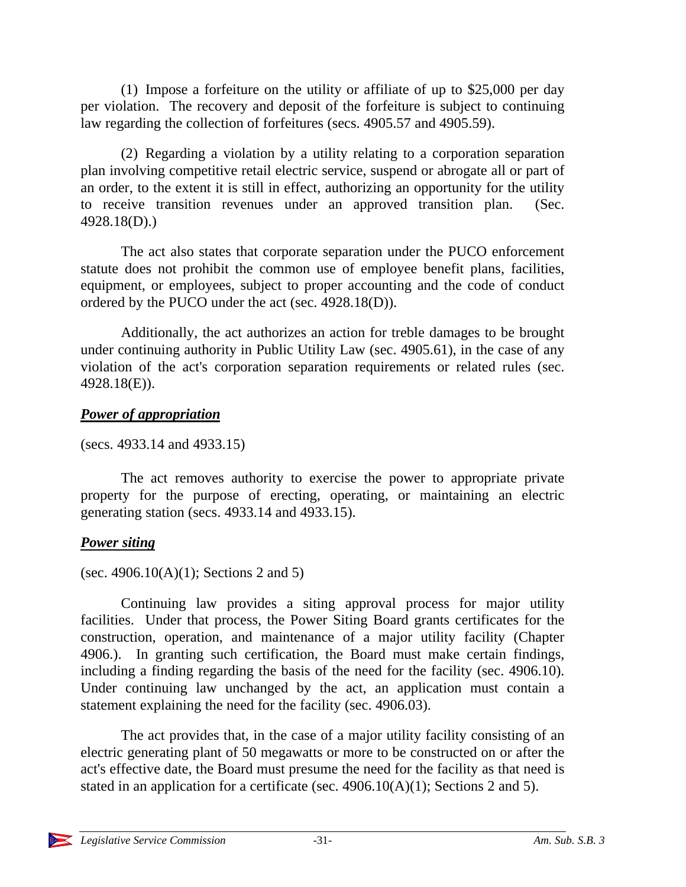(1) Impose a forfeiture on the utility or affiliate of up to $25,000 per day per violation. The recovery and deposit of the forfeiture is subject to continuing law regarding the collection of forfeitures (secs. 4905.57 and 4905.59).

(2) Regarding a violation by a utility relating to a corporation separation plan involving competitive retail electric service, suspend or abrogate all or part of an order, to the extent it is still in effect, authorizing an opportunity for the utility to receive transition revenues under an approved transition plan. (Sec. 4928.18(D).)

The act also states that corporate separation under the PUCO enforcement statute does not prohibit the common use of employee benefit plans, facilities, equipment, or employees, subject to proper accounting and the code of conduct ordered by the PUCO under the act (sec. 4928.18(D)).

Additionally, the act authorizes an action for treble damages to be brought under continuing authority in Public Utility Law (sec. 4905.61), in the case of any violation of the act's corporation separation requirements or related rules (sec. 4928.18(E)).

***Power of appropriation***

(secs. 4933.14 and 4933.15)

The act removes authority to exercise the power to appropriate private property for the purpose of erecting, operating, or maintaining an electric generating station (secs. 4933.14 and 4933.15).

***Power siting***

(sec. 4906.10(A)(1); Sections 2 and 5)

Continuing law provides a siting approval process for major utility facilities. Under that process, the Power Siting Board grants certificates for the construction, operation, and maintenance of a major utility facility (Chapter 4906.). In granting such certification, the Board must make certain findings, including a finding regarding the basis of the need for the facility (sec. 4906.10). Under continuing law unchanged by the act, an application must contain a statement explaining the need for the facility (sec. 4906.03).

The act provides that, in the case of a major utility facility consisting of an electric generating plant of 50 megawatts or more to be constructed on or after the act's effective date, the Board must presume the need for the facility as that need is stated in an application for a certificate (sec. 4906.10(A)(1); Sections 2 and 5).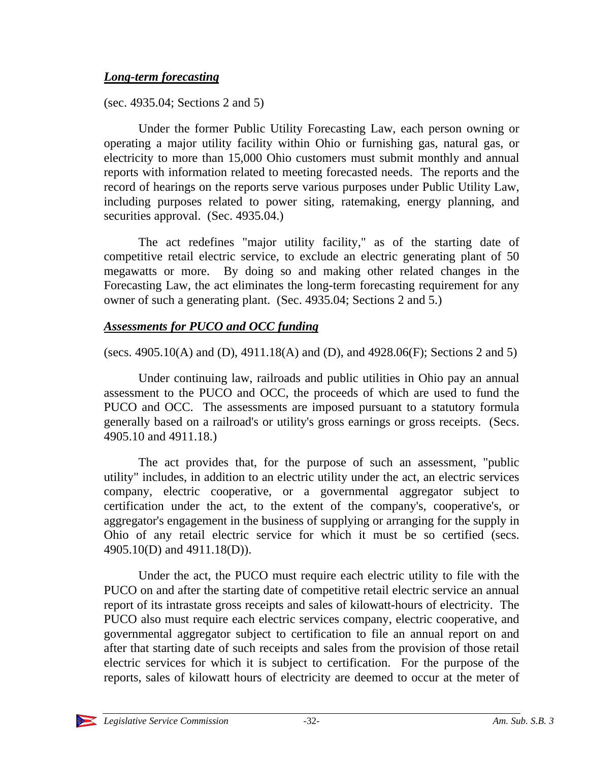### ***Long-term forecasting***

(sec. 4935.04; Sections 2 and 5)

Under the former Public Utility Forecasting Law, each person owning or operating a major utility facility within Ohio or furnishing gas, natural gas, or electricity to more than 15,000 Ohio customers must submit monthly and annual reports with information related to meeting forecasted needs. The reports and the record of hearings on the reports serve various purposes under Public Utility Law, including purposes related to power siting, ratemaking, energy planning, and securities approval. (Sec. 4935.04.)

The act redefines "major utility facility," as of the starting date of competitive retail electric service, to exclude an electric generating plant of 50 megawatts or more. By doing so and making other related changes in the Forecasting Law, the act eliminates the long-term forecasting requirement for any owner of such a generating plant. (Sec. 4935.04; Sections 2 and 5.)

### ***Assessments for PUCO and OCC funding***

(secs. 4905.10(A) and (D), 4911.18(A) and (D), and 4928.06(F); Sections 2 and 5)

Under continuing law, railroads and public utilities in Ohio pay an annual assessment to the PUCO and OCC, the proceeds of which are used to fund the PUCO and OCC. The assessments are imposed pursuant to a statutory formula generally based on a railroad's or utility's gross earnings or gross receipts. (Secs. 4905.10 and 4911.18.)

The act provides that, for the purpose of such an assessment, "public utility" includes, in addition to an electric utility under the act, an electric services company, electric cooperative, or a governmental aggregator subject to certification under the act, to the extent of the company's, cooperative's, or aggregator's engagement in the business of supplying or arranging for the supply in Ohio of any retail electric service for which it must be so certified (secs. 4905.10(D) and 4911.18(D)).

Under the act, the PUCO must require each electric utility to file with the PUCO on and after the starting date of competitive retail electric service an annual report of its intrastate gross receipts and sales of kilowatt-hours of electricity. The PUCO also must require each electric services company, electric cooperative, and governmental aggregator subject to certification to file an annual report on and after that starting date of such receipts and sales from the provision of those retail electric services for which it is subject to certification. For the purpose of the reports, sales of kilowatt hours of electricity are deemed to occur at the meter of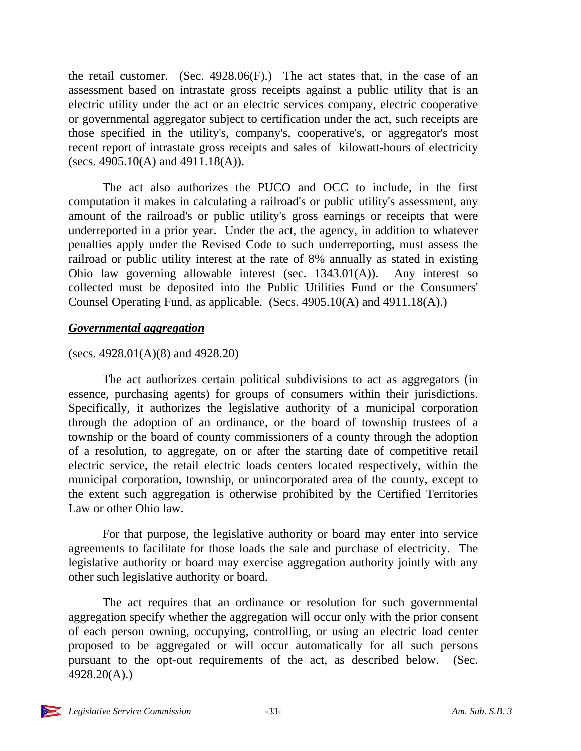the retail customer. (Sec. 4928.06(F).) The act states that, in the case of an assessment based on intrastate gross receipts against a public utility that is an electric utility under the act or an electric services company, electric cooperative or governmental aggregator subject to certification under the act, such receipts are those specified in the utility's, company's, cooperative's, or aggregator's most recent report of intrastate gross receipts and sales of kilowatt-hours of electricity (secs. 4905.10(A) and 4911.18(A)).

The act also authorizes the PUCO and OCC to include, in the first computation it makes in calculating a railroad's or public utility's assessment, any amount of the railroad's or public utility's gross earnings or receipts that were underreported in a prior year. Under the act, the agency, in addition to whatever penalties apply under the Revised Code to such underreporting, must assess the railroad or public utility interest at the rate of 8% annually as stated in existing Ohio law governing allowable interest (sec. 1343.01(A)). Any interest so collected must be deposited into the Public Utilities Fund or the Consumers' Counsel Operating Fund, as applicable. (Secs. 4905.10(A) and 4911.18(A).)

***Governmental aggregation***

(secs. 4928.01(A)(8) and 4928.20)

The act authorizes certain political subdivisions to act as aggregators (in essence, purchasing agents) for groups of consumers within their jurisdictions. Specifically, it authorizes the legislative authority of a municipal corporation through the adoption of an ordinance, or the board of township trustees of a township or the board of county commissioners of a county through the adoption of a resolution, to aggregate, on or after the starting date of competitive retail electric service, the retail electric loads centers located respectively, within the municipal corporation, township, or unincorporated area of the county, except to the extent such aggregation is otherwise prohibited by the Certified Territories Law or other Ohio law.

For that purpose, the legislative authority or board may enter into service agreements to facilitate for those loads the sale and purchase of electricity. The legislative authority or board may exercise aggregation authority jointly with any other such legislative authority or board.

The act requires that an ordinance or resolution for such governmental aggregation specify whether the aggregation will occur only with the prior consent of each person owning, occupying, controlling, or using an electric load center proposed to be aggregated or will occur automatically for all such persons pursuant to the opt-out requirements of the act, as described below. (Sec. 4928.20(A).)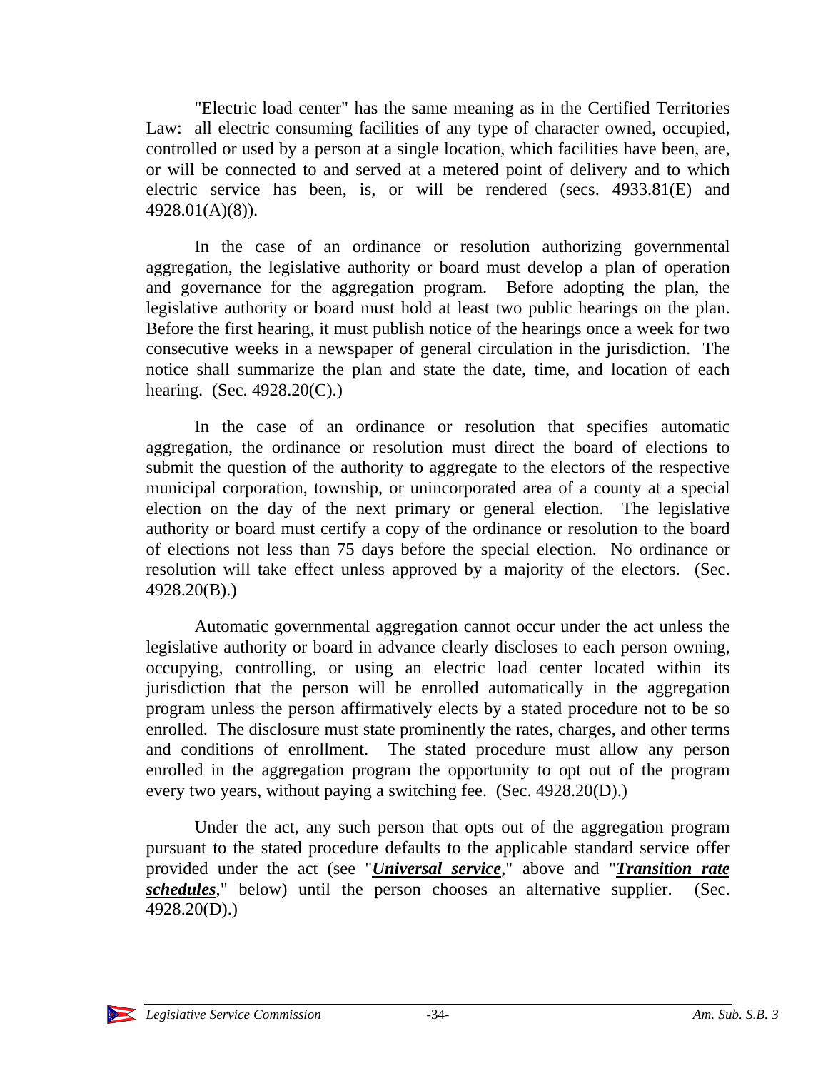"Electric load center" has the same meaning as in the Certified Territories Law: all electric consuming facilities of any type of character owned, occupied, controlled or used by a person at a single location, which facilities have been, are, or will be connected to and served at a metered point of delivery and to which electric service has been, is, or will be rendered (secs. 4933.81(E) and 4928.01(A)(8)).

In the case of an ordinance or resolution authorizing governmental aggregation, the legislative authority or board must develop a plan of operation and governance for the aggregation program. Before adopting the plan, the legislative authority or board must hold at least two public hearings on the plan. Before the first hearing, it must publish notice of the hearings once a week for two consecutive weeks in a newspaper of general circulation in the jurisdiction. The notice shall summarize the plan and state the date, time, and location of each hearing. (Sec. 4928.20(C).)

In the case of an ordinance or resolution that specifies automatic aggregation, the ordinance or resolution must direct the board of elections to submit the question of the authority to aggregate to the electors of the respective municipal corporation, township, or unincorporated area of a county at a special election on the day of the next primary or general election. The legislative authority or board must certify a copy of the ordinance or resolution to the board of elections not less than 75 days before the special election. No ordinance or resolution will take effect unless approved by a majority of the electors. (Sec. 4928.20(B).)

Automatic governmental aggregation cannot occur under the act unless the legislative authority or board in advance clearly discloses to each person owning, occupying, controlling, or using an electric load center located within its jurisdiction that the person will be enrolled automatically in the aggregation program unless the person affirmatively elects by a stated procedure not to be so enrolled. The disclosure must state prominently the rates, charges, and other terms and conditions of enrollment. The stated procedure must allow any person enrolled in the aggregation program the opportunity to opt out of the program every two years, without paying a switching fee. (Sec. 4928.20(D).)

Under the act, any such person that opts out of the aggregation program pursuant to the stated procedure defaults to the applicable standard service offer provided under the act (see "***Universal service***," above and "***Transition rate schedules***," below) until the person chooses an alternative supplier. (Sec. 4928.20(D).)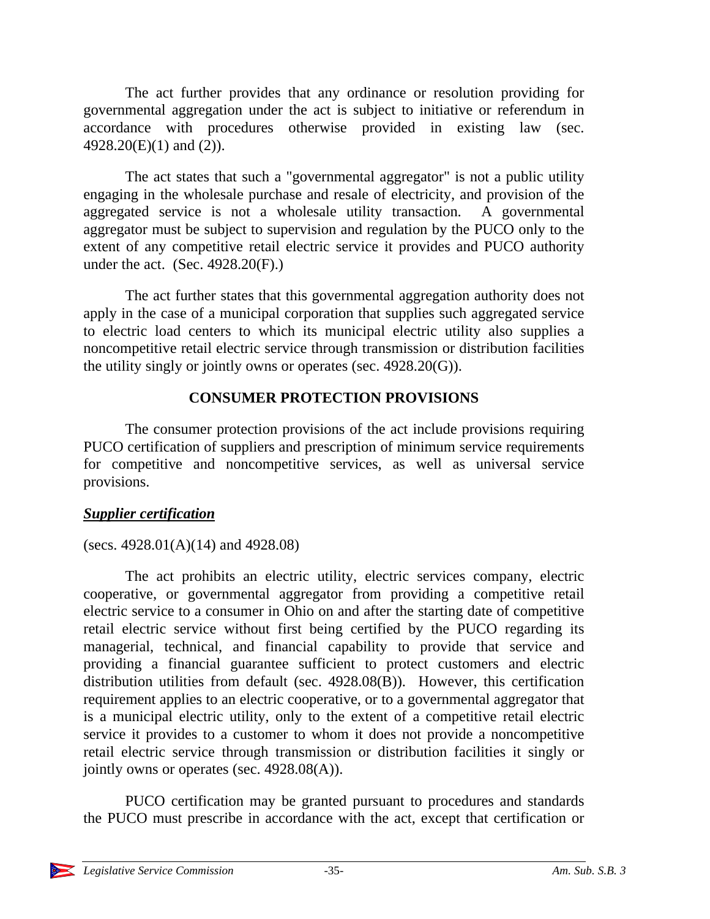The act further provides that any ordinance or resolution providing for governmental aggregation under the act is subject to initiative or referendum in accordance with procedures otherwise provided in existing law (sec. 4928.20(E)(1) and (2)).

The act states that such a "governmental aggregator" is not a public utility engaging in the wholesale purchase and resale of electricity, and provision of the aggregated service is not a wholesale utility transaction. A governmental aggregator must be subject to supervision and regulation by the PUCO only to the extent of any competitive retail electric service it provides and PUCO authority under the act. (Sec. 4928.20(F).)

The act further states that this governmental aggregation authority does not apply in the case of a municipal corporation that supplies such aggregated service to electric load centers to which its municipal electric utility also supplies a noncompetitive retail electric service through transmission or distribution facilities the utility singly or jointly owns or operates (sec. 4928.20(G)).

## CONSUMER PROTECTION PROVISIONS

The consumer protection provisions of the act include provisions requiring PUCO certification of suppliers and prescription of minimum service requirements for competitive and noncompetitive services, as well as universal service provisions.

### ***Supplier certification***

(secs. 4928.01(A)(14) and 4928.08)

The act prohibits an electric utility, electric services company, electric cooperative, or governmental aggregator from providing a competitive retail electric service to a consumer in Ohio on and after the starting date of competitive retail electric service without first being certified by the PUCO regarding its managerial, technical, and financial capability to provide that service and providing a financial guarantee sufficient to protect customers and electric distribution utilities from default (sec. 4928.08(B)). However, this certification requirement applies to an electric cooperative, or to a governmental aggregator that is a municipal electric utility, only to the extent of a competitive retail electric service it provides to a customer to whom it does not provide a noncompetitive retail electric service through transmission or distribution facilities it singly or jointly owns or operates (sec. 4928.08(A)).

PUCO certification may be granted pursuant to procedures and standards the PUCO must prescribe in accordance with the act, except that certification or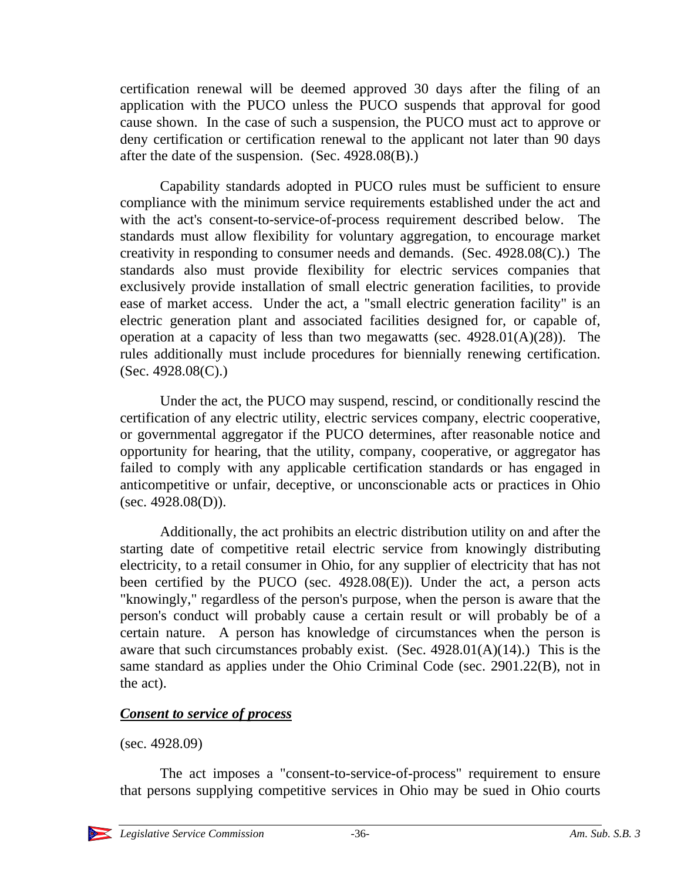certification renewal will be deemed approved 30 days after the filing of an application with the PUCO unless the PUCO suspends that approval for good cause shown. In the case of such a suspension, the PUCO must act to approve or deny certification or certification renewal to the applicant not later than 90 days after the date of the suspension. (Sec. 4928.08(B).)

Capability standards adopted in PUCO rules must be sufficient to ensure compliance with the minimum service requirements established under the act and with the act's consent-to-service-of-process requirement described below. The standards must allow flexibility for voluntary aggregation, to encourage market creativity in responding to consumer needs and demands. (Sec. 4928.08(C).) The standards also must provide flexibility for electric services companies that exclusively provide installation of small electric generation facilities, to provide ease of market access. Under the act, a "small electric generation facility" is an electric generation plant and associated facilities designed for, or capable of, operation at a capacity of less than two megawatts (sec. 4928.01(A)(28)). The rules additionally must include procedures for biennially renewing certification. (Sec. 4928.08(C).)

Under the act, the PUCO may suspend, rescind, or conditionally rescind the certification of any electric utility, electric services company, electric cooperative, or governmental aggregator if the PUCO determines, after reasonable notice and opportunity for hearing, that the utility, company, cooperative, or aggregator has failed to comply with any applicable certification standards or has engaged in anticompetitive or unfair, deceptive, or unconscionable acts or practices in Ohio (sec. 4928.08(D)).

Additionally, the act prohibits an electric distribution utility on and after the starting date of competitive retail electric service from knowingly distributing electricity, to a retail consumer in Ohio, for any supplier of electricity that has not been certified by the PUCO (sec. 4928.08(E)). Under the act, a person acts "knowingly," regardless of the person's purpose, when the person is aware that the person's conduct will probably cause a certain result or will probably be of a certain nature. A person has knowledge of circumstances when the person is aware that such circumstances probably exist. (Sec. 4928.01(A)(14).) This is the same standard as applies under the Ohio Criminal Code (sec. 2901.22(B), not in the act).

***Consent to service of process***

(sec. 4928.09)

The act imposes a "consent-to-service-of-process" requirement to ensure that persons supplying competitive services in Ohio may be sued in Ohio courts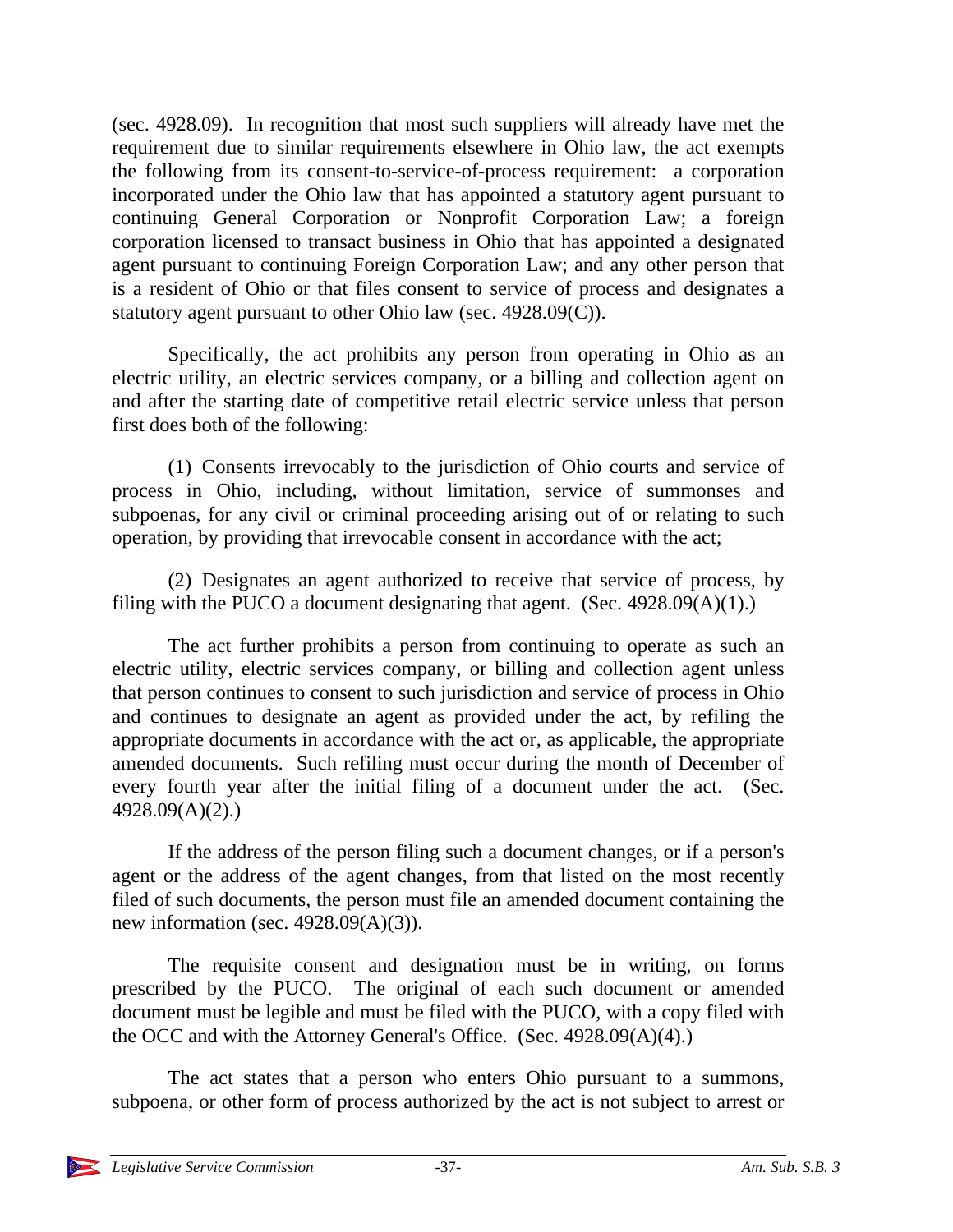(sec. 4928.09). In recognition that most such suppliers will already have met the requirement due to similar requirements elsewhere in Ohio law, the act exempts the following from its consent-to-service-of-process requirement: a corporation incorporated under the Ohio law that has appointed a statutory agent pursuant to continuing General Corporation or Nonprofit Corporation Law; a foreign corporation licensed to transact business in Ohio that has appointed a designated agent pursuant to continuing Foreign Corporation Law; and any other person that is a resident of Ohio or that files consent to service of process and designates a statutory agent pursuant to other Ohio law (sec. 4928.09(C)).

Specifically, the act prohibits any person from operating in Ohio as an electric utility, an electric services company, or a billing and collection agent on and after the starting date of competitive retail electric service unless that person first does both of the following:

(1) Consents irrevocably to the jurisdiction of Ohio courts and service of process in Ohio, including, without limitation, service of summonses and subpoenas, for any civil or criminal proceeding arising out of or relating to such operation, by providing that irrevocable consent in accordance with the act;

(2) Designates an agent authorized to receive that service of process, by filing with the PUCO a document designating that agent. (Sec. 4928.09(A)(1).)

The act further prohibits a person from continuing to operate as such an electric utility, electric services company, or billing and collection agent unless that person continues to consent to such jurisdiction and service of process in Ohio and continues to designate an agent as provided under the act, by refiling the appropriate documents in accordance with the act or, as applicable, the appropriate amended documents. Such refiling must occur during the month of December of every fourth year after the initial filing of a document under the act. (Sec. 4928.09(A)(2).)

If the address of the person filing such a document changes, or if a person's agent or the address of the agent changes, from that listed on the most recently filed of such documents, the person must file an amended document containing the new information (sec. 4928.09(A)(3)).

The requisite consent and designation must be in writing, on forms prescribed by the PUCO. The original of each such document or amended document must be legible and must be filed with the PUCO, with a copy filed with the OCC and with the Attorney General's Office. (Sec. 4928.09(A)(4).)

The act states that a person who enters Ohio pursuant to a summons, subpoena, or other form of process authorized by the act is not subject to arrest or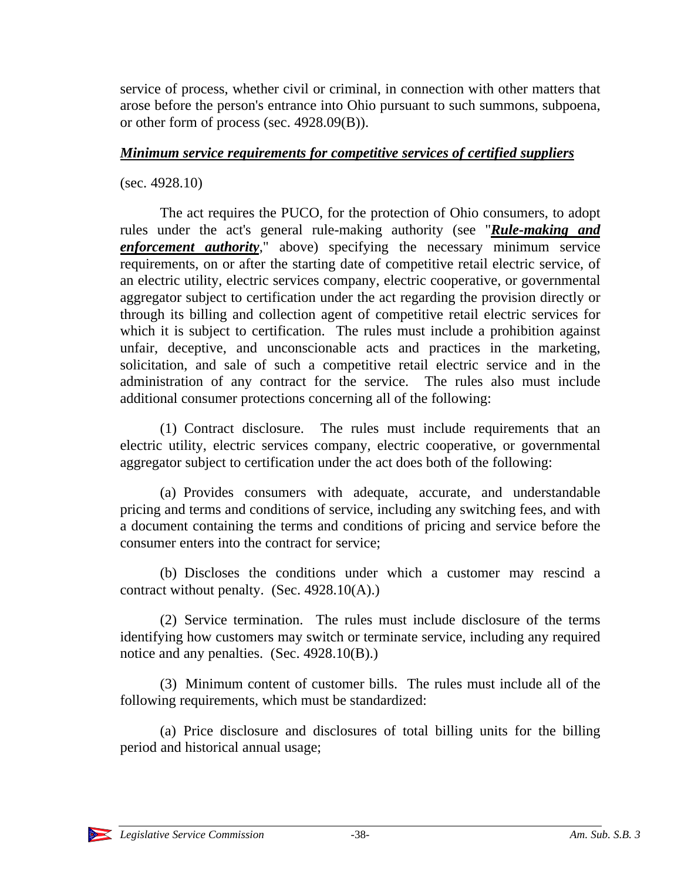service of process, whether civil or criminal, in connection with other matters that arose before the person's entrance into Ohio pursuant to such summons, subpoena, or other form of process (sec. 4928.09(B)).

***Minimum service requirements for competitive services of certified suppliers***

(sec. 4928.10)

The act requires the PUCO, for the protection of Ohio consumers, to adopt rules under the act's general rule-making authority (see "***Rule-making and enforcement authority***," above) specifying the necessary minimum service requirements, on or after the starting date of competitive retail electric service, of an electric utility, electric services company, electric cooperative, or governmental aggregator subject to certification under the act regarding the provision directly or through its billing and collection agent of competitive retail electric services for which it is subject to certification. The rules must include a prohibition against unfair, deceptive, and unconscionable acts and practices in the marketing, solicitation, and sale of such a competitive retail electric service and in the administration of any contract for the service. The rules also must include additional consumer protections concerning all of the following:

(1) Contract disclosure. The rules must include requirements that an electric utility, electric services company, electric cooperative, or governmental aggregator subject to certification under the act does both of the following:

(a) Provides consumers with adequate, accurate, and understandable pricing and terms and conditions of service, including any switching fees, and with a document containing the terms and conditions of pricing and service before the consumer enters into the contract for service;

(b) Discloses the conditions under which a customer may rescind a contract without penalty. (Sec. 4928.10(A).)

(2) Service termination. The rules must include disclosure of the terms identifying how customers may switch or terminate service, including any required notice and any penalties. (Sec. 4928.10(B).)

(3) Minimum content of customer bills. The rules must include all of the following requirements, which must be standardized:

(a) Price disclosure and disclosures of total billing units for the billing period and historical annual usage;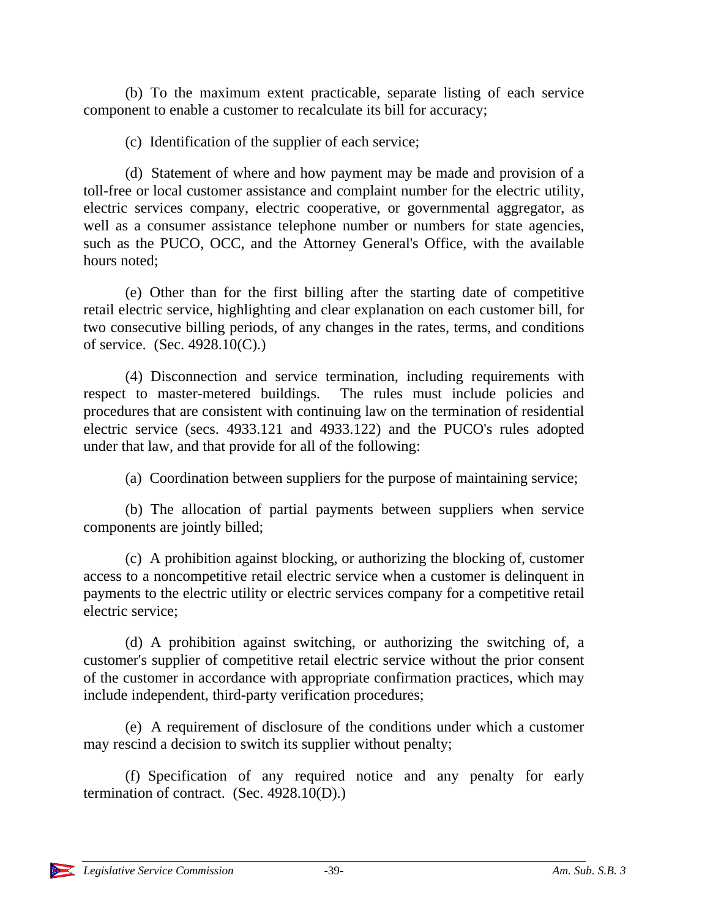(b) To the maximum extent practicable, separate listing of each service component to enable a customer to recalculate its bill for accuracy;

(c) Identification of the supplier of each service;

(d) Statement of where and how payment may be made and provision of a toll-free or local customer assistance and complaint number for the electric utility, electric services company, electric cooperative, or governmental aggregator, as well as a consumer assistance telephone number or numbers for state agencies, such as the PUCO, OCC, and the Attorney General's Office, with the available hours noted;

(e) Other than for the first billing after the starting date of competitive retail electric service, highlighting and clear explanation on each customer bill, for two consecutive billing periods, of any changes in the rates, terms, and conditions of service. (Sec. 4928.10(C).)

(4) Disconnection and service termination, including requirements with respect to master-metered buildings. The rules must include policies and procedures that are consistent with continuing law on the termination of residential electric service (secs. 4933.121 and 4933.122) and the PUCO's rules adopted under that law, and that provide for all of the following:

(a) Coordination between suppliers for the purpose of maintaining service;

(b) The allocation of partial payments between suppliers when service components are jointly billed;

(c) A prohibition against blocking, or authorizing the blocking of, customer access to a noncompetitive retail electric service when a customer is delinquent in payments to the electric utility or electric services company for a competitive retail electric service;

(d) A prohibition against switching, or authorizing the switching of, a customer's supplier of competitive retail electric service without the prior consent of the customer in accordance with appropriate confirmation practices, which may include independent, third-party verification procedures;

(e) A requirement of disclosure of the conditions under which a customer may rescind a decision to switch its supplier without penalty;

(f) Specification of any required notice and any penalty for early termination of contract. (Sec. 4928.10(D).)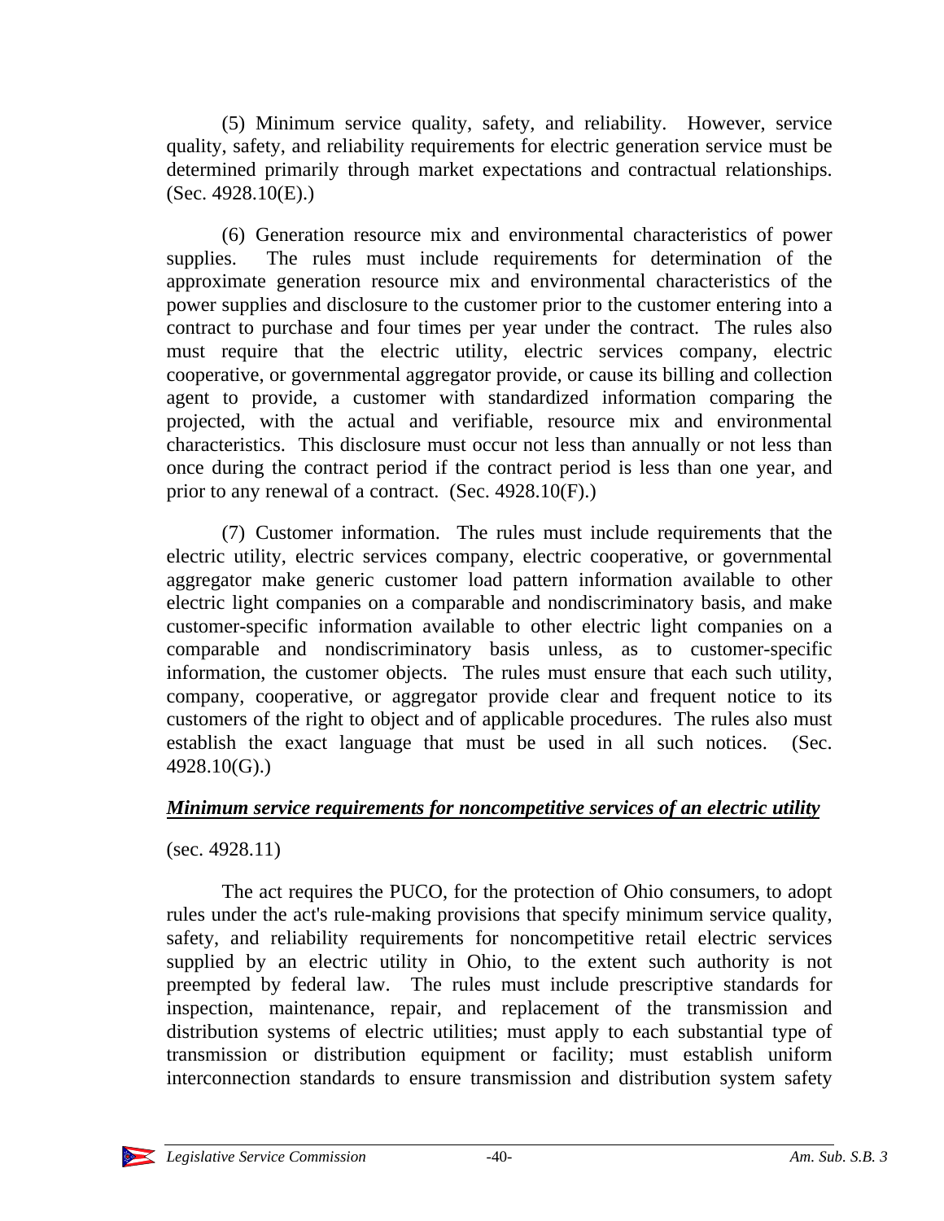(5) Minimum service quality, safety, and reliability. However, service quality, safety, and reliability requirements for electric generation service must be determined primarily through market expectations and contractual relationships. (Sec. 4928.10(E).)

(6) Generation resource mix and environmental characteristics of power supplies. The rules must include requirements for determination of the approximate generation resource mix and environmental characteristics of the power supplies and disclosure to the customer prior to the customer entering into a contract to purchase and four times per year under the contract. The rules also must require that the electric utility, electric services company, electric cooperative, or governmental aggregator provide, or cause its billing and collection agent to provide, a customer with standardized information comparing the projected, with the actual and verifiable, resource mix and environmental characteristics. This disclosure must occur not less than annually or not less than once during the contract period if the contract period is less than one year, and prior to any renewal of a contract. (Sec. 4928.10(F).)

(7) Customer information. The rules must include requirements that the electric utility, electric services company, electric cooperative, or governmental aggregator make generic customer load pattern information available to other electric light companies on a comparable and nondiscriminatory basis, and make customer-specific information available to other electric light companies on a comparable and nondiscriminatory basis unless, as to customer-specific information, the customer objects. The rules must ensure that each such utility, company, cooperative, or aggregator provide clear and frequent notice to its customers of the right to object and of applicable procedures. The rules also must establish the exact language that must be used in all such notices. (Sec. 4928.10(G).)

### ***Minimum service requirements for noncompetitive services of an electric utility***

(sec. 4928.11)

The act requires the PUCO, for the protection of Ohio consumers, to adopt rules under the act's rule-making provisions that specify minimum service quality, safety, and reliability requirements for noncompetitive retail electric services supplied by an electric utility in Ohio, to the extent such authority is not preempted by federal law. The rules must include prescriptive standards for inspection, maintenance, repair, and replacement of the transmission and distribution systems of electric utilities; must apply to each substantial type of transmission or distribution equipment or facility; must establish uniform interconnection standards to ensure transmission and distribution system safety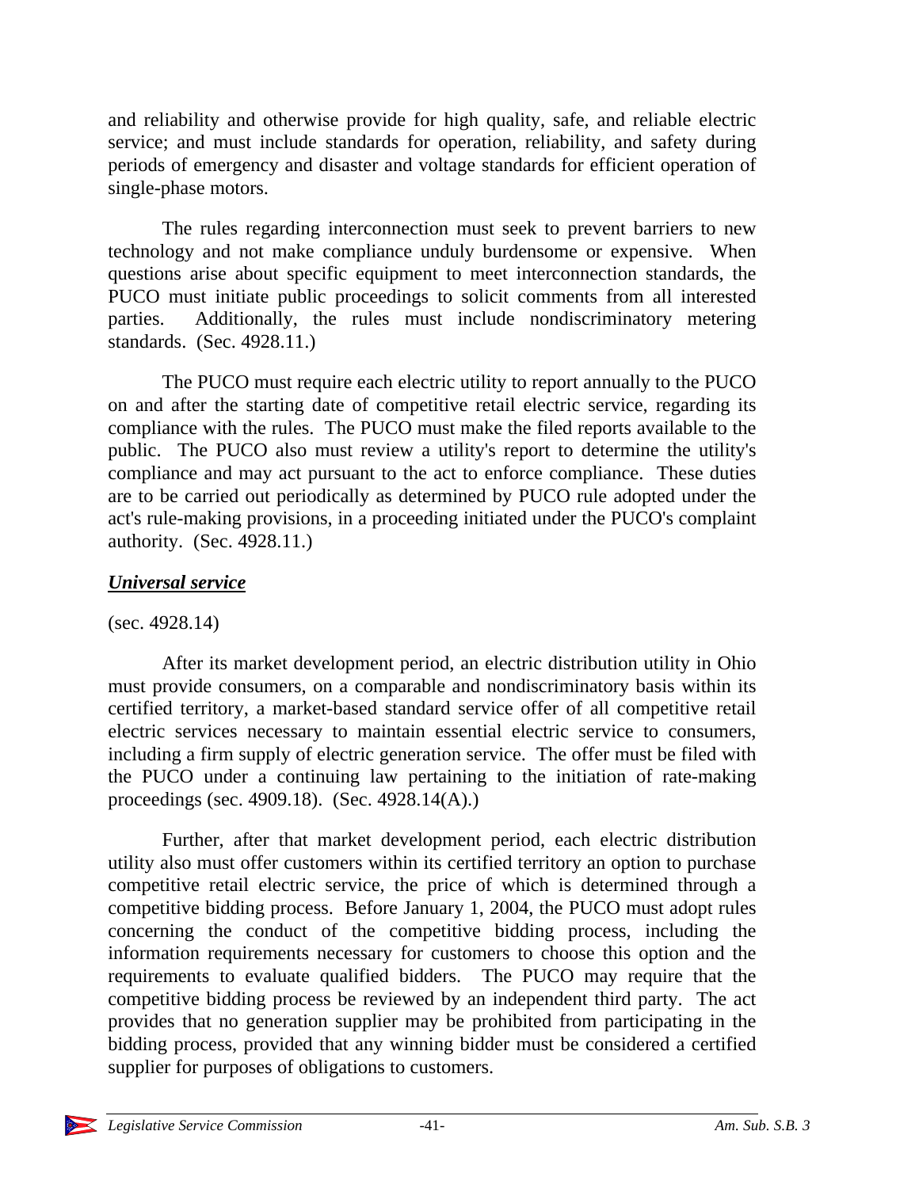and reliability and otherwise provide for high quality, safe, and reliable electric service; and must include standards for operation, reliability, and safety during periods of emergency and disaster and voltage standards for efficient operation of single-phase motors.

The rules regarding interconnection must seek to prevent barriers to new technology and not make compliance unduly burdensome or expensive. When questions arise about specific equipment to meet interconnection standards, the PUCO must initiate public proceedings to solicit comments from all interested parties. Additionally, the rules must include nondiscriminatory metering standards. (Sec. 4928.11.)

The PUCO must require each electric utility to report annually to the PUCO on and after the starting date of competitive retail electric service, regarding its compliance with the rules. The PUCO must make the filed reports available to the public. The PUCO also must review a utility's report to determine the utility's compliance and may act pursuant to the act to enforce compliance. These duties are to be carried out periodically as determined by PUCO rule adopted under the act's rule-making provisions, in a proceeding initiated under the PUCO's complaint authority. (Sec. 4928.11.)

***Universal service***

(sec. 4928.14)

After its market development period, an electric distribution utility in Ohio must provide consumers, on a comparable and nondiscriminatory basis within its certified territory, a market-based standard service offer of all competitive retail electric services necessary to maintain essential electric service to consumers, including a firm supply of electric generation service. The offer must be filed with the PUCO under a continuing law pertaining to the initiation of rate-making proceedings (sec. 4909.18). (Sec. 4928.14(A).)

Further, after that market development period, each electric distribution utility also must offer customers within its certified territory an option to purchase competitive retail electric service, the price of which is determined through a competitive bidding process. Before January 1, 2004, the PUCO must adopt rules concerning the conduct of the competitive bidding process, including the information requirements necessary for customers to choose this option and the requirements to evaluate qualified bidders. The PUCO may require that the competitive bidding process be reviewed by an independent third party. The act provides that no generation supplier may be prohibited from participating in the bidding process, provided that any winning bidder must be considered a certified supplier for purposes of obligations to customers.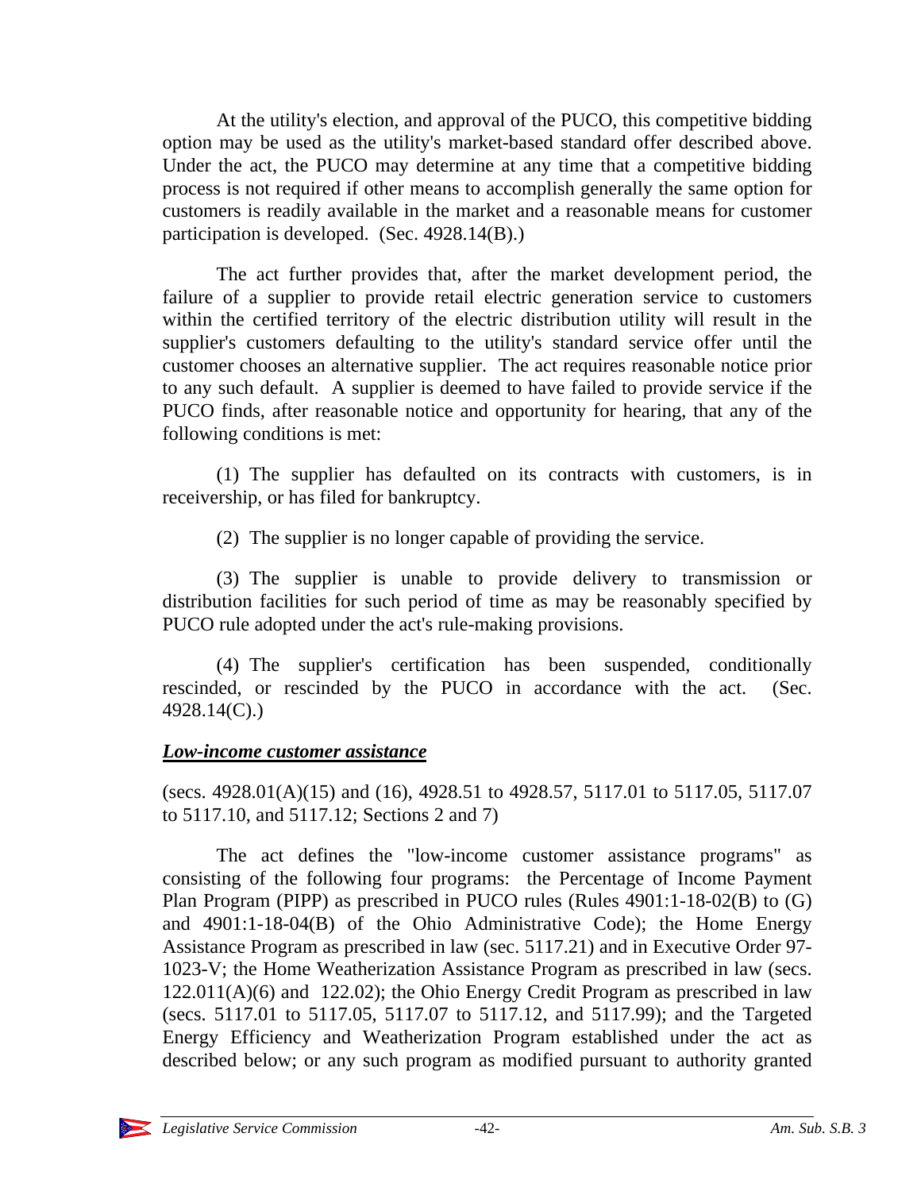At the utility's election, and approval of the PUCO, this competitive bidding option may be used as the utility's market-based standard offer described above. Under the act, the PUCO may determine at any time that a competitive bidding process is not required if other means to accomplish generally the same option for customers is readily available in the market and a reasonable means for customer participation is developed. (Sec. 4928.14(B).)

The act further provides that, after the market development period, the failure of a supplier to provide retail electric generation service to customers within the certified territory of the electric distribution utility will result in the supplier's customers defaulting to the utility's standard service offer until the customer chooses an alternative supplier. The act requires reasonable notice prior to any such default. A supplier is deemed to have failed to provide service if the PUCO finds, after reasonable notice and opportunity for hearing, that any of the following conditions is met:

(1) The supplier has defaulted on its contracts with customers, is in receivership, or has filed for bankruptcy.

(2) The supplier is no longer capable of providing the service.

(3) The supplier is unable to provide delivery to transmission or distribution facilities for such period of time as may be reasonably specified by PUCO rule adopted under the act's rule-making provisions.

(4) The supplier's certification has been suspended, conditionally rescinded, or rescinded by the PUCO in accordance with the act. (Sec. 4928.14(C).)

***Low-income customer assistance***

(secs. 4928.01(A)(15) and (16), 4928.51 to 4928.57, 5117.01 to 5117.05, 5117.07 to 5117.10, and 5117.12; Sections 2 and 7)

The act defines the "low-income customer assistance programs" as consisting of the following four programs: the Percentage of Income Payment Plan Program (PIPP) as prescribed in PUCO rules (Rules 4901:1-18-02(B) to (G) and 4901:1-18-04(B) of the Ohio Administrative Code); the Home Energy Assistance Program as prescribed in law (sec. 5117.21) and in Executive Order 97-1023-V; the Home Weatherization Assistance Program as prescribed in law (secs. 122.011(A)(6) and 122.02); the Ohio Energy Credit Program as prescribed in law (secs. 5117.01 to 5117.05, 5117.07 to 5117.12, and 5117.99); and the Targeted Energy Efficiency and Weatherization Program established under the act as described below; or any such program as modified pursuant to authority granted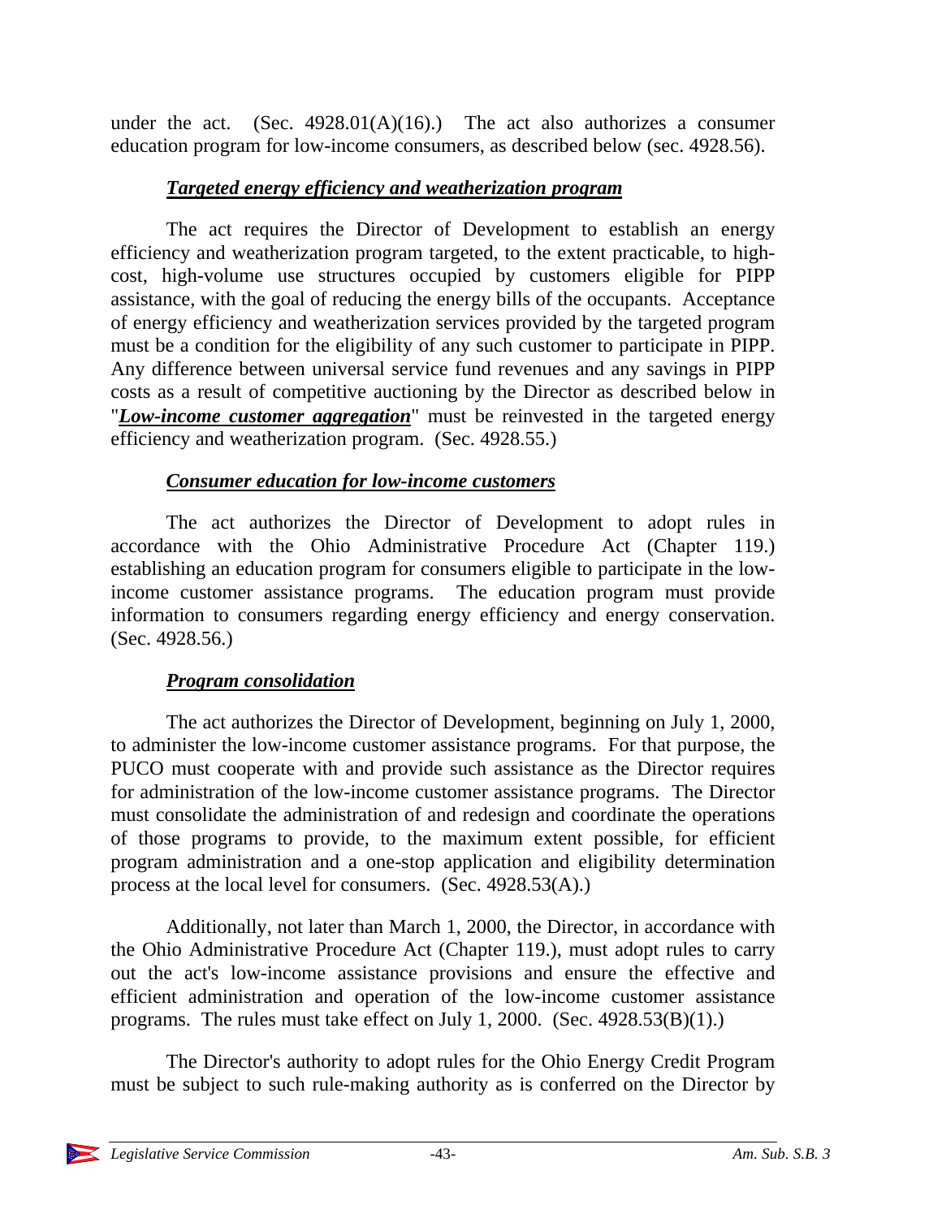under the act. (Sec. 4928.01(A)(16).) The act also authorizes a consumer education program for low-income consumers, as described below (sec. 4928.56).

***Targeted energy efficiency and weatherization program***

The act requires the Director of Development to establish an energy efficiency and weatherization program targeted, to the extent practicable, to high-cost, high-volume use structures occupied by customers eligible for PIPP assistance, with the goal of reducing the energy bills of the occupants. Acceptance of energy efficiency and weatherization services provided by the targeted program must be a condition for the eligibility of any such customer to participate in PIPP. Any difference between universal service fund revenues and any savings in PIPP costs as a result of competitive auctioning by the Director as described below in "***Low-income customer aggregation***" must be reinvested in the targeted energy efficiency and weatherization program. (Sec. 4928.55.)

***Consumer education for low-income customers***

The act authorizes the Director of Development to adopt rules in accordance with the Ohio Administrative Procedure Act (Chapter 119.) establishing an education program for consumers eligible to participate in the low-income customer assistance programs. The education program must provide information to consumers regarding energy efficiency and energy conservation. (Sec. 4928.56.)

***Program consolidation***

The act authorizes the Director of Development, beginning on July 1, 2000, to administer the low-income customer assistance programs. For that purpose, the PUCO must cooperate with and provide such assistance as the Director requires for administration of the low-income customer assistance programs. The Director must consolidate the administration of and redesign and coordinate the operations of those programs to provide, to the maximum extent possible, for efficient program administration and a one-stop application and eligibility determination process at the local level for consumers. (Sec. 4928.53(A).)

Additionally, not later than March 1, 2000, the Director, in accordance with the Ohio Administrative Procedure Act (Chapter 119.), must adopt rules to carry out the act's low-income assistance provisions and ensure the effective and efficient administration and operation of the low-income customer assistance programs. The rules must take effect on July 1, 2000. (Sec. 4928.53(B)(1).)

The Director's authority to adopt rules for the Ohio Energy Credit Program must be subject to such rule-making authority as is conferred on the Director by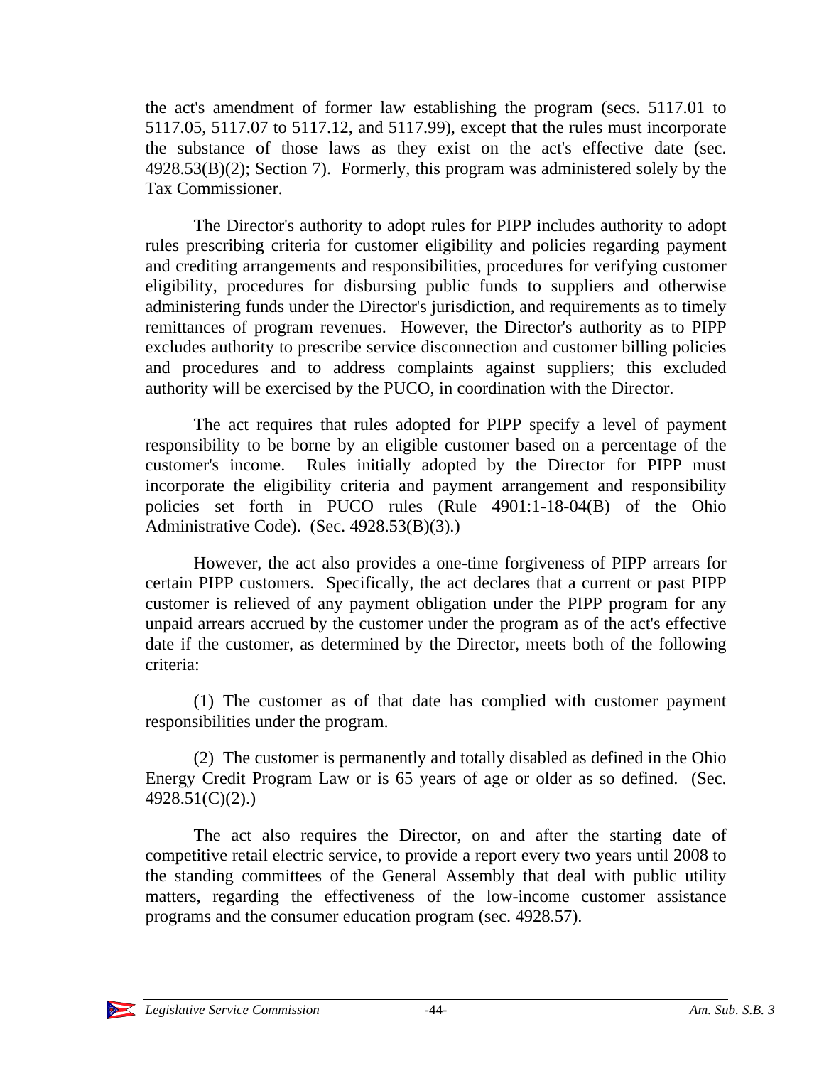the act's amendment of former law establishing the program (secs. 5117.01 to 5117.05, 5117.07 to 5117.12, and 5117.99), except that the rules must incorporate the substance of those laws as they exist on the act's effective date (sec. 4928.53(B)(2); Section 7). Formerly, this program was administered solely by the Tax Commissioner.

The Director's authority to adopt rules for PIPP includes authority to adopt rules prescribing criteria for customer eligibility and policies regarding payment and crediting arrangements and responsibilities, procedures for verifying customer eligibility, procedures for disbursing public funds to suppliers and otherwise administering funds under the Director's jurisdiction, and requirements as to timely remittances of program revenues. However, the Director's authority as to PIPP excludes authority to prescribe service disconnection and customer billing policies and procedures and to address complaints against suppliers; this excluded authority will be exercised by the PUCO, in coordination with the Director.

The act requires that rules adopted for PIPP specify a level of payment responsibility to be borne by an eligible customer based on a percentage of the customer's income. Rules initially adopted by the Director for PIPP must incorporate the eligibility criteria and payment arrangement and responsibility policies set forth in PUCO rules (Rule 4901:1-18-04(B) of the Ohio Administrative Code). (Sec. 4928.53(B)(3).)

However, the act also provides a one-time forgiveness of PIPP arrears for certain PIPP customers. Specifically, the act declares that a current or past PIPP customer is relieved of any payment obligation under the PIPP program for any unpaid arrears accrued by the customer under the program as of the act's effective date if the customer, as determined by the Director, meets both of the following criteria:

(1) The customer as of that date has complied with customer payment responsibilities under the program.

(2) The customer is permanently and totally disabled as defined in the Ohio Energy Credit Program Law or is 65 years of age or older as so defined. (Sec. 4928.51(C)(2).)

The act also requires the Director, on and after the starting date of competitive retail electric service, to provide a report every two years until 2008 to the standing committees of the General Assembly that deal with public utility matters, regarding the effectiveness of the low-income customer assistance programs and the consumer education program (sec. 4928.57).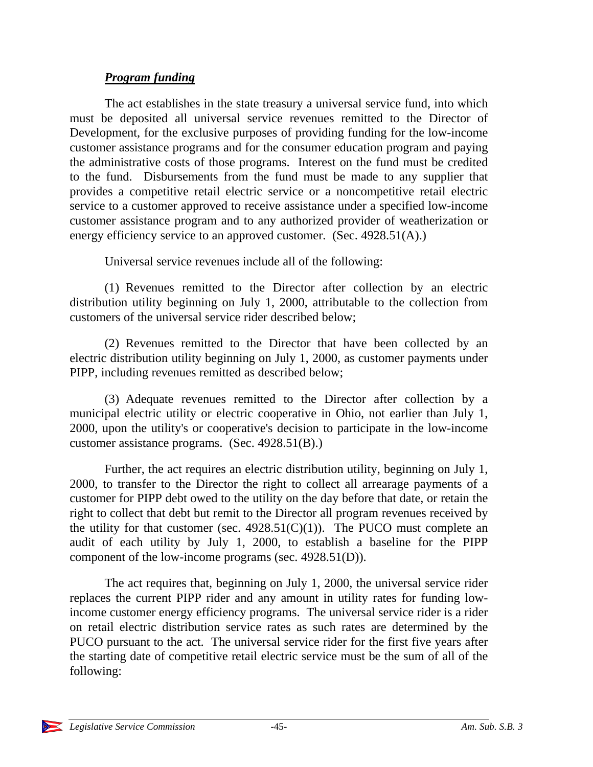***Program funding***

The act establishes in the state treasury a universal service fund, into which must be deposited all universal service revenues remitted to the Director of Development, for the exclusive purposes of providing funding for the low-income customer assistance programs and for the consumer education program and paying the administrative costs of those programs. Interest on the fund must be credited to the fund. Disbursements from the fund must be made to any supplier that provides a competitive retail electric service or a noncompetitive retail electric service to a customer approved to receive assistance under a specified low-income customer assistance program and to any authorized provider of weatherization or energy efficiency service to an approved customer. (Sec. 4928.51(A).)

Universal service revenues include all of the following:

(1) Revenues remitted to the Director after collection by an electric distribution utility beginning on July 1, 2000, attributable to the collection from customers of the universal service rider described below;

(2) Revenues remitted to the Director that have been collected by an electric distribution utility beginning on July 1, 2000, as customer payments under PIPP, including revenues remitted as described below;

(3) Adequate revenues remitted to the Director after collection by a municipal electric utility or electric cooperative in Ohio, not earlier than July 1, 2000, upon the utility's or cooperative's decision to participate in the low-income customer assistance programs. (Sec. 4928.51(B).)

Further, the act requires an electric distribution utility, beginning on July 1, 2000, to transfer to the Director the right to collect all arrearage payments of a customer for PIPP debt owed to the utility on the day before that date, or retain the right to collect that debt but remit to the Director all program revenues received by the utility for that customer (sec. 4928.51(C)(1)). The PUCO must complete an audit of each utility by July 1, 2000, to establish a baseline for the PIPP component of the low-income programs (sec. 4928.51(D)).

The act requires that, beginning on July 1, 2000, the universal service rider replaces the current PIPP rider and any amount in utility rates for funding low-income customer energy efficiency programs. The universal service rider is a rider on retail electric distribution service rates as such rates are determined by the PUCO pursuant to the act. The universal service rider for the first five years after the starting date of competitive retail electric service must be the sum of all of the following: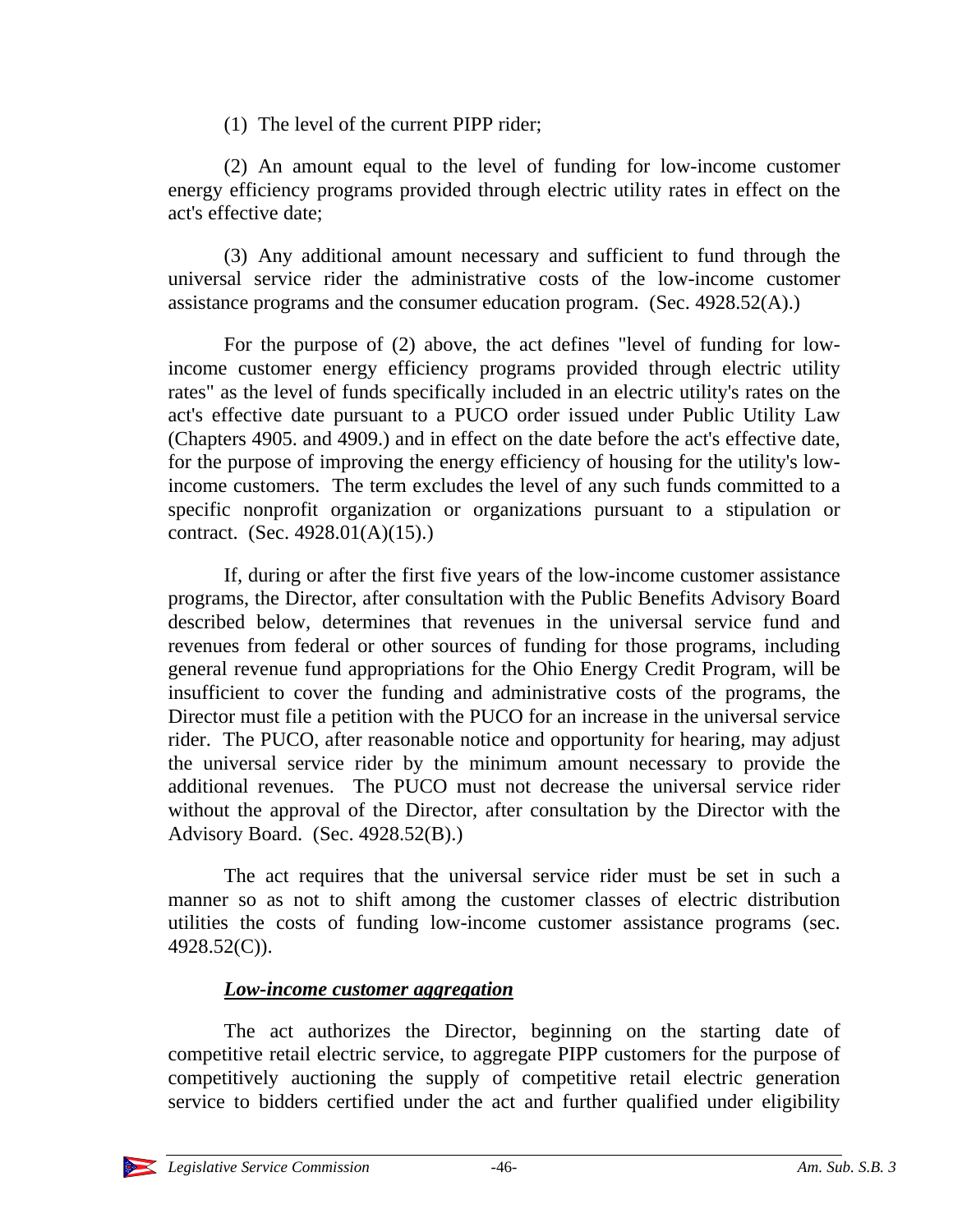(1) The level of the current PIPP rider;

(2) An amount equal to the level of funding for low-income customer energy efficiency programs provided through electric utility rates in effect on the act's effective date;

(3) Any additional amount necessary and sufficient to fund through the universal service rider the administrative costs of the low-income customer assistance programs and the consumer education program. (Sec. 4928.52(A).)

For the purpose of (2) above, the act defines "level of funding for low-income customer energy efficiency programs provided through electric utility rates" as the level of funds specifically included in an electric utility's rates on the act's effective date pursuant to a PUCO order issued under Public Utility Law (Chapters 4905. and 4909.) and in effect on the date before the act's effective date, for the purpose of improving the energy efficiency of housing for the utility's low-income customers. The term excludes the level of any such funds committed to a specific nonprofit organization or organizations pursuant to a stipulation or contract. (Sec. 4928.01(A)(15).)

If, during or after the first five years of the low-income customer assistance programs, the Director, after consultation with the Public Benefits Advisory Board described below, determines that revenues in the universal service fund and revenues from federal or other sources of funding for those programs, including general revenue fund appropriations for the Ohio Energy Credit Program, will be insufficient to cover the funding and administrative costs of the programs, the Director must file a petition with the PUCO for an increase in the universal service rider. The PUCO, after reasonable notice and opportunity for hearing, may adjust the universal service rider by the minimum amount necessary to provide the additional revenues. The PUCO must not decrease the universal service rider without the approval of the Director, after consultation by the Director with the Advisory Board. (Sec. 4928.52(B).)

The act requires that the universal service rider must be set in such a manner so as not to shift among the customer classes of electric distribution utilities the costs of funding low-income customer assistance programs (sec. 4928.52(C)).

***Low-income customer aggregation***

The act authorizes the Director, beginning on the starting date of competitive retail electric service, to aggregate PIPP customers for the purpose of competitively auctioning the supply of competitive retail electric generation service to bidders certified under the act and further qualified under eligibility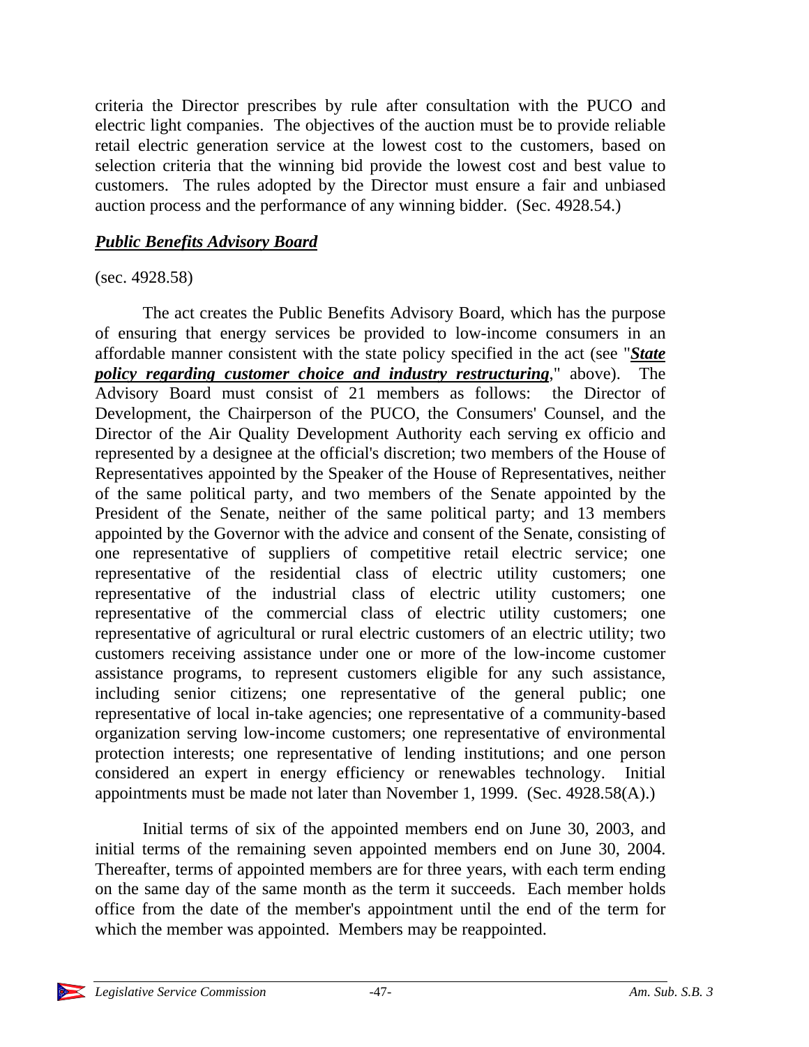criteria the Director prescribes by rule after consultation with the PUCO and electric light companies. The objectives of the auction must be to provide reliable retail electric generation service at the lowest cost to the customers, based on selection criteria that the winning bid provide the lowest cost and best value to customers. The rules adopted by the Director must ensure a fair and unbiased auction process and the performance of any winning bidder. (Sec. 4928.54.)

***Public Benefits Advisory Board***

(sec. 4928.58)

The act creates the Public Benefits Advisory Board, which has the purpose of ensuring that energy services be provided to low-income consumers in an affordable manner consistent with the state policy specified in the act (see "***State policy regarding customer choice and industry restructuring***," above). The Advisory Board must consist of 21 members as follows: the Director of Development, the Chairperson of the PUCO, the Consumers' Counsel, and the Director of the Air Quality Development Authority each serving ex officio and represented by a designee at the official's discretion; two members of the House of Representatives appointed by the Speaker of the House of Representatives, neither of the same political party, and two members of the Senate appointed by the President of the Senate, neither of the same political party; and 13 members appointed by the Governor with the advice and consent of the Senate, consisting of one representative of suppliers of competitive retail electric service; one representative of the residential class of electric utility customers; one representative of the industrial class of electric utility customers; one representative of the commercial class of electric utility customers; one representative of agricultural or rural electric customers of an electric utility; two customers receiving assistance under one or more of the low-income customer assistance programs, to represent customers eligible for any such assistance, including senior citizens; one representative of the general public; one representative of local in-take agencies; one representative of a community-based organization serving low-income customers; one representative of environmental protection interests; one representative of lending institutions; and one person considered an expert in energy efficiency or renewables technology. Initial appointments must be made not later than November 1, 1999. (Sec. 4928.58(A).)

Initial terms of six of the appointed members end on June 30, 2003, and initial terms of the remaining seven appointed members end on June 30, 2004. Thereafter, terms of appointed members are for three years, with each term ending on the same day of the same month as the term it succeeds. Each member holds office from the date of the member's appointment until the end of the term for which the member was appointed. Members may be reappointed.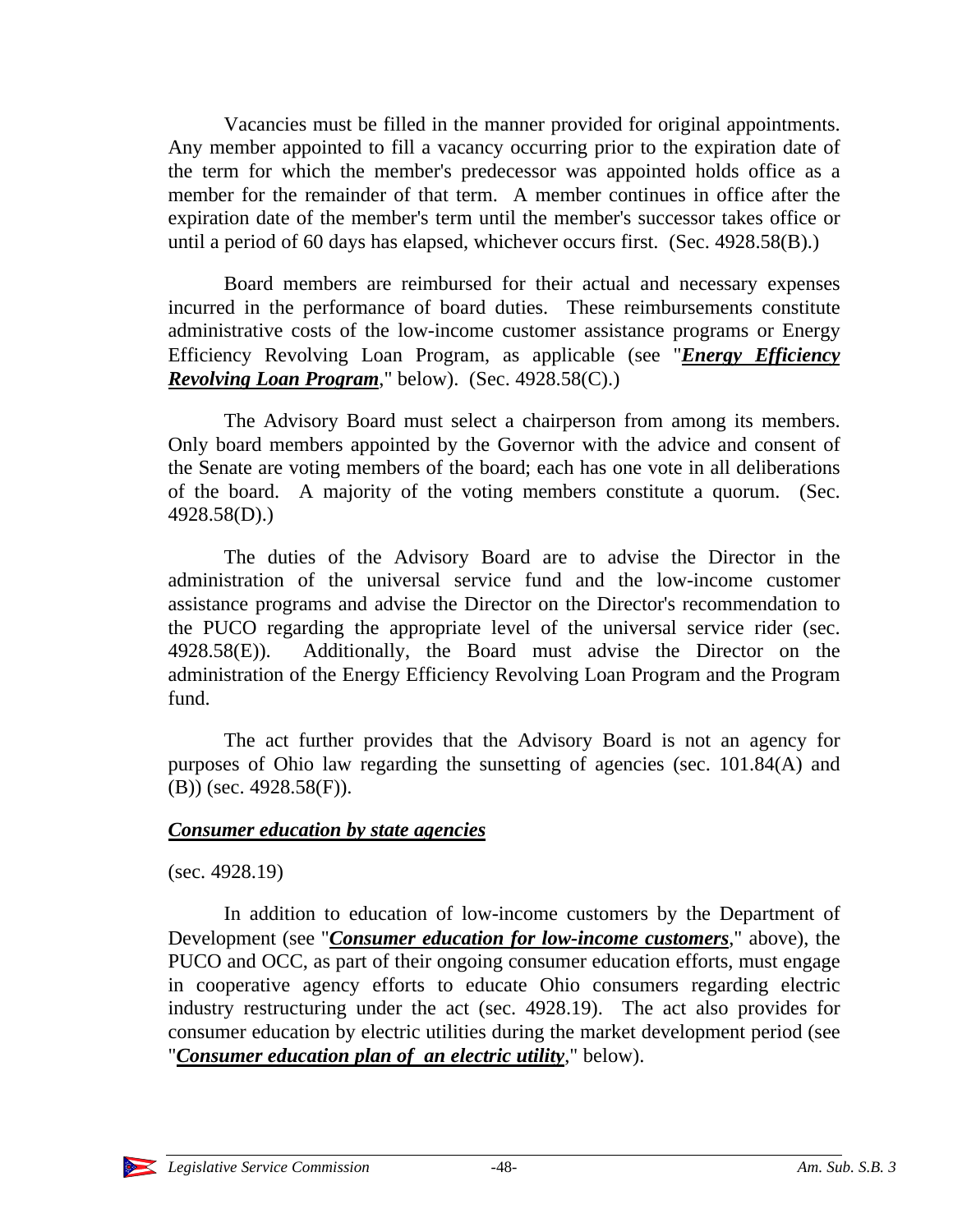Vacancies must be filled in the manner provided for original appointments. Any member appointed to fill a vacancy occurring prior to the expiration date of the term for which the member's predecessor was appointed holds office as a member for the remainder of that term. A member continues in office after the expiration date of the member's term until the member's successor takes office or until a period of 60 days has elapsed, whichever occurs first. (Sec. 4928.58(B).)

Board members are reimbursed for their actual and necessary expenses incurred in the performance of board duties. These reimbursements constitute administrative costs of the low-income customer assistance programs or Energy Efficiency Revolving Loan Program, as applicable (see "***Energy Efficiency Revolving Loan Program***," below). (Sec. 4928.58(C).)

The Advisory Board must select a chairperson from among its members. Only board members appointed by the Governor with the advice and consent of the Senate are voting members of the board; each has one vote in all deliberations of the board. A majority of the voting members constitute a quorum. (Sec. 4928.58(D).)

The duties of the Advisory Board are to advise the Director in the administration of the universal service fund and the low-income customer assistance programs and advise the Director on the Director's recommendation to the PUCO regarding the appropriate level of the universal service rider (sec. 4928.58(E)). Additionally, the Board must advise the Director on the administration of the Energy Efficiency Revolving Loan Program and the Program fund.

The act further provides that the Advisory Board is not an agency for purposes of Ohio law regarding the sunsetting of agencies (sec. 101.84(A) and (B)) (sec. 4928.58(F)).

### *Consumer education by state agencies*

(sec. 4928.19)

In addition to education of low-income customers by the Department of Development (see "***Consumer education for low-income customers***," above), the PUCO and OCC, as part of their ongoing consumer education efforts, must engage in cooperative agency efforts to educate Ohio consumers regarding electric industry restructuring under the act (sec. 4928.19). The act also provides for consumer education by electric utilities during the market development period (see "***Consumer education plan of an electric utility***," below).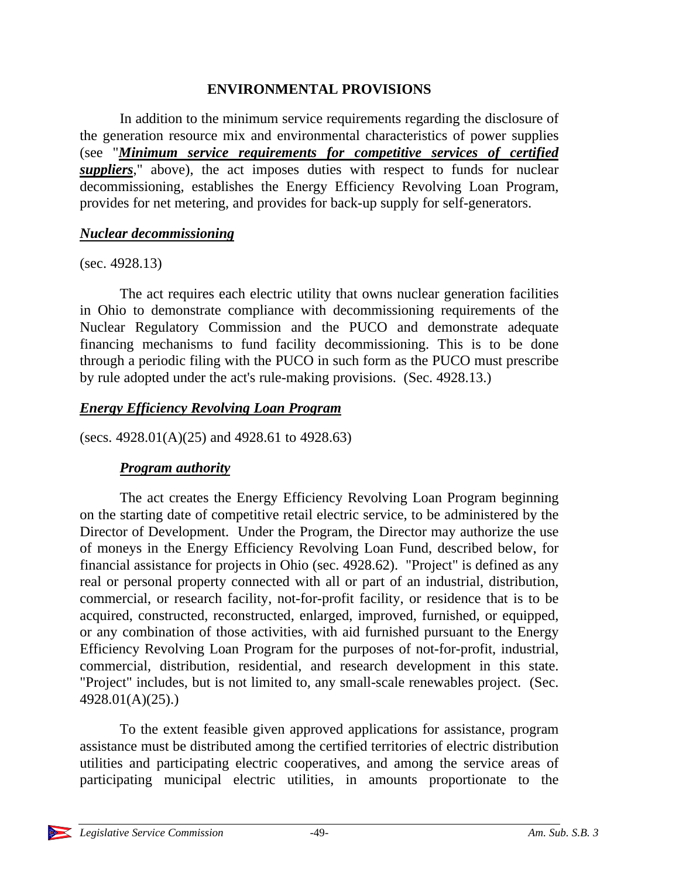## ENVIRONMENTAL PROVISIONS

In addition to the minimum service requirements regarding the disclosure of the generation resource mix and environmental characteristics of power supplies (see "***Minimum service requirements for competitive services of certified suppliers***," above), the act imposes duties with respect to funds for nuclear decommissioning, establishes the Energy Efficiency Revolving Loan Program, provides for net metering, and provides for back-up supply for self-generators.

### *Nuclear decommissioning*

(sec. 4928.13)

The act requires each electric utility that owns nuclear generation facilities in Ohio to demonstrate compliance with decommissioning requirements of the Nuclear Regulatory Commission and the PUCO and demonstrate adequate financing mechanisms to fund facility decommissioning. This is to be done through a periodic filing with the PUCO in such form as the PUCO must prescribe by rule adopted under the act's rule-making provisions. (Sec. 4928.13.)

### *Energy Efficiency Revolving Loan Program*

(secs. 4928.01(A)(25) and 4928.61 to 4928.63)

#### *Program authority*

The act creates the Energy Efficiency Revolving Loan Program beginning on the starting date of competitive retail electric service, to be administered by the Director of Development. Under the Program, the Director may authorize the use of moneys in the Energy Efficiency Revolving Loan Fund, described below, for financial assistance for projects in Ohio (sec. 4928.62). "Project" is defined as any real or personal property connected with all or part of an industrial, distribution, commercial, or research facility, not-for-profit facility, or residence that is to be acquired, constructed, reconstructed, enlarged, improved, furnished, or equipped, or any combination of those activities, with aid furnished pursuant to the Energy Efficiency Revolving Loan Program for the purposes of not-for-profit, industrial, commercial, distribution, residential, and research development in this state. "Project" includes, but is not limited to, any small-scale renewables project. (Sec. 4928.01(A)(25).)

To the extent feasible given approved applications for assistance, program assistance must be distributed among the certified territories of electric distribution utilities and participating electric cooperatives, and among the service areas of participating municipal electric utilities, in amounts proportionate to the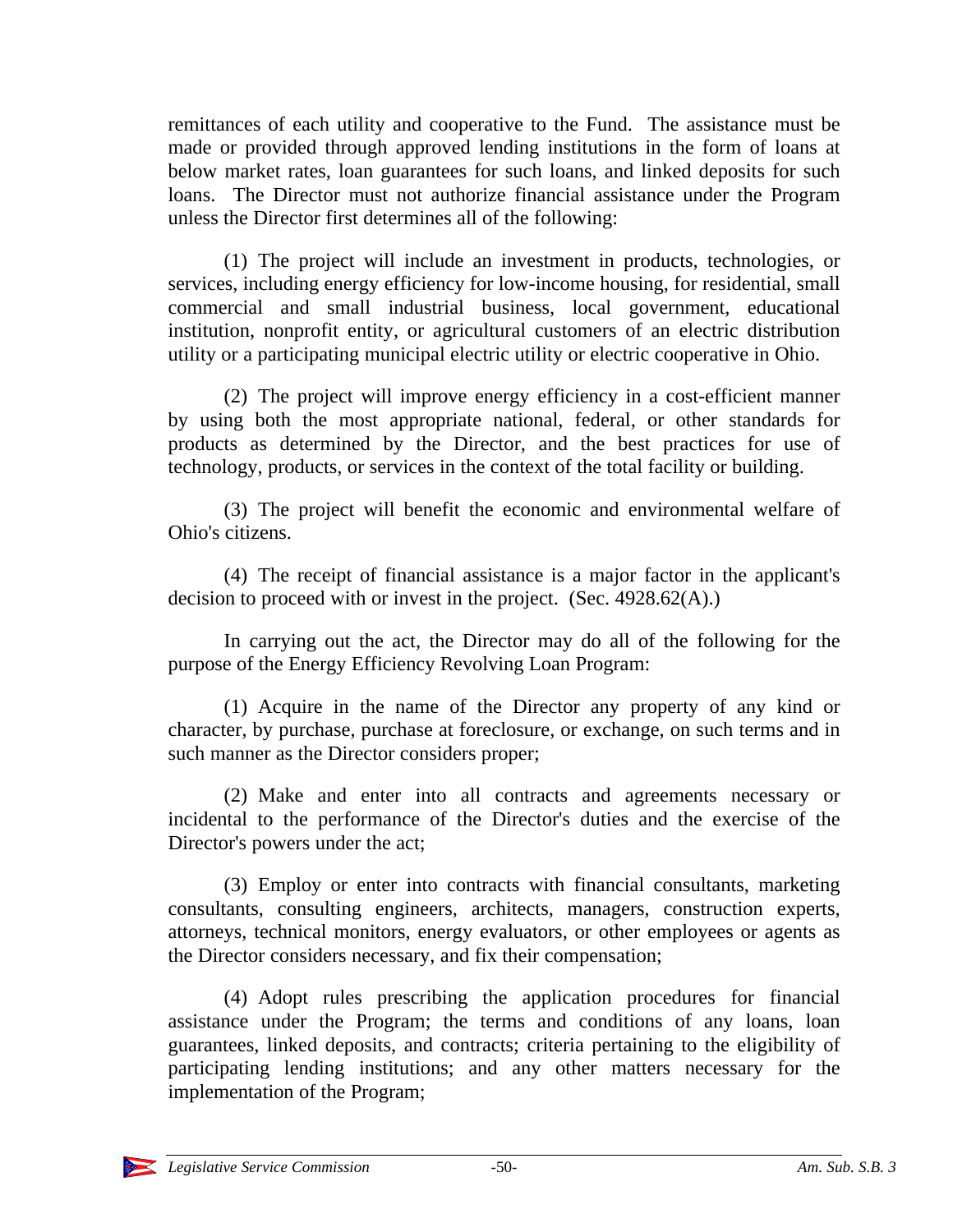remittances of each utility and cooperative to the Fund. The assistance must be made or provided through approved lending institutions in the form of loans at below market rates, loan guarantees for such loans, and linked deposits for such loans. The Director must not authorize financial assistance under the Program unless the Director first determines all of the following:

(1) The project will include an investment in products, technologies, or services, including energy efficiency for low-income housing, for residential, small commercial and small industrial business, local government, educational institution, nonprofit entity, or agricultural customers of an electric distribution utility or a participating municipal electric utility or electric cooperative in Ohio.

(2) The project will improve energy efficiency in a cost-efficient manner by using both the most appropriate national, federal, or other standards for products as determined by the Director, and the best practices for use of technology, products, or services in the context of the total facility or building.

(3) The project will benefit the economic and environmental welfare of Ohio's citizens.

(4) The receipt of financial assistance is a major factor in the applicant's decision to proceed with or invest in the project. (Sec. 4928.62(A).)

In carrying out the act, the Director may do all of the following for the purpose of the Energy Efficiency Revolving Loan Program:

(1) Acquire in the name of the Director any property of any kind or character, by purchase, purchase at foreclosure, or exchange, on such terms and in such manner as the Director considers proper;

(2) Make and enter into all contracts and agreements necessary or incidental to the performance of the Director's duties and the exercise of the Director's powers under the act;

(3) Employ or enter into contracts with financial consultants, marketing consultants, consulting engineers, architects, managers, construction experts, attorneys, technical monitors, energy evaluators, or other employees or agents as the Director considers necessary, and fix their compensation;

(4) Adopt rules prescribing the application procedures for financial assistance under the Program; the terms and conditions of any loans, loan guarantees, linked deposits, and contracts; criteria pertaining to the eligibility of participating lending institutions; and any other matters necessary for the implementation of the Program;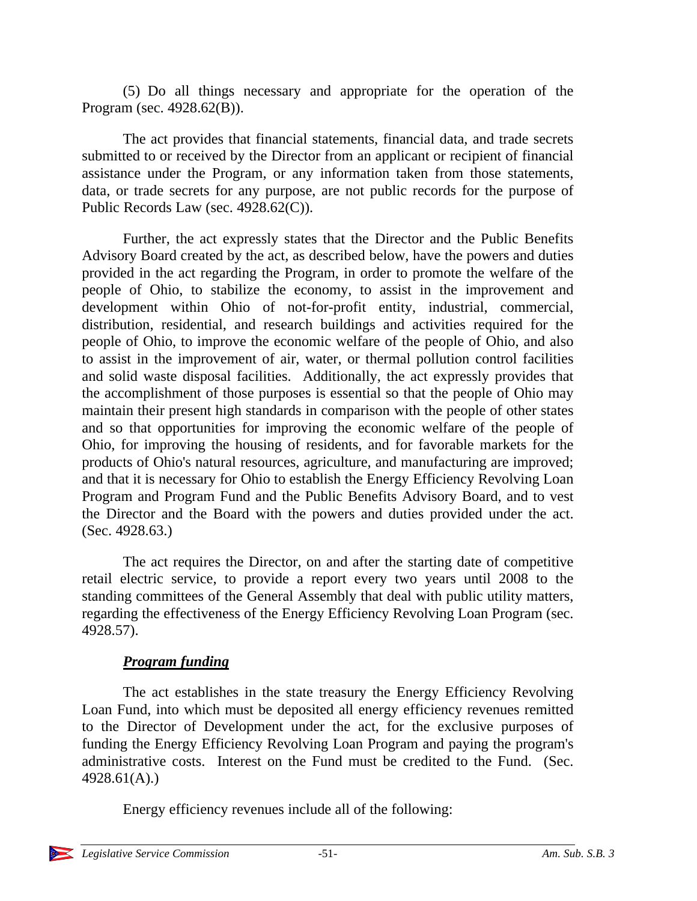(5) Do all things necessary and appropriate for the operation of the Program (sec. 4928.62(B)).

The act provides that financial statements, financial data, and trade secrets submitted to or received by the Director from an applicant or recipient of financial assistance under the Program, or any information taken from those statements, data, or trade secrets for any purpose, are not public records for the purpose of Public Records Law (sec. 4928.62(C)).

Further, the act expressly states that the Director and the Public Benefits Advisory Board created by the act, as described below, have the powers and duties provided in the act regarding the Program, in order to promote the welfare of the people of Ohio, to stabilize the economy, to assist in the improvement and development within Ohio of not-for-profit entity, industrial, commercial, distribution, residential, and research buildings and activities required for the people of Ohio, to improve the economic welfare of the people of Ohio, and also to assist in the improvement of air, water, or thermal pollution control facilities and solid waste disposal facilities. Additionally, the act expressly provides that the accomplishment of those purposes is essential so that the people of Ohio may maintain their present high standards in comparison with the people of other states and so that opportunities for improving the economic welfare of the people of Ohio, for improving the housing of residents, and for favorable markets for the products of Ohio's natural resources, agriculture, and manufacturing are improved; and that it is necessary for Ohio to establish the Energy Efficiency Revolving Loan Program and Program Fund and the Public Benefits Advisory Board, and to vest the Director and the Board with the powers and duties provided under the act. (Sec. 4928.63.)

The act requires the Director, on and after the starting date of competitive retail electric service, to provide a report every two years until 2008 to the standing committees of the General Assembly that deal with public utility matters, regarding the effectiveness of the Energy Efficiency Revolving Loan Program (sec. 4928.57).

***Program funding***

The act establishes in the state treasury the Energy Efficiency Revolving Loan Fund, into which must be deposited all energy efficiency revenues remitted to the Director of Development under the act, for the exclusive purposes of funding the Energy Efficiency Revolving Loan Program and paying the program's administrative costs. Interest on the Fund must be credited to the Fund. (Sec. 4928.61(A).)

Energy efficiency revenues include all of the following: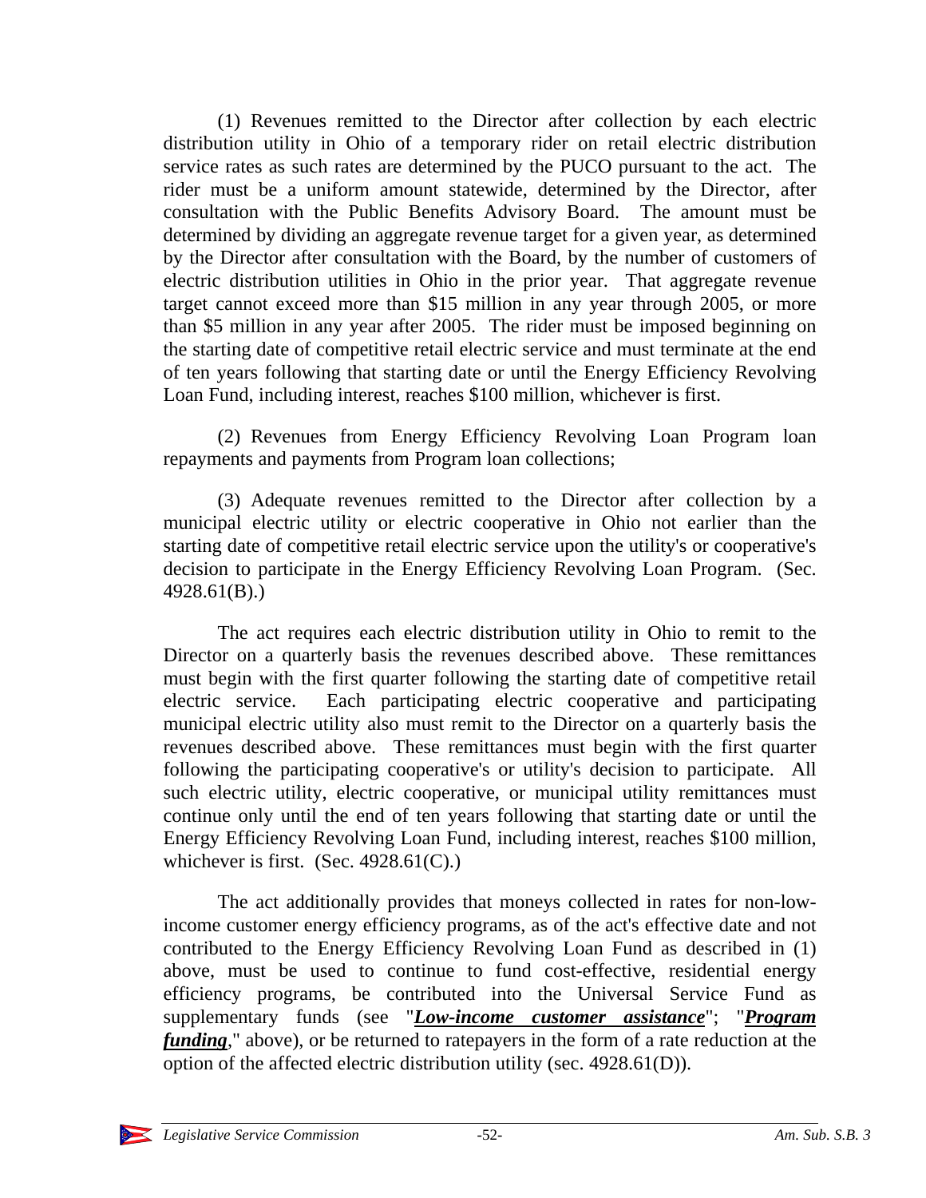(1) Revenues remitted to the Director after collection by each electric distribution utility in Ohio of a temporary rider on retail electric distribution service rates as such rates are determined by the PUCO pursuant to the act. The rider must be a uniform amount statewide, determined by the Director, after consultation with the Public Benefits Advisory Board. The amount must be determined by dividing an aggregate revenue target for a given year, as determined by the Director after consultation with the Board, by the number of customers of electric distribution utilities in Ohio in the prior year. That aggregate revenue target cannot exceed more than $15 million in any year through 2005, or more than $5 million in any year after 2005. The rider must be imposed beginning on the starting date of competitive retail electric service and must terminate at the end of ten years following that starting date or until the Energy Efficiency Revolving Loan Fund, including interest, reaches $100 million, whichever is first.

(2) Revenues from Energy Efficiency Revolving Loan Program loan repayments and payments from Program loan collections;

(3) Adequate revenues remitted to the Director after collection by a municipal electric utility or electric cooperative in Ohio not earlier than the starting date of competitive retail electric service upon the utility's or cooperative's decision to participate in the Energy Efficiency Revolving Loan Program. (Sec. 4928.61(B).)

The act requires each electric distribution utility in Ohio to remit to the Director on a quarterly basis the revenues described above. These remittances must begin with the first quarter following the starting date of competitive retail electric service. Each participating electric cooperative and participating municipal electric utility also must remit to the Director on a quarterly basis the revenues described above. These remittances must begin with the first quarter following the participating cooperative's or utility's decision to participate. All such electric utility, electric cooperative, or municipal utility remittances must continue only until the end of ten years following that starting date or until the Energy Efficiency Revolving Loan Fund, including interest, reaches $100 million, whichever is first. (Sec. 4928.61(C).)

The act additionally provides that moneys collected in rates for non-low-income customer energy efficiency programs, as of the act's effective date and not contributed to the Energy Efficiency Revolving Loan Fund as described in (1) above, must be used to continue to fund cost-effective, residential energy efficiency programs, be contributed into the Universal Service Fund as supplementary funds (see "***Low-income customer assistance***"; "***Program funding***," above), or be returned to ratepayers in the form of a rate reduction at the option of the affected electric distribution utility (sec. 4928.61(D)).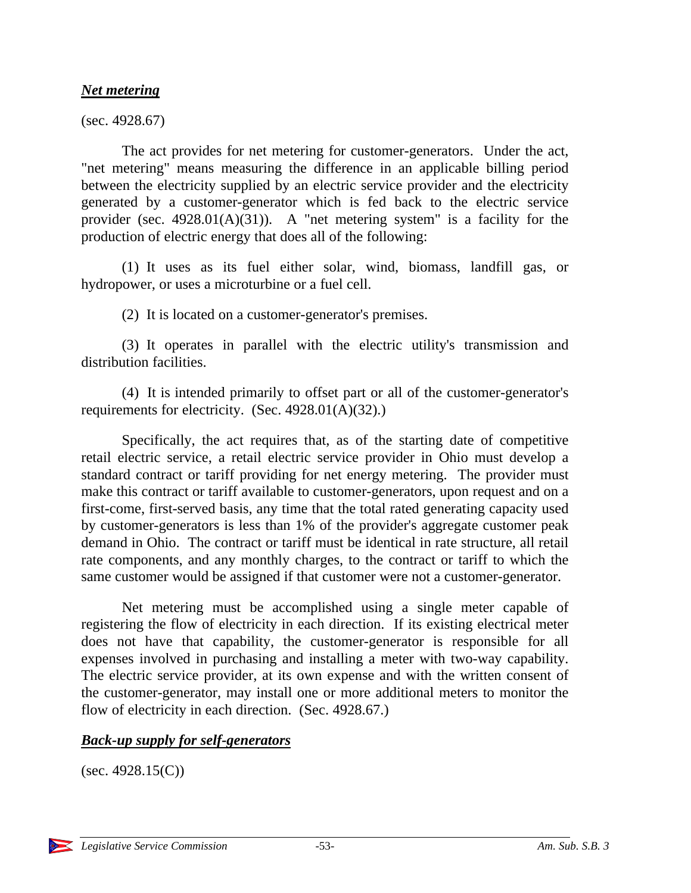***Net metering***

(sec. 4928.67)

The act provides for net metering for customer-generators. Under the act, "net metering" means measuring the difference in an applicable billing period between the electricity supplied by an electric service provider and the electricity generated by a customer-generator which is fed back to the electric service provider (sec. 4928.01(A)(31)). A "net metering system" is a facility for the production of electric energy that does all of the following:

(1) It uses as its fuel either solar, wind, biomass, landfill gas, or hydropower, or uses a microturbine or a fuel cell.

(2) It is located on a customer-generator's premises.

(3) It operates in parallel with the electric utility's transmission and distribution facilities.

(4) It is intended primarily to offset part or all of the customer-generator's requirements for electricity. (Sec. 4928.01(A)(32).)

Specifically, the act requires that, as of the starting date of competitive retail electric service, a retail electric service provider in Ohio must develop a standard contract or tariff providing for net energy metering. The provider must make this contract or tariff available to customer-generators, upon request and on a first-come, first-served basis, any time that the total rated generating capacity used by customer-generators is less than 1% of the provider's aggregate customer peak demand in Ohio. The contract or tariff must be identical in rate structure, all retail rate components, and any monthly charges, to the contract or tariff to which the same customer would be assigned if that customer were not a customer-generator.

Net metering must be accomplished using a single meter capable of registering the flow of electricity in each direction. If its existing electrical meter does not have that capability, the customer-generator is responsible for all expenses involved in purchasing and installing a meter with two-way capability. The electric service provider, at its own expense and with the written consent of the customer-generator, may install one or more additional meters to monitor the flow of electricity in each direction. (Sec. 4928.67.)

***Back-up supply for self-generators***

(sec. 4928.15(C))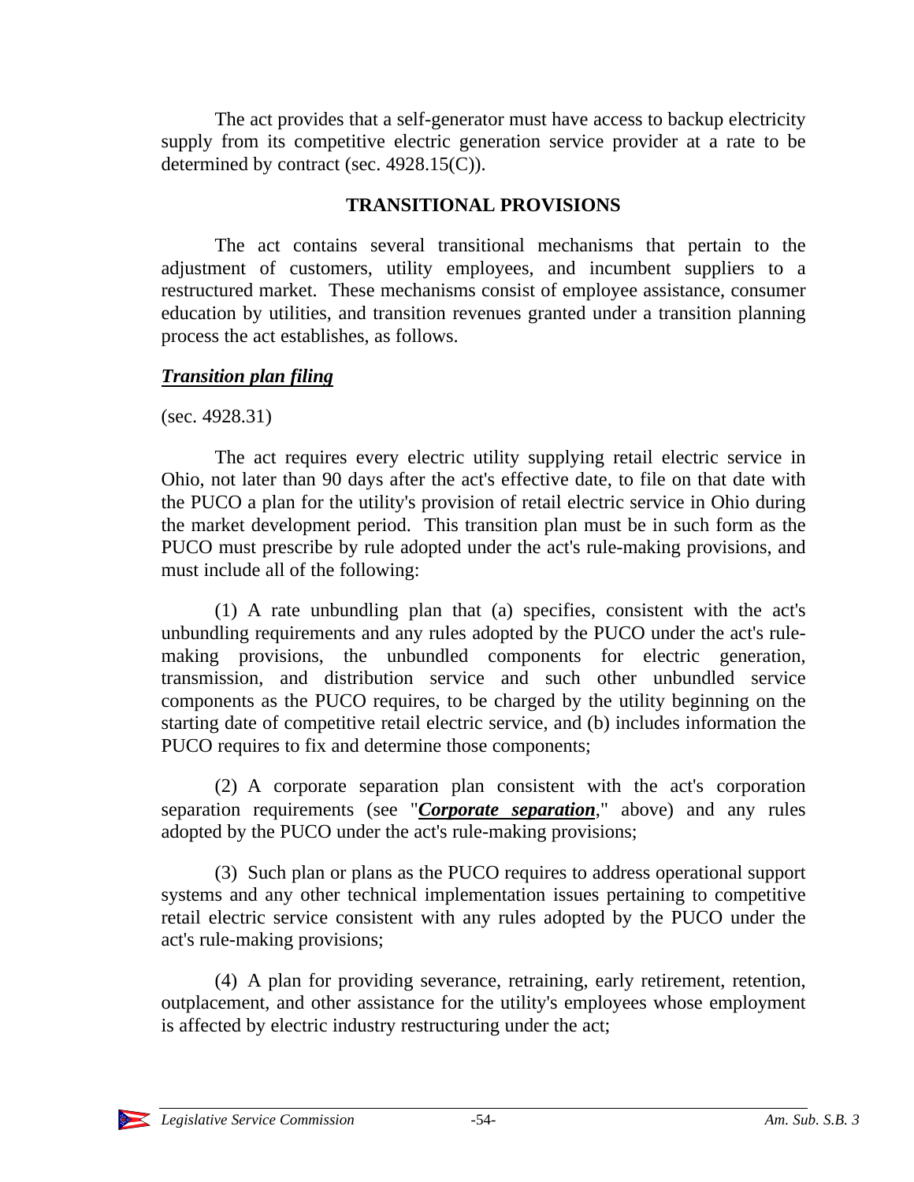The act provides that a self-generator must have access to backup electricity supply from its competitive electric generation service provider at a rate to be determined by contract (sec. 4928.15(C)).

## TRANSITIONAL PROVISIONS

The act contains several transitional mechanisms that pertain to the adjustment of customers, utility employees, and incumbent suppliers to a restructured market. These mechanisms consist of employee assistance, consumer education by utilities, and transition revenues granted under a transition planning process the act establishes, as follows.

### ***Transition plan filing***

(sec. 4928.31)

The act requires every electric utility supplying retail electric service in Ohio, not later than 90 days after the act's effective date, to file on that date with the PUCO a plan for the utility's provision of retail electric service in Ohio during the market development period. This transition plan must be in such form as the PUCO must prescribe by rule adopted under the act's rule-making provisions, and must include all of the following:

(1) A rate unbundling plan that (a) specifies, consistent with the act's unbundling requirements and any rules adopted by the PUCO under the act's rule-making provisions, the unbundled components for electric generation, transmission, and distribution service and such other unbundled service components as the PUCO requires, to be charged by the utility beginning on the starting date of competitive retail electric service, and (b) includes information the PUCO requires to fix and determine those components;

(2) A corporate separation plan consistent with the act's corporation separation requirements (see "***Corporate separation***," above) and any rules adopted by the PUCO under the act's rule-making provisions;

(3) Such plan or plans as the PUCO requires to address operational support systems and any other technical implementation issues pertaining to competitive retail electric service consistent with any rules adopted by the PUCO under the act's rule-making provisions;

(4) A plan for providing severance, retraining, early retirement, retention, outplacement, and other assistance for the utility's employees whose employment is affected by electric industry restructuring under the act;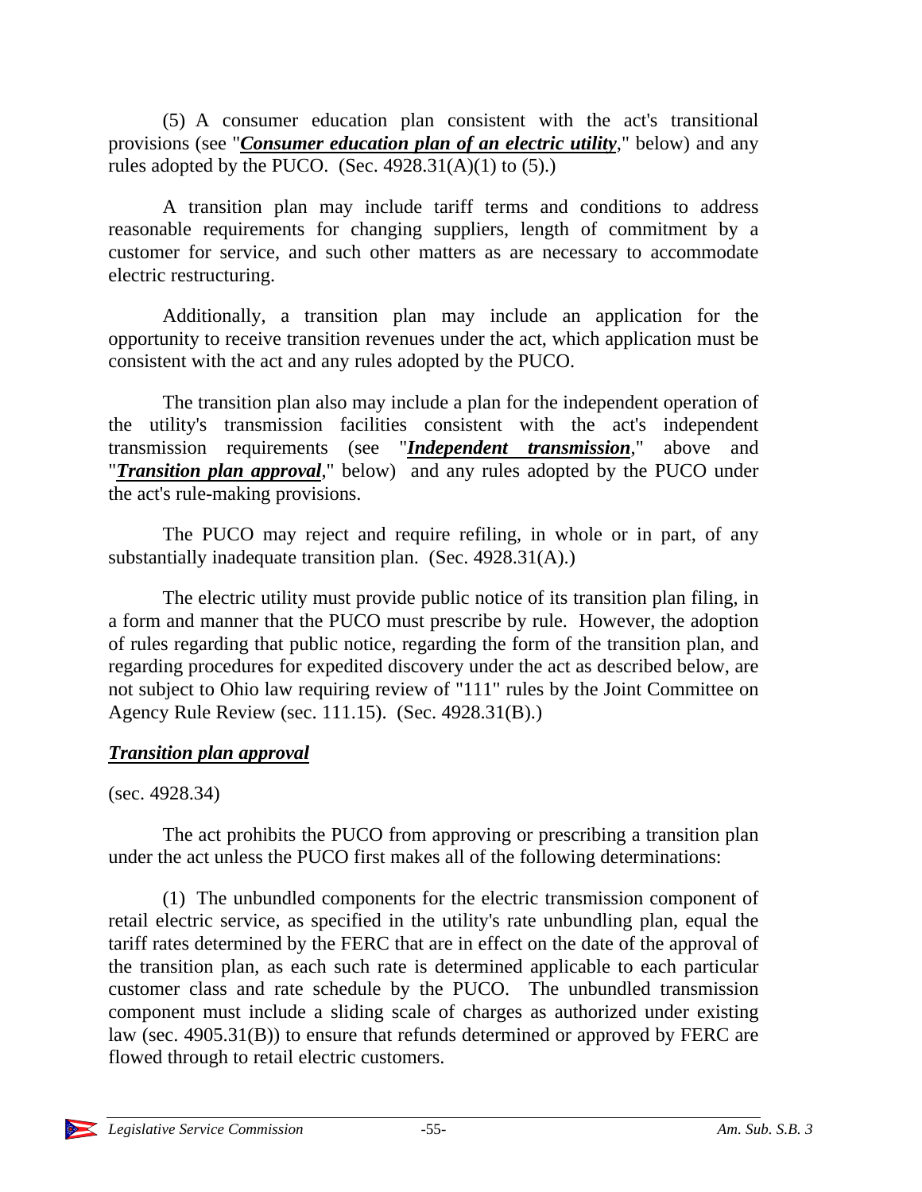(5) A consumer education plan consistent with the act's transitional provisions (see "***Consumer education plan of an electric utility***," below) and any rules adopted by the PUCO. (Sec. 4928.31(A)(1) to (5).)

A transition plan may include tariff terms and conditions to address reasonable requirements for changing suppliers, length of commitment by a customer for service, and such other matters as are necessary to accommodate electric restructuring.

Additionally, a transition plan may include an application for the opportunity to receive transition revenues under the act, which application must be consistent with the act and any rules adopted by the PUCO.

The transition plan also may include a plan for the independent operation of the utility's transmission facilities consistent with the act's independent transmission requirements (see "***Independent transmission***," above and "***Transition plan approval***," below) and any rules adopted by the PUCO under the act's rule-making provisions.

The PUCO may reject and require refiling, in whole or in part, of any substantially inadequate transition plan. (Sec. 4928.31(A).)

The electric utility must provide public notice of its transition plan filing, in a form and manner that the PUCO must prescribe by rule. However, the adoption of rules regarding that public notice, regarding the form of the transition plan, and regarding procedures for expedited discovery under the act as described below, are not subject to Ohio law requiring review of "111" rules by the Joint Committee on Agency Rule Review (sec. 111.15). (Sec. 4928.31(B).)

### ***Transition plan approval***

(sec. 4928.34)

The act prohibits the PUCO from approving or prescribing a transition plan under the act unless the PUCO first makes all of the following determinations:

(1) The unbundled components for the electric transmission component of retail electric service, as specified in the utility's rate unbundling plan, equal the tariff rates determined by the FERC that are in effect on the date of the approval of the transition plan, as each such rate is determined applicable to each particular customer class and rate schedule by the PUCO. The unbundled transmission component must include a sliding scale of charges as authorized under existing law (sec. 4905.31(B)) to ensure that refunds determined or approved by FERC are flowed through to retail electric customers.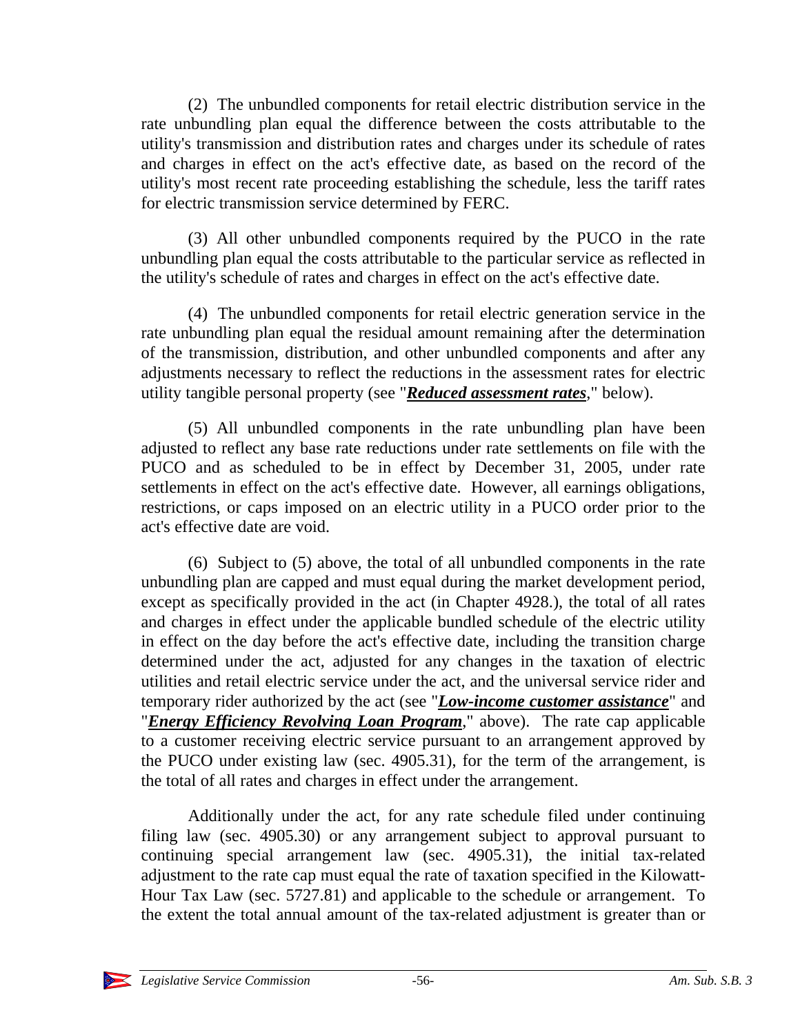(2) The unbundled components for retail electric distribution service in the rate unbundling plan equal the difference between the costs attributable to the utility's transmission and distribution rates and charges under its schedule of rates and charges in effect on the act's effective date, as based on the record of the utility's most recent rate proceeding establishing the schedule, less the tariff rates for electric transmission service determined by FERC.

(3) All other unbundled components required by the PUCO in the rate unbundling plan equal the costs attributable to the particular service as reflected in the utility's schedule of rates and charges in effect on the act's effective date.

(4) The unbundled components for retail electric generation service in the rate unbundling plan equal the residual amount remaining after the determination of the transmission, distribution, and other unbundled components and after any adjustments necessary to reflect the reductions in the assessment rates for electric utility tangible personal property (see "***Reduced assessment rates***," below).

(5) All unbundled components in the rate unbundling plan have been adjusted to reflect any base rate reductions under rate settlements on file with the PUCO and as scheduled to be in effect by December 31, 2005, under rate settlements in effect on the act's effective date. However, all earnings obligations, restrictions, or caps imposed on an electric utility in a PUCO order prior to the act's effective date are void.

(6) Subject to (5) above, the total of all unbundled components in the rate unbundling plan are capped and must equal during the market development period, except as specifically provided in the act (in Chapter 4928.), the total of all rates and charges in effect under the applicable bundled schedule of the electric utility in effect on the day before the act's effective date, including the transition charge determined under the act, adjusted for any changes in the taxation of electric utilities and retail electric service under the act, and the universal service rider and temporary rider authorized by the act (see "***Low-income customer assistance***" and "***Energy Efficiency Revolving Loan Program***," above). The rate cap applicable to a customer receiving electric service pursuant to an arrangement approved by the PUCO under existing law (sec. 4905.31), for the term of the arrangement, is the total of all rates and charges in effect under the arrangement.

Additionally under the act, for any rate schedule filed under continuing filing law (sec. 4905.30) or any arrangement subject to approval pursuant to continuing special arrangement law (sec. 4905.31), the initial tax-related adjustment to the rate cap must equal the rate of taxation specified in the Kilowatt-Hour Tax Law (sec. 5727.81) and applicable to the schedule or arrangement. To the extent the total annual amount of the tax-related adjustment is greater than or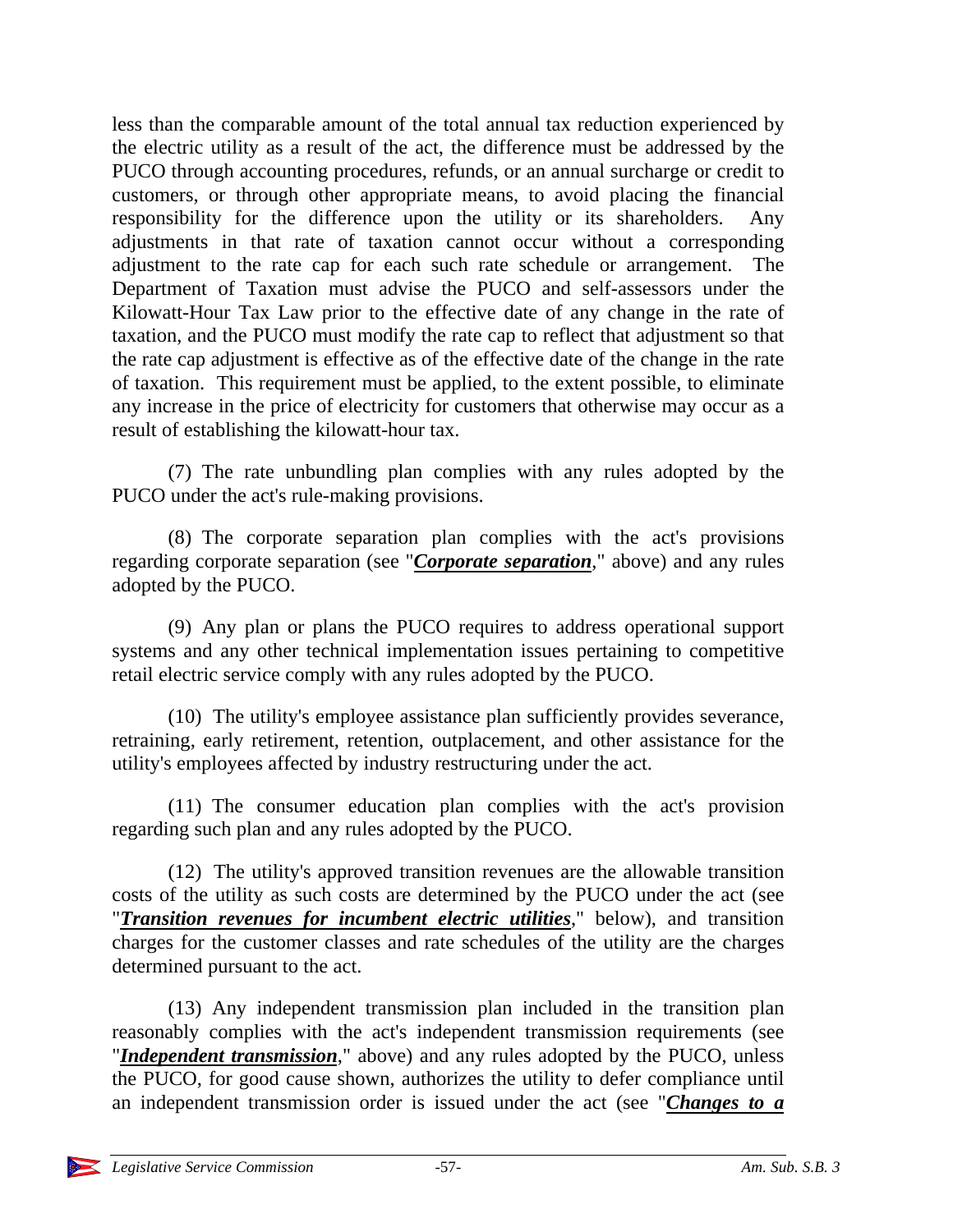less than the comparable amount of the total annual tax reduction experienced by the electric utility as a result of the act, the difference must be addressed by the PUCO through accounting procedures, refunds, or an annual surcharge or credit to customers, or through other appropriate means, to avoid placing the financial responsibility for the difference upon the utility or its shareholders. Any adjustments in that rate of taxation cannot occur without a corresponding adjustment to the rate cap for each such rate schedule or arrangement. The Department of Taxation must advise the PUCO and self-assessors under the Kilowatt-Hour Tax Law prior to the effective date of any change in the rate of taxation, and the PUCO must modify the rate cap to reflect that adjustment so that the rate cap adjustment is effective as of the effective date of the change in the rate of taxation. This requirement must be applied, to the extent possible, to eliminate any increase in the price of electricity for customers that otherwise may occur as a result of establishing the kilowatt-hour tax.

(7) The rate unbundling plan complies with any rules adopted by the PUCO under the act's rule-making provisions.

(8) The corporate separation plan complies with the act's provisions regarding corporate separation (see "***Corporate separation***," above) and any rules adopted by the PUCO.

(9) Any plan or plans the PUCO requires to address operational support systems and any other technical implementation issues pertaining to competitive retail electric service comply with any rules adopted by the PUCO.

(10) The utility's employee assistance plan sufficiently provides severance, retraining, early retirement, retention, outplacement, and other assistance for the utility's employees affected by industry restructuring under the act.

(11) The consumer education plan complies with the act's provision regarding such plan and any rules adopted by the PUCO.

(12) The utility's approved transition revenues are the allowable transition costs of the utility as such costs are determined by the PUCO under the act (see "***Transition revenues for incumbent electric utilities***," below), and transition charges for the customer classes and rate schedules of the utility are the charges determined pursuant to the act.

(13) Any independent transmission plan included in the transition plan reasonably complies with the act's independent transmission requirements (see "***Independent transmission***," above) and any rules adopted by the PUCO, unless the PUCO, for good cause shown, authorizes the utility to defer compliance until an independent transmission order is issued under the act (see "***Changes to a***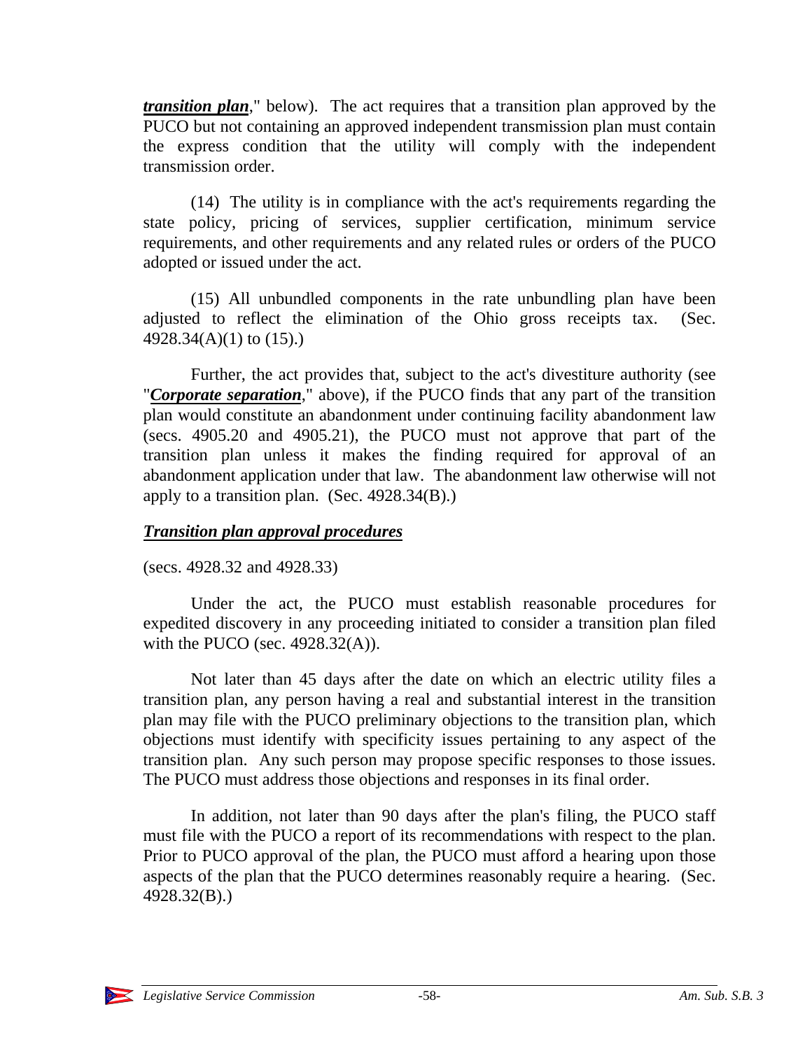***transition plan*,**" below). The act requires that a transition plan approved by the PUCO but not containing an approved independent transmission plan must contain the express condition that the utility will comply with the independent transmission order.

(14) The utility is in compliance with the act's requirements regarding the state policy, pricing of services, supplier certification, minimum service requirements, and other requirements and any related rules or orders of the PUCO adopted or issued under the act.

(15) All unbundled components in the rate unbundling plan have been adjusted to reflect the elimination of the Ohio gross receipts tax. (Sec. 4928.34(A)(1) to (15).)

Further, the act provides that, subject to the act's divestiture authority (see "***Corporate separation***," above), if the PUCO finds that any part of the transition plan would constitute an abandonment under continuing facility abandonment law (secs. 4905.20 and 4905.21), the PUCO must not approve that part of the transition plan unless it makes the finding required for approval of an abandonment application under that law. The abandonment law otherwise will not apply to a transition plan. (Sec. 4928.34(B).)

***Transition plan approval procedures***

(secs. 4928.32 and 4928.33)

Under the act, the PUCO must establish reasonable procedures for expedited discovery in any proceeding initiated to consider a transition plan filed with the PUCO (sec. 4928.32(A)).

Not later than 45 days after the date on which an electric utility files a transition plan, any person having a real and substantial interest in the transition plan may file with the PUCO preliminary objections to the transition plan, which objections must identify with specificity issues pertaining to any aspect of the transition plan. Any such person may propose specific responses to those issues. The PUCO must address those objections and responses in its final order.

In addition, not later than 90 days after the plan's filing, the PUCO staff must file with the PUCO a report of its recommendations with respect to the plan. Prior to PUCO approval of the plan, the PUCO must afford a hearing upon those aspects of the plan that the PUCO determines reasonably require a hearing. (Sec. 4928.32(B).)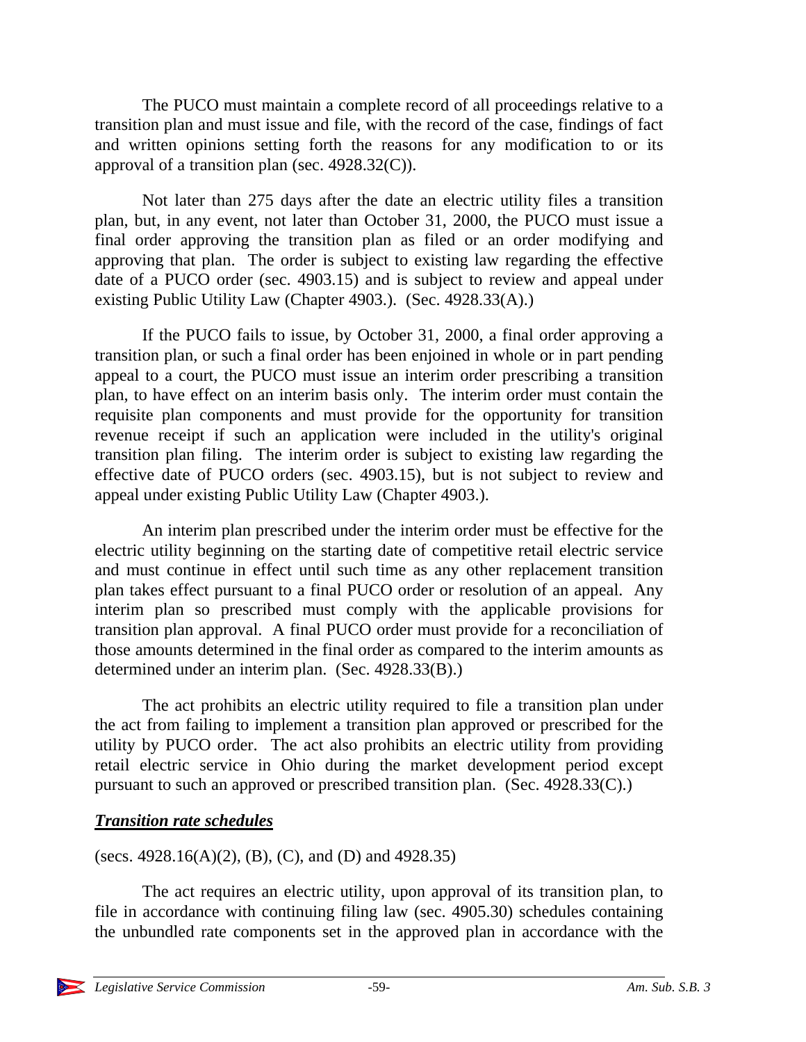The PUCO must maintain a complete record of all proceedings relative to a transition plan and must issue and file, with the record of the case, findings of fact and written opinions setting forth the reasons for any modification to or its approval of a transition plan (sec. 4928.32(C)).

Not later than 275 days after the date an electric utility files a transition plan, but, in any event, not later than October 31, 2000, the PUCO must issue a final order approving the transition plan as filed or an order modifying and approving that plan. The order is subject to existing law regarding the effective date of a PUCO order (sec. 4903.15) and is subject to review and appeal under existing Public Utility Law (Chapter 4903.). (Sec. 4928.33(A).)

If the PUCO fails to issue, by October 31, 2000, a final order approving a transition plan, or such a final order has been enjoined in whole or in part pending appeal to a court, the PUCO must issue an interim order prescribing a transition plan, to have effect on an interim basis only. The interim order must contain the requisite plan components and must provide for the opportunity for transition revenue receipt if such an application were included in the utility's original transition plan filing. The interim order is subject to existing law regarding the effective date of PUCO orders (sec. 4903.15), but is not subject to review and appeal under existing Public Utility Law (Chapter 4903.).

An interim plan prescribed under the interim order must be effective for the electric utility beginning on the starting date of competitive retail electric service and must continue in effect until such time as any other replacement transition plan takes effect pursuant to a final PUCO order or resolution of an appeal. Any interim plan so prescribed must comply with the applicable provisions for transition plan approval. A final PUCO order must provide for a reconciliation of those amounts determined in the final order as compared to the interim amounts as determined under an interim plan. (Sec. 4928.33(B).)

The act prohibits an electric utility required to file a transition plan under the act from failing to implement a transition plan approved or prescribed for the utility by PUCO order. The act also prohibits an electric utility from providing retail electric service in Ohio during the market development period except pursuant to such an approved or prescribed transition plan. (Sec. 4928.33(C).)

***Transition rate schedules***

(secs. 4928.16(A)(2), (B), (C), and (D) and 4928.35)

The act requires an electric utility, upon approval of its transition plan, to file in accordance with continuing filing law (sec. 4905.30) schedules containing the unbundled rate components set in the approved plan in accordance with the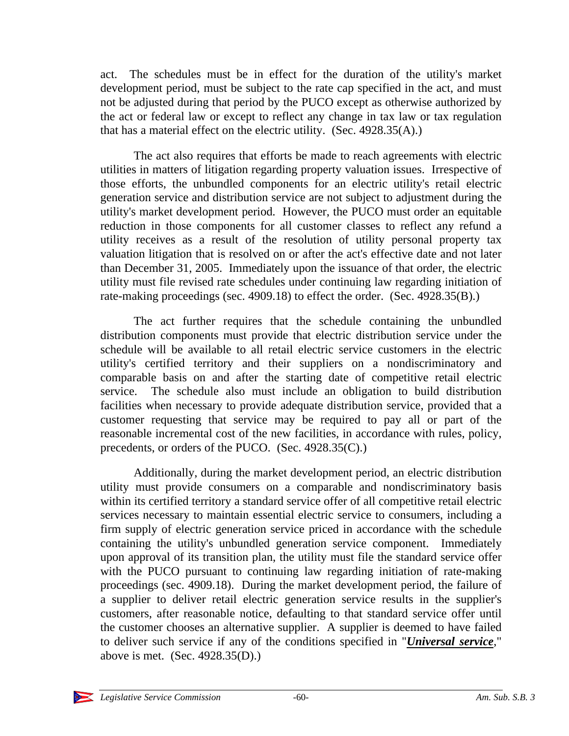act. The schedules must be in effect for the duration of the utility's market development period, must be subject to the rate cap specified in the act, and must not be adjusted during that period by the PUCO except as otherwise authorized by the act or federal law or except to reflect any change in tax law or tax regulation that has a material effect on the electric utility. (Sec. 4928.35(A).)

The act also requires that efforts be made to reach agreements with electric utilities in matters of litigation regarding property valuation issues. Irrespective of those efforts, the unbundled components for an electric utility's retail electric generation service and distribution service are not subject to adjustment during the utility's market development period. However, the PUCO must order an equitable reduction in those components for all customer classes to reflect any refund a utility receives as a result of the resolution of utility personal property tax valuation litigation that is resolved on or after the act's effective date and not later than December 31, 2005. Immediately upon the issuance of that order, the electric utility must file revised rate schedules under continuing law regarding initiation of rate-making proceedings (sec. 4909.18) to effect the order. (Sec. 4928.35(B).)

The act further requires that the schedule containing the unbundled distribution components must provide that electric distribution service under the schedule will be available to all retail electric service customers in the electric utility's certified territory and their suppliers on a nondiscriminatory and comparable basis on and after the starting date of competitive retail electric service. The schedule also must include an obligation to build distribution facilities when necessary to provide adequate distribution service, provided that a customer requesting that service may be required to pay all or part of the reasonable incremental cost of the new facilities, in accordance with rules, policy, precedents, or orders of the PUCO. (Sec. 4928.35(C).)

Additionally, during the market development period, an electric distribution utility must provide consumers on a comparable and nondiscriminatory basis within its certified territory a standard service offer of all competitive retail electric services necessary to maintain essential electric service to consumers, including a firm supply of electric generation service priced in accordance with the schedule containing the utility's unbundled generation service component. Immediately upon approval of its transition plan, the utility must file the standard service offer with the PUCO pursuant to continuing law regarding initiation of rate-making proceedings (sec. 4909.18). During the market development period, the failure of a supplier to deliver retail electric generation service results in the supplier's customers, after reasonable notice, defaulting to that standard service offer until the customer chooses an alternative supplier. A supplier is deemed to have failed to deliver such service if any of the conditions specified in "***Universal service***," above is met. (Sec. 4928.35(D).)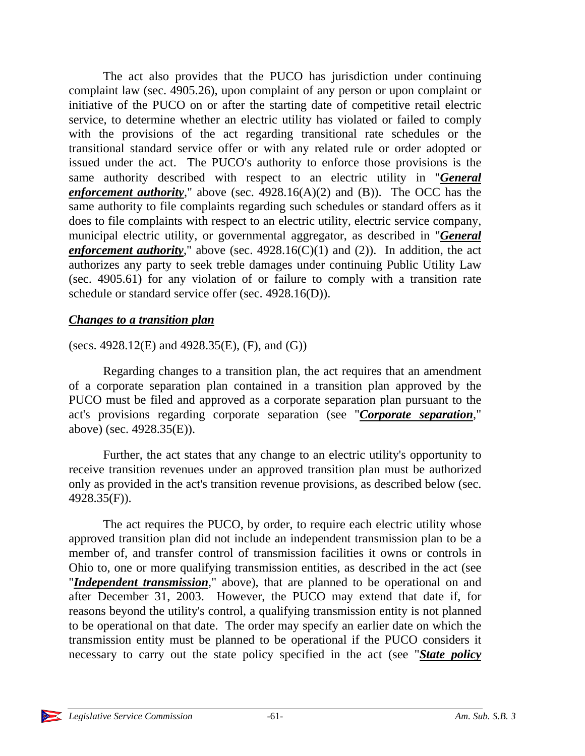The act also provides that the PUCO has jurisdiction under continuing complaint law (sec. 4905.26), upon complaint of any person or upon complaint or initiative of the PUCO on or after the starting date of competitive retail electric service, to determine whether an electric utility has violated or failed to comply with the provisions of the act regarding transitional rate schedules or the transitional standard service offer or with any related rule or order adopted or issued under the act. The PUCO's authority to enforce those provisions is the same authority described with respect to an electric utility in "***General enforcement authority***," above (sec. 4928.16(A)(2) and (B)). The OCC has the same authority to file complaints regarding such schedules or standard offers as it does to file complaints with respect to an electric utility, electric service company, municipal electric utility, or governmental aggregator, as described in "***General enforcement authority***," above (sec. 4928.16(C)(1) and (2)). In addition, the act authorizes any party to seek treble damages under continuing Public Utility Law (sec. 4905.61) for any violation of or failure to comply with a transition rate schedule or standard service offer (sec. 4928.16(D)).

### *Changes to a transition plan*

(secs. 4928.12(E) and 4928.35(E), (F), and (G))

Regarding changes to a transition plan, the act requires that an amendment of a corporate separation plan contained in a transition plan approved by the PUCO must be filed and approved as a corporate separation plan pursuant to the act's provisions regarding corporate separation (see "***Corporate separation***," above) (sec. 4928.35(E)).

Further, the act states that any change to an electric utility's opportunity to receive transition revenues under an approved transition plan must be authorized only as provided in the act's transition revenue provisions, as described below (sec. 4928.35(F)).

The act requires the PUCO, by order, to require each electric utility whose approved transition plan did not include an independent transmission plan to be a member of, and transfer control of transmission facilities it owns or controls in Ohio to, one or more qualifying transmission entities, as described in the act (see "***Independent transmission***," above), that are planned to be operational on and after December 31, 2003. However, the PUCO may extend that date if, for reasons beyond the utility's control, a qualifying transmission entity is not planned to be operational on that date. The order may specify an earlier date on which the transmission entity must be planned to be operational if the PUCO considers it necessary to carry out the state policy specified in the act (see "***State policy***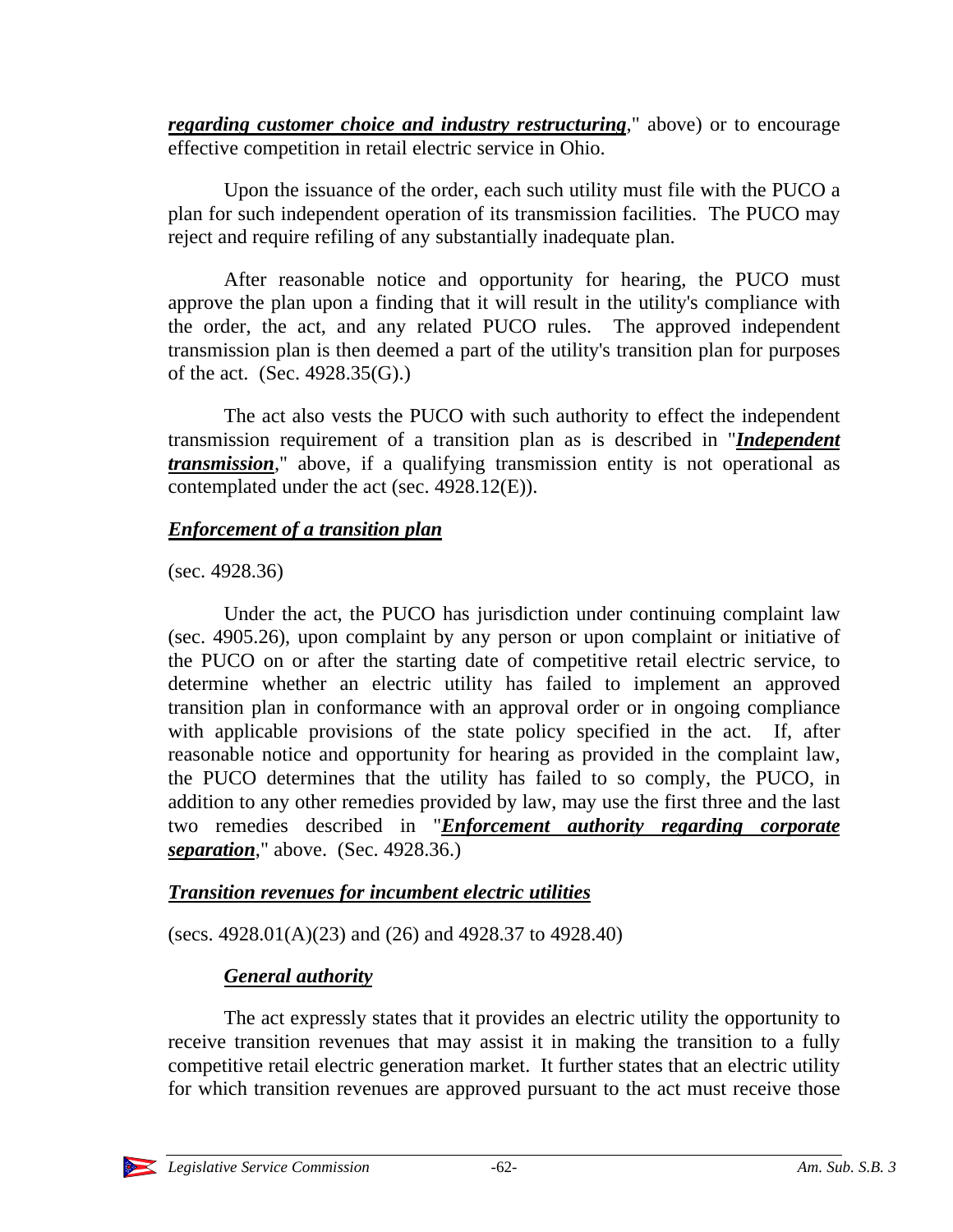***regarding customer choice and industry restructuring***," above) or to encourage effective competition in retail electric service in Ohio.

Upon the issuance of the order, each such utility must file with the PUCO a plan for such independent operation of its transmission facilities. The PUCO may reject and require refiling of any substantially inadequate plan.

After reasonable notice and opportunity for hearing, the PUCO must approve the plan upon a finding that it will result in the utility's compliance with the order, the act, and any related PUCO rules. The approved independent transmission plan is then deemed a part of the utility's transition plan for purposes of the act. (Sec. 4928.35(G).)

The act also vests the PUCO with such authority to effect the independent transmission requirement of a transition plan as is described in "***Independent transmission***," above, if a qualifying transmission entity is not operational as contemplated under the act (sec. 4928.12(E)).

### *Enforcement of a transition plan*

(sec. 4928.36)

Under the act, the PUCO has jurisdiction under continuing complaint law (sec. 4905.26), upon complaint by any person or upon complaint or initiative of the PUCO on or after the starting date of competitive retail electric service, to determine whether an electric utility has failed to implement an approved transition plan in conformance with an approval order or in ongoing compliance with applicable provisions of the state policy specified in the act. If, after reasonable notice and opportunity for hearing as provided in the complaint law, the PUCO determines that the utility has failed to so comply, the PUCO, in addition to any other remedies provided by law, may use the first three and the last two remedies described in "***Enforcement authority regarding corporate separation***," above. (Sec. 4928.36.)

### *Transition revenues for incumbent electric utilities*

(secs. 4928.01(A)(23) and (26) and 4928.37 to 4928.40)

#### *General authority*

The act expressly states that it provides an electric utility the opportunity to receive transition revenues that may assist it in making the transition to a fully competitive retail electric generation market. It further states that an electric utility for which transition revenues are approved pursuant to the act must receive those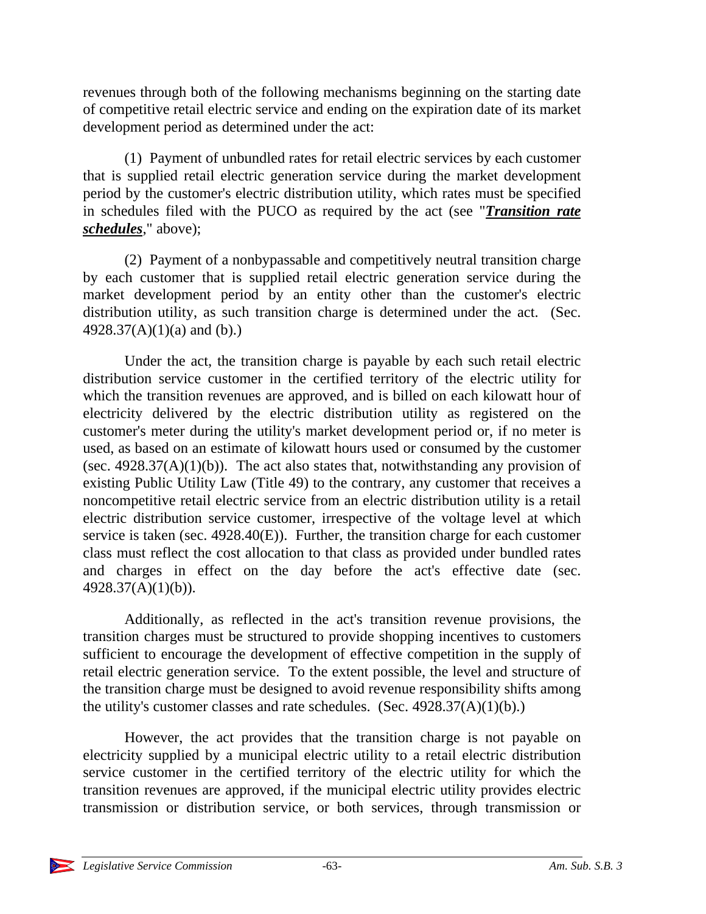revenues through both of the following mechanisms beginning on the starting date of competitive retail electric service and ending on the expiration date of its market development period as determined under the act:

(1) Payment of unbundled rates for retail electric services by each customer that is supplied retail electric generation service during the market development period by the customer's electric distribution utility, which rates must be specified in schedules filed with the PUCO as required by the act (see "***Transition rate schedules***," above);

(2) Payment of a nonbypassable and competitively neutral transition charge by each customer that is supplied retail electric generation service during the market development period by an entity other than the customer's electric distribution utility, as such transition charge is determined under the act. (Sec. 4928.37(A)(1)(a) and (b).)

Under the act, the transition charge is payable by each such retail electric distribution service customer in the certified territory of the electric utility for which the transition revenues are approved, and is billed on each kilowatt hour of electricity delivered by the electric distribution utility as registered on the customer's meter during the utility's market development period or, if no meter is used, as based on an estimate of kilowatt hours used or consumed by the customer (sec. 4928.37(A)(1)(b)). The act also states that, notwithstanding any provision of existing Public Utility Law (Title 49) to the contrary, any customer that receives a noncompetitive retail electric service from an electric distribution utility is a retail electric distribution service customer, irrespective of the voltage level at which service is taken (sec. 4928.40(E)). Further, the transition charge for each customer class must reflect the cost allocation to that class as provided under bundled rates and charges in effect on the day before the act's effective date (sec. 4928.37(A)(1)(b)).

Additionally, as reflected in the act's transition revenue provisions, the transition charges must be structured to provide shopping incentives to customers sufficient to encourage the development of effective competition in the supply of retail electric generation service. To the extent possible, the level and structure of the transition charge must be designed to avoid revenue responsibility shifts among the utility's customer classes and rate schedules. (Sec. 4928.37(A)(1)(b).)

However, the act provides that the transition charge is not payable on electricity supplied by a municipal electric utility to a retail electric distribution service customer in the certified territory of the electric utility for which the transition revenues are approved, if the municipal electric utility provides electric transmission or distribution service, or both services, through transmission or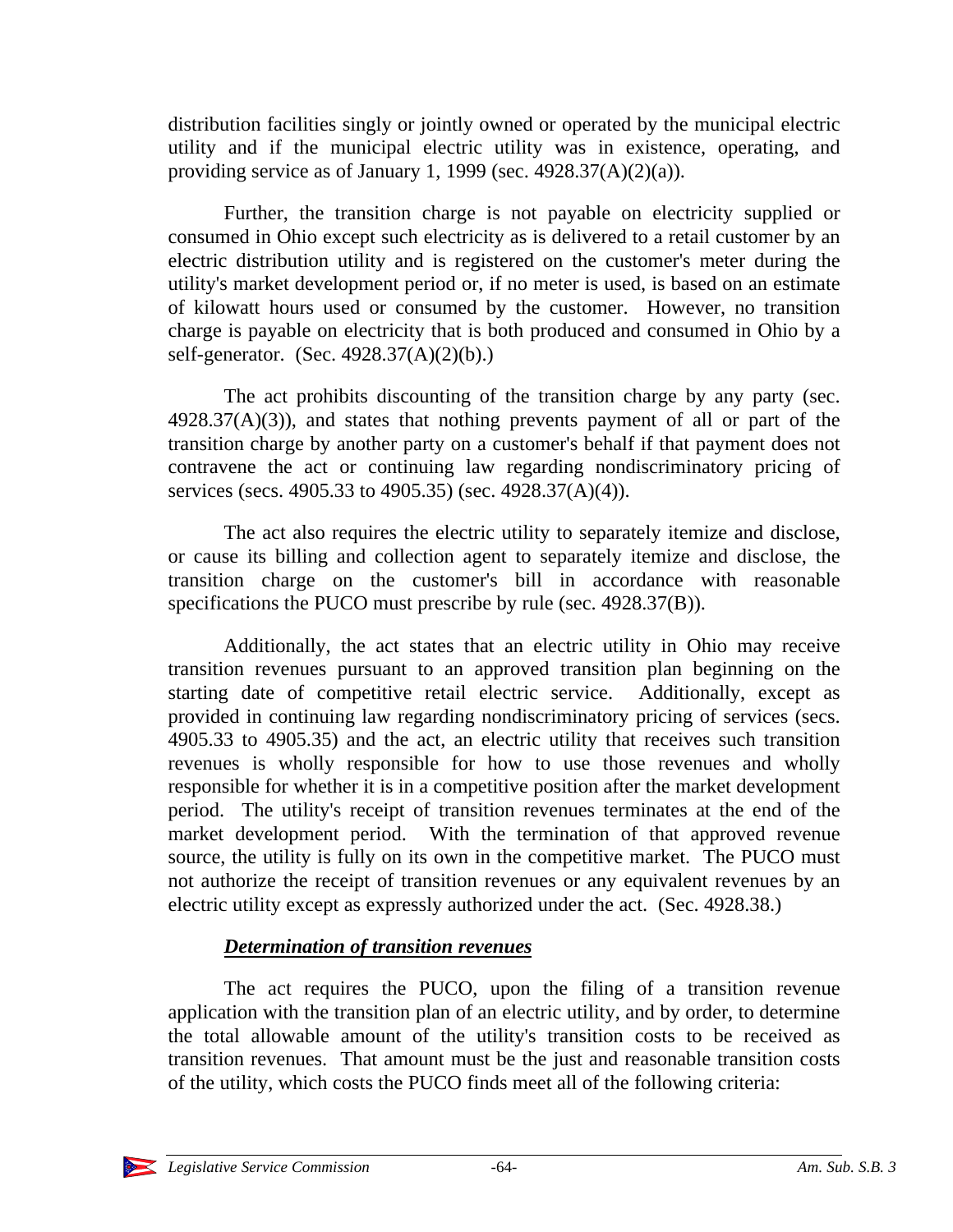distribution facilities singly or jointly owned or operated by the municipal electric utility and if the municipal electric utility was in existence, operating, and providing service as of January 1, 1999 (sec. 4928.37(A)(2)(a)).

Further, the transition charge is not payable on electricity supplied or consumed in Ohio except such electricity as is delivered to a retail customer by an electric distribution utility and is registered on the customer's meter during the utility's market development period or, if no meter is used, is based on an estimate of kilowatt hours used or consumed by the customer. However, no transition charge is payable on electricity that is both produced and consumed in Ohio by a self-generator. (Sec. 4928.37(A)(2)(b).)

The act prohibits discounting of the transition charge by any party (sec. 4928.37(A)(3)), and states that nothing prevents payment of all or part of the transition charge by another party on a customer's behalf if that payment does not contravene the act or continuing law regarding nondiscriminatory pricing of services (secs. 4905.33 to 4905.35) (sec. 4928.37(A)(4)).

The act also requires the electric utility to separately itemize and disclose, or cause its billing and collection agent to separately itemize and disclose, the transition charge on the customer's bill in accordance with reasonable specifications the PUCO must prescribe by rule (sec. 4928.37(B)).

Additionally, the act states that an electric utility in Ohio may receive transition revenues pursuant to an approved transition plan beginning on the starting date of competitive retail electric service. Additionally, except as provided in continuing law regarding nondiscriminatory pricing of services (secs. 4905.33 to 4905.35) and the act, an electric utility that receives such transition revenues is wholly responsible for how to use those revenues and wholly responsible for whether it is in a competitive position after the market development period. The utility's receipt of transition revenues terminates at the end of the market development period. With the termination of that approved revenue source, the utility is fully on its own in the competitive market. The PUCO must not authorize the receipt of transition revenues or any equivalent revenues by an electric utility except as expressly authorized under the act. (Sec. 4928.38.)

***Determination of transition revenues***

The act requires the PUCO, upon the filing of a transition revenue application with the transition plan of an electric utility, and by order, to determine the total allowable amount of the utility's transition costs to be received as transition revenues. That amount must be the just and reasonable transition costs of the utility, which costs the PUCO finds meet all of the following criteria: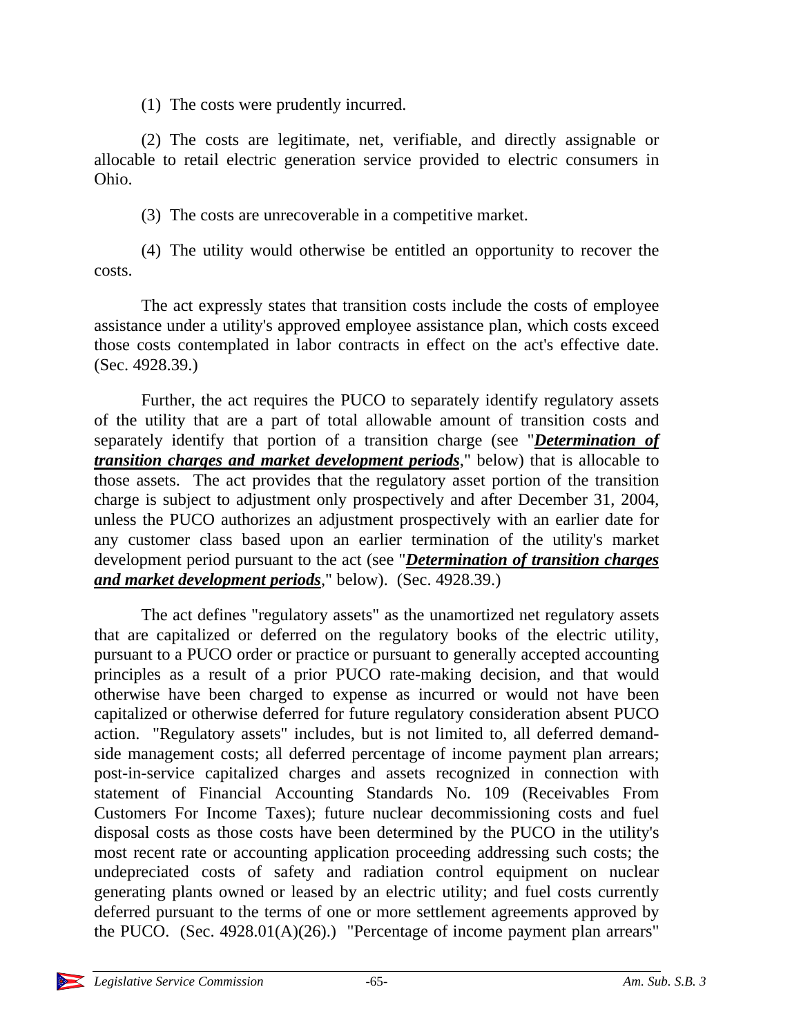(1) The costs were prudently incurred.

(2) The costs are legitimate, net, verifiable, and directly assignable or allocable to retail electric generation service provided to electric consumers in Ohio.

(3) The costs are unrecoverable in a competitive market.

(4) The utility would otherwise be entitled an opportunity to recover the costs.

The act expressly states that transition costs include the costs of employee assistance under a utility's approved employee assistance plan, which costs exceed those costs contemplated in labor contracts in effect on the act's effective date. (Sec. 4928.39.)

Further, the act requires the PUCO to separately identify regulatory assets of the utility that are a part of total allowable amount of transition costs and separately identify that portion of a transition charge (see "***Determination of transition charges and market development periods***," below) that is allocable to those assets. The act provides that the regulatory asset portion of the transition charge is subject to adjustment only prospectively and after December 31, 2004, unless the PUCO authorizes an adjustment prospectively with an earlier date for any customer class based upon an earlier termination of the utility's market development period pursuant to the act (see "***Determination of transition charges and market development periods***," below). (Sec. 4928.39.)

The act defines "regulatory assets" as the unamortized net regulatory assets that are capitalized or deferred on the regulatory books of the electric utility, pursuant to a PUCO order or practice or pursuant to generally accepted accounting principles as a result of a prior PUCO rate-making decision, and that would otherwise have been charged to expense as incurred or would not have been capitalized or otherwise deferred for future regulatory consideration absent PUCO action. "Regulatory assets" includes, but is not limited to, all deferred demand-side management costs; all deferred percentage of income payment plan arrears; post-in-service capitalized charges and assets recognized in connection with statement of Financial Accounting Standards No. 109 (Receivables From Customers For Income Taxes); future nuclear decommissioning costs and fuel disposal costs as those costs have been determined by the PUCO in the utility's most recent rate or accounting application proceeding addressing such costs; the undepreciated costs of safety and radiation control equipment on nuclear generating plants owned or leased by an electric utility; and fuel costs currently deferred pursuant to the terms of one or more settlement agreements approved by the PUCO. (Sec. 4928.01(A)(26).) "Percentage of income payment plan arrears"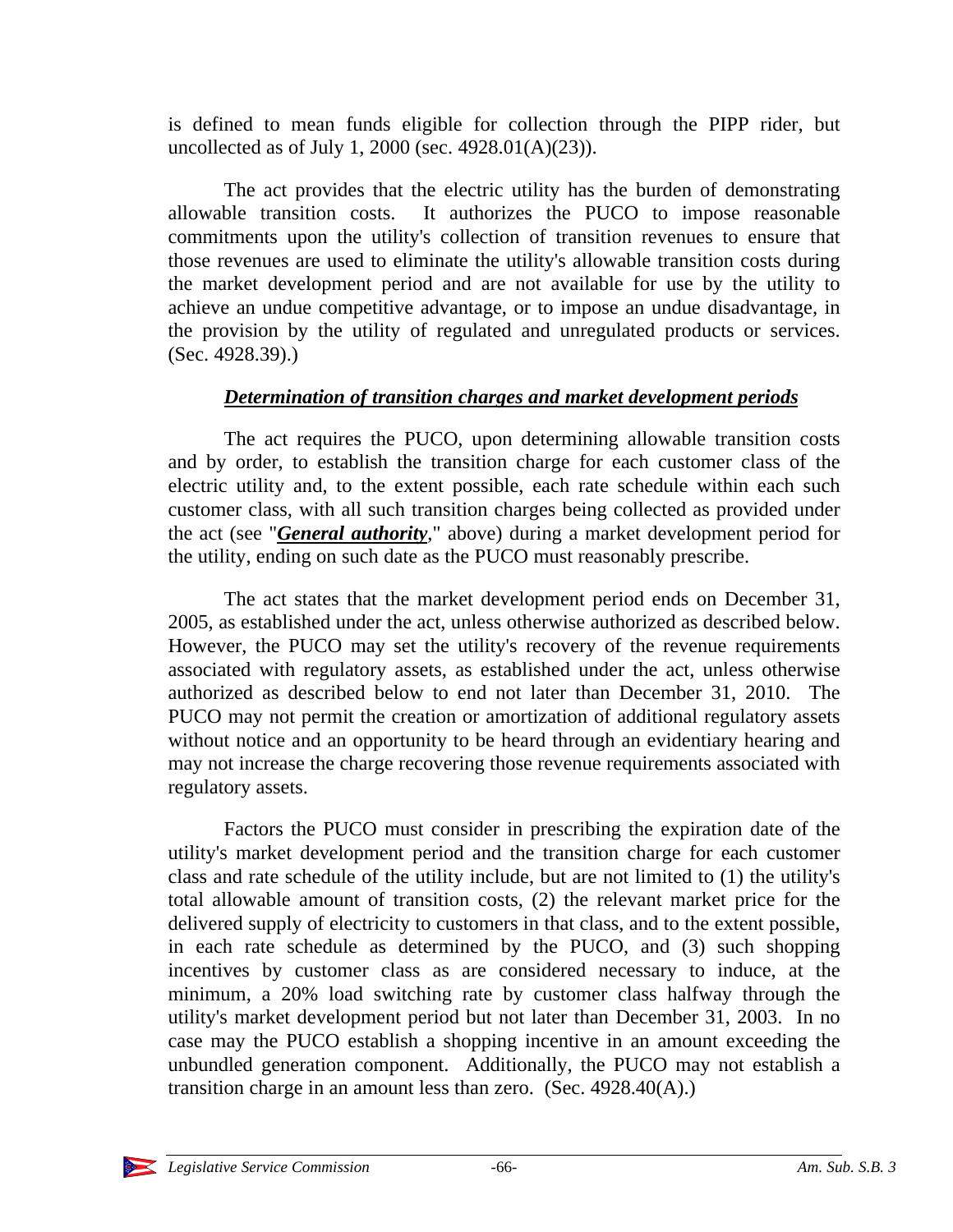is defined to mean funds eligible for collection through the PIPP rider, but uncollected as of July 1, 2000 (sec. 4928.01(A)(23)).

The act provides that the electric utility has the burden of demonstrating allowable transition costs. It authorizes the PUCO to impose reasonable commitments upon the utility's collection of transition revenues to ensure that those revenues are used to eliminate the utility's allowable transition costs during the market development period and are not available for use by the utility to achieve an undue competitive advantage, or to impose an undue disadvantage, in the provision by the utility of regulated and unregulated products or services. (Sec. 4928.39).)

### ***Determination of transition charges and market development periods***

The act requires the PUCO, upon determining allowable transition costs and by order, to establish the transition charge for each customer class of the electric utility and, to the extent possible, each rate schedule within each such customer class, with all such transition charges being collected as provided under the act (see "***General authority***," above) during a market development period for the utility, ending on such date as the PUCO must reasonably prescribe.

The act states that the market development period ends on December 31, 2005, as established under the act, unless otherwise authorized as described below. However, the PUCO may set the utility's recovery of the revenue requirements associated with regulatory assets, as established under the act, unless otherwise authorized as described below to end not later than December 31, 2010. The PUCO may not permit the creation or amortization of additional regulatory assets without notice and an opportunity to be heard through an evidentiary hearing and may not increase the charge recovering those revenue requirements associated with regulatory assets.

Factors the PUCO must consider in prescribing the expiration date of the utility's market development period and the transition charge for each customer class and rate schedule of the utility include, but are not limited to (1) the utility's total allowable amount of transition costs, (2) the relevant market price for the delivered supply of electricity to customers in that class, and to the extent possible, in each rate schedule as determined by the PUCO, and (3) such shopping incentives by customer class as are considered necessary to induce, at the minimum, a 20% load switching rate by customer class halfway through the utility's market development period but not later than December 31, 2003. In no case may the PUCO establish a shopping incentive in an amount exceeding the unbundled generation component. Additionally, the PUCO may not establish a transition charge in an amount less than zero. (Sec. 4928.40(A).)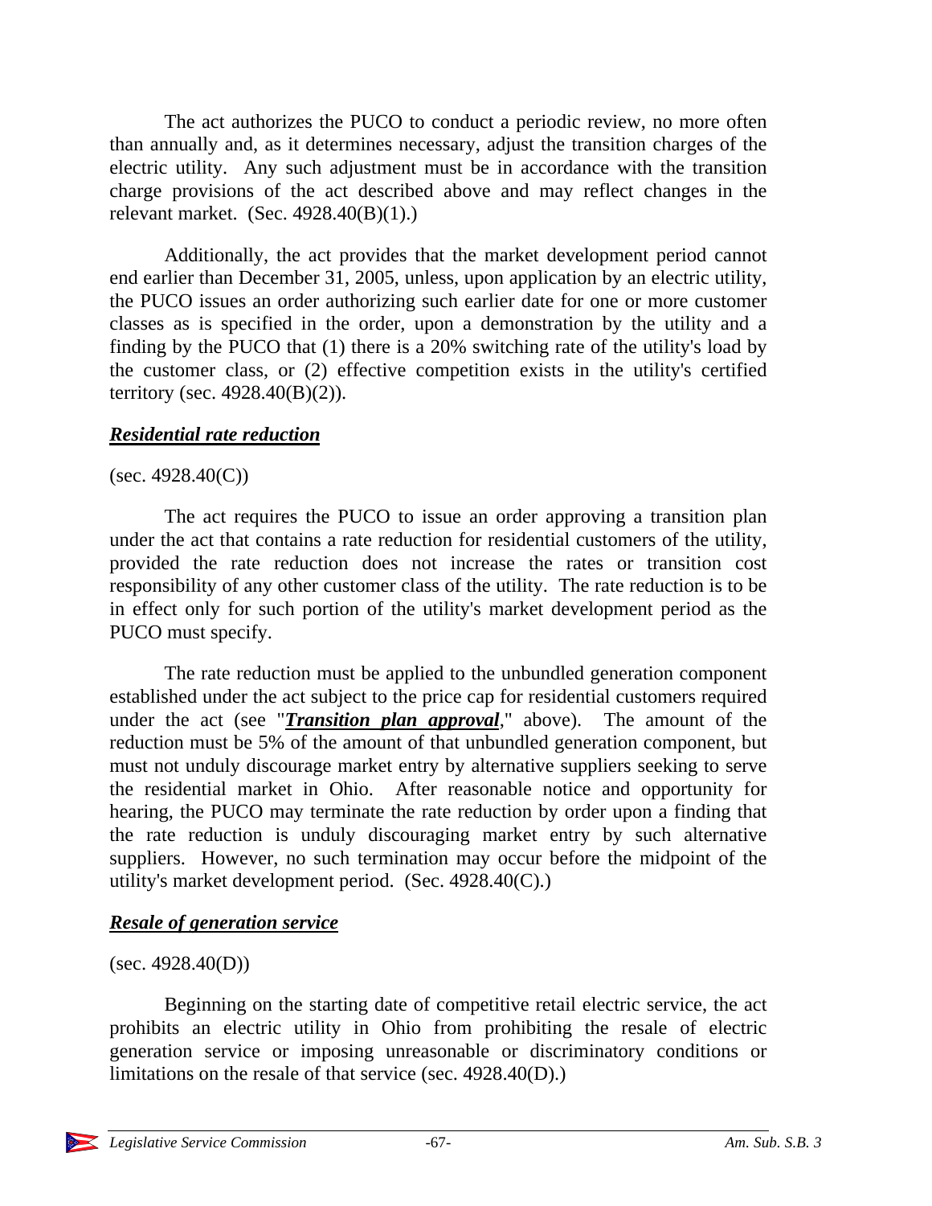The act authorizes the PUCO to conduct a periodic review, no more often than annually and, as it determines necessary, adjust the transition charges of the electric utility. Any such adjustment must be in accordance with the transition charge provisions of the act described above and may reflect changes in the relevant market. (Sec. 4928.40(B)(1).)

Additionally, the act provides that the market development period cannot end earlier than December 31, 2005, unless, upon application by an electric utility, the PUCO issues an order authorizing such earlier date for one or more customer classes as is specified in the order, upon a demonstration by the utility and a finding by the PUCO that (1) there is a 20% switching rate of the utility's load by the customer class, or (2) effective competition exists in the utility's certified territory (sec. 4928.40(B)(2)).

### ***Residential rate reduction***

(sec. 4928.40(C))

The act requires the PUCO to issue an order approving a transition plan under the act that contains a rate reduction for residential customers of the utility, provided the rate reduction does not increase the rates or transition cost responsibility of any other customer class of the utility. The rate reduction is to be in effect only for such portion of the utility's market development period as the PUCO must specify.

The rate reduction must be applied to the unbundled generation component established under the act subject to the price cap for residential customers required under the act (see "***Transition plan approval***," above). The amount of the reduction must be 5% of the amount of that unbundled generation component, but must not unduly discourage market entry by alternative suppliers seeking to serve the residential market in Ohio. After reasonable notice and opportunity for hearing, the PUCO may terminate the rate reduction by order upon a finding that the rate reduction is unduly discouraging market entry by such alternative suppliers. However, no such termination may occur before the midpoint of the utility's market development period. (Sec. 4928.40(C).)

### ***Resale of generation service***

(sec. 4928.40(D))

Beginning on the starting date of competitive retail electric service, the act prohibits an electric utility in Ohio from prohibiting the resale of electric generation service or imposing unreasonable or discriminatory conditions or limitations on the resale of that service (sec. 4928.40(D).)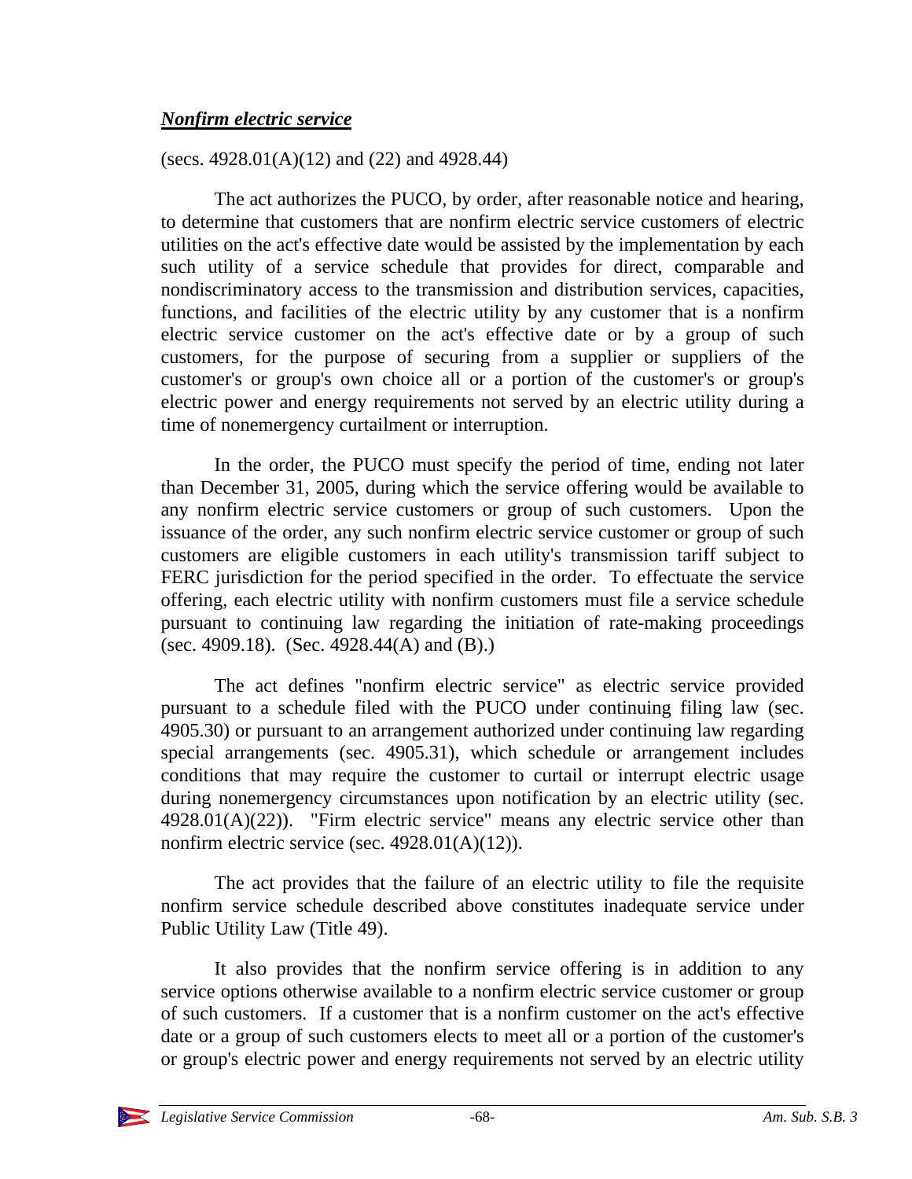***Nonfirm electric service***

(secs. 4928.01(A)(12) and (22) and 4928.44)

The act authorizes the PUCO, by order, after reasonable notice and hearing, to determine that customers that are nonfirm electric service customers of electric utilities on the act's effective date would be assisted by the implementation by each such utility of a service schedule that provides for direct, comparable and nondiscriminatory access to the transmission and distribution services, capacities, functions, and facilities of the electric utility by any customer that is a nonfirm electric service customer on the act's effective date or by a group of such customers, for the purpose of securing from a supplier or suppliers of the customer's or group's own choice all or a portion of the customer's or group's electric power and energy requirements not served by an electric utility during a time of nonemergency curtailment or interruption.

In the order, the PUCO must specify the period of time, ending not later than December 31, 2005, during which the service offering would be available to any nonfirm electric service customers or group of such customers. Upon the issuance of the order, any such nonfirm electric service customer or group of such customers are eligible customers in each utility's transmission tariff subject to FERC jurisdiction for the period specified in the order. To effectuate the service offering, each electric utility with nonfirm customers must file a service schedule pursuant to continuing law regarding the initiation of rate-making proceedings (sec. 4909.18). (Sec. 4928.44(A) and (B).)

The act defines "nonfirm electric service" as electric service provided pursuant to a schedule filed with the PUCO under continuing filing law (sec. 4905.30) or pursuant to an arrangement authorized under continuing law regarding special arrangements (sec. 4905.31), which schedule or arrangement includes conditions that may require the customer to curtail or interrupt electric usage during nonemergency circumstances upon notification by an electric utility (sec. 4928.01(A)(22)). "Firm electric service" means any electric service other than nonfirm electric service (sec. 4928.01(A)(12)).

The act provides that the failure of an electric utility to file the requisite nonfirm service schedule described above constitutes inadequate service under Public Utility Law (Title 49).

It also provides that the nonfirm service offering is in addition to any service options otherwise available to a nonfirm electric service customer or group of such customers. If a customer that is a nonfirm customer on the act's effective date or a group of such customers elects to meet all or a portion of the customer's or group's electric power and energy requirements not served by an electric utility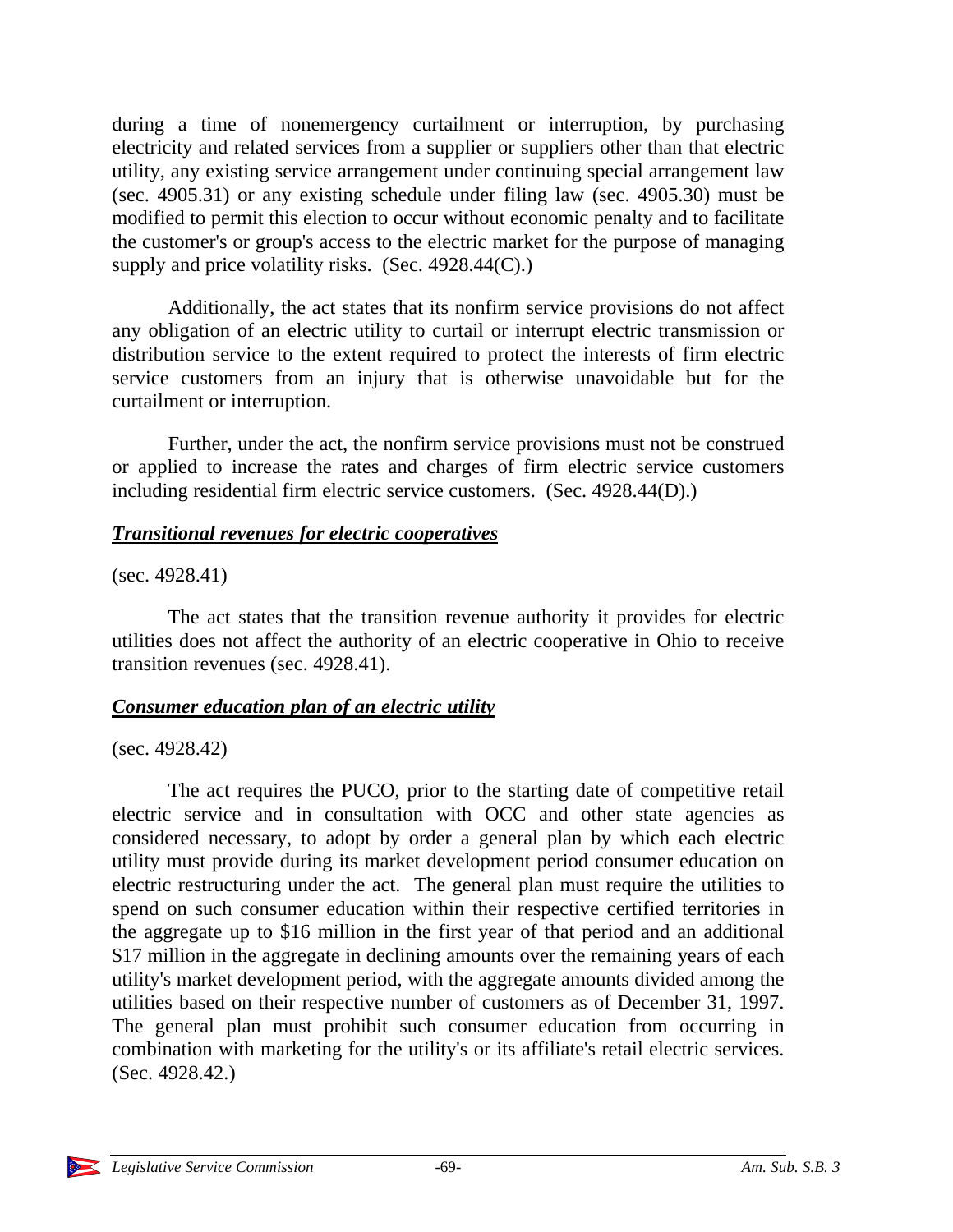during a time of nonemergency curtailment or interruption, by purchasing electricity and related services from a supplier or suppliers other than that electric utility, any existing service arrangement under continuing special arrangement law (sec. 4905.31) or any existing schedule under filing law (sec. 4905.30) must be modified to permit this election to occur without economic penalty and to facilitate the customer's or group's access to the electric market for the purpose of managing supply and price volatility risks. (Sec. 4928.44(C).)

Additionally, the act states that its nonfirm service provisions do not affect any obligation of an electric utility to curtail or interrupt electric transmission or distribution service to the extent required to protect the interests of firm electric service customers from an injury that is otherwise unavoidable but for the curtailment or interruption.

Further, under the act, the nonfirm service provisions must not be construed or applied to increase the rates and charges of firm electric service customers including residential firm electric service customers. (Sec. 4928.44(D).)

### ***Transitional revenues for electric cooperatives***

(sec. 4928.41)

The act states that the transition revenue authority it provides for electric utilities does not affect the authority of an electric cooperative in Ohio to receive transition revenues (sec. 4928.41).

### ***Consumer education plan of an electric utility***

(sec. 4928.42)

The act requires the PUCO, prior to the starting date of competitive retail electric service and in consultation with OCC and other state agencies as considered necessary, to adopt by order a general plan by which each electric utility must provide during its market development period consumer education on electric restructuring under the act. The general plan must require the utilities to spend on such consumer education within their respective certified territories in the aggregate up to \$16 million in the first year of that period and an additional \$17 million in the aggregate in declining amounts over the remaining years of each utility's market development period, with the aggregate amounts divided among the utilities based on their respective number of customers as of December 31, 1997. The general plan must prohibit such consumer education from occurring in combination with marketing for the utility's or its affiliate's retail electric services. (Sec. 4928.42.)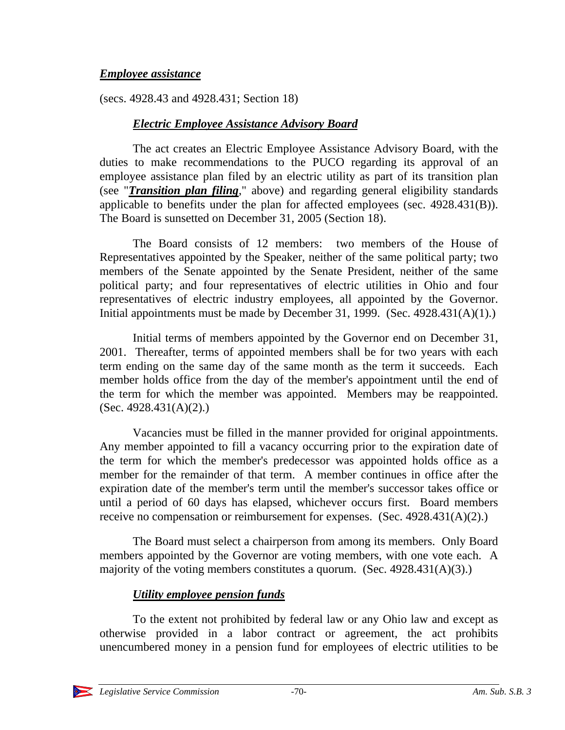### ***Employee assistance***

(secs. 4928.43 and 4928.431; Section 18)

#### ***Electric Employee Assistance Advisory Board***

The act creates an Electric Employee Assistance Advisory Board, with the duties to make recommendations to the PUCO regarding its approval of an employee assistance plan filed by an electric utility as part of its transition plan (see "***Transition plan filing***," above) and regarding general eligibility standards applicable to benefits under the plan for affected employees (sec. 4928.431(B)). The Board is sunsetted on December 31, 2005 (Section 18).

The Board consists of 12 members: two members of the House of Representatives appointed by the Speaker, neither of the same political party; two members of the Senate appointed by the Senate President, neither of the same political party; and four representatives of electric utilities in Ohio and four representatives of electric industry employees, all appointed by the Governor. Initial appointments must be made by December 31, 1999. (Sec. 4928.431(A)(1).)

Initial terms of members appointed by the Governor end on December 31, 2001. Thereafter, terms of appointed members shall be for two years with each term ending on the same day of the same month as the term it succeeds. Each member holds office from the day of the member's appointment until the end of the term for which the member was appointed. Members may be reappointed. (Sec. 4928.431(A)(2).)

Vacancies must be filled in the manner provided for original appointments. Any member appointed to fill a vacancy occurring prior to the expiration date of the term for which the member's predecessor was appointed holds office as a member for the remainder of that term. A member continues in office after the expiration date of the member's term until the member's successor takes office or until a period of 60 days has elapsed, whichever occurs first. Board members receive no compensation or reimbursement for expenses. (Sec. 4928.431(A)(2).)

The Board must select a chairperson from among its members. Only Board members appointed by the Governor are voting members, with one vote each. A majority of the voting members constitutes a quorum. (Sec. 4928.431(A)(3).)

#### ***Utility employee pension funds***

To the extent not prohibited by federal law or any Ohio law and except as otherwise provided in a labor contract or agreement, the act prohibits unencumbered money in a pension fund for employees of electric utilities to be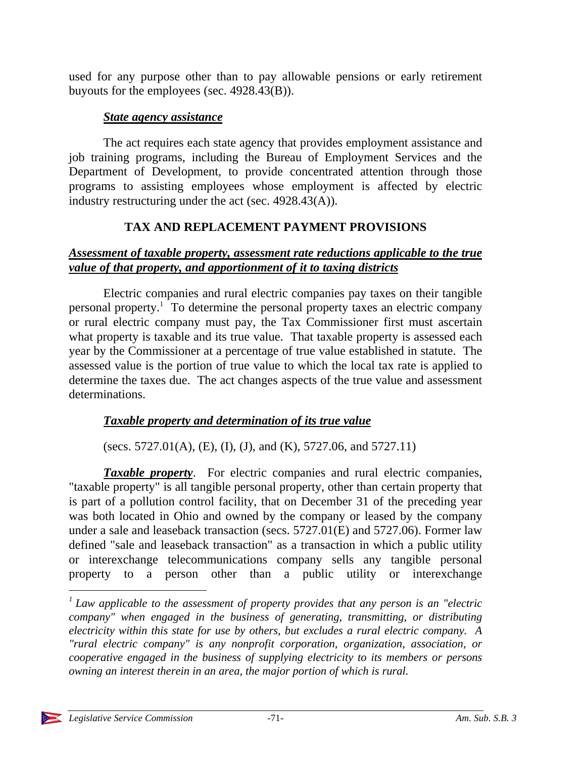used for any purpose other than to pay allowable pensions or early retirement buyouts for the employees (sec. 4928.43(B)).

***State agency assistance***

The act requires each state agency that provides employment assistance and job training programs, including the Bureau of Employment Services and the Department of Development, to provide concentrated attention through those programs to assisting employees whose employment is affected by electric industry restructuring under the act (sec. 4928.43(A)).

## TAX AND REPLACEMENT PAYMENT PROVISIONS

***Assessment of taxable property, assessment rate reductions applicable to the true value of that property, and apportionment of it to taxing districts***

Electric companies and rural electric companies pay taxes on their tangible personal property.[1] To determine the personal property taxes an electric company or rural electric company must pay, the Tax Commissioner first must ascertain what property is taxable and its true value. That taxable property is assessed each year by the Commissioner at a percentage of true value established in statute. The assessed value is the portion of true value to which the local tax rate is applied to determine the taxes due. The act changes aspects of the true value and assessment determinations.

***Taxable property and determination of its true value***

(secs. 5727.01(A), (E), (I), (J), and (K), 5727.06, and 5727.11)

***Taxable property***. For electric companies and rural electric companies, "taxable property" is all tangible personal property, other than certain property that is part of a pollution control facility, that on December 31 of the preceding year was both located in Ohio and owned by the company or leased by the company under a sale and leaseback transaction (secs. 5727.01(E) and 5727.06). Former law defined "sale and leaseback transaction" as a transaction in which a public utility or interexchange telecommunications company sells any tangible personal property to a person other than a public utility or interexchange

---

[1] *Law applicable to the assessment of property provides that any person is an "electric company" when engaged in the business of generating, transmitting, or distributing electricity within this state for use by others, but excludes a rural electric company. A "rural electric company" is any nonprofit corporation, organization, association, or cooperative engaged in the business of supplying electricity to its members or persons owning an interest therein in an area, the major portion of which is rural.*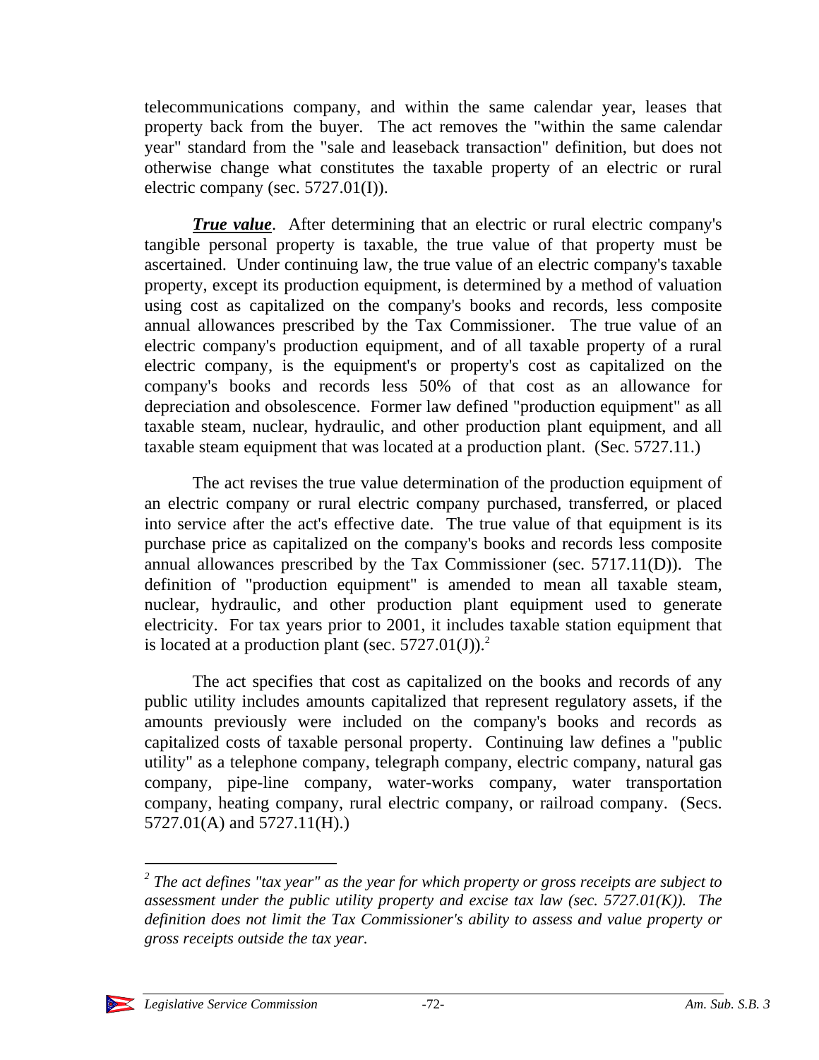telecommunications company, and within the same calendar year, leases that property back from the buyer. The act removes the "within the same calendar year" standard from the "sale and leaseback transaction" definition, but does not otherwise change what constitutes the taxable property of an electric or rural electric company (sec. 5727.01(I)).

***True value***. After determining that an electric or rural electric company's tangible personal property is taxable, the true value of that property must be ascertained. Under continuing law, the true value of an electric company's taxable property, except its production equipment, is determined by a method of valuation using cost as capitalized on the company's books and records, less composite annual allowances prescribed by the Tax Commissioner. The true value of an electric company's production equipment, and of all taxable property of a rural electric company, is the equipment's or property's cost as capitalized on the company's books and records less 50% of that cost as an allowance for depreciation and obsolescence. Former law defined "production equipment" as all taxable steam, nuclear, hydraulic, and other production plant equipment, and all taxable steam equipment that was located at a production plant. (Sec. 5727.11.)

The act revises the true value determination of the production equipment of an electric company or rural electric company purchased, transferred, or placed into service after the act's effective date. The true value of that equipment is its purchase price as capitalized on the company's books and records less composite annual allowances prescribed by the Tax Commissioner (sec. 5717.11(D)). The definition of "production equipment" is amended to mean all taxable steam, nuclear, hydraulic, and other production plant equipment used to generate electricity. For tax years prior to 2001, it includes taxable station equipment that is located at a production plant (sec. 5727.01(J)).[2]

The act specifies that cost as capitalized on the books and records of any public utility includes amounts capitalized that represent regulatory assets, if the amounts previously were included on the company's books and records as capitalized costs of taxable personal property. Continuing law defines a "public utility" as a telephone company, telegraph company, electric company, natural gas company, pipe-line company, water-works company, water transportation company, heating company, rural electric company, or railroad company. (Secs. 5727.01(A) and 5727.11(H).)

---

[2] *The act defines "tax year" as the year for which property or gross receipts are subject to assessment under the public utility property and excise tax law (sec. 5727.01(K)). The definition does not limit the Tax Commissioner's ability to assess and value property or gross receipts outside the tax year.*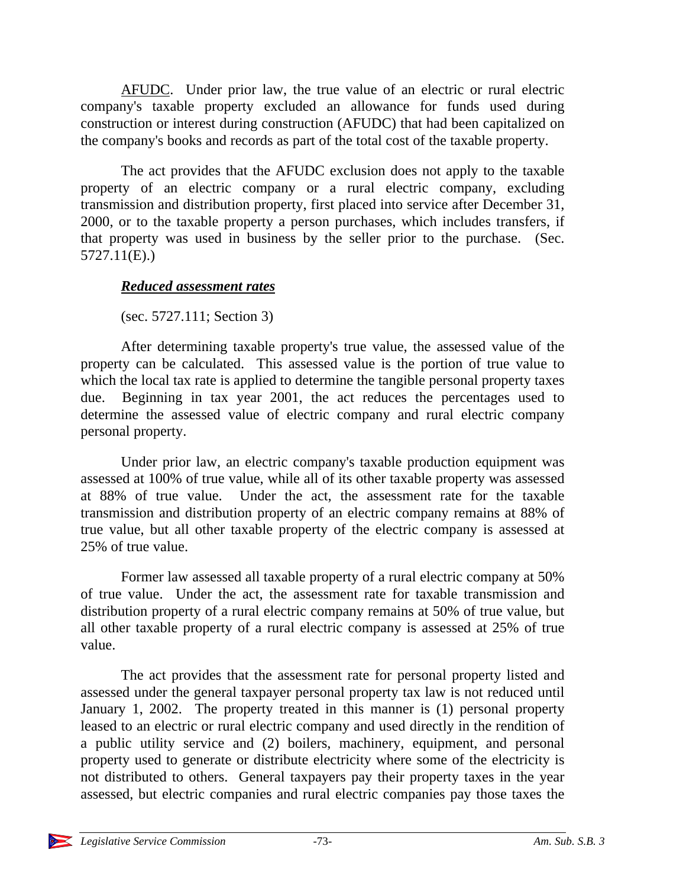AFUDC. Under prior law, the true value of an electric or rural electric company's taxable property excluded an allowance for funds used during construction or interest during construction (AFUDC) that had been capitalized on the company's books and records as part of the total cost of the taxable property.

The act provides that the AFUDC exclusion does not apply to the taxable property of an electric company or a rural electric company, excluding transmission and distribution property, first placed into service after December 31, 2000, or to the taxable property a person purchases, which includes transfers, if that property was used in business by the seller prior to the purchase. (Sec. 5727.11(E).)

***Reduced assessment rates***

(sec. 5727.111; Section 3)

After determining taxable property's true value, the assessed value of the property can be calculated. This assessed value is the portion of true value to which the local tax rate is applied to determine the tangible personal property taxes due. Beginning in tax year 2001, the act reduces the percentages used to determine the assessed value of electric company and rural electric company personal property.

Under prior law, an electric company's taxable production equipment was assessed at 100% of true value, while all of its other taxable property was assessed at 88% of true value. Under the act, the assessment rate for the taxable transmission and distribution property of an electric company remains at 88% of true value, but all other taxable property of the electric company is assessed at 25% of true value.

Former law assessed all taxable property of a rural electric company at 50% of true value. Under the act, the assessment rate for taxable transmission and distribution property of a rural electric company remains at 50% of true value, but all other taxable property of a rural electric company is assessed at 25% of true value.

The act provides that the assessment rate for personal property listed and assessed under the general taxpayer personal property tax law is not reduced until January 1, 2002. The property treated in this manner is (1) personal property leased to an electric or rural electric company and used directly in the rendition of a public utility service and (2) boilers, machinery, equipment, and personal property used to generate or distribute electricity where some of the electricity is not distributed to others. General taxpayers pay their property taxes in the year assessed, but electric companies and rural electric companies pay those taxes the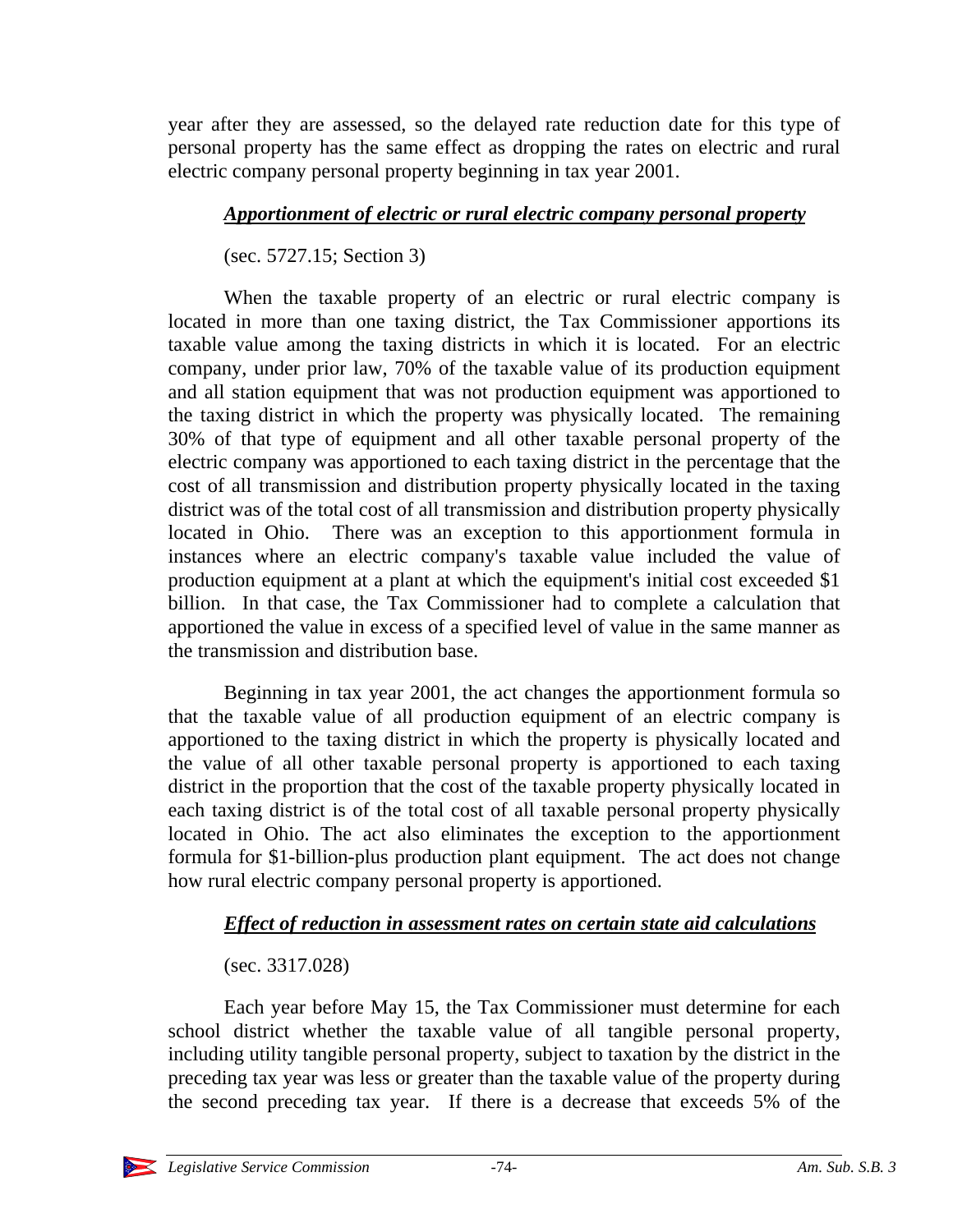year after they are assessed, so the delayed rate reduction date for this type of personal property has the same effect as dropping the rates on electric and rural electric company personal property beginning in tax year 2001.

### *Apportionment of electric or rural electric company personal property*

(sec. 5727.15; Section 3)

When the taxable property of an electric or rural electric company is located in more than one taxing district, the Tax Commissioner apportions its taxable value among the taxing districts in which it is located. For an electric company, under prior law, 70% of the taxable value of its production equipment and all station equipment that was not production equipment was apportioned to the taxing district in which the property was physically located. The remaining 30% of that type of equipment and all other taxable personal property of the electric company was apportioned to each taxing district in the percentage that the cost of all transmission and distribution property physically located in the taxing district was of the total cost of all transmission and distribution property physically located in Ohio. There was an exception to this apportionment formula in instances where an electric company's taxable value included the value of production equipment at a plant at which the equipment's initial cost exceeded $1 billion. In that case, the Tax Commissioner had to complete a calculation that apportioned the value in excess of a specified level of value in the same manner as the transmission and distribution base.

Beginning in tax year 2001, the act changes the apportionment formula so that the taxable value of all production equipment of an electric company is apportioned to the taxing district in which the property is physically located and the value of all other taxable personal property is apportioned to each taxing district in the proportion that the cost of the taxable property physically located in each taxing district is of the total cost of all taxable personal property physically located in Ohio. The act also eliminates the exception to the apportionment formula for $1-billion-plus production plant equipment. The act does not change how rural electric company personal property is apportioned.

### *Effect of reduction in assessment rates on certain state aid calculations*

(sec. 3317.028)

Each year before May 15, the Tax Commissioner must determine for each school district whether the taxable value of all tangible personal property, including utility tangible personal property, subject to taxation by the district in the preceding tax year was less or greater than the taxable value of the property during the second preceding tax year. If there is a decrease that exceeds 5% of the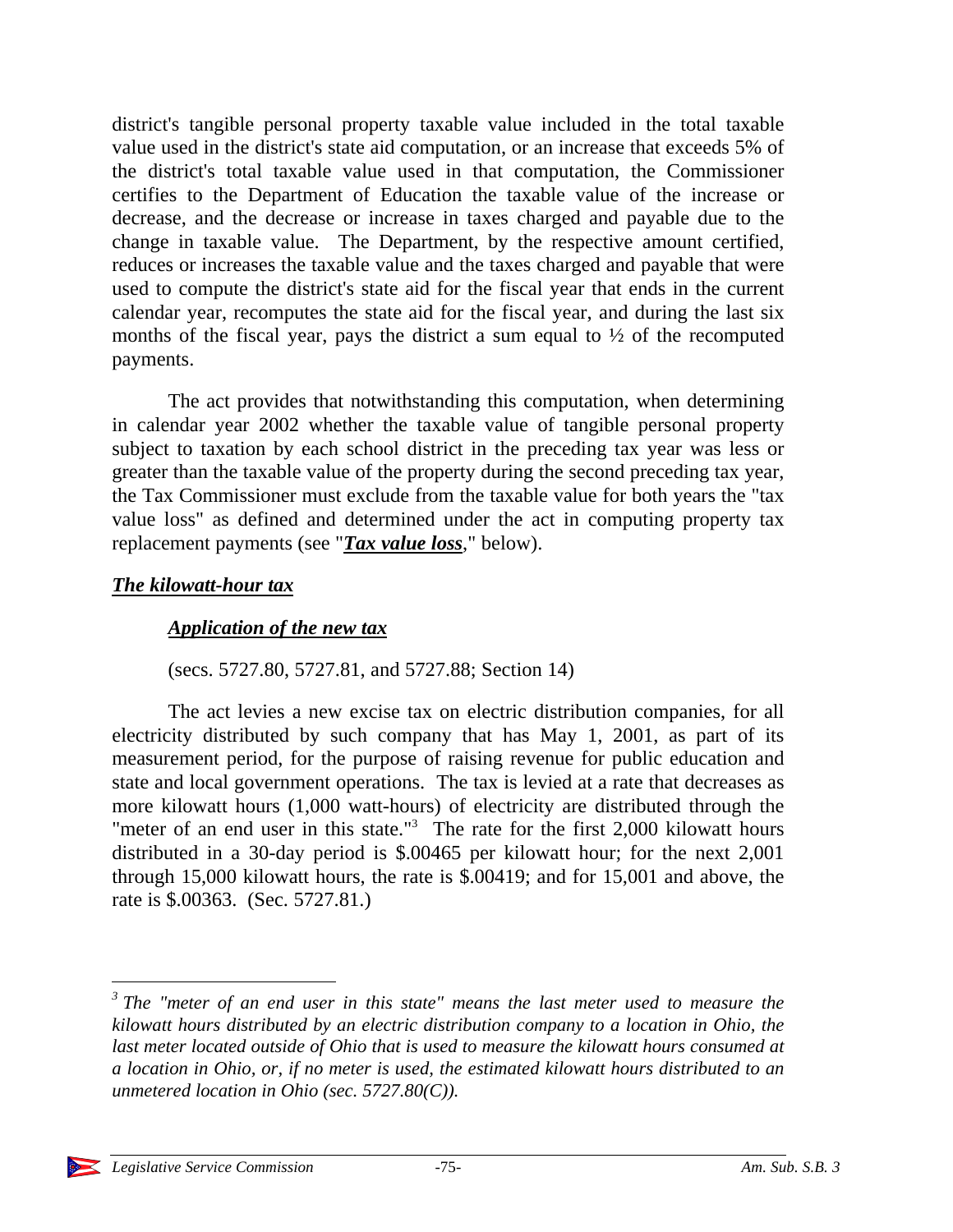district's tangible personal property taxable value included in the total taxable value used in the district's state aid computation, or an increase that exceeds 5% of the district's total taxable value used in that computation, the Commissioner certifies to the Department of Education the taxable value of the increase or decrease, and the decrease or increase in taxes charged and payable due to the change in taxable value. The Department, by the respective amount certified, reduces or increases the taxable value and the taxes charged and payable that were used to compute the district's state aid for the fiscal year that ends in the current calendar year, recomputes the state aid for the fiscal year, and during the last six months of the fiscal year, pays the district a sum equal to ½ of the recomputed payments.

The act provides that notwithstanding this computation, when determining in calendar year 2002 whether the taxable value of tangible personal property subject to taxation by each school district in the preceding tax year was less or greater than the taxable value of the property during the second preceding tax year, the Tax Commissioner must exclude from the taxable value for both years the "tax value loss" as defined and determined under the act in computing property tax replacement payments (see "***Tax value loss***," below).

### *The kilowatt-hour tax*

#### *Application of the new tax*

(secs. 5727.80, 5727.81, and 5727.88; Section 14)

The act levies a new excise tax on electric distribution companies, for all electricity distributed by such company that has May 1, 2001, as part of its measurement period, for the purpose of raising revenue for public education and state and local government operations. The tax is levied at a rate that decreases as more kilowatt hours (1,000 watt-hours) of electricity are distributed through the "meter of an end user in this state."[3] The rate for the first 2,000 kilowatt hours distributed in a 30-day period is $.00465 per kilowatt hour; for the next 2,001 through 15,000 kilowatt hours, the rate is $.00419; and for 15,001 and above, the rate is $.00363. (Sec. 5727.81.)

---

[3] *The "meter of an end user in this state" means the last meter used to measure the kilowatt hours distributed by an electric distribution company to a location in Ohio, the last meter located outside of Ohio that is used to measure the kilowatt hours consumed at a location in Ohio, or, if no meter is used, the estimated kilowatt hours distributed to an unmetered location in Ohio (sec. 5727.80(C)).*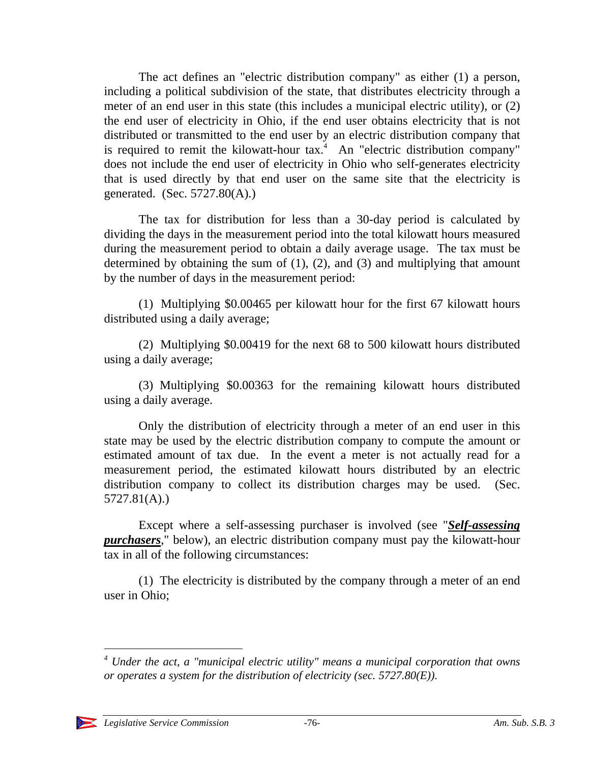The act defines an "electric distribution company" as either (1) a person, including a political subdivision of the state, that distributes electricity through a meter of an end user in this state (this includes a municipal electric utility), or (2) the end user of electricity in Ohio, if the end user obtains electricity that is not distributed or transmitted to the end user by an electric distribution company that is required to remit the kilowatt-hour tax.[4] An "electric distribution company" does not include the end user of electricity in Ohio who self-generates electricity that is used directly by that end user on the same site that the electricity is generated. (Sec. 5727.80(A).)

The tax for distribution for less than a 30-day period is calculated by dividing the days in the measurement period into the total kilowatt hours measured during the measurement period to obtain a daily average usage. The tax must be determined by obtaining the sum of (1), (2), and (3) and multiplying that amount by the number of days in the measurement period:

(1) Multiplying $0.00465 per kilowatt hour for the first 67 kilowatt hours distributed using a daily average;

(2) Multiplying $0.00419 for the next 68 to 500 kilowatt hours distributed using a daily average;

(3) Multiplying $0.00363 for the remaining kilowatt hours distributed using a daily average.

Only the distribution of electricity through a meter of an end user in this state may be used by the electric distribution company to compute the amount or estimated amount of tax due. In the event a meter is not actually read for a measurement period, the estimated kilowatt hours distributed by an electric distribution company to collect its distribution charges may be used. (Sec. 5727.81(A).)

Except where a self-assessing purchaser is involved (see "***Self-assessing purchasers***," below), an electric distribution company must pay the kilowatt-hour tax in all of the following circumstances:

(1) The electricity is distributed by the company through a meter of an end user in Ohio;

---

[4] *Under the act, a "municipal electric utility" means a municipal corporation that owns or operates a system for the distribution of electricity (sec. 5727.80(E)).*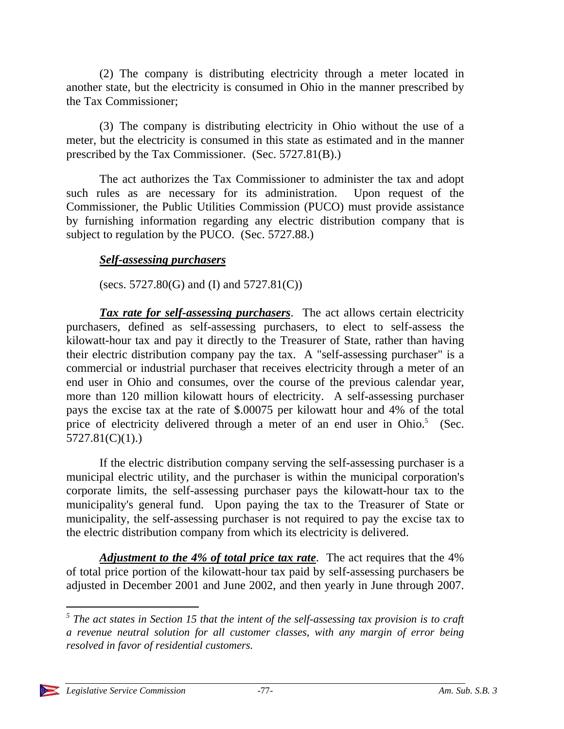(2) The company is distributing electricity through a meter located in another state, but the electricity is consumed in Ohio in the manner prescribed by the Tax Commissioner;

(3) The company is distributing electricity in Ohio without the use of a meter, but the electricity is consumed in this state as estimated and in the manner prescribed by the Tax Commissioner. (Sec. 5727.81(B).)

The act authorizes the Tax Commissioner to administer the tax and adopt such rules as are necessary for its administration. Upon request of the Commissioner, the Public Utilities Commission (PUCO) must provide assistance by furnishing information regarding any electric distribution company that is subject to regulation by the PUCO. (Sec. 5727.88.)

***Self-assessing purchasers***

(secs. 5727.80(G) and (I) and 5727.81(C))

***Tax rate for self-assessing purchasers***. The act allows certain electricity purchasers, defined as self-assessing purchasers, to elect to self-assess the kilowatt-hour tax and pay it directly to the Treasurer of State, rather than having their electric distribution company pay the tax. A "self-assessing purchaser" is a commercial or industrial purchaser that receives electricity through a meter of an end user in Ohio and consumes, over the course of the previous calendar year, more than 120 million kilowatt hours of electricity. A self-assessing purchaser pays the excise tax at the rate of $.00075 per kilowatt hour and 4% of the total price of electricity delivered through a meter of an end user in Ohio.[5] (Sec. 5727.81(C)(1).)

If the electric distribution company serving the self-assessing purchaser is a municipal electric utility, and the purchaser is within the municipal corporation's corporate limits, the self-assessing purchaser pays the kilowatt-hour tax to the municipality's general fund. Upon paying the tax to the Treasurer of State or municipality, the self-assessing purchaser is not required to pay the excise tax to the electric distribution company from which its electricity is delivered.

***Adjustment to the 4% of total price tax rate***. The act requires that the 4% of total price portion of the kilowatt-hour tax paid by self-assessing purchasers be adjusted in December 2001 and June 2002, and then yearly in June through 2007.

---

[5] *The act states in Section 15 that the intent of the self-assessing tax provision is to craft a revenue neutral solution for all customer classes, with any margin of error being resolved in favor of residential customers.*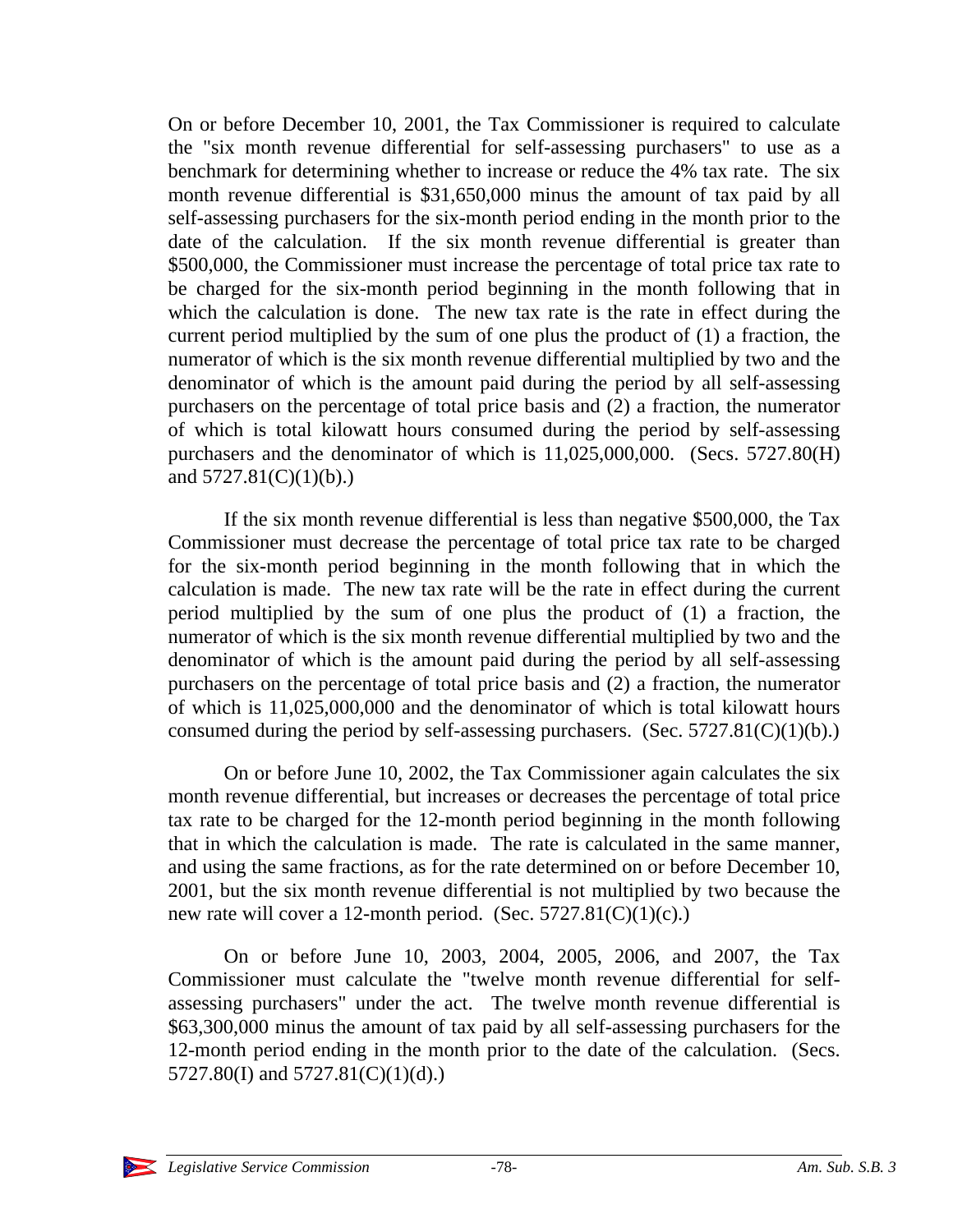On or before December 10, 2001, the Tax Commissioner is required to calculate the "six month revenue differential for self-assessing purchasers" to use as a benchmark for determining whether to increase or reduce the 4% tax rate. The six month revenue differential is $31,650,000 minus the amount of tax paid by all self-assessing purchasers for the six-month period ending in the month prior to the date of the calculation. If the six month revenue differential is greater than $500,000, the Commissioner must increase the percentage of total price tax rate to be charged for the six-month period beginning in the month following that in which the calculation is done. The new tax rate is the rate in effect during the current period multiplied by the sum of one plus the product of (1) a fraction, the numerator of which is the six month revenue differential multiplied by two and the denominator of which is the amount paid during the period by all self-assessing purchasers on the percentage of total price basis and (2) a fraction, the numerator of which is total kilowatt hours consumed during the period by self-assessing purchasers and the denominator of which is 11,025,000,000. (Secs. 5727.80(H) and 5727.81(C)(1)(b).)

If the six month revenue differential is less than negative $500,000, the Tax Commissioner must decrease the percentage of total price tax rate to be charged for the six-month period beginning in the month following that in which the calculation is made. The new tax rate will be the rate in effect during the current period multiplied by the sum of one plus the product of (1) a fraction, the numerator of which is the six month revenue differential multiplied by two and the denominator of which is the amount paid during the period by all self-assessing purchasers on the percentage of total price basis and (2) a fraction, the numerator of which is 11,025,000,000 and the denominator of which is total kilowatt hours consumed during the period by self-assessing purchasers. (Sec. 5727.81(C)(1)(b).)

On or before June 10, 2002, the Tax Commissioner again calculates the six month revenue differential, but increases or decreases the percentage of total price tax rate to be charged for the 12-month period beginning in the month following that in which the calculation is made. The rate is calculated in the same manner, and using the same fractions, as for the rate determined on or before December 10, 2001, but the six month revenue differential is not multiplied by two because the new rate will cover a 12-month period. (Sec. 5727.81(C)(1)(c).)

On or before June 10, 2003, 2004, 2005, 2006, and 2007, the Tax Commissioner must calculate the "twelve month revenue differential for self-assessing purchasers" under the act. The twelve month revenue differential is $63,300,000 minus the amount of tax paid by all self-assessing purchasers for the 12-month period ending in the month prior to the date of the calculation. (Secs. 5727.80(I) and 5727.81(C)(1)(d).)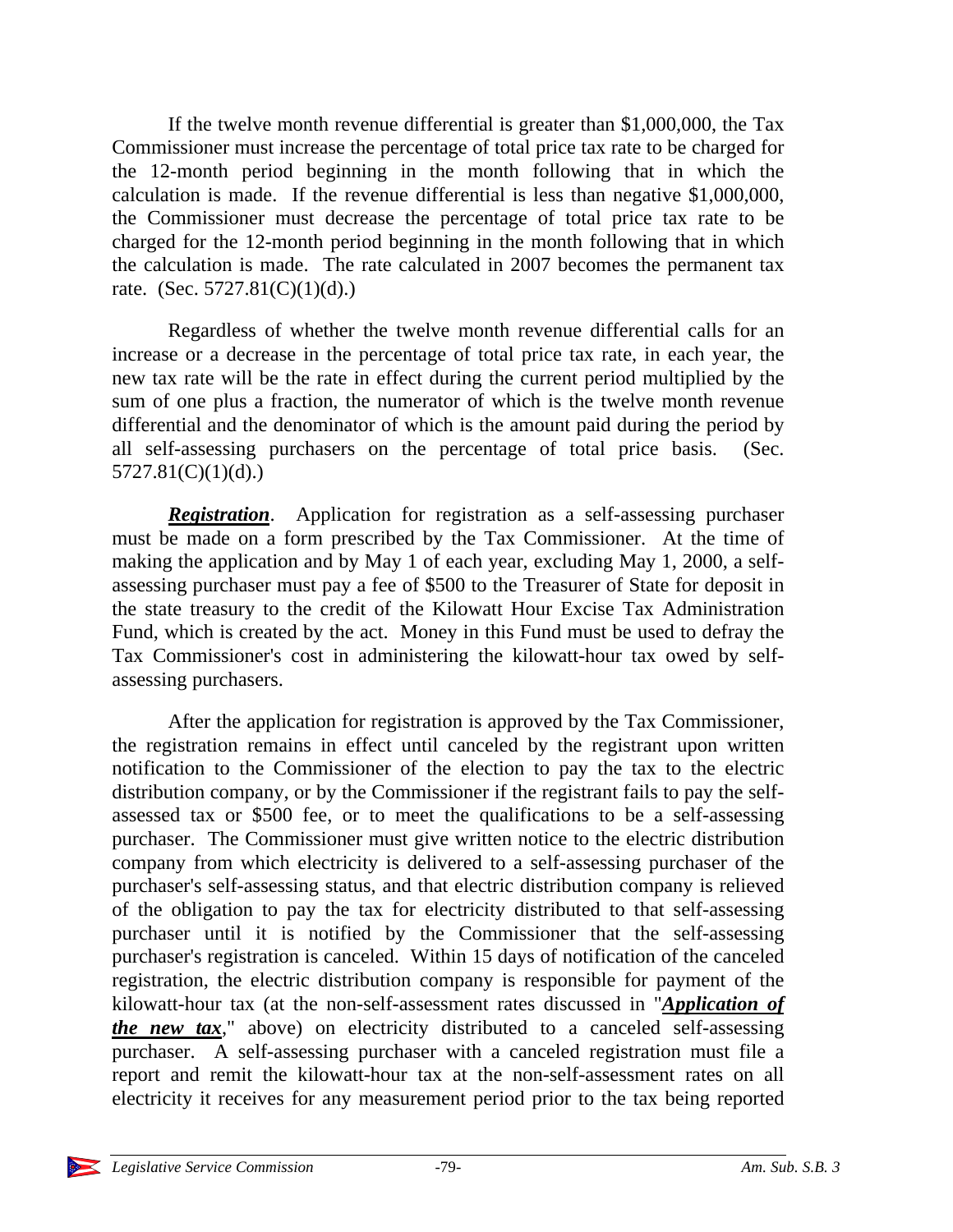If the twelve month revenue differential is greater than $1,000,000, the Tax Commissioner must increase the percentage of total price tax rate to be charged for the 12-month period beginning in the month following that in which the calculation is made. If the revenue differential is less than negative $1,000,000, the Commissioner must decrease the percentage of total price tax rate to be charged for the 12-month period beginning in the month following that in which the calculation is made. The rate calculated in 2007 becomes the permanent tax rate. (Sec. 5727.81(C)(1)(d).)

Regardless of whether the twelve month revenue differential calls for an increase or a decrease in the percentage of total price tax rate, in each year, the new tax rate will be the rate in effect during the current period multiplied by the sum of one plus a fraction, the numerator of which is the twelve month revenue differential and the denominator of which is the amount paid during the period by all self-assessing purchasers on the percentage of total price basis. (Sec. 5727.81(C)(1)(d).)

***Registration***. Application for registration as a self-assessing purchaser must be made on a form prescribed by the Tax Commissioner. At the time of making the application and by May 1 of each year, excluding May 1, 2000, a self-assessing purchaser must pay a fee of $500 to the Treasurer of State for deposit in the state treasury to the credit of the Kilowatt Hour Excise Tax Administration Fund, which is created by the act. Money in this Fund must be used to defray the Tax Commissioner's cost in administering the kilowatt-hour tax owed by self-assessing purchasers.

After the application for registration is approved by the Tax Commissioner, the registration remains in effect until canceled by the registrant upon written notification to the Commissioner of the election to pay the tax to the electric distribution company, or by the Commissioner if the registrant fails to pay the self-assessed tax or $500 fee, or to meet the qualifications to be a self-assessing purchaser. The Commissioner must give written notice to the electric distribution company from which electricity is delivered to a self-assessing purchaser of the purchaser's self-assessing status, and that electric distribution company is relieved of the obligation to pay the tax for electricity distributed to that self-assessing purchaser until it is notified by the Commissioner that the self-assessing purchaser's registration is canceled. Within 15 days of notification of the canceled registration, the electric distribution company is responsible for payment of the kilowatt-hour tax (at the non-self-assessment rates discussed in "***Application of the new tax***," above) on electricity distributed to a canceled self-assessing purchaser. A self-assessing purchaser with a canceled registration must file a report and remit the kilowatt-hour tax at the non-self-assessment rates on all electricity it receives for any measurement period prior to the tax being reported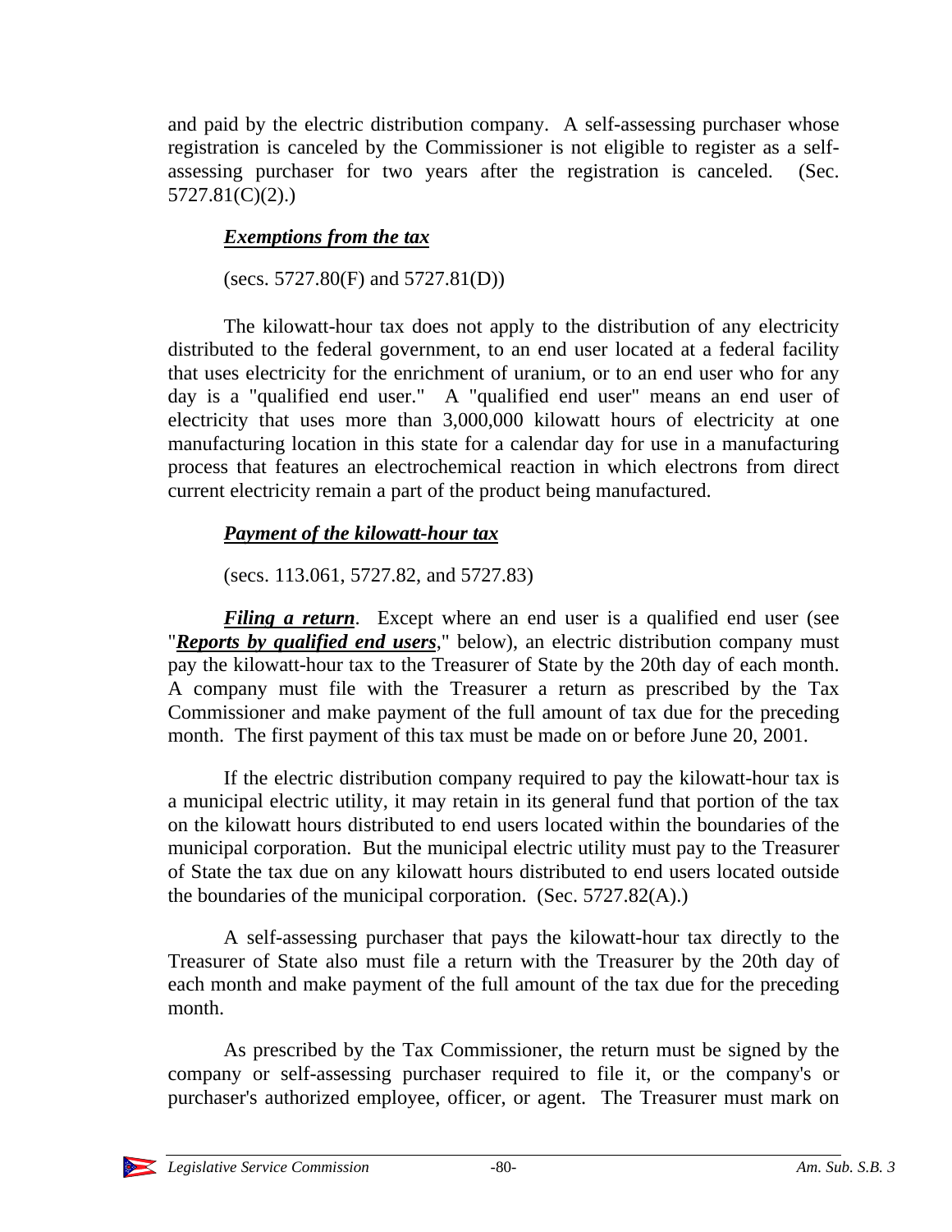and paid by the electric distribution company. A self-assessing purchaser whose registration is canceled by the Commissioner is not eligible to register as a self-assessing purchaser for two years after the registration is canceled. (Sec. 5727.81(C)(2).)

***Exemptions from the tax***

(secs. 5727.80(F) and 5727.81(D))

The kilowatt-hour tax does not apply to the distribution of any electricity distributed to the federal government, to an end user located at a federal facility that uses electricity for the enrichment of uranium, or to an end user who for any day is a "qualified end user." A "qualified end user" means an end user of electricity that uses more than 3,000,000 kilowatt hours of electricity at one manufacturing location in this state for a calendar day for use in a manufacturing process that features an electrochemical reaction in which electrons from direct current electricity remain a part of the product being manufactured.

***Payment of the kilowatt-hour tax***

(secs. 113.061, 5727.82, and 5727.83)

***Filing a return***. Except where an end user is a qualified end user (see "***Reports by qualified end users***," below), an electric distribution company must pay the kilowatt-hour tax to the Treasurer of State by the 20th day of each month. A company must file with the Treasurer a return as prescribed by the Tax Commissioner and make payment of the full amount of tax due for the preceding month. The first payment of this tax must be made on or before June 20, 2001.

If the electric distribution company required to pay the kilowatt-hour tax is a municipal electric utility, it may retain in its general fund that portion of the tax on the kilowatt hours distributed to end users located within the boundaries of the municipal corporation. But the municipal electric utility must pay to the Treasurer of State the tax due on any kilowatt hours distributed to end users located outside the boundaries of the municipal corporation. (Sec. 5727.82(A).)

A self-assessing purchaser that pays the kilowatt-hour tax directly to the Treasurer of State also must file a return with the Treasurer by the 20th day of each month and make payment of the full amount of the tax due for the preceding month.

As prescribed by the Tax Commissioner, the return must be signed by the company or self-assessing purchaser required to file it, or the company's or purchaser's authorized employee, officer, or agent. The Treasurer must mark on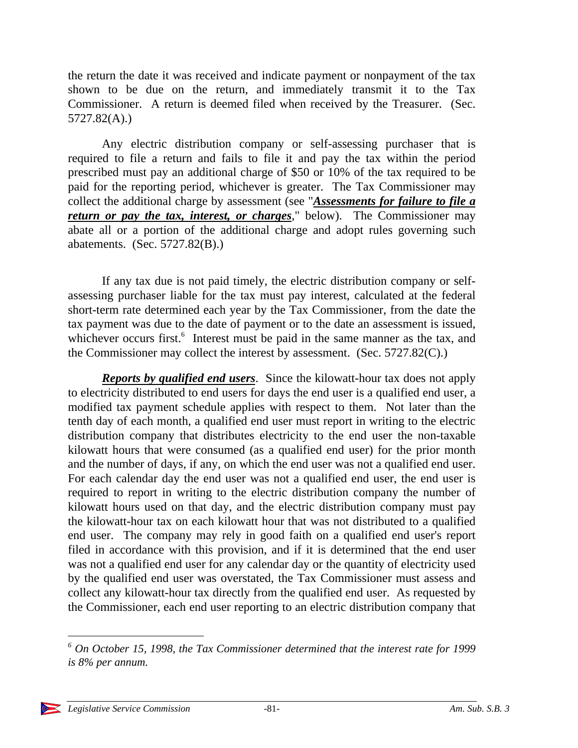the return the date it was received and indicate payment or nonpayment of the tax shown to be due on the return, and immediately transmit it to the Tax Commissioner. A return is deemed filed when received by the Treasurer. (Sec. 5727.82(A).)

Any electric distribution company or self-assessing purchaser that is required to file a return and fails to file it and pay the tax within the period prescribed must pay an additional charge of $50 or 10% of the tax required to be paid for the reporting period, whichever is greater. The Tax Commissioner may collect the additional charge by assessment (see "***Assessments for failure to file a return or pay the tax, interest, or charges***," below). The Commissioner may abate all or a portion of the additional charge and adopt rules governing such abatements. (Sec. 5727.82(B).)

If any tax due is not paid timely, the electric distribution company or self-assessing purchaser liable for the tax must pay interest, calculated at the federal short-term rate determined each year by the Tax Commissioner, from the date the tax payment was due to the date of payment or to the date an assessment is issued, whichever occurs first.[6] Interest must be paid in the same manner as the tax, and the Commissioner may collect the interest by assessment. (Sec. 5727.82(C).)

***Reports by qualified end users***. Since the kilowatt-hour tax does not apply to electricity distributed to end users for days the end user is a qualified end user, a modified tax payment schedule applies with respect to them. Not later than the tenth day of each month, a qualified end user must report in writing to the electric distribution company that distributes electricity to the end user the non-taxable kilowatt hours that were consumed (as a qualified end user) for the prior month and the number of days, if any, on which the end user was not a qualified end user. For each calendar day the end user was not a qualified end user, the end user is required to report in writing to the electric distribution company the number of kilowatt hours used on that day, and the electric distribution company must pay the kilowatt-hour tax on each kilowatt hour that was not distributed to a qualified end user. The company may rely in good faith on a qualified end user's report filed in accordance with this provision, and if it is determined that the end user was not a qualified end user for any calendar day or the quantity of electricity used by the qualified end user was overstated, the Tax Commissioner must assess and collect any kilowatt-hour tax directly from the qualified end user. As requested by the Commissioner, each end user reporting to an electric distribution company that

[6] *On October 15, 1998, the Tax Commissioner determined that the interest rate for 1999 is 8% per annum.*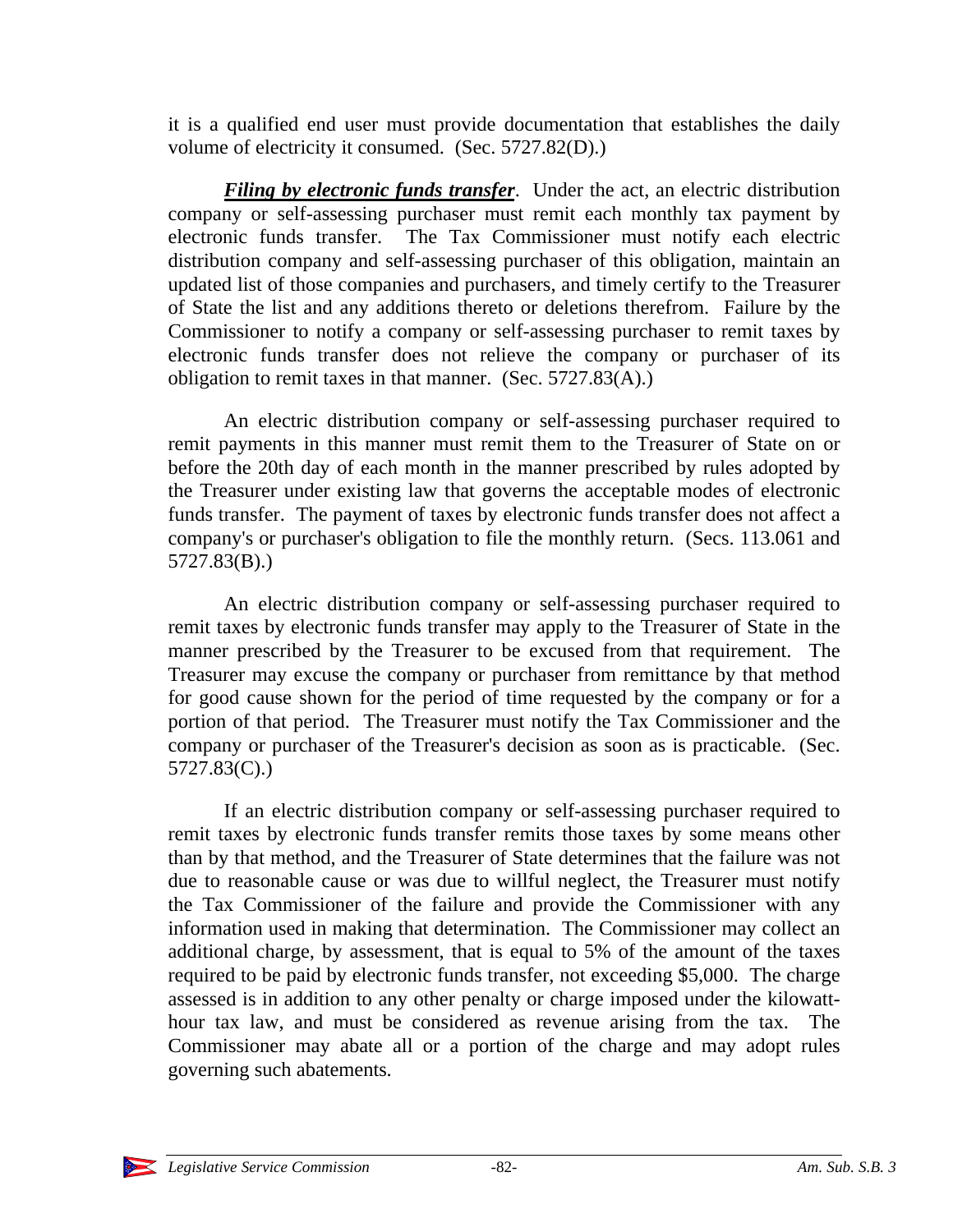it is a qualified end user must provide documentation that establishes the daily volume of electricity it consumed. (Sec. 5727.82(D).)

***Filing by electronic funds transfer***. Under the act, an electric distribution company or self-assessing purchaser must remit each monthly tax payment by electronic funds transfer. The Tax Commissioner must notify each electric distribution company and self-assessing purchaser of this obligation, maintain an updated list of those companies and purchasers, and timely certify to the Treasurer of State the list and any additions thereto or deletions therefrom. Failure by the Commissioner to notify a company or self-assessing purchaser to remit taxes by electronic funds transfer does not relieve the company or purchaser of its obligation to remit taxes in that manner. (Sec. 5727.83(A).)

An electric distribution company or self-assessing purchaser required to remit payments in this manner must remit them to the Treasurer of State on or before the 20th day of each month in the manner prescribed by rules adopted by the Treasurer under existing law that governs the acceptable modes of electronic funds transfer. The payment of taxes by electronic funds transfer does not affect a company's or purchaser's obligation to file the monthly return. (Secs. 113.061 and 5727.83(B).)

An electric distribution company or self-assessing purchaser required to remit taxes by electronic funds transfer may apply to the Treasurer of State in the manner prescribed by the Treasurer to be excused from that requirement. The Treasurer may excuse the company or purchaser from remittance by that method for good cause shown for the period of time requested by the company or for a portion of that period. The Treasurer must notify the Tax Commissioner and the company or purchaser of the Treasurer's decision as soon as is practicable. (Sec. 5727.83(C).)

If an electric distribution company or self-assessing purchaser required to remit taxes by electronic funds transfer remits those taxes by some means other than by that method, and the Treasurer of State determines that the failure was not due to reasonable cause or was due to willful neglect, the Treasurer must notify the Tax Commissioner of the failure and provide the Commissioner with any information used in making that determination. The Commissioner may collect an additional charge, by assessment, that is equal to 5% of the amount of the taxes required to be paid by electronic funds transfer, not exceeding $5,000. The charge assessed is in addition to any other penalty or charge imposed under the kilowatt-hour tax law, and must be considered as revenue arising from the tax. The Commissioner may abate all or a portion of the charge and may adopt rules governing such abatements.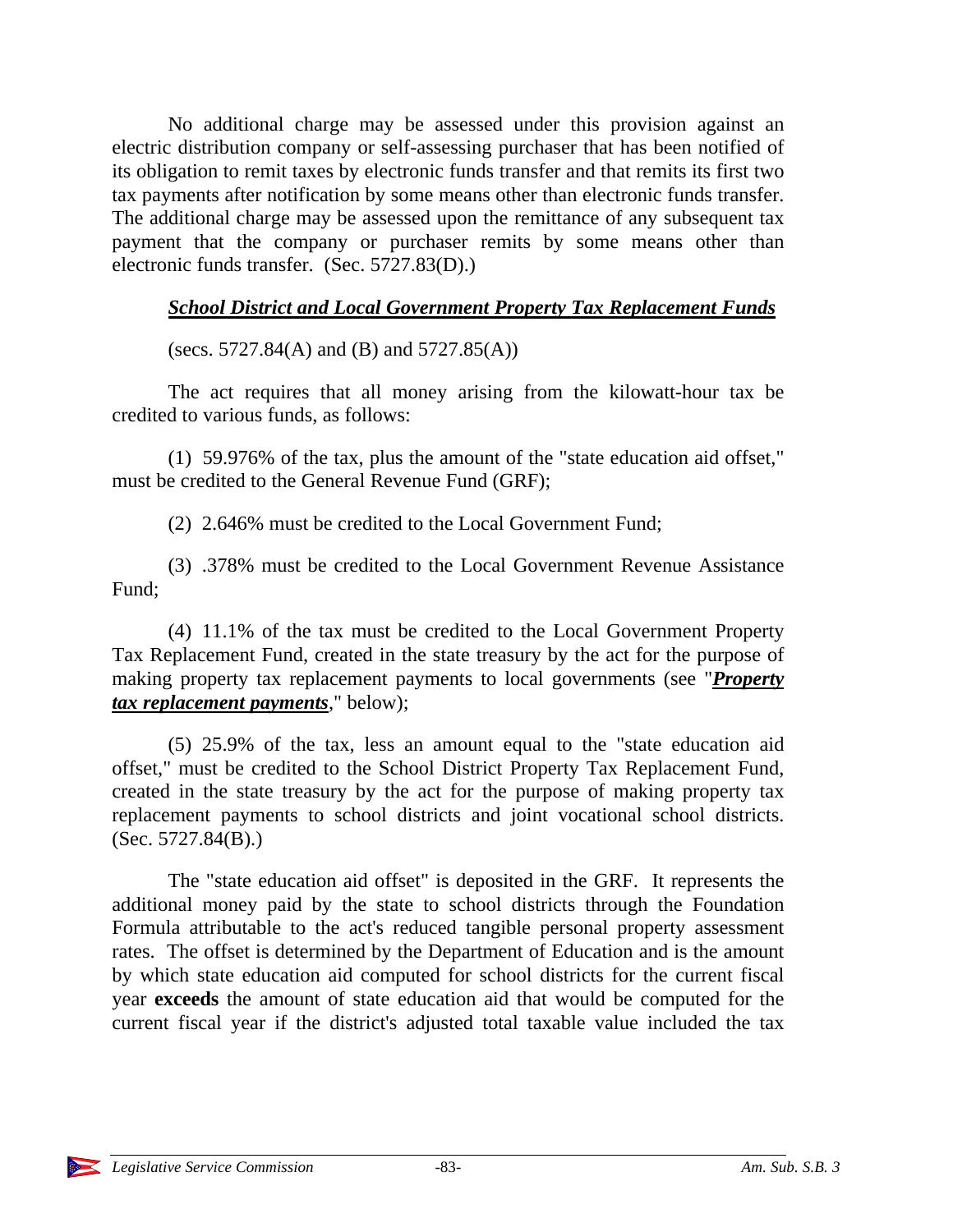No additional charge may be assessed under this provision against an electric distribution company or self-assessing purchaser that has been notified of its obligation to remit taxes by electronic funds transfer and that remits its first two tax payments after notification by some means other than electronic funds transfer. The additional charge may be assessed upon the remittance of any subsequent tax payment that the company or purchaser remits by some means other than electronic funds transfer. (Sec. 5727.83(D).)

***School District and Local Government Property Tax Replacement Funds***

(secs. 5727.84(A) and (B) and 5727.85(A))

The act requires that all money arising from the kilowatt-hour tax be credited to various funds, as follows:

(1) 59.976% of the tax, plus the amount of the "state education aid offset," must be credited to the General Revenue Fund (GRF);

(2) 2.646% must be credited to the Local Government Fund;

(3) .378% must be credited to the Local Government Revenue Assistance Fund;

(4) 11.1% of the tax must be credited to the Local Government Property Tax Replacement Fund, created in the state treasury by the act for the purpose of making property tax replacement payments to local governments (see "***Property tax replacement payments***," below);

(5) 25.9% of the tax, less an amount equal to the "state education aid offset," must be credited to the School District Property Tax Replacement Fund, created in the state treasury by the act for the purpose of making property tax replacement payments to school districts and joint vocational school districts. (Sec. 5727.84(B).)

The "state education aid offset" is deposited in the GRF. It represents the additional money paid by the state to school districts through the Foundation Formula attributable to the act's reduced tangible personal property assessment rates. The offset is determined by the Department of Education and is the amount by which state education aid computed for school districts for the current fiscal year **exceeds** the amount of state education aid that would be computed for the current fiscal year if the district's adjusted total taxable value included the tax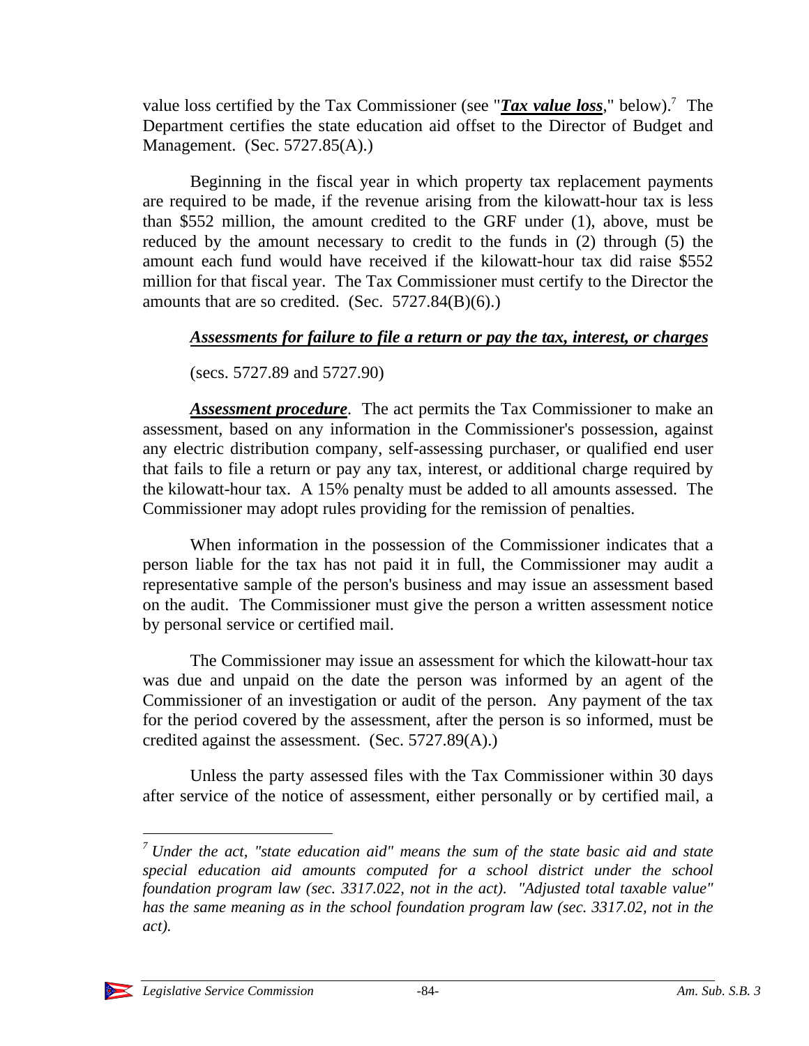value loss certified by the Tax Commissioner (see "***Tax value loss***," below).[7] The Department certifies the state education aid offset to the Director of Budget and Management. (Sec. 5727.85(A).)

Beginning in the fiscal year in which property tax replacement payments are required to be made, if the revenue arising from the kilowatt-hour tax is less than $552 million, the amount credited to the GRF under (1), above, must be reduced by the amount necessary to credit to the funds in (2) through (5) the amount each fund would have received if the kilowatt-hour tax did raise $552 million for that fiscal year. The Tax Commissioner must certify to the Director the amounts that are so credited. (Sec. 5727.84(B)(6).)

### ***Assessments for failure to file a return or pay the tax, interest, or charges***

(secs. 5727.89 and 5727.90)

***Assessment procedure***. The act permits the Tax Commissioner to make an assessment, based on any information in the Commissioner's possession, against any electric distribution company, self-assessing purchaser, or qualified end user that fails to file a return or pay any tax, interest, or additional charge required by the kilowatt-hour tax. A 15% penalty must be added to all amounts assessed. The Commissioner may adopt rules providing for the remission of penalties.

When information in the possession of the Commissioner indicates that a person liable for the tax has not paid it in full, the Commissioner may audit a representative sample of the person's business and may issue an assessment based on the audit. The Commissioner must give the person a written assessment notice by personal service or certified mail.

The Commissioner may issue an assessment for which the kilowatt-hour tax was due and unpaid on the date the person was informed by an agent of the Commissioner of an investigation or audit of the person. Any payment of the tax for the period covered by the assessment, after the person is so informed, must be credited against the assessment. (Sec. 5727.89(A).)

Unless the party assessed files with the Tax Commissioner within 30 days after service of the notice of assessment, either personally or by certified mail, a

---

[7] *Under the act, "state education aid" means the sum of the state basic aid and state special education aid amounts computed for a school district under the school foundation program law (sec. 3317.022, not in the act). "Adjusted total taxable value" has the same meaning as in the school foundation program law (sec. 3317.02, not in the act).*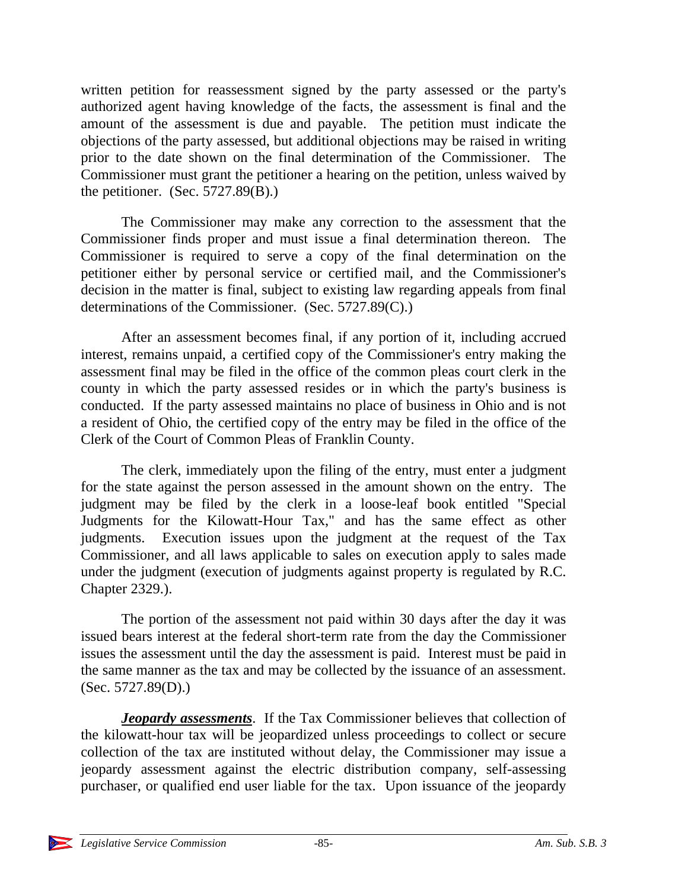written petition for reassessment signed by the party assessed or the party's authorized agent having knowledge of the facts, the assessment is final and the amount of the assessment is due and payable. The petition must indicate the objections of the party assessed, but additional objections may be raised in writing prior to the date shown on the final determination of the Commissioner. The Commissioner must grant the petitioner a hearing on the petition, unless waived by the petitioner. (Sec. 5727.89(B).)

The Commissioner may make any correction to the assessment that the Commissioner finds proper and must issue a final determination thereon. The Commissioner is required to serve a copy of the final determination on the petitioner either by personal service or certified mail, and the Commissioner's decision in the matter is final, subject to existing law regarding appeals from final determinations of the Commissioner. (Sec. 5727.89(C).)

After an assessment becomes final, if any portion of it, including accrued interest, remains unpaid, a certified copy of the Commissioner's entry making the assessment final may be filed in the office of the common pleas court clerk in the county in which the party assessed resides or in which the party's business is conducted. If the party assessed maintains no place of business in Ohio and is not a resident of Ohio, the certified copy of the entry may be filed in the office of the Clerk of the Court of Common Pleas of Franklin County.

The clerk, immediately upon the filing of the entry, must enter a judgment for the state against the person assessed in the amount shown on the entry. The judgment may be filed by the clerk in a loose-leaf book entitled "Special Judgments for the Kilowatt-Hour Tax," and has the same effect as other judgments. Execution issues upon the judgment at the request of the Tax Commissioner, and all laws applicable to sales on execution apply to sales made under the judgment (execution of judgments against property is regulated by R.C. Chapter 2329.).

The portion of the assessment not paid within 30 days after the day it was issued bears interest at the federal short-term rate from the day the Commissioner issues the assessment until the day the assessment is paid. Interest must be paid in the same manner as the tax and may be collected by the issuance of an assessment. (Sec. 5727.89(D).)

***Jeopardy assessments***. If the Tax Commissioner believes that collection of the kilowatt-hour tax will be jeopardized unless proceedings to collect or secure collection of the tax are instituted without delay, the Commissioner may issue a jeopardy assessment against the electric distribution company, self-assessing purchaser, or qualified end user liable for the tax. Upon issuance of the jeopardy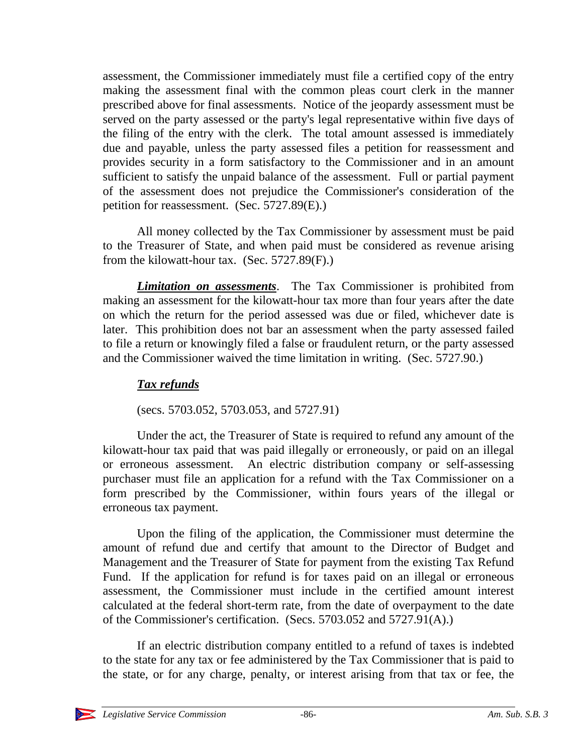assessment, the Commissioner immediately must file a certified copy of the entry making the assessment final with the common pleas court clerk in the manner prescribed above for final assessments. Notice of the jeopardy assessment must be served on the party assessed or the party's legal representative within five days of the filing of the entry with the clerk. The total amount assessed is immediately due and payable, unless the party assessed files a petition for reassessment and provides security in a form satisfactory to the Commissioner and in an amount sufficient to satisfy the unpaid balance of the assessment. Full or partial payment of the assessment does not prejudice the Commissioner's consideration of the petition for reassessment. (Sec. 5727.89(E).)

All money collected by the Tax Commissioner by assessment must be paid to the Treasurer of State, and when paid must be considered as revenue arising from the kilowatt-hour tax. (Sec. 5727.89(F).)

***Limitation on assessments***. The Tax Commissioner is prohibited from making an assessment for the kilowatt-hour tax more than four years after the date on which the return for the period assessed was due or filed, whichever date is later. This prohibition does not bar an assessment when the party assessed failed to file a return or knowingly filed a false or fraudulent return, or the party assessed and the Commissioner waived the time limitation in writing. (Sec. 5727.90.)

### *Tax refunds*

(secs. 5703.052, 5703.053, and 5727.91)

Under the act, the Treasurer of State is required to refund any amount of the kilowatt-hour tax paid that was paid illegally or erroneously, or paid on an illegal or erroneous assessment. An electric distribution company or self-assessing purchaser must file an application for a refund with the Tax Commissioner on a form prescribed by the Commissioner, within fours years of the illegal or erroneous tax payment.

Upon the filing of the application, the Commissioner must determine the amount of refund due and certify that amount to the Director of Budget and Management and the Treasurer of State for payment from the existing Tax Refund Fund. If the application for refund is for taxes paid on an illegal or erroneous assessment, the Commissioner must include in the certified amount interest calculated at the federal short-term rate, from the date of overpayment to the date of the Commissioner's certification. (Secs. 5703.052 and 5727.91(A).)

If an electric distribution company entitled to a refund of taxes is indebted to the state for any tax or fee administered by the Tax Commissioner that is paid to the state, or for any charge, penalty, or interest arising from that tax or fee, the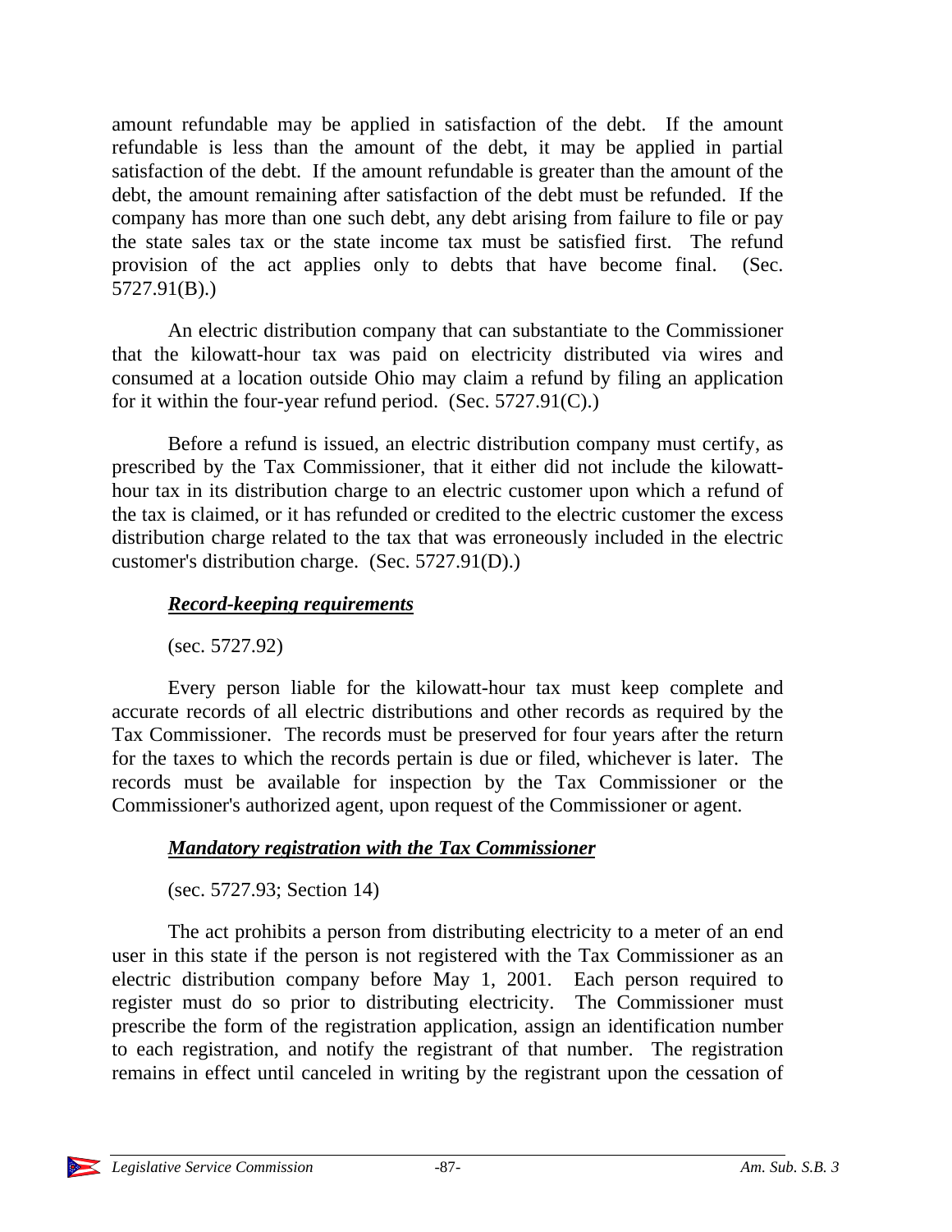amount refundable may be applied in satisfaction of the debt. If the amount refundable is less than the amount of the debt, it may be applied in partial satisfaction of the debt. If the amount refundable is greater than the amount of the debt, the amount remaining after satisfaction of the debt must be refunded. If the company has more than one such debt, any debt arising from failure to file or pay the state sales tax or the state income tax must be satisfied first. The refund provision of the act applies only to debts that have become final. (Sec. 5727.91(B).)

An electric distribution company that can substantiate to the Commissioner that the kilowatt-hour tax was paid on electricity distributed via wires and consumed at a location outside Ohio may claim a refund by filing an application for it within the four-year refund period. (Sec. 5727.91(C).)

Before a refund is issued, an electric distribution company must certify, as prescribed by the Tax Commissioner, that it either did not include the kilowatt-hour tax in its distribution charge to an electric customer upon which a refund of the tax is claimed, or it has refunded or credited to the electric customer the excess distribution charge related to the tax that was erroneously included in the electric customer's distribution charge. (Sec. 5727.91(D).)

***Record-keeping requirements***

(sec. 5727.92)

Every person liable for the kilowatt-hour tax must keep complete and accurate records of all electric distributions and other records as required by the Tax Commissioner. The records must be preserved for four years after the return for the taxes to which the records pertain is due or filed, whichever is later. The records must be available for inspection by the Tax Commissioner or the Commissioner's authorized agent, upon request of the Commissioner or agent.

***Mandatory registration with the Tax Commissioner***

(sec. 5727.93; Section 14)

The act prohibits a person from distributing electricity to a meter of an end user in this state if the person is not registered with the Tax Commissioner as an electric distribution company before May 1, 2001. Each person required to register must do so prior to distributing electricity. The Commissioner must prescribe the form of the registration application, assign an identification number to each registration, and notify the registrant of that number. The registration remains in effect until canceled in writing by the registrant upon the cessation of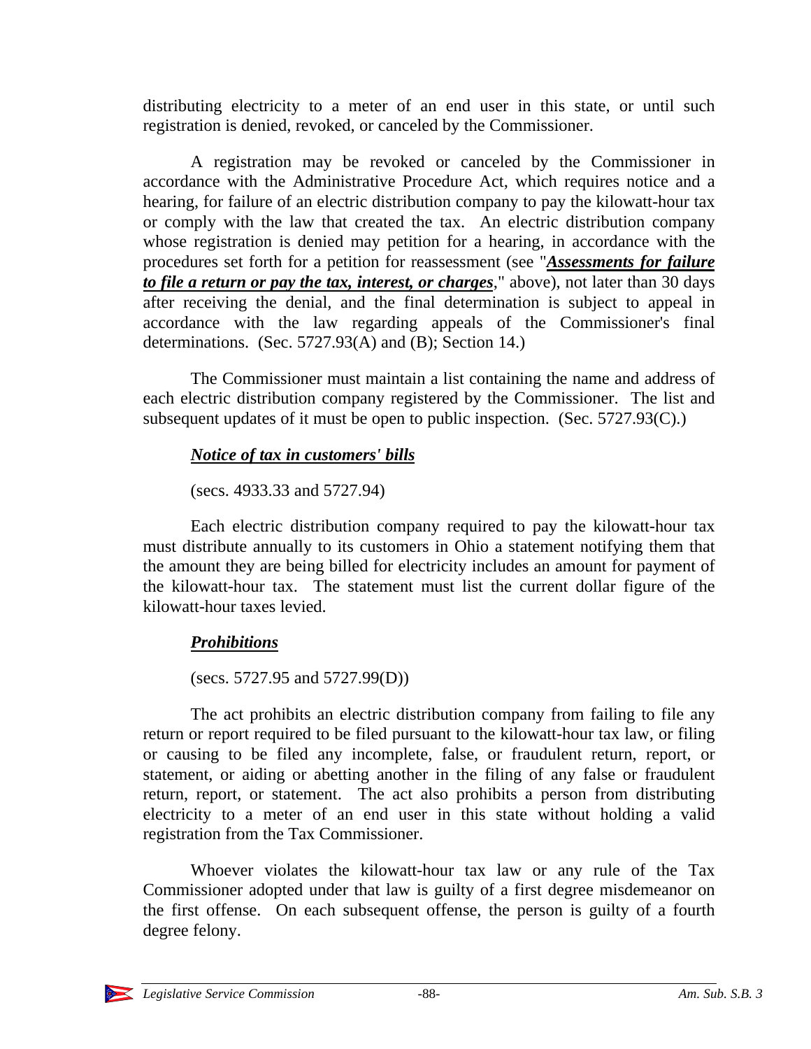distributing electricity to a meter of an end user in this state, or until such registration is denied, revoked, or canceled by the Commissioner.

A registration may be revoked or canceled by the Commissioner in accordance with the Administrative Procedure Act, which requires notice and a hearing, for failure of an electric distribution company to pay the kilowatt-hour tax or comply with the law that created the tax. An electric distribution company whose registration is denied may petition for a hearing, in accordance with the procedures set forth for a petition for reassessment (see "***Assessments for failure to file a return or pay the tax, interest, or charges***," above), not later than 30 days after receiving the denial, and the final determination is subject to appeal in accordance with the law regarding appeals of the Commissioner's final determinations. (Sec. 5727.93(A) and (B); Section 14.)

The Commissioner must maintain a list containing the name and address of each electric distribution company registered by the Commissioner. The list and subsequent updates of it must be open to public inspection. (Sec. 5727.93(C).)

***Notice of tax in customers' bills***

(secs. 4933.33 and 5727.94)

Each electric distribution company required to pay the kilowatt-hour tax must distribute annually to its customers in Ohio a statement notifying them that the amount they are being billed for electricity includes an amount for payment of the kilowatt-hour tax. The statement must list the current dollar figure of the kilowatt-hour taxes levied.

***Prohibitions***

(secs. 5727.95 and 5727.99(D))

The act prohibits an electric distribution company from failing to file any return or report required to be filed pursuant to the kilowatt-hour tax law, or filing or causing to be filed any incomplete, false, or fraudulent return, report, or statement, or aiding or abetting another in the filing of any false or fraudulent return, report, or statement. The act also prohibits a person from distributing electricity to a meter of an end user in this state without holding a valid registration from the Tax Commissioner.

Whoever violates the kilowatt-hour tax law or any rule of the Tax Commissioner adopted under that law is guilty of a first degree misdemeanor on the first offense. On each subsequent offense, the person is guilty of a fourth degree felony.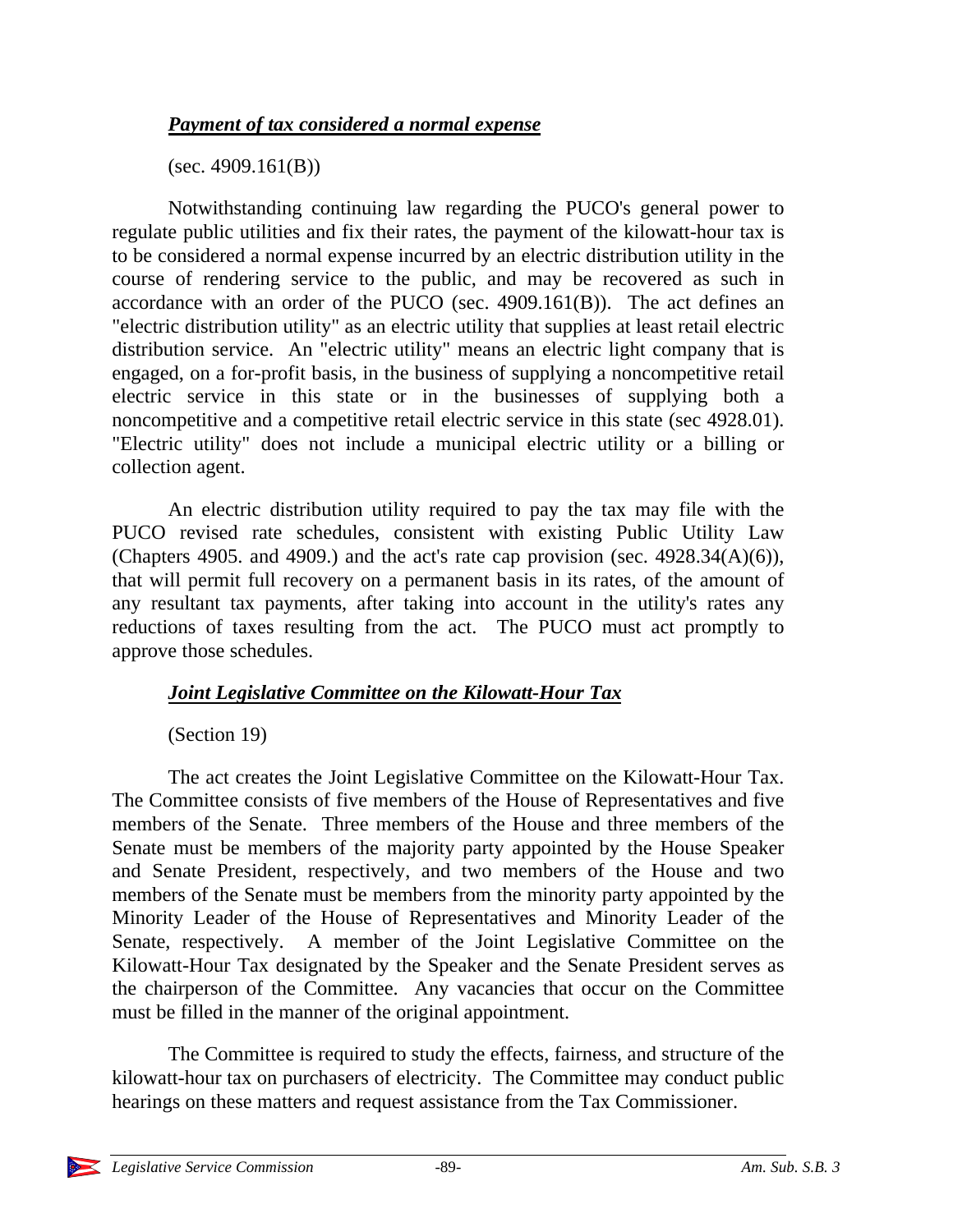### ***Payment of tax considered a normal expense***

(sec. 4909.161(B))

Notwithstanding continuing law regarding the PUCO's general power to regulate public utilities and fix their rates, the payment of the kilowatt-hour tax is to be considered a normal expense incurred by an electric distribution utility in the course of rendering service to the public, and may be recovered as such in accordance with an order of the PUCO (sec. 4909.161(B)). The act defines an "electric distribution utility" as an electric utility that supplies at least retail electric distribution service. An "electric utility" means an electric light company that is engaged, on a for-profit basis, in the business of supplying a noncompetitive retail electric service in this state or in the businesses of supplying both a noncompetitive and a competitive retail electric service in this state (sec 4928.01). "Electric utility" does not include a municipal electric utility or a billing or collection agent.

An electric distribution utility required to pay the tax may file with the PUCO revised rate schedules, consistent with existing Public Utility Law (Chapters 4905. and 4909.) and the act's rate cap provision (sec. 4928.34(A)(6)), that will permit full recovery on a permanent basis in its rates, of the amount of any resultant tax payments, after taking into account in the utility's rates any reductions of taxes resulting from the act. The PUCO must act promptly to approve those schedules.

### ***Joint Legislative Committee on the Kilowatt-Hour Tax***

(Section 19)

The act creates the Joint Legislative Committee on the Kilowatt-Hour Tax. The Committee consists of five members of the House of Representatives and five members of the Senate. Three members of the House and three members of the Senate must be members of the majority party appointed by the House Speaker and Senate President, respectively, and two members of the House and two members of the Senate must be members from the minority party appointed by the Minority Leader of the House of Representatives and Minority Leader of the Senate, respectively. A member of the Joint Legislative Committee on the Kilowatt-Hour Tax designated by the Speaker and the Senate President serves as the chairperson of the Committee. Any vacancies that occur on the Committee must be filled in the manner of the original appointment.

The Committee is required to study the effects, fairness, and structure of the kilowatt-hour tax on purchasers of electricity. The Committee may conduct public hearings on these matters and request assistance from the Tax Commissioner.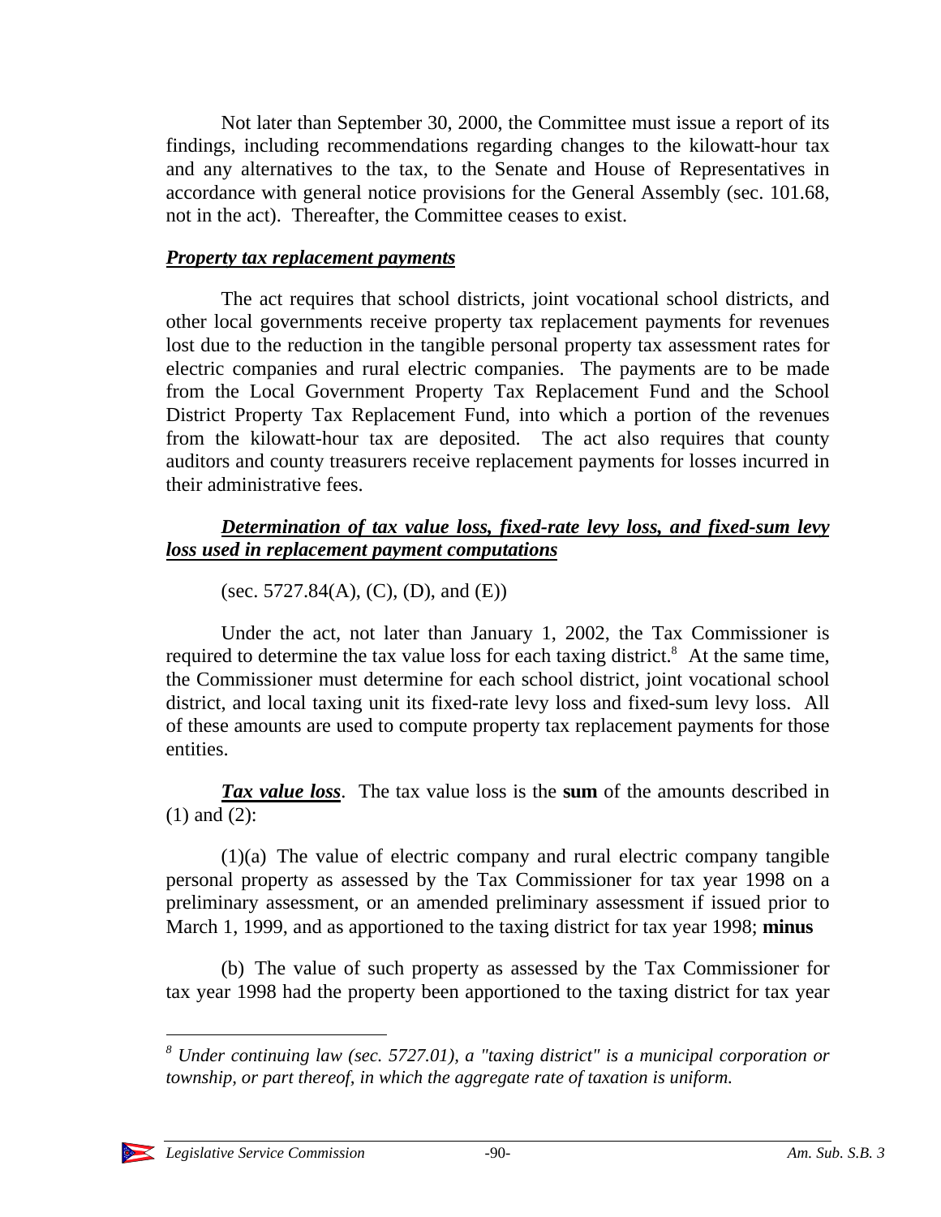Not later than September 30, 2000, the Committee must issue a report of its findings, including recommendations regarding changes to the kilowatt-hour tax and any alternatives to the tax, to the Senate and House of Representatives in accordance with general notice provisions for the General Assembly (sec. 101.68, not in the act). Thereafter, the Committee ceases to exist.

***Property tax replacement payments***

The act requires that school districts, joint vocational school districts, and other local governments receive property tax replacement payments for revenues lost due to the reduction in the tangible personal property tax assessment rates for electric companies and rural electric companies. The payments are to be made from the Local Government Property Tax Replacement Fund and the School District Property Tax Replacement Fund, into which a portion of the revenues from the kilowatt-hour tax are deposited. The act also requires that county auditors and county treasurers receive replacement payments for losses incurred in their administrative fees.

***Determination of tax value loss, fixed-rate levy loss, and fixed-sum levy loss used in replacement payment computations***

(sec. 5727.84(A), (C), (D), and (E))

Under the act, not later than January 1, 2002, the Tax Commissioner is required to determine the tax value loss for each taxing district.[8] At the same time, the Commissioner must determine for each school district, joint vocational school district, and local taxing unit its fixed-rate levy loss and fixed-sum levy loss. All of these amounts are used to compute property tax replacement payments for those entities.

***Tax value loss***. The tax value loss is the **sum** of the amounts described in (1) and (2):

(1)(a) The value of electric company and rural electric company tangible personal property as assessed by the Tax Commissioner for tax year 1998 on a preliminary assessment, or an amended preliminary assessment if issued prior to March 1, 1999, and as apportioned to the taxing district for tax year 1998; **minus**

(b) The value of such property as assessed by the Tax Commissioner for tax year 1998 had the property been apportioned to the taxing district for tax year

[8] *Under continuing law (sec. 5727.01), a "taxing district" is a municipal corporation or township, or part thereof, in which the aggregate rate of taxation is uniform.*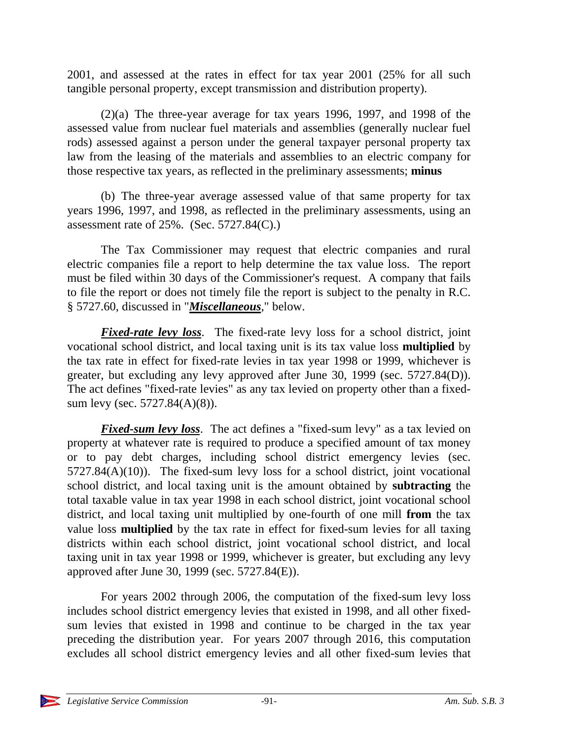2001, and assessed at the rates in effect for tax year 2001 (25% for all such tangible personal property, except transmission and distribution property).

(2)(a) The three-year average for tax years 1996, 1997, and 1998 of the assessed value from nuclear fuel materials and assemblies (generally nuclear fuel rods) assessed against a person under the general taxpayer personal property tax law from the leasing of the materials and assemblies to an electric company for those respective tax years, as reflected in the preliminary assessments; **minus**

(b) The three-year average assessed value of that same property for tax years 1996, 1997, and 1998, as reflected in the preliminary assessments, using an assessment rate of 25%. (Sec. 5727.84(C).)

The Tax Commissioner may request that electric companies and rural electric companies file a report to help determine the tax value loss. The report must be filed within 30 days of the Commissioner's request. A company that fails to file the report or does not timely file the report is subject to the penalty in R.C. § 5727.60, discussed in "***Miscellaneous***," below.

***Fixed-rate levy loss***. The fixed-rate levy loss for a school district, joint vocational school district, and local taxing unit is its tax value loss **multiplied** by the tax rate in effect for fixed-rate levies in tax year 1998 or 1999, whichever is greater, but excluding any levy approved after June 30, 1999 (sec. 5727.84(D)). The act defines "fixed-rate levies" as any tax levied on property other than a fixed-sum levy (sec. 5727.84(A)(8)).

***Fixed-sum levy loss***. The act defines a "fixed-sum levy" as a tax levied on property at whatever rate is required to produce a specified amount of tax money or to pay debt charges, including school district emergency levies (sec. 5727.84(A)(10)). The fixed-sum levy loss for a school district, joint vocational school district, and local taxing unit is the amount obtained by **subtracting** the total taxable value in tax year 1998 in each school district, joint vocational school district, and local taxing unit multiplied by one-fourth of one mill **from** the tax value loss **multiplied** by the tax rate in effect for fixed-sum levies for all taxing districts within each school district, joint vocational school district, and local taxing unit in tax year 1998 or 1999, whichever is greater, but excluding any levy approved after June 30, 1999 (sec. 5727.84(E)).

For years 2002 through 2006, the computation of the fixed-sum levy loss includes school district emergency levies that existed in 1998, and all other fixed-sum levies that existed in 1998 and continue to be charged in the tax year preceding the distribution year. For years 2007 through 2016, this computation excludes all school district emergency levies and all other fixed-sum levies that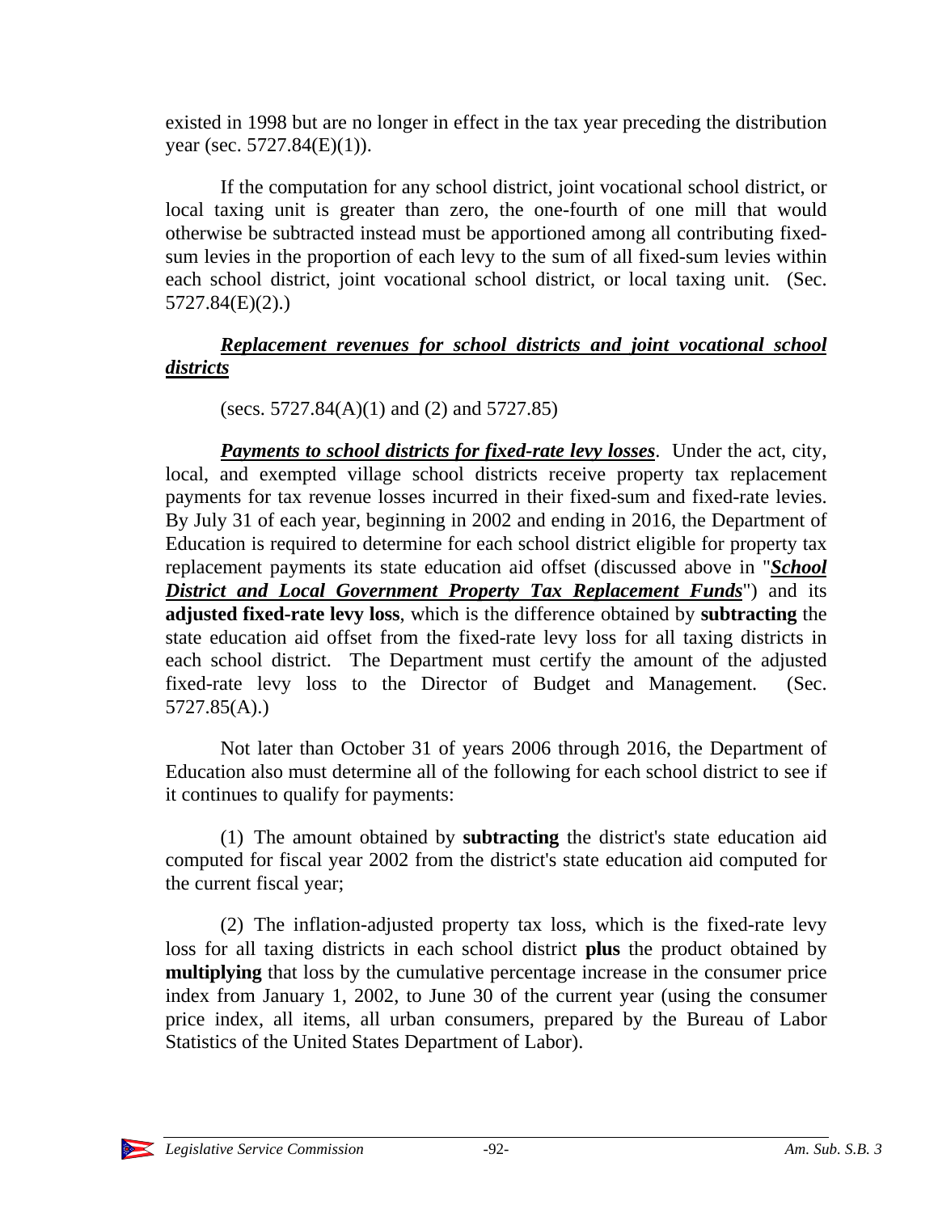existed in 1998 but are no longer in effect in the tax year preceding the distribution year (sec. 5727.84(E)(1)).

If the computation for any school district, joint vocational school district, or local taxing unit is greater than zero, the one-fourth of one mill that would otherwise be subtracted instead must be apportioned among all contributing fixed-sum levies in the proportion of each levy to the sum of all fixed-sum levies within each school district, joint vocational school district, or local taxing unit. (Sec. 5727.84(E)(2).)

***Replacement revenues for school districts and joint vocational school districts***

(secs. 5727.84(A)(1) and (2) and 5727.85)

***Payments to school districts for fixed-rate levy losses***. Under the act, city, local, and exempted village school districts receive property tax replacement payments for tax revenue losses incurred in their fixed-sum and fixed-rate levies. By July 31 of each year, beginning in 2002 and ending in 2016, the Department of Education is required to determine for each school district eligible for property tax replacement payments its state education aid offset (discussed above in "***School District and Local Government Property Tax Replacement Funds***") and its **adjusted fixed-rate levy loss**, which is the difference obtained by **subtracting** the state education aid offset from the fixed-rate levy loss for all taxing districts in each school district. The Department must certify the amount of the adjusted fixed-rate levy loss to the Director of Budget and Management. (Sec. 5727.85(A).)

Not later than October 31 of years 2006 through 2016, the Department of Education also must determine all of the following for each school district to see if it continues to qualify for payments:

(1) The amount obtained by **subtracting** the district's state education aid computed for fiscal year 2002 from the district's state education aid computed for the current fiscal year;

(2) The inflation-adjusted property tax loss, which is the fixed-rate levy loss for all taxing districts in each school district **plus** the product obtained by **multiplying** that loss by the cumulative percentage increase in the consumer price index from January 1, 2002, to June 30 of the current year (using the consumer price index, all items, all urban consumers, prepared by the Bureau of Labor Statistics of the United States Department of Labor).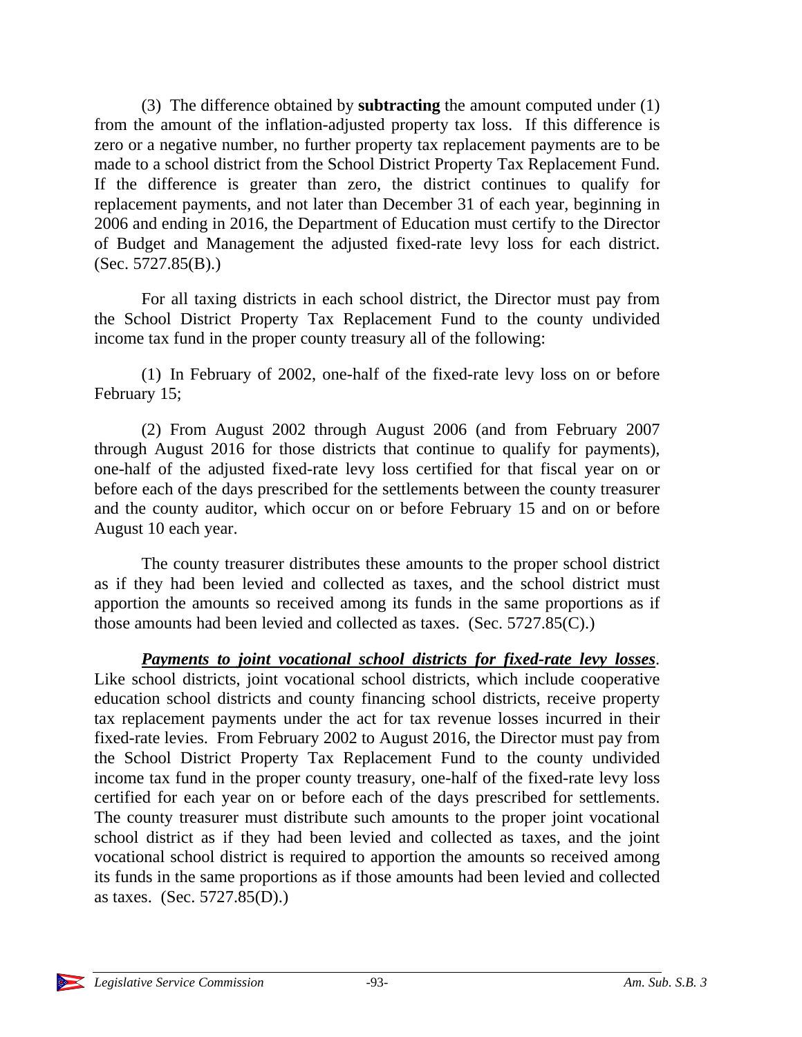(3) The difference obtained by **subtracting** the amount computed under (1) from the amount of the inflation-adjusted property tax loss. If this difference is zero or a negative number, no further property tax replacement payments are to be made to a school district from the School District Property Tax Replacement Fund. If the difference is greater than zero, the district continues to qualify for replacement payments, and not later than December 31 of each year, beginning in 2006 and ending in 2016, the Department of Education must certify to the Director of Budget and Management the adjusted fixed-rate levy loss for each district. (Sec. 5727.85(B).)

For all taxing districts in each school district, the Director must pay from the School District Property Tax Replacement Fund to the county undivided income tax fund in the proper county treasury all of the following:

(1) In February of 2002, one-half of the fixed-rate levy loss on or before February 15;

(2) From August 2002 through August 2006 (and from February 2007 through August 2016 for those districts that continue to qualify for payments), one-half of the adjusted fixed-rate levy loss certified for that fiscal year on or before each of the days prescribed for the settlements between the county treasurer and the county auditor, which occur on or before February 15 and on or before August 10 each year.

The county treasurer distributes these amounts to the proper school district as if they had been levied and collected as taxes, and the school district must apportion the amounts so received among its funds in the same proportions as if those amounts had been levied and collected as taxes. (Sec. 5727.85(C).)

***Payments to joint vocational school districts for fixed-rate levy losses***. Like school districts, joint vocational school districts, which include cooperative education school districts and county financing school districts, receive property tax replacement payments under the act for tax revenue losses incurred in their fixed-rate levies. From February 2002 to August 2016, the Director must pay from the School District Property Tax Replacement Fund to the county undivided income tax fund in the proper county treasury, one-half of the fixed-rate levy loss certified for each year on or before each of the days prescribed for settlements. The county treasurer must distribute such amounts to the proper joint vocational school district as if they had been levied and collected as taxes, and the joint vocational school district is required to apportion the amounts so received among its funds in the same proportions as if those amounts had been levied and collected as taxes. (Sec. 5727.85(D).)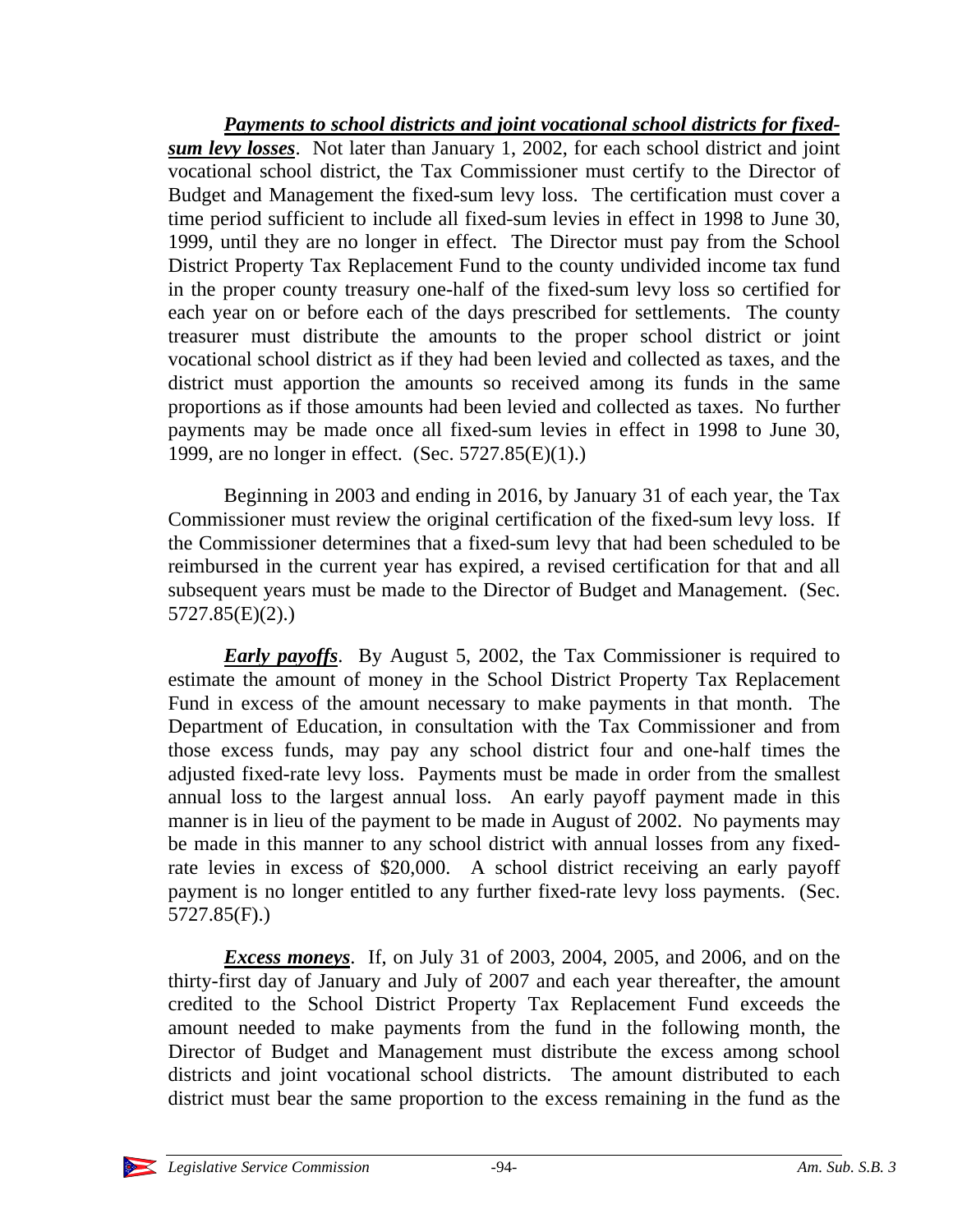***Payments to school districts and joint vocational school districts for fixed-sum levy losses***. Not later than January 1, 2002, for each school district and joint vocational school district, the Tax Commissioner must certify to the Director of Budget and Management the fixed-sum levy loss. The certification must cover a time period sufficient to include all fixed-sum levies in effect in 1998 to June 30, 1999, until they are no longer in effect. The Director must pay from the School District Property Tax Replacement Fund to the county undivided income tax fund in the proper county treasury one-half of the fixed-sum levy loss so certified for each year on or before each of the days prescribed for settlements. The county treasurer must distribute the amounts to the proper school district or joint vocational school district as if they had been levied and collected as taxes, and the district must apportion the amounts so received among its funds in the same proportions as if those amounts had been levied and collected as taxes. No further payments may be made once all fixed-sum levies in effect in 1998 to June 30, 1999, are no longer in effect. (Sec. 5727.85(E)(1).)

Beginning in 2003 and ending in 2016, by January 31 of each year, the Tax Commissioner must review the original certification of the fixed-sum levy loss. If the Commissioner determines that a fixed-sum levy that had been scheduled to be reimbursed in the current year has expired, a revised certification for that and all subsequent years must be made to the Director of Budget and Management. (Sec. 5727.85(E)(2).)

***Early payoffs***. By August 5, 2002, the Tax Commissioner is required to estimate the amount of money in the School District Property Tax Replacement Fund in excess of the amount necessary to make payments in that month. The Department of Education, in consultation with the Tax Commissioner and from those excess funds, may pay any school district four and one-half times the adjusted fixed-rate levy loss. Payments must be made in order from the smallest annual loss to the largest annual loss. An early payoff payment made in this manner is in lieu of the payment to be made in August of 2002. No payments may be made in this manner to any school district with annual losses from any fixed-rate levies in excess of $20,000. A school district receiving an early payoff payment is no longer entitled to any further fixed-rate levy loss payments. (Sec. 5727.85(F).)

***Excess moneys***. If, on July 31 of 2003, 2004, 2005, and 2006, and on the thirty-first day of January and July of 2007 and each year thereafter, the amount credited to the School District Property Tax Replacement Fund exceeds the amount needed to make payments from the fund in the following month, the Director of Budget and Management must distribute the excess among school districts and joint vocational school districts. The amount distributed to each district must bear the same proportion to the excess remaining in the fund as the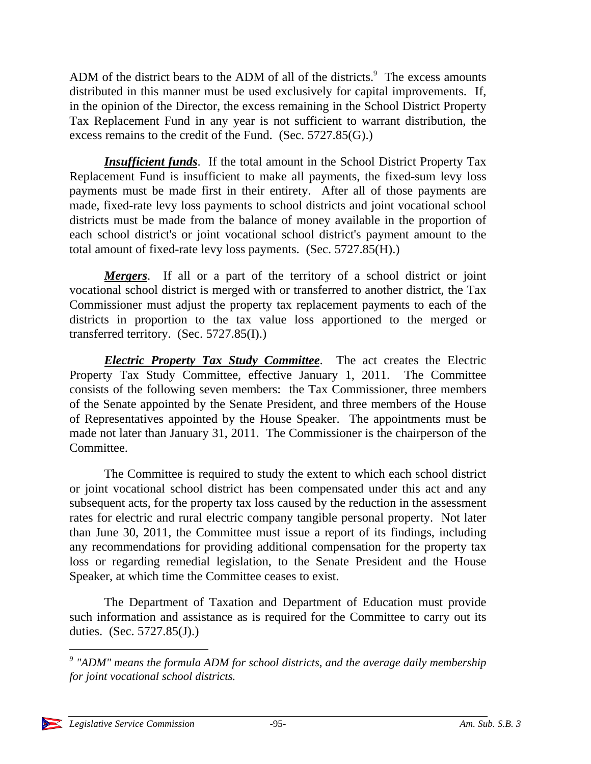ADM of the district bears to the ADM of all of the districts.[9] The excess amounts distributed in this manner must be used exclusively for capital improvements. If, in the opinion of the Director, the excess remaining in the School District Property Tax Replacement Fund in any year is not sufficient to warrant distribution, the excess remains to the credit of the Fund. (Sec. 5727.85(G).)

***Insufficient funds***. If the total amount in the School District Property Tax Replacement Fund is insufficient to make all payments, the fixed-sum levy loss payments must be made first in their entirety. After all of those payments are made, fixed-rate levy loss payments to school districts and joint vocational school districts must be made from the balance of money available in the proportion of each school district's or joint vocational school district's payment amount to the total amount of fixed-rate levy loss payments. (Sec. 5727.85(H).)

***Mergers***. If all or a part of the territory of a school district or joint vocational school district is merged with or transferred to another district, the Tax Commissioner must adjust the property tax replacement payments to each of the districts in proportion to the tax value loss apportioned to the merged or transferred territory. (Sec. 5727.85(I).)

***Electric Property Tax Study Committee***. The act creates the Electric Property Tax Study Committee, effective January 1, 2011. The Committee consists of the following seven members: the Tax Commissioner, three members of the Senate appointed by the Senate President, and three members of the House of Representatives appointed by the House Speaker. The appointments must be made not later than January 31, 2011. The Commissioner is the chairperson of the Committee.

The Committee is required to study the extent to which each school district or joint vocational school district has been compensated under this act and any subsequent acts, for the property tax loss caused by the reduction in the assessment rates for electric and rural electric company tangible personal property. Not later than June 30, 2011, the Committee must issue a report of its findings, including any recommendations for providing additional compensation for the property tax loss or regarding remedial legislation, to the Senate President and the House Speaker, at which time the Committee ceases to exist.

The Department of Taxation and Department of Education must provide such information and assistance as is required for the Committee to carry out its duties. (Sec. 5727.85(J).)

---

[9] *"ADM" means the formula ADM for school districts, and the average daily membership for joint vocational school districts.*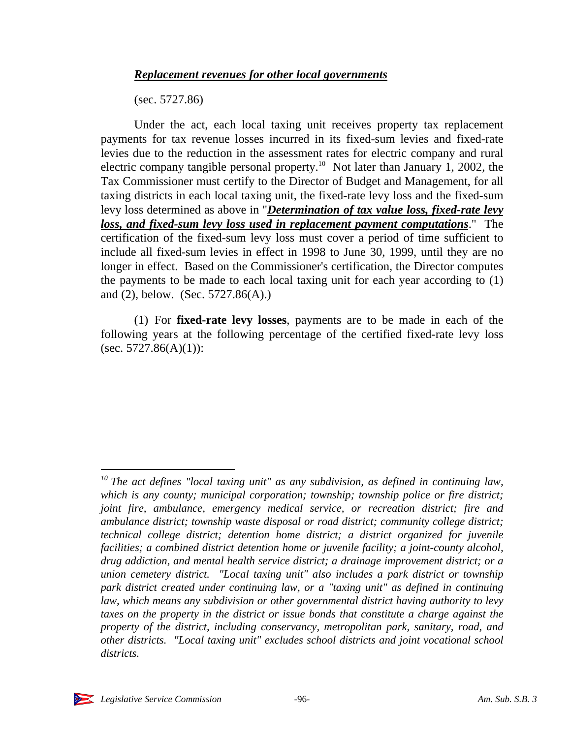***Replacement revenues for other local governments***

(sec. 5727.86)

Under the act, each local taxing unit receives property tax replacement payments for tax revenue losses incurred in its fixed-sum levies and fixed-rate levies due to the reduction in the assessment rates for electric company and rural electric company tangible personal property.[10] Not later than January 1, 2002, the Tax Commissioner must certify to the Director of Budget and Management, for all taxing districts in each local taxing unit, the fixed-rate levy loss and the fixed-sum levy loss determined as above in "***Determination of tax value loss, fixed-rate levy loss, and fixed-sum levy loss used in replacement payment computations***." The certification of the fixed-sum levy loss must cover a period of time sufficient to include all fixed-sum levies in effect in 1998 to June 30, 1999, until they are no longer in effect. Based on the Commissioner's certification, the Director computes the payments to be made to each local taxing unit for each year according to (1) and (2), below. (Sec. 5727.86(A).)

(1) For **fixed-rate levy losses**, payments are to be made in each of the following years at the following percentage of the certified fixed-rate levy loss (sec. 5727.86(A)(1)):

---

[10] *The act defines "local taxing unit" as any subdivision, as defined in continuing law, which is any county; municipal corporation; township; township police or fire district; joint fire, ambulance, emergency medical service, or recreation district; fire and ambulance district; township waste disposal or road district; community college district; technical college district; detention home district; a district organized for juvenile facilities; a combined district detention home or juvenile facility; a joint-county alcohol, drug addiction, and mental health service district; a drainage improvement district; or a union cemetery district. "Local taxing unit" also includes a park district or township park district created under continuing law, or a "taxing unit" as defined in continuing law, which means any subdivision or other governmental district having authority to levy taxes on the property in the district or issue bonds that constitute a charge against the property of the district, including conservancy, metropolitan park, sanitary, road, and other districts. "Local taxing unit" excludes school districts and joint vocational school districts.*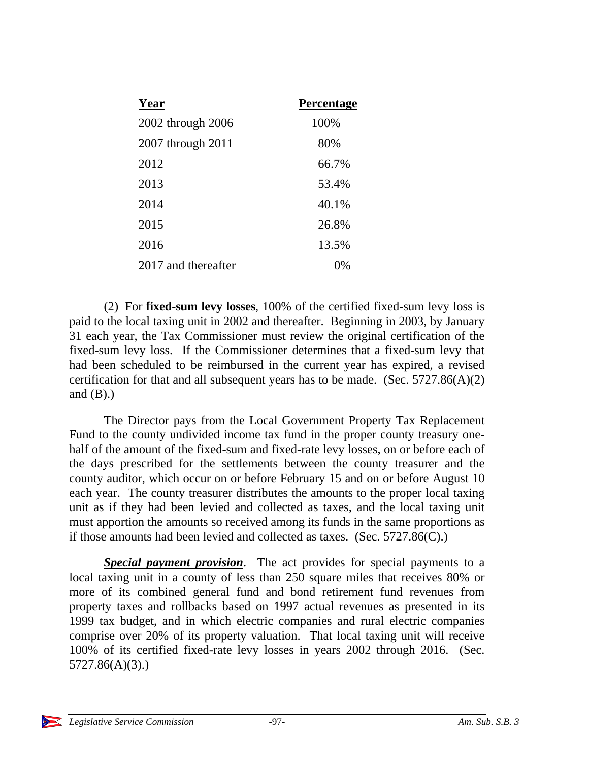| Year | Percentage |
|---|---|
| 2002 through 2006 | 100% |
| 2007 through 2011 | 80% |
| 2012 | 66.7% |
| 2013 | 53.4% |
| 2014 | 40.1% |
| 2015 | 26.8% |
| 2016 | 13.5% |
| 2017 and thereafter | 0% |

(2) For **fixed-sum levy losses**, 100% of the certified fixed-sum levy loss is paid to the local taxing unit in 2002 and thereafter. Beginning in 2003, by January 31 each year, the Tax Commissioner must review the original certification of the fixed-sum levy loss. If the Commissioner determines that a fixed-sum levy that had been scheduled to be reimbursed in the current year has expired, a revised certification for that and all subsequent years has to be made. (Sec. 5727.86(A)(2) and (B).)

The Director pays from the Local Government Property Tax Replacement Fund to the county undivided income tax fund in the proper county treasury one-half of the amount of the fixed-sum and fixed-rate levy losses, on or before each of the days prescribed for the settlements between the county treasurer and the county auditor, which occur on or before February 15 and on or before August 10 each year. The county treasurer distributes the amounts to the proper local taxing unit as if they had been levied and collected as taxes, and the local taxing unit must apportion the amounts so received among its funds in the same proportions as if those amounts had been levied and collected as taxes. (Sec. 5727.86(C).)

***Special payment provision***. The act provides for special payments to a local taxing unit in a county of less than 250 square miles that receives 80% or more of its combined general fund and bond retirement fund revenues from property taxes and rollbacks based on 1997 actual revenues as presented in its 1999 tax budget, and in which electric companies and rural electric companies comprise over 20% of its property valuation. That local taxing unit will receive 100% of its certified fixed-rate levy losses in years 2002 through 2016. (Sec. 5727.86(A)(3).)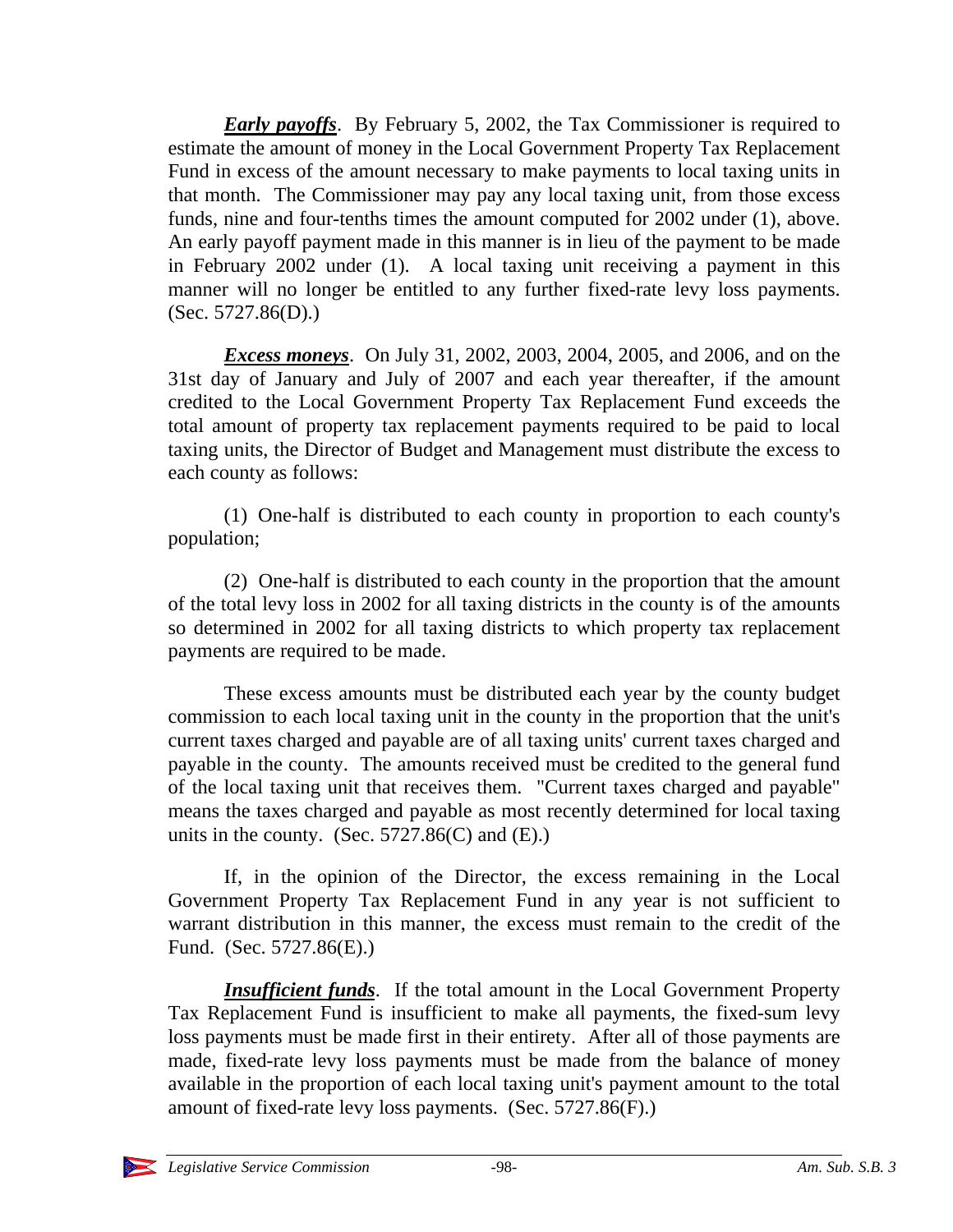***Early payoffs***. By February 5, 2002, the Tax Commissioner is required to estimate the amount of money in the Local Government Property Tax Replacement Fund in excess of the amount necessary to make payments to local taxing units in that month. The Commissioner may pay any local taxing unit, from those excess funds, nine and four-tenths times the amount computed for 2002 under (1), above. An early payoff payment made in this manner is in lieu of the payment to be made in February 2002 under (1). A local taxing unit receiving a payment in this manner will no longer be entitled to any further fixed-rate levy loss payments. (Sec. 5727.86(D).)

***Excess moneys***. On July 31, 2002, 2003, 2004, 2005, and 2006, and on the 31st day of January and July of 2007 and each year thereafter, if the amount credited to the Local Government Property Tax Replacement Fund exceeds the total amount of property tax replacement payments required to be paid to local taxing units, the Director of Budget and Management must distribute the excess to each county as follows:

(1) One-half is distributed to each county in proportion to each county's population;

(2) One-half is distributed to each county in the proportion that the amount of the total levy loss in 2002 for all taxing districts in the county is of the amounts so determined in 2002 for all taxing districts to which property tax replacement payments are required to be made.

These excess amounts must be distributed each year by the county budget commission to each local taxing unit in the county in the proportion that the unit's current taxes charged and payable are of all taxing units' current taxes charged and payable in the county. The amounts received must be credited to the general fund of the local taxing unit that receives them. "Current taxes charged and payable" means the taxes charged and payable as most recently determined for local taxing units in the county. (Sec. 5727.86(C) and (E).)

If, in the opinion of the Director, the excess remaining in the Local Government Property Tax Replacement Fund in any year is not sufficient to warrant distribution in this manner, the excess must remain to the credit of the Fund. (Sec. 5727.86(E).)

***Insufficient funds***. If the total amount in the Local Government Property Tax Replacement Fund is insufficient to make all payments, the fixed-sum levy loss payments must be made first in their entirety. After all of those payments are made, fixed-rate levy loss payments must be made from the balance of money available in the proportion of each local taxing unit's payment amount to the total amount of fixed-rate levy loss payments. (Sec. 5727.86(F).)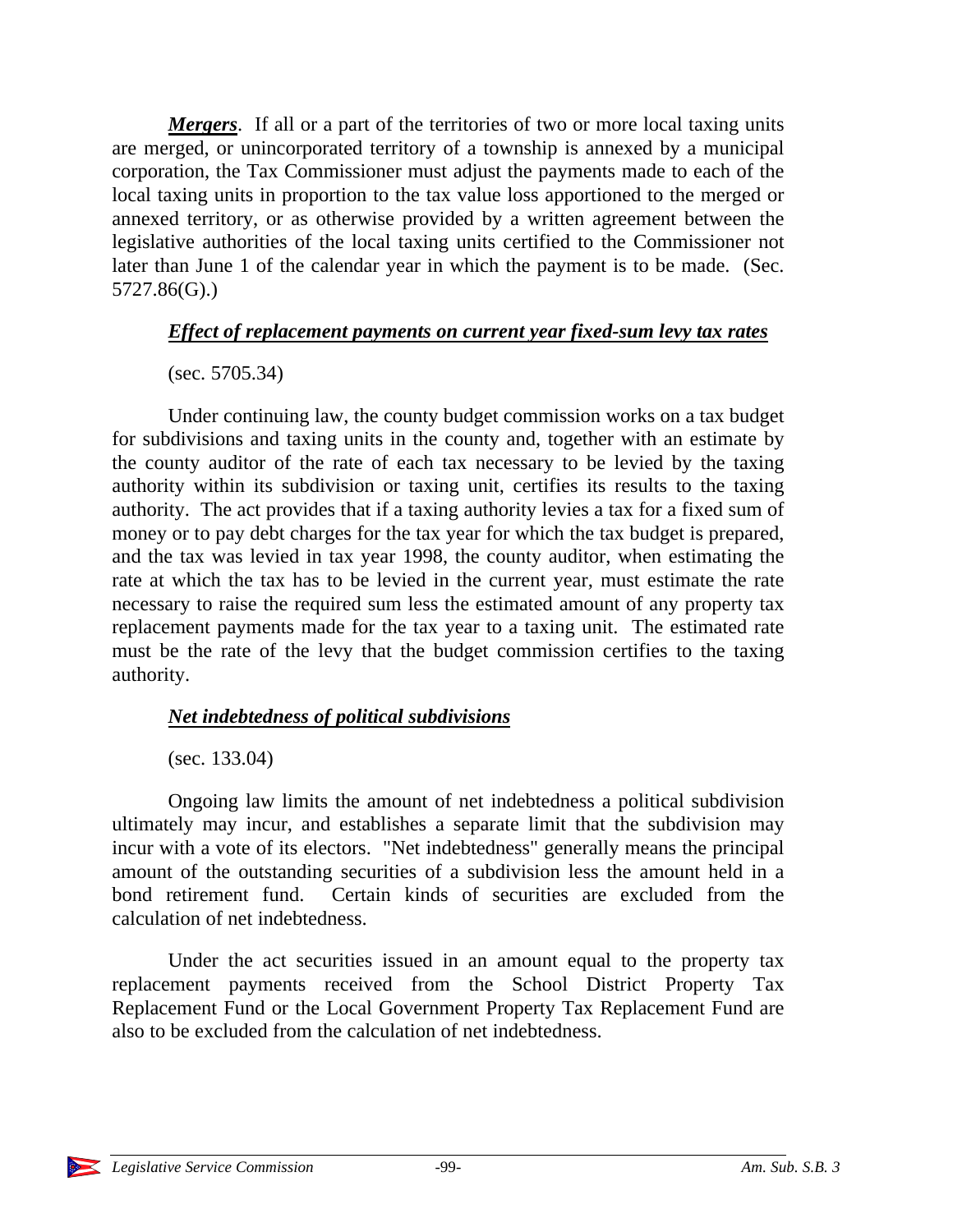***Mergers***. If all or a part of the territories of two or more local taxing units are merged, or unincorporated territory of a township is annexed by a municipal corporation, the Tax Commissioner must adjust the payments made to each of the local taxing units in proportion to the tax value loss apportioned to the merged or annexed territory, or as otherwise provided by a written agreement between the legislative authorities of the local taxing units certified to the Commissioner not later than June 1 of the calendar year in which the payment is to be made. (Sec. 5727.86(G).)

### ***Effect of replacement payments on current year fixed-sum levy tax rates***

(sec. 5705.34)

Under continuing law, the county budget commission works on a tax budget for subdivisions and taxing units in the county and, together with an estimate by the county auditor of the rate of each tax necessary to be levied by the taxing authority within its subdivision or taxing unit, certifies its results to the taxing authority. The act provides that if a taxing authority levies a tax for a fixed sum of money or to pay debt charges for the tax year for which the tax budget is prepared, and the tax was levied in tax year 1998, the county auditor, when estimating the rate at which the tax has to be levied in the current year, must estimate the rate necessary to raise the required sum less the estimated amount of any property tax replacement payments made for the tax year to a taxing unit. The estimated rate must be the rate of the levy that the budget commission certifies to the taxing authority.

### ***Net indebtedness of political subdivisions***

(sec. 133.04)

Ongoing law limits the amount of net indebtedness a political subdivision ultimately may incur, and establishes a separate limit that the subdivision may incur with a vote of its electors. "Net indebtedness" generally means the principal amount of the outstanding securities of a subdivision less the amount held in a bond retirement fund. Certain kinds of securities are excluded from the calculation of net indebtedness.

Under the act securities issued in an amount equal to the property tax replacement payments received from the School District Property Tax Replacement Fund or the Local Government Property Tax Replacement Fund are also to be excluded from the calculation of net indebtedness.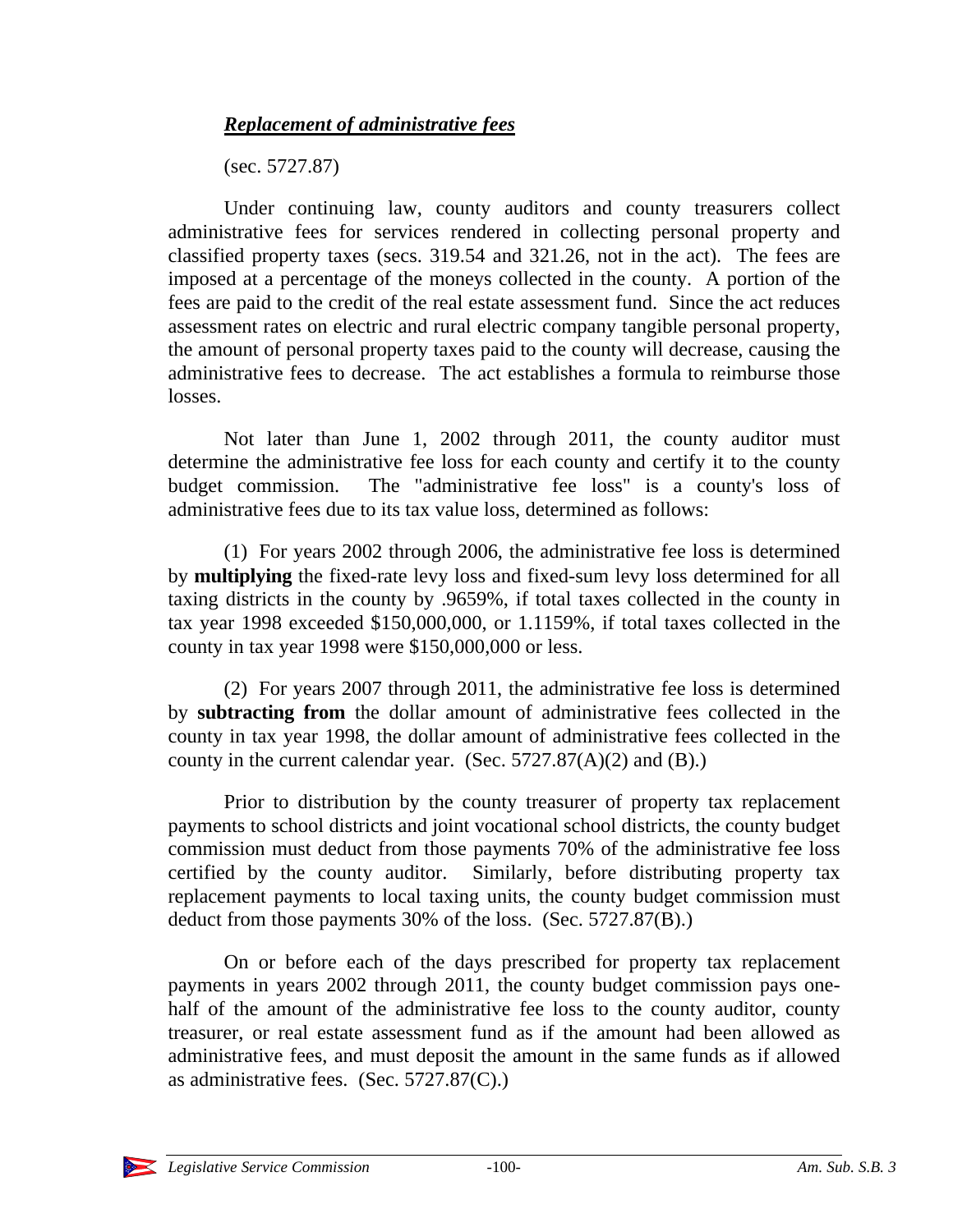***Replacement of administrative fees***

(sec. 5727.87)

Under continuing law, county auditors and county treasurers collect administrative fees for services rendered in collecting personal property and classified property taxes (secs. 319.54 and 321.26, not in the act). The fees are imposed at a percentage of the moneys collected in the county. A portion of the fees are paid to the credit of the real estate assessment fund. Since the act reduces assessment rates on electric and rural electric company tangible personal property, the amount of personal property taxes paid to the county will decrease, causing the administrative fees to decrease. The act establishes a formula to reimburse those losses.

Not later than June 1, 2002 through 2011, the county auditor must determine the administrative fee loss for each county and certify it to the county budget commission. The "administrative fee loss" is a county's loss of administrative fees due to its tax value loss, determined as follows:

(1) For years 2002 through 2006, the administrative fee loss is determined by **multiplying** the fixed-rate levy loss and fixed-sum levy loss determined for all taxing districts in the county by .9659%, if total taxes collected in the county in tax year 1998 exceeded $150,000,000, or 1.1159%, if total taxes collected in the county in tax year 1998 were $150,000,000 or less.

(2) For years 2007 through 2011, the administrative fee loss is determined by **subtracting from** the dollar amount of administrative fees collected in the county in tax year 1998, the dollar amount of administrative fees collected in the county in the current calendar year. (Sec. 5727.87(A)(2) and (B).)

Prior to distribution by the county treasurer of property tax replacement payments to school districts and joint vocational school districts, the county budget commission must deduct from those payments 70% of the administrative fee loss certified by the county auditor. Similarly, before distributing property tax replacement payments to local taxing units, the county budget commission must deduct from those payments 30% of the loss. (Sec. 5727.87(B).)

On or before each of the days prescribed for property tax replacement payments in years 2002 through 2011, the county budget commission pays one-half of the amount of the administrative fee loss to the county auditor, county treasurer, or real estate assessment fund as if the amount had been allowed as administrative fees, and must deposit the amount in the same funds as if allowed as administrative fees. (Sec. 5727.87(C).)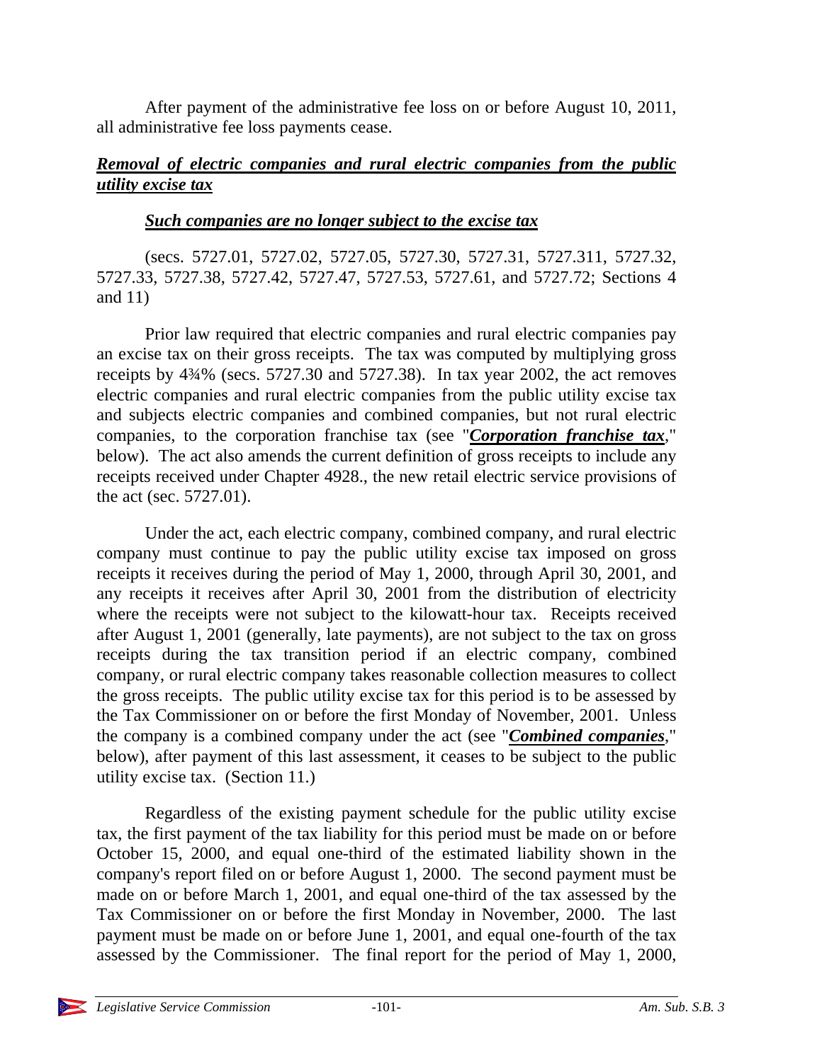After payment of the administrative fee loss on or before August 10, 2011, all administrative fee loss payments cease.

### ***Removal of electric companies and rural electric companies from the public utility excise tax***

#### ***Such companies are no longer subject to the excise tax***

(secs. 5727.01, 5727.02, 5727.05, 5727.30, 5727.31, 5727.311, 5727.32, 5727.33, 5727.38, 5727.42, 5727.47, 5727.53, 5727.61, and 5727.72; Sections 4 and 11)

Prior law required that electric companies and rural electric companies pay an excise tax on their gross receipts. The tax was computed by multiplying gross receipts by 4¾% (secs. 5727.30 and 5727.38). In tax year 2002, the act removes electric companies and rural electric companies from the public utility excise tax and subjects electric companies and combined companies, but not rural electric companies, to the corporation franchise tax (see "***Corporation franchise tax***," below). The act also amends the current definition of gross receipts to include any receipts received under Chapter 4928., the new retail electric service provisions of the act (sec. 5727.01).

Under the act, each electric company, combined company, and rural electric company must continue to pay the public utility excise tax imposed on gross receipts it receives during the period of May 1, 2000, through April 30, 2001, and any receipts it receives after April 30, 2001 from the distribution of electricity where the receipts were not subject to the kilowatt-hour tax. Receipts received after August 1, 2001 (generally, late payments), are not subject to the tax on gross receipts during the tax transition period if an electric company, combined company, or rural electric company takes reasonable collection measures to collect the gross receipts. The public utility excise tax for this period is to be assessed by the Tax Commissioner on or before the first Monday of November, 2001. Unless the company is a combined company under the act (see "***Combined companies***," below), after payment of this last assessment, it ceases to be subject to the public utility excise tax. (Section 11.)

Regardless of the existing payment schedule for the public utility excise tax, the first payment of the tax liability for this period must be made on or before October 15, 2000, and equal one-third of the estimated liability shown in the company's report filed on or before August 1, 2000. The second payment must be made on or before March 1, 2001, and equal one-third of the tax assessed by the Tax Commissioner on or before the first Monday in November, 2000. The last payment must be made on or before June 1, 2001, and equal one-fourth of the tax assessed by the Commissioner. The final report for the period of May 1, 2000,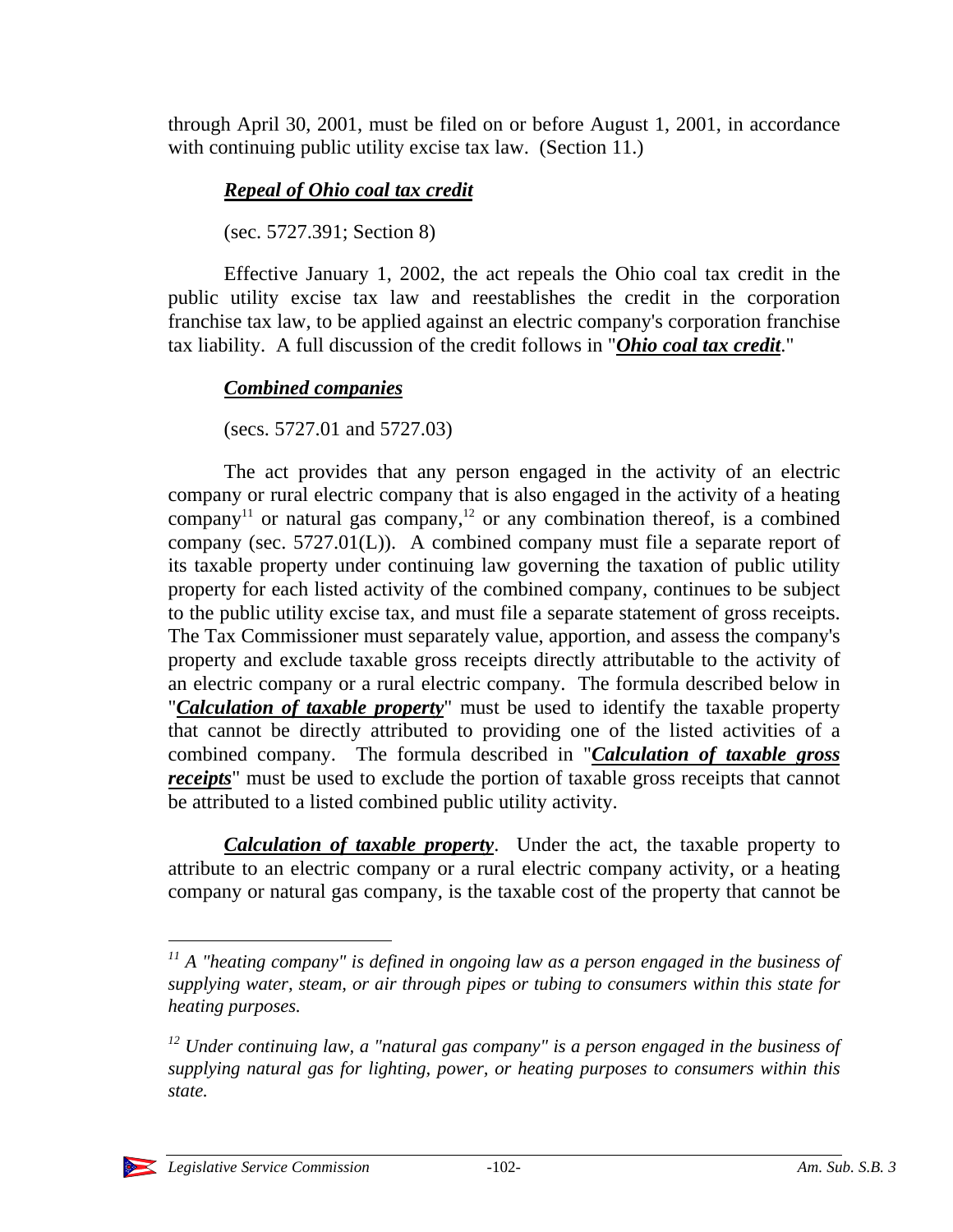through April 30, 2001, must be filed on or before August 1, 2001, in accordance with continuing public utility excise tax law. (Section 11.)

### ***Repeal of Ohio coal tax credit***

(sec. 5727.391; Section 8)

Effective January 1, 2002, the act repeals the Ohio coal tax credit in the public utility excise tax law and reestablishes the credit in the corporation franchise tax law, to be applied against an electric company's corporation franchise tax liability. A full discussion of the credit follows in "***Ohio coal tax credit***."

### ***Combined companies***

(secs. 5727.01 and 5727.03)

The act provides that any person engaged in the activity of an electric company or rural electric company that is also engaged in the activity of a heating company[11] or natural gas company,[12] or any combination thereof, is a combined company (sec. 5727.01(L)). A combined company must file a separate report of its taxable property under continuing law governing the taxation of public utility property for each listed activity of the combined company, continues to be subject to the public utility excise tax, and must file a separate statement of gross receipts. The Tax Commissioner must separately value, apportion, and assess the company's property and exclude taxable gross receipts directly attributable to the activity of an electric company or a rural electric company. The formula described below in "***Calculation of taxable property***" must be used to identify the taxable property that cannot be directly attributed to providing one of the listed activities of a combined company. The formula described in "***Calculation of taxable gross receipts***" must be used to exclude the portion of taxable gross receipts that cannot be attributed to a listed combined public utility activity.

***Calculation of taxable property***. Under the act, the taxable property to attribute to an electric company or a rural electric company activity, or a heating company or natural gas company, is the taxable cost of the property that cannot be

---

[11] *A "heating company" is defined in ongoing law as a person engaged in the business of supplying water, steam, or air through pipes or tubing to consumers within this state for heating purposes.*

[12] *Under continuing law, a "natural gas company" is a person engaged in the business of supplying natural gas for lighting, power, or heating purposes to consumers within this state.*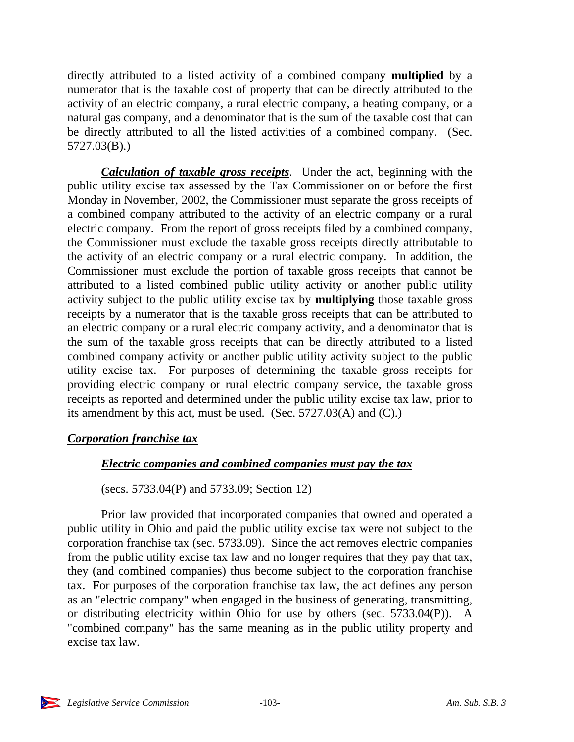directly attributed to a listed activity of a combined company **multiplied** by a numerator that is the taxable cost of property that can be directly attributed to the activity of an electric company, a rural electric company, a heating company, or a natural gas company, and a denominator that is the sum of the taxable cost that can be directly attributed to all the listed activities of a combined company. (Sec. 5727.03(B).)

***Calculation of taxable gross receipts***. Under the act, beginning with the public utility excise tax assessed by the Tax Commissioner on or before the first Monday in November, 2002, the Commissioner must separate the gross receipts of a combined company attributed to the activity of an electric company or a rural electric company. From the report of gross receipts filed by a combined company, the Commissioner must exclude the taxable gross receipts directly attributable to the activity of an electric company or a rural electric company. In addition, the Commissioner must exclude the portion of taxable gross receipts that cannot be attributed to a listed combined public utility activity or another public utility activity subject to the public utility excise tax by **multiplying** those taxable gross receipts by a numerator that is the taxable gross receipts that can be attributed to an electric company or a rural electric company activity, and a denominator that is the sum of the taxable gross receipts that can be directly attributed to a listed combined company activity or another public utility activity subject to the public utility excise tax. For purposes of determining the taxable gross receipts for providing electric company or rural electric company service, the taxable gross receipts as reported and determined under the public utility excise tax law, prior to its amendment by this act, must be used. (Sec. 5727.03(A) and (C).)

## *Corporation franchise tax*

### *Electric companies and combined companies must pay the tax*

(secs. 5733.04(P) and 5733.09; Section 12)

Prior law provided that incorporated companies that owned and operated a public utility in Ohio and paid the public utility excise tax were not subject to the corporation franchise tax (sec. 5733.09). Since the act removes electric companies from the public utility excise tax law and no longer requires that they pay that tax, they (and combined companies) thus become subject to the corporation franchise tax. For purposes of the corporation franchise tax law, the act defines any person as an "electric company" when engaged in the business of generating, transmitting, or distributing electricity within Ohio for use by others (sec. 5733.04(P)). A "combined company" has the same meaning as in the public utility property and excise tax law.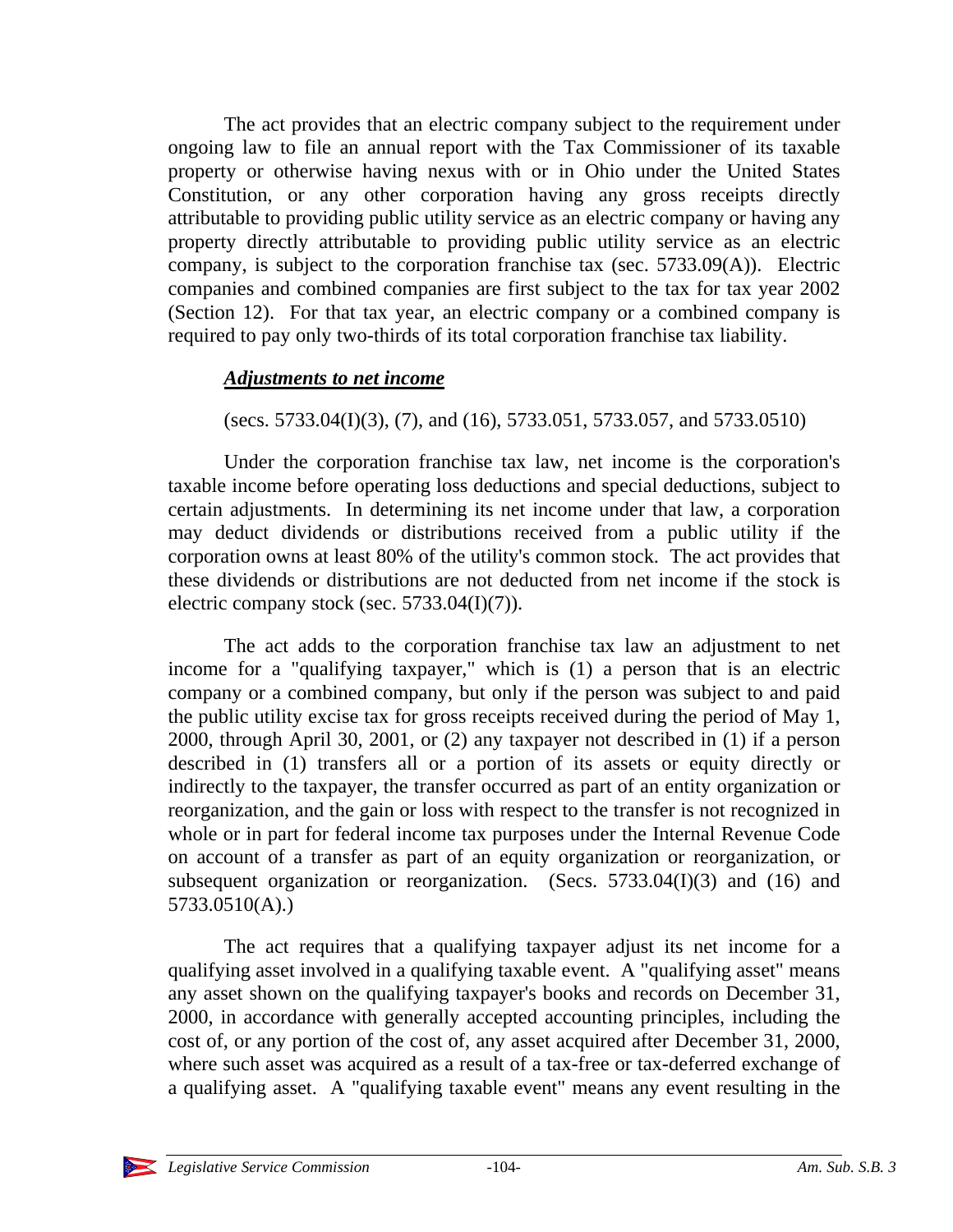The act provides that an electric company subject to the requirement under ongoing law to file an annual report with the Tax Commissioner of its taxable property or otherwise having nexus with or in Ohio under the United States Constitution, or any other corporation having any gross receipts directly attributable to providing public utility service as an electric company or having any property directly attributable to providing public utility service as an electric company, is subject to the corporation franchise tax (sec. 5733.09(A)). Electric companies and combined companies are first subject to the tax for tax year 2002 (Section 12). For that tax year, an electric company or a combined company is required to pay only two-thirds of its total corporation franchise tax liability.

***Adjustments to net income***

(secs. 5733.04(I)(3), (7), and (16), 5733.051, 5733.057, and 5733.0510)

Under the corporation franchise tax law, net income is the corporation's taxable income before operating loss deductions and special deductions, subject to certain adjustments. In determining its net income under that law, a corporation may deduct dividends or distributions received from a public utility if the corporation owns at least 80% of the utility's common stock. The act provides that these dividends or distributions are not deducted from net income if the stock is electric company stock (sec. 5733.04(I)(7)).

The act adds to the corporation franchise tax law an adjustment to net income for a "qualifying taxpayer," which is (1) a person that is an electric company or a combined company, but only if the person was subject to and paid the public utility excise tax for gross receipts received during the period of May 1, 2000, through April 30, 2001, or (2) any taxpayer not described in (1) if a person described in (1) transfers all or a portion of its assets or equity directly or indirectly to the taxpayer, the transfer occurred as part of an entity organization or reorganization, and the gain or loss with respect to the transfer is not recognized in whole or in part for federal income tax purposes under the Internal Revenue Code on account of a transfer as part of an equity organization or reorganization, or subsequent organization or reorganization. (Secs. 5733.04(I)(3) and (16) and 5733.0510(A).)

The act requires that a qualifying taxpayer adjust its net income for a qualifying asset involved in a qualifying taxable event. A "qualifying asset" means any asset shown on the qualifying taxpayer's books and records on December 31, 2000, in accordance with generally accepted accounting principles, including the cost of, or any portion of the cost of, any asset acquired after December 31, 2000, where such asset was acquired as a result of a tax-free or tax-deferred exchange of a qualifying asset. A "qualifying taxable event" means any event resulting in the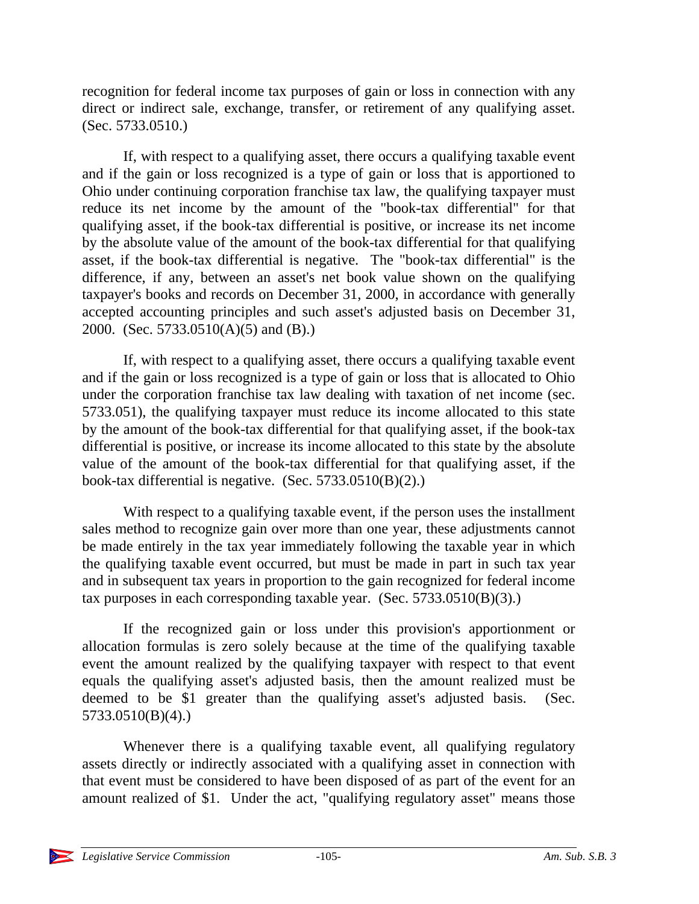recognition for federal income tax purposes of gain or loss in connection with any direct or indirect sale, exchange, transfer, or retirement of any qualifying asset. (Sec. 5733.0510.)

If, with respect to a qualifying asset, there occurs a qualifying taxable event and if the gain or loss recognized is a type of gain or loss that is apportioned to Ohio under continuing corporation franchise tax law, the qualifying taxpayer must reduce its net income by the amount of the "book-tax differential" for that qualifying asset, if the book-tax differential is positive, or increase its net income by the absolute value of the amount of the book-tax differential for that qualifying asset, if the book-tax differential is negative. The "book-tax differential" is the difference, if any, between an asset's net book value shown on the qualifying taxpayer's books and records on December 31, 2000, in accordance with generally accepted accounting principles and such asset's adjusted basis on December 31, 2000. (Sec. 5733.0510(A)(5) and (B).)

If, with respect to a qualifying asset, there occurs a qualifying taxable event and if the gain or loss recognized is a type of gain or loss that is allocated to Ohio under the corporation franchise tax law dealing with taxation of net income (sec. 5733.051), the qualifying taxpayer must reduce its income allocated to this state by the amount of the book-tax differential for that qualifying asset, if the book-tax differential is positive, or increase its income allocated to this state by the absolute value of the amount of the book-tax differential for that qualifying asset, if the book-tax differential is negative. (Sec. 5733.0510(B)(2).)

With respect to a qualifying taxable event, if the person uses the installment sales method to recognize gain over more than one year, these adjustments cannot be made entirely in the tax year immediately following the taxable year in which the qualifying taxable event occurred, but must be made in part in such tax year and in subsequent tax years in proportion to the gain recognized for federal income tax purposes in each corresponding taxable year. (Sec. 5733.0510(B)(3).)

If the recognized gain or loss under this provision's apportionment or allocation formulas is zero solely because at the time of the qualifying taxable event the amount realized by the qualifying taxpayer with respect to that event equals the qualifying asset's adjusted basis, then the amount realized must be deemed to be $1 greater than the qualifying asset's adjusted basis. (Sec. 5733.0510(B)(4).)

Whenever there is a qualifying taxable event, all qualifying regulatory assets directly or indirectly associated with a qualifying asset in connection with that event must be considered to have been disposed of as part of the event for an amount realized of $1. Under the act, "qualifying regulatory asset" means those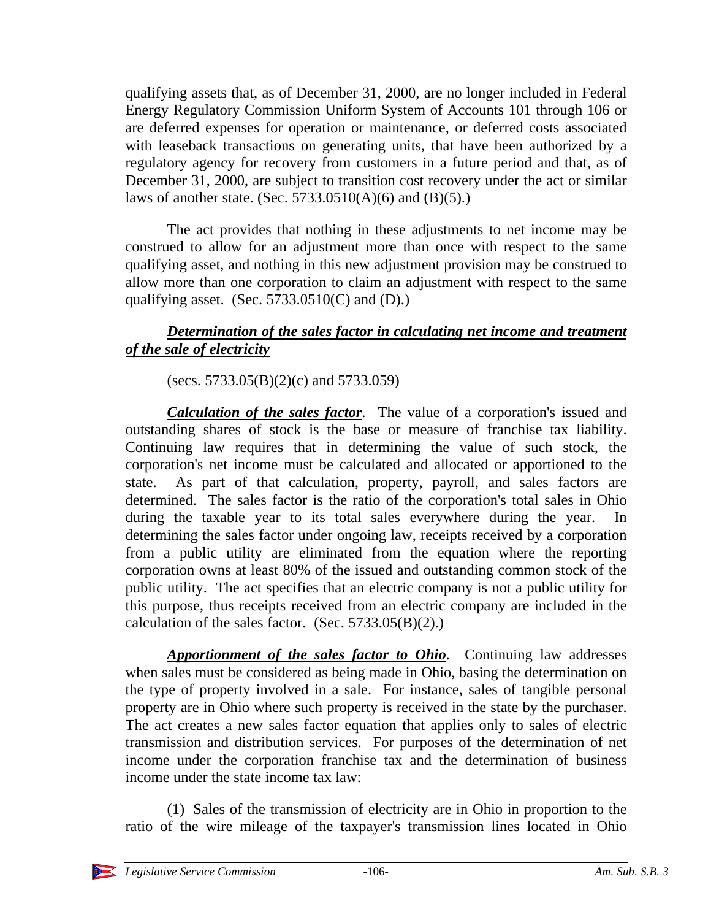qualifying assets that, as of December 31, 2000, are no longer included in Federal Energy Regulatory Commission Uniform System of Accounts 101 through 106 or are deferred expenses for operation or maintenance, or deferred costs associated with leaseback transactions on generating units, that have been authorized by a regulatory agency for recovery from customers in a future period and that, as of December 31, 2000, are subject to transition cost recovery under the act or similar laws of another state. (Sec. 5733.0510(A)(6) and (B)(5).)

The act provides that nothing in these adjustments to net income may be construed to allow for an adjustment more than once with respect to the same qualifying asset, and nothing in this new adjustment provision may be construed to allow more than one corporation to claim an adjustment with respect to the same qualifying asset. (Sec. 5733.0510(C) and (D).)

***Determination of the sales factor in calculating net income and treatment of the sale of electricity***

(secs. 5733.05(B)(2)(c) and 5733.059)

***Calculation of the sales factor***. The value of a corporation's issued and outstanding shares of stock is the base or measure of franchise tax liability. Continuing law requires that in determining the value of such stock, the corporation's net income must be calculated and allocated or apportioned to the state. As part of that calculation, property, payroll, and sales factors are determined. The sales factor is the ratio of the corporation's total sales in Ohio during the taxable year to its total sales everywhere during the year. In determining the sales factor under ongoing law, receipts received by a corporation from a public utility are eliminated from the equation where the reporting corporation owns at least 80% of the issued and outstanding common stock of the public utility. The act specifies that an electric company is not a public utility for this purpose, thus receipts received from an electric company are included in the calculation of the sales factor. (Sec. 5733.05(B)(2).)

***Apportionment of the sales factor to Ohio***. Continuing law addresses when sales must be considered as being made in Ohio, basing the determination on the type of property involved in a sale. For instance, sales of tangible personal property are in Ohio where such property is received in the state by the purchaser. The act creates a new sales factor equation that applies only to sales of electric transmission and distribution services. For purposes of the determination of net income under the corporation franchise tax and the determination of business income under the state income tax law:

(1) Sales of the transmission of electricity are in Ohio in proportion to the ratio of the wire mileage of the taxpayer's transmission lines located in Ohio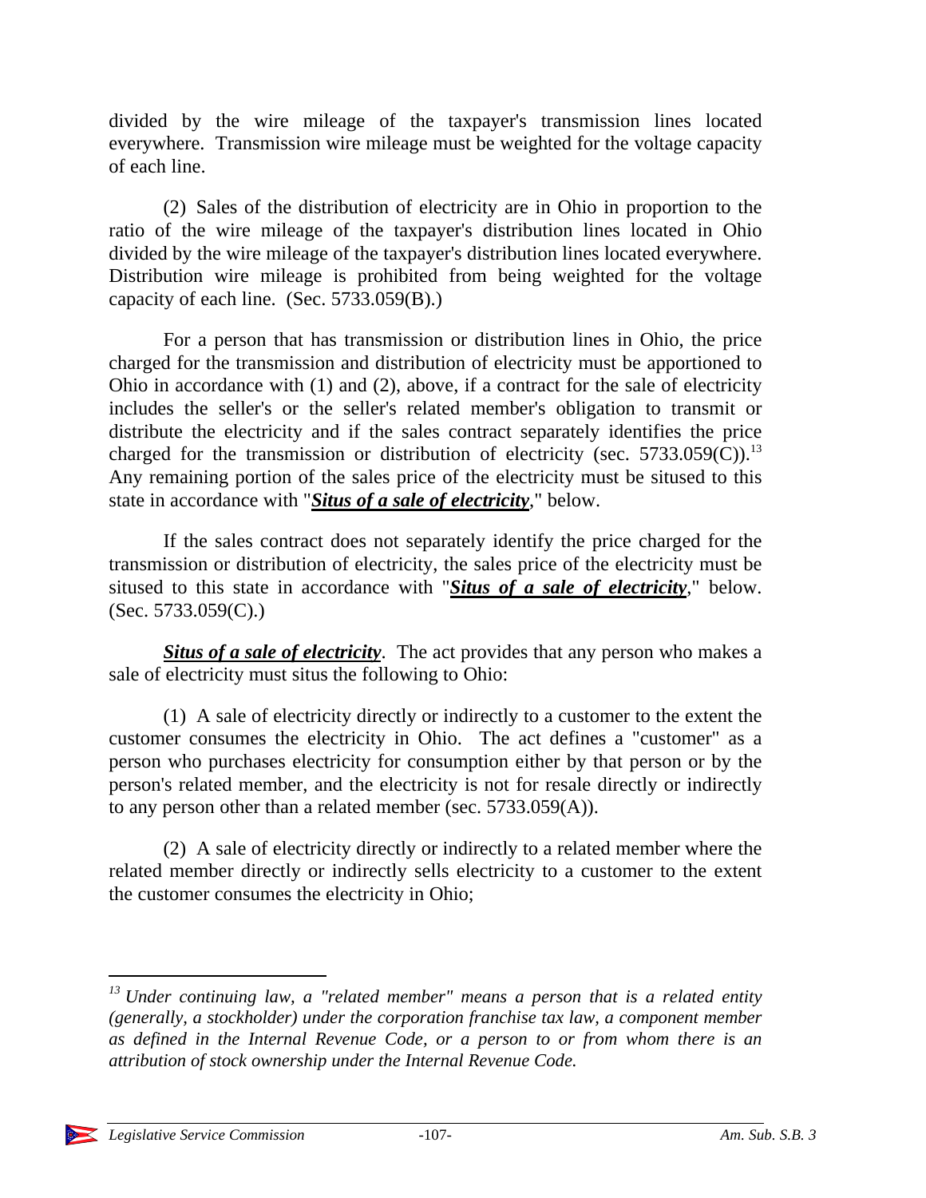divided by the wire mileage of the taxpayer's transmission lines located everywhere. Transmission wire mileage must be weighted for the voltage capacity of each line.

(2) Sales of the distribution of electricity are in Ohio in proportion to the ratio of the wire mileage of the taxpayer's distribution lines located in Ohio divided by the wire mileage of the taxpayer's distribution lines located everywhere. Distribution wire mileage is prohibited from being weighted for the voltage capacity of each line. (Sec. 5733.059(B).)

For a person that has transmission or distribution lines in Ohio, the price charged for the transmission and distribution of electricity must be apportioned to Ohio in accordance with (1) and (2), above, if a contract for the sale of electricity includes the seller's or the seller's related member's obligation to transmit or distribute the electricity and if the sales contract separately identifies the price charged for the transmission or distribution of electricity (sec. 5733.059(C)).[13] Any remaining portion of the sales price of the electricity must be sitused to this state in accordance with "***Situs of a sale of electricity***," below.

If the sales contract does not separately identify the price charged for the transmission or distribution of electricity, the sales price of the electricity must be sitused to this state in accordance with "***Situs of a sale of electricity***," below. (Sec. 5733.059(C).)

***Situs of a sale of electricity***. The act provides that any person who makes a sale of electricity must situs the following to Ohio:

(1) A sale of electricity directly or indirectly to a customer to the extent the customer consumes the electricity in Ohio. The act defines a "customer" as a person who purchases electricity for consumption either by that person or by the person's related member, and the electricity is not for resale directly or indirectly to any person other than a related member (sec. 5733.059(A)).

(2) A sale of electricity directly or indirectly to a related member where the related member directly or indirectly sells electricity to a customer to the extent the customer consumes the electricity in Ohio;

---

[13] *Under continuing law, a "related member" means a person that is a related entity (generally, a stockholder) under the corporation franchise tax law, a component member as defined in the Internal Revenue Code, or a person to or from whom there is an attribution of stock ownership under the Internal Revenue Code.*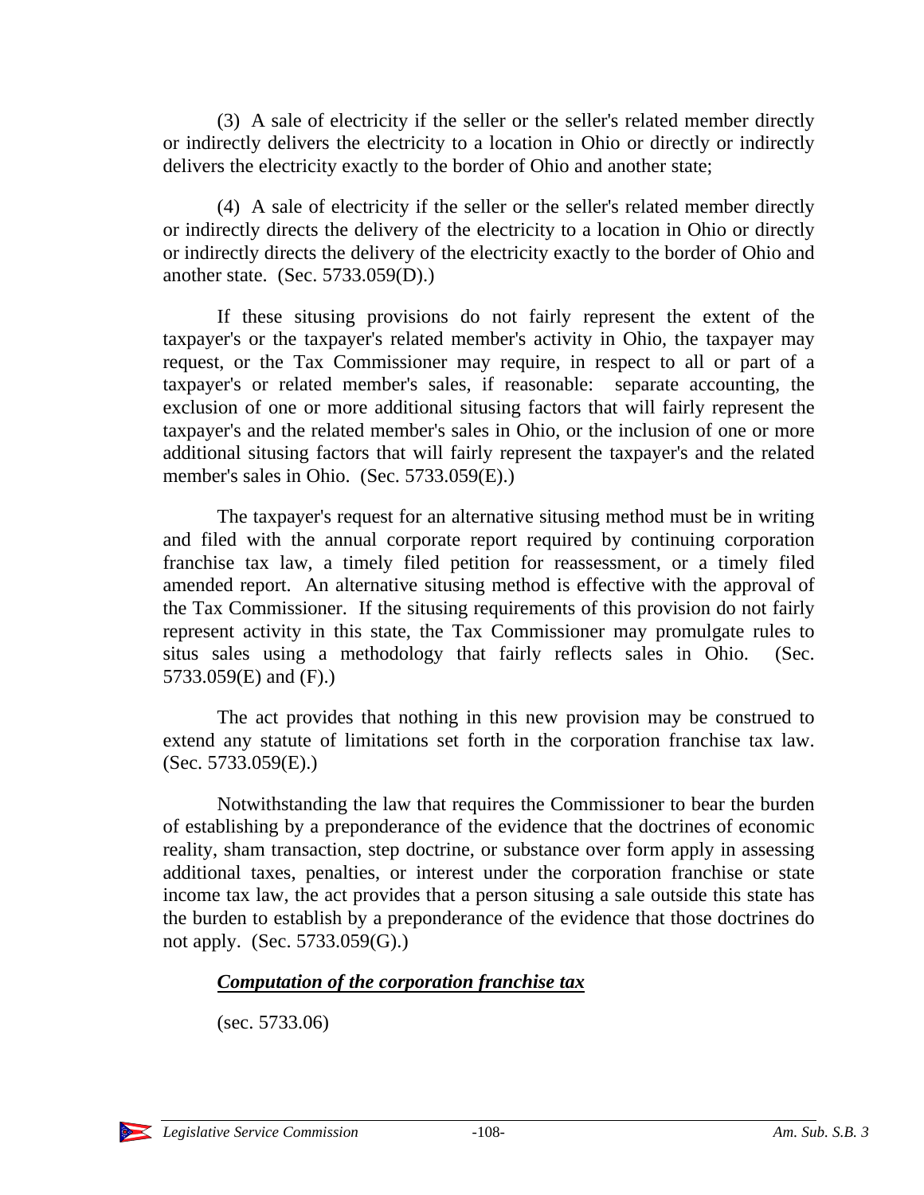(3) A sale of electricity if the seller or the seller's related member directly or indirectly delivers the electricity to a location in Ohio or directly or indirectly delivers the electricity exactly to the border of Ohio and another state;

(4) A sale of electricity if the seller or the seller's related member directly or indirectly directs the delivery of the electricity to a location in Ohio or directly or indirectly directs the delivery of the electricity exactly to the border of Ohio and another state. (Sec. 5733.059(D).)

If these situsing provisions do not fairly represent the extent of the taxpayer's or the taxpayer's related member's activity in Ohio, the taxpayer may request, or the Tax Commissioner may require, in respect to all or part of a taxpayer's or related member's sales, if reasonable: separate accounting, the exclusion of one or more additional situsing factors that will fairly represent the taxpayer's and the related member's sales in Ohio, or the inclusion of one or more additional situsing factors that will fairly represent the taxpayer's and the related member's sales in Ohio. (Sec. 5733.059(E).)

The taxpayer's request for an alternative situsing method must be in writing and filed with the annual corporate report required by continuing corporation franchise tax law, a timely filed petition for reassessment, or a timely filed amended report. An alternative situsing method is effective with the approval of the Tax Commissioner. If the situsing requirements of this provision do not fairly represent activity in this state, the Tax Commissioner may promulgate rules to situs sales using a methodology that fairly reflects sales in Ohio. (Sec. 5733.059(E) and (F).)

The act provides that nothing in this new provision may be construed to extend any statute of limitations set forth in the corporation franchise tax law. (Sec. 5733.059(E).)

Notwithstanding the law that requires the Commissioner to bear the burden of establishing by a preponderance of the evidence that the doctrines of economic reality, sham transaction, step doctrine, or substance over form apply in assessing additional taxes, penalties, or interest under the corporation franchise or state income tax law, the act provides that a person situsing a sale outside this state has the burden to establish by a preponderance of the evidence that those doctrines do not apply. (Sec. 5733.059(G).)

***Computation of the corporation franchise tax***

(sec. 5733.06)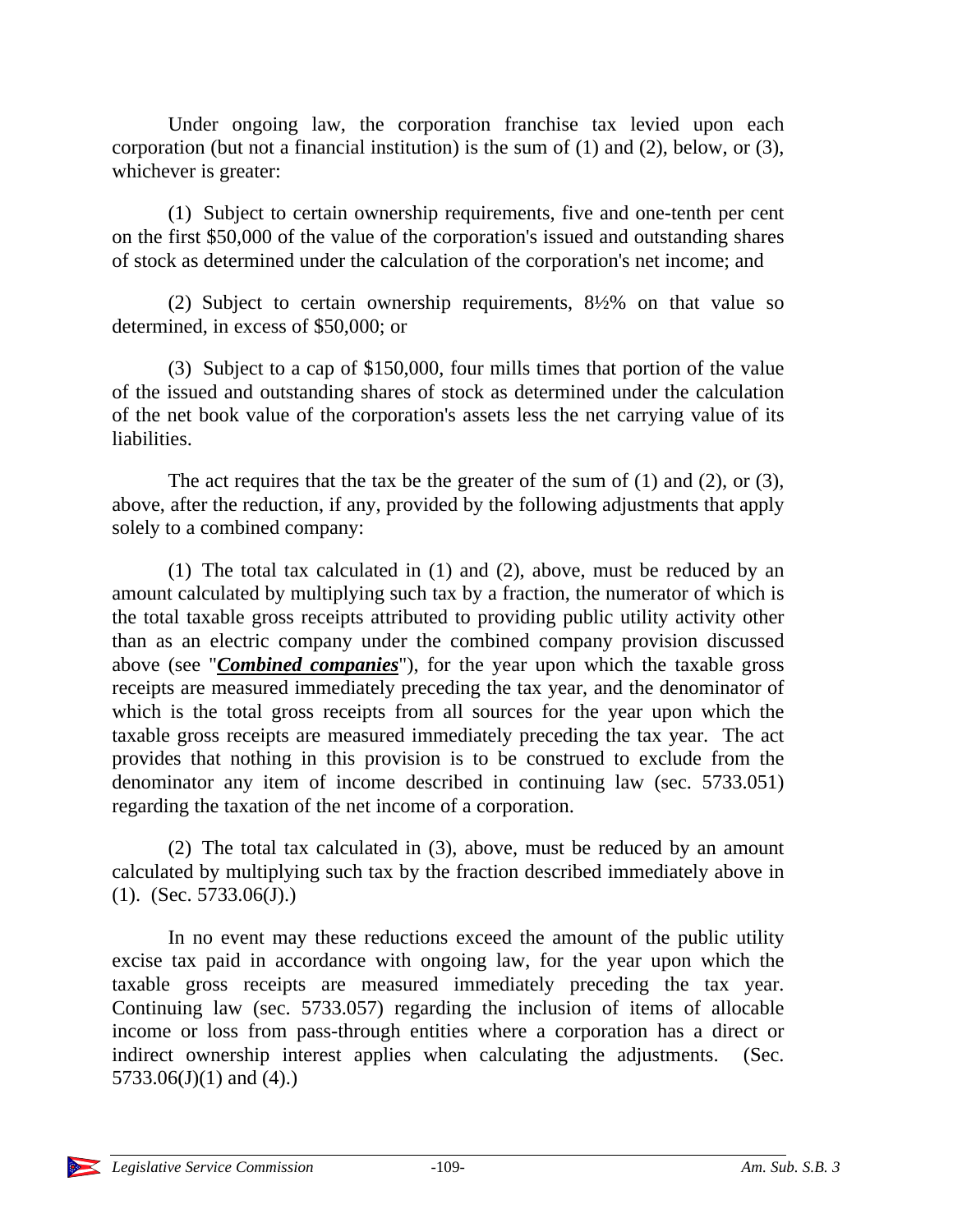Under ongoing law, the corporation franchise tax levied upon each corporation (but not a financial institution) is the sum of (1) and (2), below, or (3), whichever is greater:

(1) Subject to certain ownership requirements, five and one-tenth per cent on the first $50,000 of the value of the corporation's issued and outstanding shares of stock as determined under the calculation of the corporation's net income; and

(2) Subject to certain ownership requirements, 8½% on that value so determined, in excess of $50,000; or

(3) Subject to a cap of $150,000, four mills times that portion of the value of the issued and outstanding shares of stock as determined under the calculation of the net book value of the corporation's assets less the net carrying value of its liabilities.

The act requires that the tax be the greater of the sum of (1) and (2), or (3), above, after the reduction, if any, provided by the following adjustments that apply solely to a combined company:

(1) The total tax calculated in (1) and (2), above, must be reduced by an amount calculated by multiplying such tax by a fraction, the numerator of which is the total taxable gross receipts attributed to providing public utility activity other than as an electric company under the combined company provision discussed above (see "***Combined companies***"), for the year upon which the taxable gross receipts are measured immediately preceding the tax year, and the denominator of which is the total gross receipts from all sources for the year upon which the taxable gross receipts are measured immediately preceding the tax year. The act provides that nothing in this provision is to be construed to exclude from the denominator any item of income described in continuing law (sec. 5733.051) regarding the taxation of the net income of a corporation.

(2) The total tax calculated in (3), above, must be reduced by an amount calculated by multiplying such tax by the fraction described immediately above in (1). (Sec. 5733.06(J).)

In no event may these reductions exceed the amount of the public utility excise tax paid in accordance with ongoing law, for the year upon which the taxable gross receipts are measured immediately preceding the tax year. Continuing law (sec. 5733.057) regarding the inclusion of items of allocable income or loss from pass-through entities where a corporation has a direct or indirect ownership interest applies when calculating the adjustments. (Sec. 5733.06(J)(1) and (4).)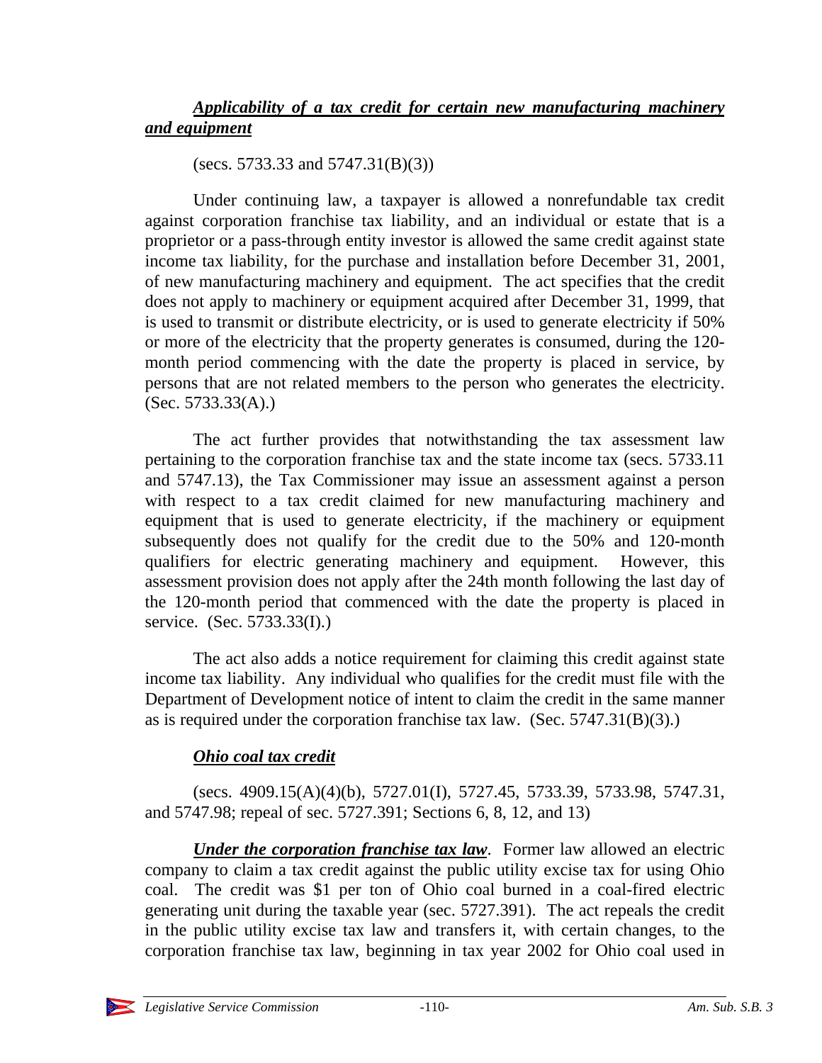### ***Applicability of a tax credit for certain new manufacturing machinery and equipment***

(secs. 5733.33 and 5747.31(B)(3))

Under continuing law, a taxpayer is allowed a nonrefundable tax credit against corporation franchise tax liability, and an individual or estate that is a proprietor or a pass-through entity investor is allowed the same credit against state income tax liability, for the purchase and installation before December 31, 2001, of new manufacturing machinery and equipment. The act specifies that the credit does not apply to machinery or equipment acquired after December 31, 1999, that is used to transmit or distribute electricity, or is used to generate electricity if 50% or more of the electricity that the property generates is consumed, during the 120-month period commencing with the date the property is placed in service, by persons that are not related members to the person who generates the electricity. (Sec. 5733.33(A).)

The act further provides that notwithstanding the tax assessment law pertaining to the corporation franchise tax and the state income tax (secs. 5733.11 and 5747.13), the Tax Commissioner may issue an assessment against a person with respect to a tax credit claimed for new manufacturing machinery and equipment that is used to generate electricity, if the machinery or equipment subsequently does not qualify for the credit due to the 50% and 120-month qualifiers for electric generating machinery and equipment. However, this assessment provision does not apply after the 24th month following the last day of the 120-month period that commenced with the date the property is placed in service. (Sec. 5733.33(I).)

The act also adds a notice requirement for claiming this credit against state income tax liability. Any individual who qualifies for the credit must file with the Department of Development notice of intent to claim the credit in the same manner as is required under the corporation franchise tax law. (Sec. 5747.31(B)(3).)

### ***Ohio coal tax credit***

(secs. 4909.15(A)(4)(b), 5727.01(I), 5727.45, 5733.39, 5733.98, 5747.31, and 5747.98; repeal of sec. 5727.391; Sections 6, 8, 12, and 13)

***Under the corporation franchise tax law***. Former law allowed an electric company to claim a tax credit against the public utility excise tax for using Ohio coal. The credit was $1 per ton of Ohio coal burned in a coal-fired electric generating unit during the taxable year (sec. 5727.391). The act repeals the credit in the public utility excise tax law and transfers it, with certain changes, to the corporation franchise tax law, beginning in tax year 2002 for Ohio coal used in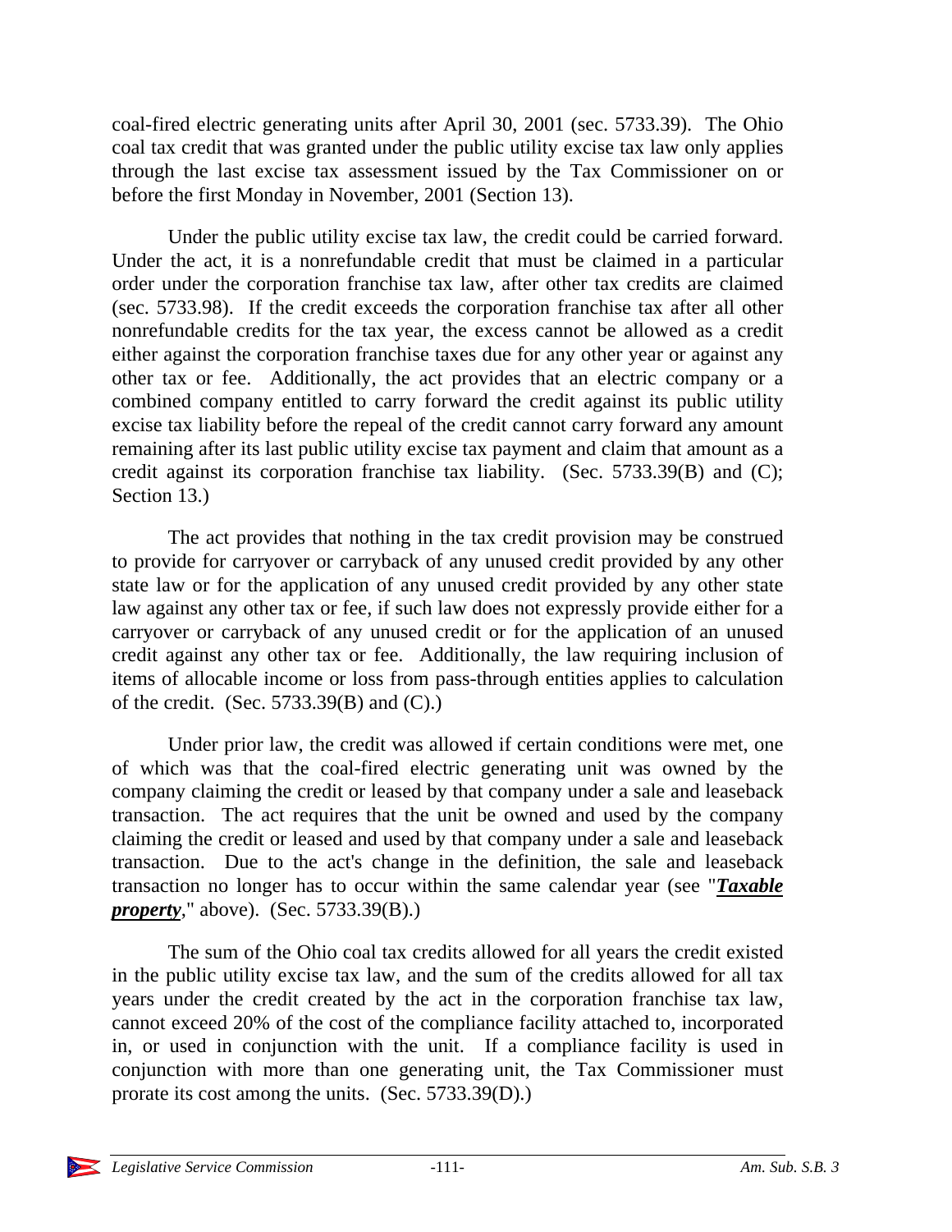coal-fired electric generating units after April 30, 2001 (sec. 5733.39). The Ohio coal tax credit that was granted under the public utility excise tax law only applies through the last excise tax assessment issued by the Tax Commissioner on or before the first Monday in November, 2001 (Section 13).

Under the public utility excise tax law, the credit could be carried forward. Under the act, it is a nonrefundable credit that must be claimed in a particular order under the corporation franchise tax law, after other tax credits are claimed (sec. 5733.98). If the credit exceeds the corporation franchise tax after all other nonrefundable credits for the tax year, the excess cannot be allowed as a credit either against the corporation franchise taxes due for any other year or against any other tax or fee. Additionally, the act provides that an electric company or a combined company entitled to carry forward the credit against its public utility excise tax liability before the repeal of the credit cannot carry forward any amount remaining after its last public utility excise tax payment and claim that amount as a credit against its corporation franchise tax liability. (Sec. 5733.39(B) and (C); Section 13.)

The act provides that nothing in the tax credit provision may be construed to provide for carryover or carryback of any unused credit provided by any other state law or for the application of any unused credit provided by any other state law against any other tax or fee, if such law does not expressly provide either for a carryover or carryback of any unused credit or for the application of an unused credit against any other tax or fee. Additionally, the law requiring inclusion of items of allocable income or loss from pass-through entities applies to calculation of the credit. (Sec. 5733.39(B) and (C).)

Under prior law, the credit was allowed if certain conditions were met, one of which was that the coal-fired electric generating unit was owned by the company claiming the credit or leased by that company under a sale and leaseback transaction. The act requires that the unit be owned and used by the company claiming the credit or leased and used by that company under a sale and leaseback transaction. Due to the act's change in the definition, the sale and leaseback transaction no longer has to occur within the same calendar year (see "***Taxable property***," above). (Sec. 5733.39(B).)

The sum of the Ohio coal tax credits allowed for all years the credit existed in the public utility excise tax law, and the sum of the credits allowed for all tax years under the credit created by the act in the corporation franchise tax law, cannot exceed 20% of the cost of the compliance facility attached to, incorporated in, or used in conjunction with the unit. If a compliance facility is used in conjunction with more than one generating unit, the Tax Commissioner must prorate its cost among the units. (Sec. 5733.39(D).)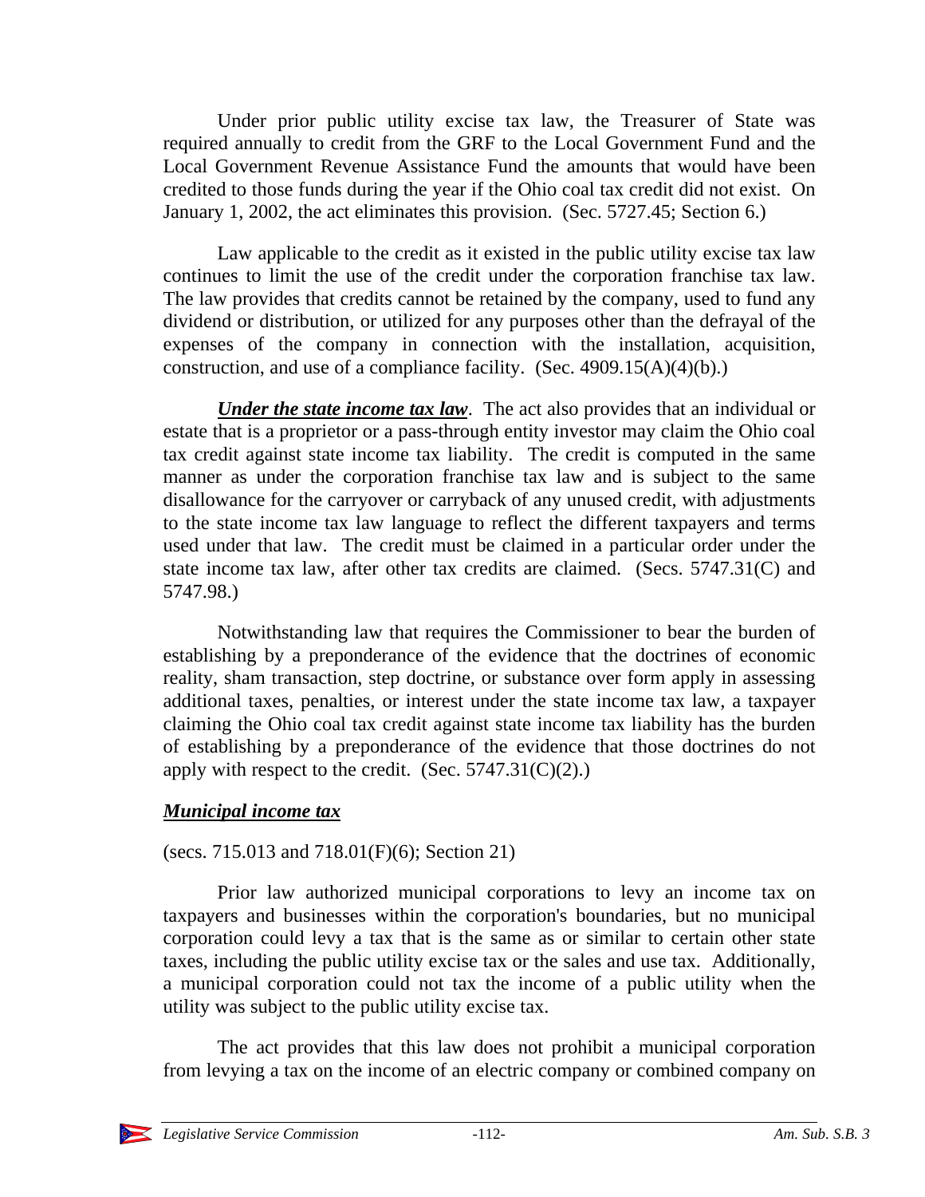Under prior public utility excise tax law, the Treasurer of State was required annually to credit from the GRF to the Local Government Fund and the Local Government Revenue Assistance Fund the amounts that would have been credited to those funds during the year if the Ohio coal tax credit did not exist. On January 1, 2002, the act eliminates this provision. (Sec. 5727.45; Section 6.)

Law applicable to the credit as it existed in the public utility excise tax law continues to limit the use of the credit under the corporation franchise tax law. The law provides that credits cannot be retained by the company, used to fund any dividend or distribution, or utilized for any purposes other than the defrayal of the expenses of the company in connection with the installation, acquisition, construction, and use of a compliance facility. (Sec. 4909.15(A)(4)(b).)

***Under the state income tax law***. The act also provides that an individual or estate that is a proprietor or a pass-through entity investor may claim the Ohio coal tax credit against state income tax liability. The credit is computed in the same manner as under the corporation franchise tax law and is subject to the same disallowance for the carryover or carryback of any unused credit, with adjustments to the state income tax law language to reflect the different taxpayers and terms used under that law. The credit must be claimed in a particular order under the state income tax law, after other tax credits are claimed. (Secs. 5747.31(C) and 5747.98.)

Notwithstanding law that requires the Commissioner to bear the burden of establishing by a preponderance of the evidence that the doctrines of economic reality, sham transaction, step doctrine, or substance over form apply in assessing additional taxes, penalties, or interest under the state income tax law, a taxpayer claiming the Ohio coal tax credit against state income tax liability has the burden of establishing by a preponderance of the evidence that those doctrines do not apply with respect to the credit. (Sec. 5747.31(C)(2).)

### ***Municipal income tax***

(secs. 715.013 and 718.01(F)(6); Section 21)

Prior law authorized municipal corporations to levy an income tax on taxpayers and businesses within the corporation's boundaries, but no municipal corporation could levy a tax that is the same as or similar to certain other state taxes, including the public utility excise tax or the sales and use tax. Additionally, a municipal corporation could not tax the income of a public utility when the utility was subject to the public utility excise tax.

The act provides that this law does not prohibit a municipal corporation from levying a tax on the income of an electric company or combined company on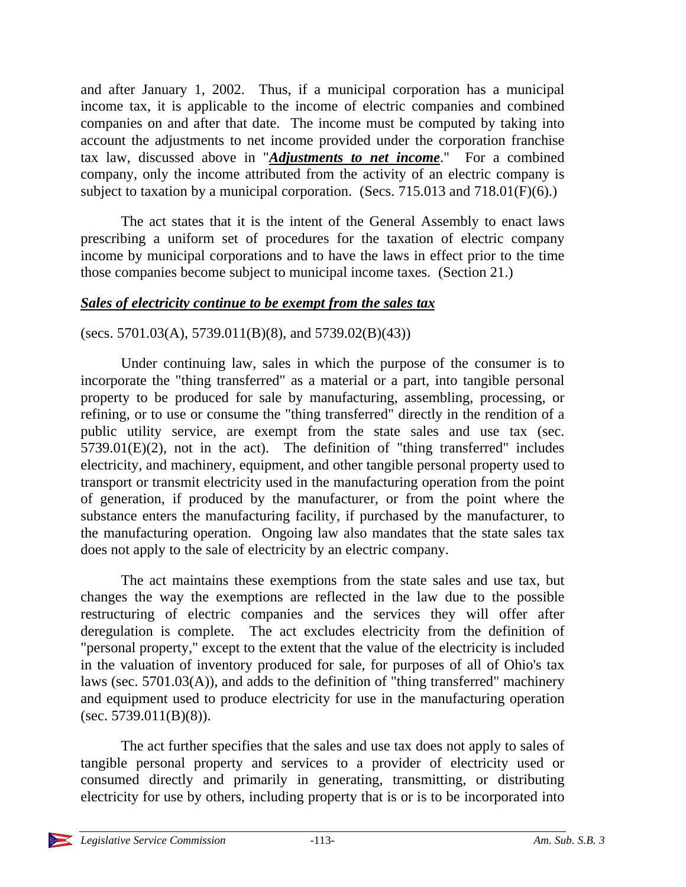and after January 1, 2002. Thus, if a municipal corporation has a municipal income tax, it is applicable to the income of electric companies and combined companies on and after that date. The income must be computed by taking into account the adjustments to net income provided under the corporation franchise tax law, discussed above in "***Adjustments to net income***." For a combined company, only the income attributed from the activity of an electric company is subject to taxation by a municipal corporation. (Secs. 715.013 and 718.01(F)(6).)

The act states that it is the intent of the General Assembly to enact laws prescribing a uniform set of procedures for the taxation of electric company income by municipal corporations and to have the laws in effect prior to the time those companies become subject to municipal income taxes. (Section 21.)

***Sales of electricity continue to be exempt from the sales tax***

(secs. 5701.03(A), 5739.011(B)(8), and 5739.02(B)(43))

Under continuing law, sales in which the purpose of the consumer is to incorporate the "thing transferred" as a material or a part, into tangible personal property to be produced for sale by manufacturing, assembling, processing, or refining, or to use or consume the "thing transferred" directly in the rendition of a public utility service, are exempt from the state sales and use tax (sec. 5739.01(E)(2), not in the act). The definition of "thing transferred" includes electricity, and machinery, equipment, and other tangible personal property used to transport or transmit electricity used in the manufacturing operation from the point of generation, if produced by the manufacturer, or from the point where the substance enters the manufacturing facility, if purchased by the manufacturer, to the manufacturing operation. Ongoing law also mandates that the state sales tax does not apply to the sale of electricity by an electric company.

The act maintains these exemptions from the state sales and use tax, but changes the way the exemptions are reflected in the law due to the possible restructuring of electric companies and the services they will offer after deregulation is complete. The act excludes electricity from the definition of "personal property," except to the extent that the value of the electricity is included in the valuation of inventory produced for sale, for purposes of all of Ohio's tax laws (sec. 5701.03(A)), and adds to the definition of "thing transferred" machinery and equipment used to produce electricity for use in the manufacturing operation (sec. 5739.011(B)(8)).

The act further specifies that the sales and use tax does not apply to sales of tangible personal property and services to a provider of electricity used or consumed directly and primarily in generating, transmitting, or distributing electricity for use by others, including property that is or is to be incorporated into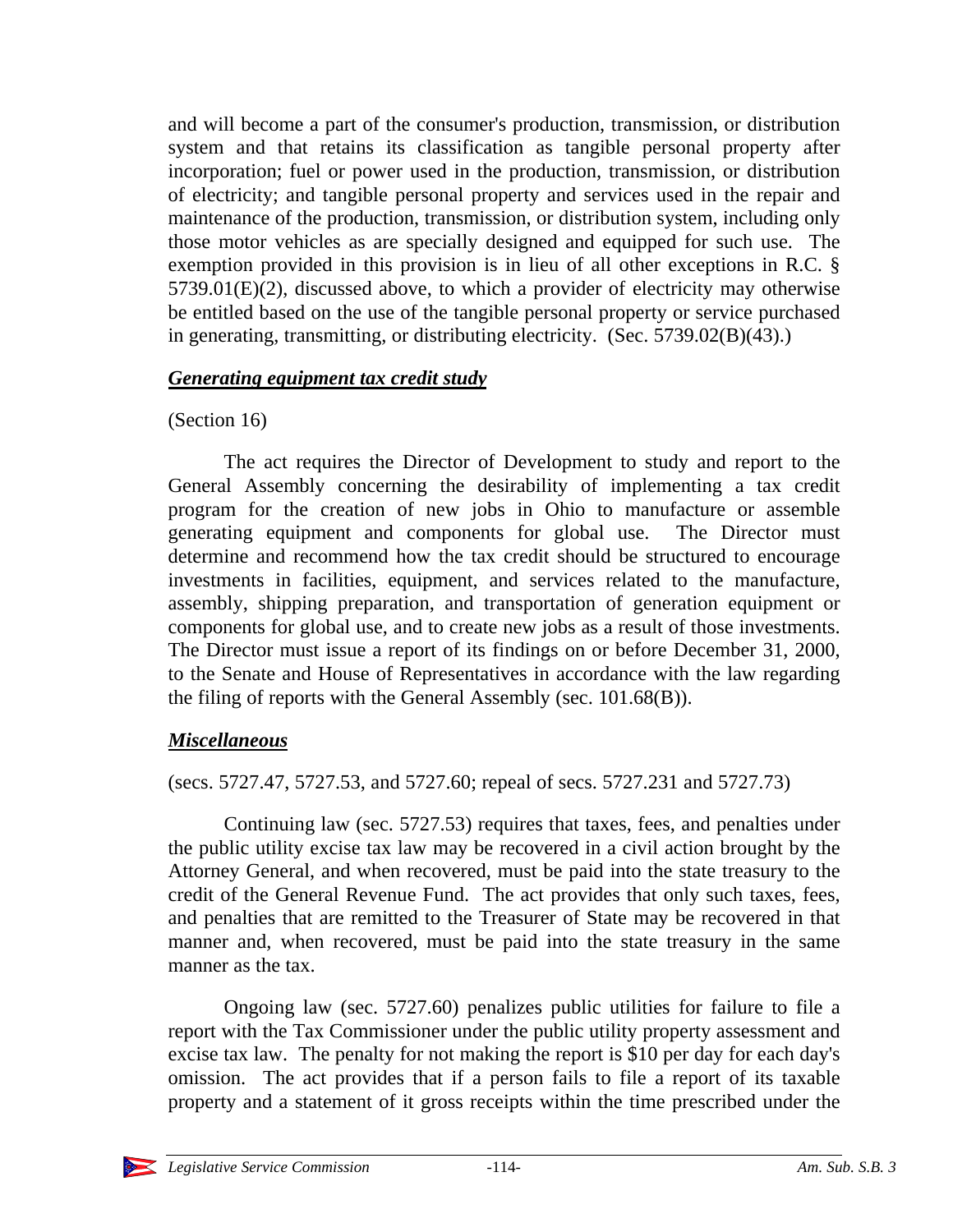and will become a part of the consumer's production, transmission, or distribution system and that retains its classification as tangible personal property after incorporation; fuel or power used in the production, transmission, or distribution of electricity; and tangible personal property and services used in the repair and maintenance of the production, transmission, or distribution system, including only those motor vehicles as are specially designed and equipped for such use. The exemption provided in this provision is in lieu of all other exceptions in R.C. § 5739.01(E)(2), discussed above, to which a provider of electricity may otherwise be entitled based on the use of the tangible personal property or service purchased in generating, transmitting, or distributing electricity. (Sec. 5739.02(B)(43).)

***Generating equipment tax credit study***

(Section 16)

The act requires the Director of Development to study and report to the General Assembly concerning the desirability of implementing a tax credit program for the creation of new jobs in Ohio to manufacture or assemble generating equipment and components for global use. The Director must determine and recommend how the tax credit should be structured to encourage investments in facilities, equipment, and services related to the manufacture, assembly, shipping preparation, and transportation of generation equipment or components for global use, and to create new jobs as a result of those investments. The Director must issue a report of its findings on or before December 31, 2000, to the Senate and House of Representatives in accordance with the law regarding the filing of reports with the General Assembly (sec. 101.68(B)).

***Miscellaneous***

(secs. 5727.47, 5727.53, and 5727.60; repeal of secs. 5727.231 and 5727.73)

Continuing law (sec. 5727.53) requires that taxes, fees, and penalties under the public utility excise tax law may be recovered in a civil action brought by the Attorney General, and when recovered, must be paid into the state treasury to the credit of the General Revenue Fund. The act provides that only such taxes, fees, and penalties that are remitted to the Treasurer of State may be recovered in that manner and, when recovered, must be paid into the state treasury in the same manner as the tax.

Ongoing law (sec. 5727.60) penalizes public utilities for failure to file a report with the Tax Commissioner under the public utility property assessment and excise tax law. The penalty for not making the report is $10 per day for each day's omission. The act provides that if a person fails to file a report of its taxable property and a statement of it gross receipts within the time prescribed under the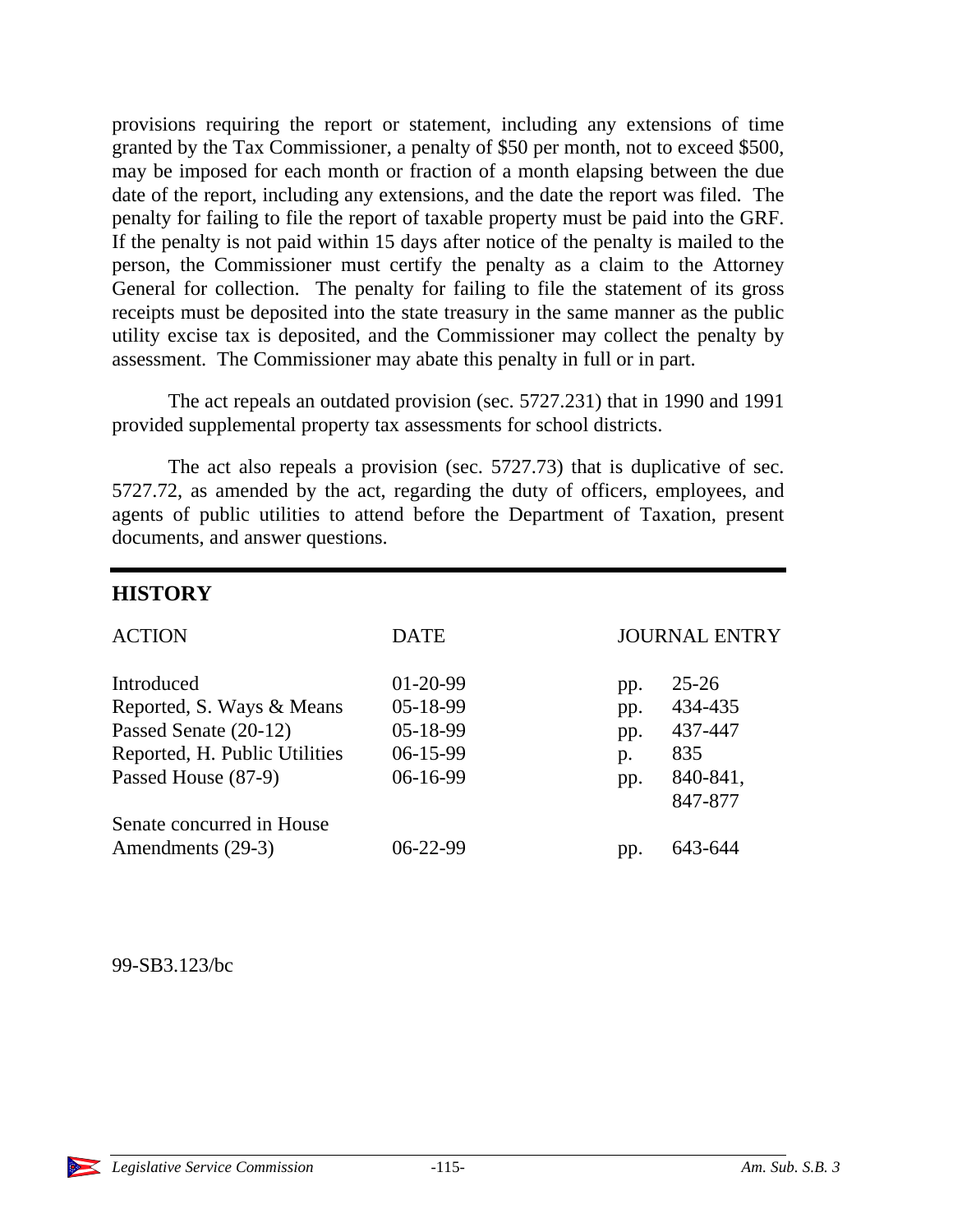provisions requiring the report or statement, including any extensions of time granted by the Tax Commissioner, a penalty of $50 per month, not to exceed $500, may be imposed for each month or fraction of a month elapsing between the due date of the report, including any extensions, and the date the report was filed. The penalty for failing to file the report of taxable property must be paid into the GRF. If the penalty is not paid within 15 days after notice of the penalty is mailed to the person, the Commissioner must certify the penalty as a claim to the Attorney General for collection. The penalty for failing to file the statement of its gross receipts must be deposited into the state treasury in the same manner as the public utility excise tax is deposited, and the Commissioner may collect the penalty by assessment. The Commissioner may abate this penalty in full or in part.

The act repeals an outdated provision (sec. 5727.231) that in 1990 and 1991 provided supplemental property tax assessments for school districts.

The act also repeals a provision (sec. 5727.73) that is duplicative of sec. 5727.72, as amended by the act, regarding the duty of officers, employees, and agents of public utilities to attend before the Department of Taxation, present documents, and answer questions.

## HISTORY

| ACTION | DATE | JOURNAL ENTRY |
|---|---|---|
| Introduced | 01-20-99 | pp. 25-26 |
| Reported, S. Ways & Means | 05-18-99 | pp. 434-435 |
| Passed Senate (20-12) | 05-18-99 | pp. 437-447 |
| Reported, H. Public Utilities | 06-15-99 | p. 835 |
| Passed House (87-9) | 06-16-99 | pp. 840-841, 847-877 |
| Senate concurred in House Amendments (29-3) | 06-22-99 | pp. 643-644 |

99-SB3.123/bc